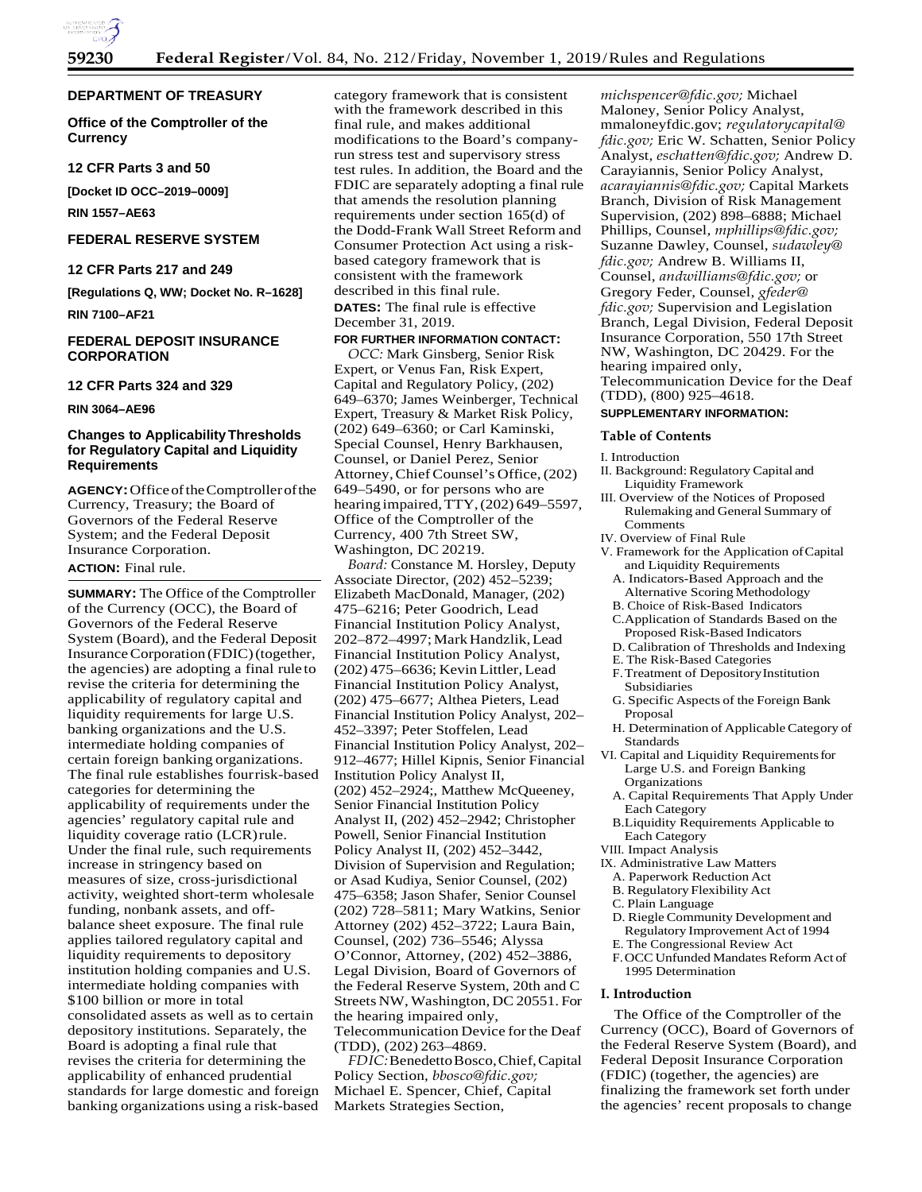## DEPARTMENT OF TREASURY

### Office of the Comptroller of the Currency

**12 CFR Parts 3 and 50**

**[Docket ID OCC–2019–0009]**

**RIN 1557–AE63**

## FEDERAL RESERVE SYSTEM

**12 CFR Parts 217 and 249**

**[Regulations Q, WW; Docket No. R–1628]**

**RIN 7100–AF21**

## FEDERAL DEPOSIT INSURANCE CORPORATION

**12 CFR Parts 324 and 329**

**RIN 3064–AE96**

# Changes to Applicability Thresholds for Regulatory Capital and Liquidity Requirements

**AGENCY:** Office of the Comptroller of the Currency, Treasury; the Board of Governors of the Federal Reserve System; and the Federal Deposit Insurance Corporation.

**ACTION:** Final rule.

**SUMMARY:** The Office of the Comptroller of the Currency (OCC), the Board of Governors of the Federal Reserve System (Board), and the Federal Deposit Insurance Corporation (FDIC) (together, the agencies) are adopting a final rule to revise the criteria for determining the applicability of regulatory capital and liquidity requirements for large U.S. banking organizations and the U.S. intermediate holding companies of certain foreign banking organizations. The final rule establishes four risk-based categories for determining the applicability of requirements under the agencies' regulatory capital rule and liquidity coverage ratio (LCR) rule. Under the final rule, such requirements increase in stringency based on measures of size, cross-jurisdictional activity, weighted short-term wholesale funding, nonbank assets, and off-balance sheet exposure. The final rule applies tailored regulatory capital and liquidity requirements to depository institution holding companies and U.S. intermediate holding companies with $100 billion or more in total consolidated assets as well as to certain depository institutions. Separately, the Board is adopting a final rule that revises the criteria for determining the applicability of enhanced prudential standards for large domestic and foreign banking organizations using a risk-based category framework that is consistent with the framework described in this final rule, and makes additional modifications to the Board's company-run stress test and supervisory stress test rules. In addition, the Board and the FDIC are separately adopting a final rule that amends the resolution planning requirements under section 165(d) of the Dodd-Frank Wall Street Reform and Consumer Protection Act using a risk-based category framework that is consistent with the framework described in this final rule.

**DATES:** The final rule is effective December 31, 2019.

**FOR FURTHER INFORMATION CONTACT:**

*OCC:* Mark Ginsberg, Senior Risk Expert, or Venus Fan, Risk Expert, Capital and Regulatory Policy, (202) 649–6370; James Weinberger, Technical Expert, Treasury & Market Risk Policy, (202) 649–6360; or Carl Kaminski, Special Counsel, Henry Barkhausen, Counsel, or Daniel Perez, Senior Attorney, Chief Counsel's Office, (202) 649–5490, or for persons who are hearing impaired, TTY, (202) 649–5597, Office of the Comptroller of the Currency, 400 7th Street SW, Washington, DC 20219.

*Board:* Constance M. Horsley, Deputy Associate Director, (202) 452–5239; Elizabeth MacDonald, Manager, (202) 475–6216; Peter Goodrich, Lead Financial Institution Policy Analyst, 202–872–4997; Mark Handzlik, Lead Financial Institution Policy Analyst, (202) 475–6636; Kevin Littler, Lead Financial Institution Policy Analyst, (202) 475–6677; Althea Pieters, Lead Financial Institution Policy Analyst, 202–452–3397; Peter Stoffelen, Lead Financial Institution Policy Analyst, 202–912–4677; Hillel Kipnis, Senior Financial Institution Policy Analyst II, (202) 452–2924;, Matthew McQueeney, Senior Financial Institution Policy Analyst II, (202) 452–2942; Christopher Powell, Senior Financial Institution Policy Analyst II, (202) 452–3442, Division of Supervision and Regulation; or Asad Kudiya, Senior Counsel, (202) 475–6358; Jason Shafer, Senior Counsel (202) 728–5811; Mary Watkins, Senior Attorney (202) 452–3722; Laura Bain, Counsel, (202) 736–5546; Alyssa O'Connor, Attorney, (202) 452–3886, Legal Division, Board of Governors of the Federal Reserve System, 20th and C Streets NW, Washington, DC 20551. For the hearing impaired only, Telecommunication Device for the Deaf (TDD), (202) 263–4869.

*FDIC:* Benedetto Bosco, Chief, Capital Policy Section, *bbosco@fdic.gov;* Michael E. Spencer, Chief, Capital Markets Strategies Section, *michspencer@fdic.gov;* Michael Maloney, Senior Policy Analyst, mmaloneyfdic.gov; *regulatorycapital@fdic.gov;* Eric W. Schatten, Senior Policy Analyst, *eschatten@fdic.gov;* Andrew D. Carayiannis, Senior Policy Analyst, *acarayiannis@fdic.gov;* Capital Markets Branch, Division of Risk Management Supervision, (202) 898–6888; Michael Phillips, Counsel, *mphillips@fdic.gov;* Suzanne Dawley, Counsel, *sudawley@fdic.gov;* Andrew B. Williams II, Counsel, *andwilliams@fdic.gov;* or Gregory Feder, Counsel, *gfeder@fdic.gov;* Supervision and Legislation Branch, Legal Division, Federal Deposit Insurance Corporation, 550 17th Street NW, Washington, DC 20429. For the hearing impaired only, Telecommunication Device for the Deaf (TDD), (800) 925–4618.

**SUPPLEMENTARY INFORMATION:**

**Table of Contents**

I. Introduction
II. Background: Regulatory Capital and Liquidity Framework
III. Overview of the Notices of Proposed Rulemaking and General Summary of Comments
IV. Overview of Final Rule
V. Framework for the Application of Capital and Liquidity Requirements
  A. Indicators-Based Approach and the Alternative Scoring Methodology
  B. Choice of Risk-Based Indicators
  C. Application of Standards Based on the Proposed Risk-Based Indicators
  D. Calibration of Thresholds and Indexing
  E. The Risk-Based Categories
  F. Treatment of Depository Institution Subsidiaries
  G. Specific Aspects of the Foreign Bank Proposal
  H. Determination of Applicable Category of Standards
VI. Capital and Liquidity Requirements for Large U.S. and Foreign Banking Organizations
  A. Capital Requirements That Apply Under Each Category
  B. Liquidity Requirements Applicable to Each Category
VIII. Impact Analysis
IX. Administrative Law Matters
  A. Paperwork Reduction Act
  B. Regulatory Flexibility Act
  C. Plain Language
  D. Riegle Community Development and Regulatory Improvement Act of 1994
  E. The Congressional Review Act
  F. OCC Unfunded Mandates Reform Act of 1995 Determination

## I. Introduction

The Office of the Comptroller of the Currency (OCC), Board of Governors of the Federal Reserve System (Board), and Federal Deposit Insurance Corporation (FDIC) (together, the agencies) are finalizing the framework set forth under the agencies' recent proposals to change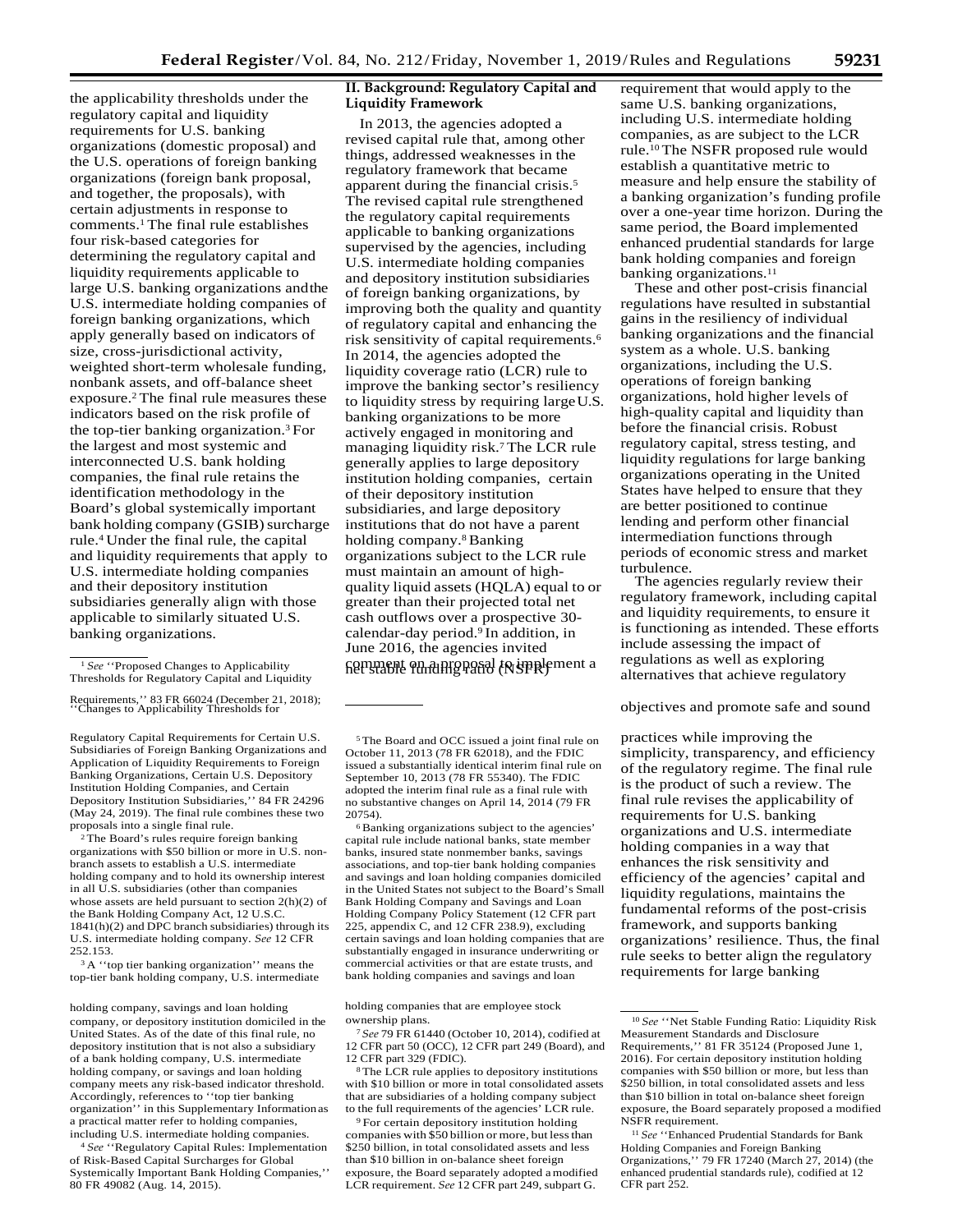the applicability thresholds under the regulatory capital and liquidity requirements for U.S. banking organizations (domestic proposal) and the U.S. operations of foreign banking organizations (foreign bank proposal, and together, the proposals), with certain adjustments in response to comments.[1] The final rule establishes four risk-based categories for determining the regulatory capital and liquidity requirements applicable to large U.S. banking organizations and the U.S. intermediate holding companies of foreign banking organizations, which apply generally based on indicators of size, cross-jurisdictional activity, weighted short-term wholesale funding, nonbank assets, and off-balance sheet exposure.[2] The final rule measures these indicators based on the risk profile of the top-tier banking organization.[3] For the largest and most systemic and interconnected U.S. bank holding companies, the final rule retains the identification methodology in the Board's global systemically important bank holding company (GSIB) surcharge rule.[4] Under the final rule, the capital and liquidity requirements that apply to U.S. intermediate holding companies and their depository institution subsidiaries generally align with those applicable to similarly situated U.S. banking organizations.

## II. Background: Regulatory Capital and Liquidity Framework

In 2013, the agencies adopted a revised capital rule that, among other things, addressed weaknesses in the regulatory framework that became apparent during the financial crisis.[5] The revised capital rule strengthened the regulatory capital requirements applicable to banking organizations supervised by the agencies, including U.S. intermediate holding companies and depository institution subsidiaries of foreign banking organizations, by improving both the quality and quantity of regulatory capital and enhancing the risk sensitivity of capital requirements.[6] In 2014, the agencies adopted the liquidity coverage ratio (LCR) rule to improve the banking sector's resiliency to liquidity stress by requiring large U.S. banking organizations to be more actively engaged in monitoring and managing liquidity risk.[7] The LCR rule generally applies to large depository institution holding companies, certain of their depository institution subsidiaries, and large depository institutions that do not have a parent holding company.[8] Banking organizations subject to the LCR rule must maintain an amount of high-quality liquid assets (HQLA) equal to or greater than their projected total net cash outflows over a prospective 30-calendar-day period.[9] In addition, in June 2016, the agencies invited comment on a proposal to implement a net stable funding ratio (NSFR) requirement that would apply to the same U.S. banking organizations, including U.S. intermediate holding companies, as are subject to the LCR rule.[10] The NSFR proposed rule would establish a quantitative metric to measure and help ensure the stability of a banking organization's funding profile over a one-year time horizon. During the same period, the Board implemented enhanced prudential standards for large bank holding companies and foreign banking organizations.[11]

These and other post-crisis financial regulations have resulted in substantial gains in the resiliency of individual banking organizations and the financial system as a whole. U.S. banking organizations, including the U.S. operations of foreign banking organizations, hold higher levels of high-quality capital and liquidity than before the financial crisis. Robust regulatory capital, stress testing, and liquidity regulations for large banking organizations operating in the United States have helped to ensure that they are better positioned to continue lending and perform other financial intermediation functions through periods of economic stress and market turbulence.

The agencies regularly review their regulatory framework, including capital and liquidity requirements, to ensure it is functioning as intended. These efforts include assessing the impact of regulations as well as exploring alternatives that achieve regulatory objectives and promote safe and sound practices while improving the simplicity, transparency, and efficiency of the regulatory regime. The final rule is the product of such a review. The final rule revises the applicability of requirements for U.S. banking organizations and U.S. intermediate holding companies in a way that enhances the risk sensitivity and efficiency of the agencies' capital and liquidity regulations, maintains the fundamental reforms of the post-crisis framework, and supports banking organizations' resilience. Thus, the final rule seeks to better align the regulatory requirements for large banking

---

[1] *See* ''Proposed Changes to Applicability Thresholds for Regulatory Capital and Liquidity Requirements,'' 83 FR 66024 (December 21, 2018); ''Changes to Applicability Thresholds for Regulatory Capital Requirements for Certain U.S. Subsidiaries of Foreign Banking Organizations and Application of Liquidity Requirements to Foreign Banking Organizations, Certain U.S. Depository Institution Holding Companies, and Certain Depository Institution Subsidiaries,'' 84 FR 24296 (May 24, 2019). The final rule combines these two proposals into a single final rule.

[2] The Board's rules require foreign banking organizations with $50 billion or more in U.S. non-branch assets to establish a U.S. intermediate holding company and to hold its ownership interest in all U.S. subsidiaries (other than companies whose assets are held pursuant to section 2(h)(2) of the Bank Holding Company Act, 12 U.S.C. 1841(h)(2) and DPC branch subsidiaries) through its U.S. intermediate holding company. *See* 12 CFR 252.153.

[3] A ''top tier banking organization'' means the top-tier bank holding company, U.S. intermediate holding company, savings and loan holding company, or depository institution domiciled in the United States. As of the date of this final rule, no depository institution that is not also a subsidiary of a bank holding company, U.S. intermediate holding company, or savings and loan holding company meets any risk-based indicator threshold. Accordingly, references to ''top tier banking organization'' in this Supplementary Information as a practical matter refer to holding companies, including U.S. intermediate holding companies.

[4] *See* ''Regulatory Capital Rules: Implementation of Risk-Based Capital Surcharges for Global Systemically Important Bank Holding Companies,'' 80 FR 49082 (Aug. 14, 2015).

[5] The Board and OCC issued a joint final rule on October 11, 2013 (78 FR 62018), and the FDIC issued a substantially identical interim final rule on September 10, 2013 (78 FR 55340). The FDIC adopted the interim final rule as a final rule with no substantive changes on April 14, 2014 (79 FR 20754).

[6] Banking organizations subject to the agencies' capital rule include national banks, state member banks, insured state nonmember banks, savings associations, and top-tier bank holding companies and savings and loan holding companies domiciled in the United States not subject to the Board's Small Bank Holding Company and Savings and Loan Holding Company Policy Statement (12 CFR part 225, appendix C, and 12 CFR 238.9), excluding certain savings and loan holding companies that are substantially engaged in insurance underwriting or commercial activities or that are estate trusts, and bank holding companies and savings and loan holding companies that are employee stock ownership plans.

[7] *See* 79 FR 61440 (October 10, 2014), codified at 12 CFR part 50 (OCC), 12 CFR part 249 (Board), and 12 CFR part 329 (FDIC).

[8] The LCR rule applies to depository institutions with $10 billion or more in total consolidated assets that are subsidiaries of a holding company subject to the full requirements of the agencies' LCR rule.

[9] For certain depository institution holding companies with $50 billion or more, but less than $250 billion, in total consolidated assets and less than $10 billion in on-balance sheet foreign exposure, the Board separately adopted a modified LCR requirement. *See* 12 CFR part 249, subpart G.

[10] *See* ''Net Stable Funding Ratio: Liquidity Risk Measurement Standards and Disclosure Requirements,'' 81 FR 35124 (Proposed June 1, 2016). For certain depository institution holding companies with $50 billion or more, but less than $250 billion, in total consolidated assets and less than $10 billion in total on-balance sheet foreign exposure, the Board separately proposed a modified NSFR requirement.

[11] *See* ''Enhanced Prudential Standards for Bank Holding Companies and Foreign Banking Organizations,'' 79 FR 17240 (March 27, 2014) (the enhanced prudential standards rule), codified at 12 CFR part 252.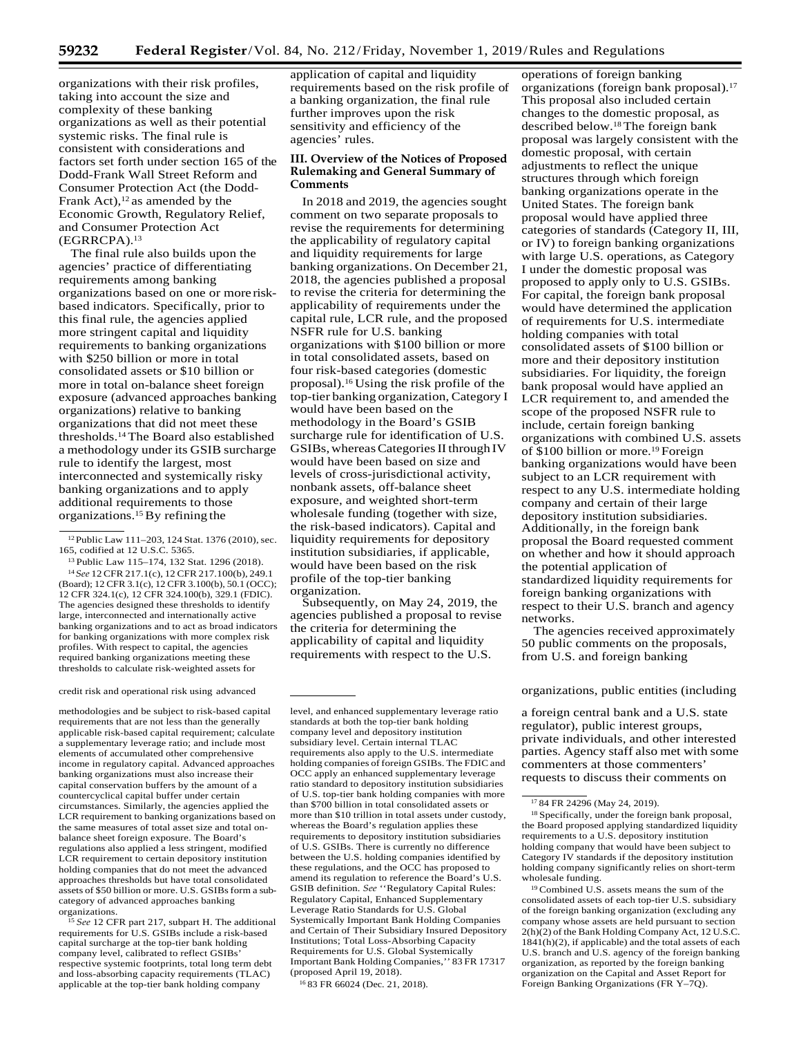organizations with their risk profiles, taking into account the size and complexity of these banking organizations as well as their potential systemic risks. The final rule is consistent with considerations and factors set forth under section 165 of the Dodd-Frank Wall Street Reform and Consumer Protection Act (the Dodd-Frank Act),[12] as amended by the Economic Growth, Regulatory Relief, and Consumer Protection Act (EGRRCPA).[13]

The final rule also builds upon the agencies' practice of differentiating requirements among banking organizations based on one or more risk-based indicators. Specifically, prior to this final rule, the agencies applied more stringent capital and liquidity requirements to banking organizations with $250 billion or more in total consolidated assets or $10 billion or more in total on-balance sheet foreign exposure (advanced approaches banking organizations) relative to banking organizations that did not meet these thresholds.[14] The Board also established a methodology under its GSIB surcharge rule to identify the largest, most interconnected and systemically risky banking organizations and to apply additional requirements to those organizations.[15] By refining the application of capital and liquidity requirements based on the risk profile of a banking organization, the final rule further improves upon the risk sensitivity and efficiency of the agencies' rules.

## III. Overview of the Notices of Proposed Rulemaking and General Summary of Comments

In 2018 and 2019, the agencies sought comment on two separate proposals to revise the requirements for determining the applicability of regulatory capital and liquidity requirements for large banking organizations. On December 21, 2018, the agencies published a proposal to revise the criteria for determining the applicability of requirements under the capital rule, LCR rule, and the proposed NSFR rule for U.S. banking organizations with $100 billion or more in total consolidated assets, based on four risk-based categories (domestic proposal).[16] Using the risk profile of the top-tier banking organization, Category I would have been based on the methodology in the Board's GSIB surcharge rule for identification of U.S. GSIBs, whereas Categories II through IV would have been based on size and levels of cross-jurisdictional activity, nonbank assets, off-balance sheet exposure, and weighted short-term wholesale funding (together with size, the risk-based indicators). Capital and liquidity requirements for depository institution subsidiaries, if applicable, would have been based on the risk profile of the top-tier banking organization.

Subsequently, on May 24, 2019, the agencies published a proposal to revise the criteria for determining the applicability of capital and liquidity requirements with respect to the U.S. operations of foreign banking organizations (foreign bank proposal).[17] This proposal also included certain changes to the domestic proposal, as described below.[18] The foreign bank proposal was largely consistent with the domestic proposal, with certain adjustments to reflect the unique structures through which foreign banking organizations operate in the United States. The foreign bank proposal would have applied three categories of standards (Category II, III, or IV) to foreign banking organizations with large U.S. operations, as Category I under the domestic proposal was proposed to apply only to U.S. GSIBs. For capital, the foreign bank proposal would have determined the application of requirements for U.S. intermediate holding companies with total consolidated assets of $100 billion or more and their depository institution subsidiaries. For liquidity, the foreign bank proposal would have applied an LCR requirement to, and amended the scope of the proposed NSFR rule to include, certain foreign banking organizations with combined U.S. assets of $100 billion or more.[19] Foreign banking organizations would have been subject to an LCR requirement with respect to any U.S. intermediate holding company and certain of their large depository institution subsidiaries. Additionally, in the foreign bank proposal the Board requested comment on whether and how it should approach the potential application of standardized liquidity requirements for foreign banking organizations with respect to their U.S. branch and agency networks.

The agencies received approximately 50 public comments on the proposals, from U.S. and foreign banking organizations, public entities (including a foreign central bank and a U.S. state regulator), public interest groups, private individuals, and other interested parties. Agency staff also met with some commenters at those commenters' requests to discuss their comments on

---

[12] Public Law 111–203, 124 Stat. 1376 (2010), sec. 165, codified at 12 U.S.C. 5365.

[13] Public Law 115–174, 132 Stat. 1296 (2018).

[14] *See* 12 CFR 217.1(c), 12 CFR 217.100(b), 249.1 (Board); 12 CFR 3.1(c), 12 CFR 3.100(b), 50.1 (OCC); 12 CFR 324.1(c), 12 CFR 324.100(b), 329.1 (FDIC). The agencies designed these thresholds to identify large, interconnected and internationally active banking organizations and to act as broad indicators for banking organizations with more complex risk profiles. With respect to capital, the agencies required banking organizations meeting these thresholds to calculate risk-weighted assets for credit risk and operational risk using advanced methodologies and be subject to risk-based capital requirements that are not less than the generally applicable risk-based capital requirement; calculate a supplementary leverage ratio; and include most elements of accumulated other comprehensive income in regulatory capital. Advanced approaches banking organizations must also increase their capital conservation buffers by the amount of a countercyclical capital buffer under certain circumstances. Similarly, the agencies applied the LCR requirement to banking organizations based on the same measures of total asset size and total on-balance sheet foreign exposure. The Board's regulations also applied a less stringent, modified LCR requirement to certain depository institution holding companies that do not meet the advanced approaches thresholds but have total consolidated assets of $50 billion or more. U.S. GSIBs form a sub-category of advanced approaches banking organizations.

[15] *See* 12 CFR part 217, subpart H. The additional requirements for U.S. GSIBs include a risk-based capital surcharge at the top-tier bank holding company level, calibrated to reflect GSIBs' respective systemic footprints, total long term debt and loss-absorbing capacity requirements (TLAC) applicable at the top-tier bank holding company level, and enhanced supplementary leverage ratio standards at both the top-tier bank holding company level and depository institution subsidiary level. Certain internal TLAC requirements also apply to the U.S. intermediate holding companies of foreign GSIBs. The FDIC and OCC apply an enhanced supplementary leverage ratio standard to depository institution subsidiaries of U.S. top-tier bank holding companies with more than $700 billion in total consolidated assets or more than $10 trillion in total assets under custody, whereas the Board's regulation applies these requirements to depository institution subsidiaries of U.S. GSIBs. There is currently no difference between the U.S. holding companies identified by these regulations, and the OCC has proposed to amend its regulation to reference the Board's U.S. GSIB definition. *See* ''Regulatory Capital Rules: Regulatory Capital, Enhanced Supplementary Leverage Ratio Standards for U.S. Global Systemically Important Bank Holding Companies and Certain of Their Subsidiary Insured Depository Institutions; Total Loss-Absorbing Capacity Requirements for U.S. Global Systemically Important Bank Holding Companies,'' 83 FR 17317 (proposed April 19, 2018).

[16] 83 FR 66024 (Dec. 21, 2018).

[17] 84 FR 24296 (May 24, 2019).

[18] Specifically, under the foreign bank proposal, the Board proposed applying standardized liquidity requirements to a U.S. depository institution holding company that would have been subject to Category IV standards if the depository institution holding company significantly relies on short-term wholesale funding.

[19] Combined U.S. assets means the sum of the consolidated assets of each top-tier U.S. subsidiary of the foreign banking organization (excluding any company whose assets are held pursuant to section 2(h)(2) of the Bank Holding Company Act, 12 U.S.C. 1841(h)(2), if applicable) and the total assets of each U.S. branch and U.S. agency of the foreign banking organization, as reported by the foreign banking organization on the Capital and Asset Report for Foreign Banking Organizations (FR Y–7Q).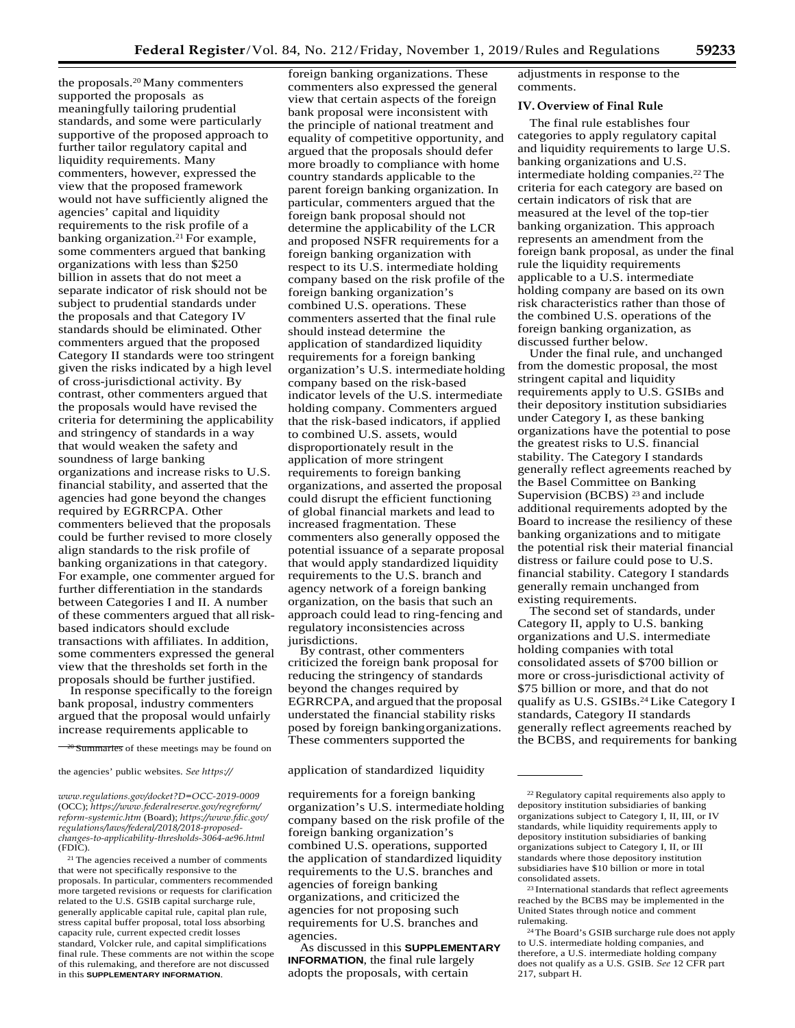the proposals.[20] Many commenters supported the proposals as meaningfully tailoring prudential standards, and some were particularly supportive of the proposed approach to further tailor regulatory capital and liquidity requirements. Many commenters, however, expressed the view that the proposed framework would not have sufficiently aligned the agencies' capital and liquidity requirements to the risk profile of a banking organization.[21] For example, some commenters argued that banking organizations with less than $250 billion in assets that do not meet a separate indicator of risk should not be subject to prudential standards under the proposals and that Category IV standards should be eliminated. Other commenters argued that the proposed Category II standards were too stringent given the risks indicated by a high level of cross-jurisdictional activity. By contrast, other commenters argued that the proposals would have revised the criteria for determining the applicability and stringency of standards in a way that would weaken the safety and soundness of large banking organizations and increase risks to U.S. financial stability, and asserted that the agencies had gone beyond the changes required by EGRRCPA. Other commenters believed that the proposals could be further revised to more closely align standards to the risk profile of banking organizations in that category. For example, one commenter argued for further differentiation in the standards between Categories I and II. A number of these commenters argued that all risk-based indicators should exclude transactions with affiliates. In addition, some commenters expressed the general view that the thresholds set forth in the proposals should be further justified.

In response specifically to the foreign bank proposal, industry commenters argued that the proposal would unfairly increase requirements applicable to foreign banking organizations. These commenters also expressed the general view that certain aspects of the foreign bank proposal were inconsistent with the principle of national treatment and equality of competitive opportunity, and argued that the proposals should defer more broadly to compliance with home country standards applicable to the parent foreign banking organization. In particular, commenters argued that the foreign bank proposal should not determine the applicability of the LCR and proposed NSFR requirements for a foreign banking organization with respect to its U.S. intermediate holding company based on the risk profile of the foreign banking organization's combined U.S. operations. These commenters asserted that the final rule should instead determine the application of standardized liquidity requirements for a foreign banking organization's U.S. intermediate holding company based on the risk-based indicator levels of the U.S. intermediate holding company. Commenters argued that the risk-based indicators, if applied to combined U.S. assets, would disproportionately result in the application of more stringent requirements to foreign banking organizations, and asserted the proposal could disrupt the efficient functioning of global financial markets and lead to increased fragmentation. These commenters also generally opposed the potential issuance of a separate proposal that would apply standardized liquidity requirements to the U.S. branch and agency network of a foreign banking organization, on the basis that such an approach could lead to ring-fencing and regulatory inconsistencies across jurisdictions.

By contrast, other commenters criticized the foreign bank proposal for reducing the stringency of standards beyond the changes required by EGRRCPA, and argued that the proposal understated the financial stability risks posed by foreign banking organizations. These commenters supported the application of standardized liquidity requirements for a foreign banking organization's U.S. intermediate holding company based on the risk profile of the foreign banking organization's combined U.S. operations, supported the application of standardized liquidity requirements to the U.S. branches and agencies of foreign banking organizations, and criticized the agencies for not proposing such requirements for U.S. branches and agencies.

As discussed in this **SUPPLEMENTARY INFORMATION**, the final rule largely adopts the proposals, with certain adjustments in response to the comments.

## IV. Overview of Final Rule

The final rule establishes four categories to apply regulatory capital and liquidity requirements to large U.S. banking organizations and U.S. intermediate holding companies.[22] The criteria for each category are based on certain indicators of risk that are measured at the level of the top-tier banking organization. This approach represents an amendment from the foreign bank proposal, as under the final rule the liquidity requirements applicable to a U.S. intermediate holding company are based on its own risk characteristics rather than those of the combined U.S. operations of the foreign banking organization, as discussed further below.

Under the final rule, and unchanged from the domestic proposal, the most stringent capital and liquidity requirements apply to U.S. GSIBs and their depository institution subsidiaries under Category I, as these banking organizations have the potential to pose the greatest risks to U.S. financial stability. The Category I standards generally reflect agreements reached by the Basel Committee on Banking Supervision (BCBS) [23] and include additional requirements adopted by the Board to increase the resiliency of these banking organizations and to mitigate the potential risk their material financial distress or failure could pose to U.S. financial stability. Category I standards generally remain unchanged from existing requirements.

The second set of standards, under Category II, apply to U.S. banking organizations and U.S. intermediate holding companies with total consolidated assets of $700 billion or more or cross-jurisdictional activity of $75 billion or more, and that do not qualify as U.S. GSIBs.[24] Like Category I standards, Category II standards generally reflect agreements reached by the BCBS, and requirements for banking

---

[20] Summaries of these meetings may be found on the agencies' public websites. *See https://www.regulations.gov/docket?D=OCC-2019-0009* (OCC); *https://www.federalreserve.gov/regreform/reform-systemic.htm* (Board); *https://www.fdic.gov/regulations/laws/federal/2018/2018-proposed-changes-to-applicability-thresholds-3064-ae96.html* (FDIC).

[21] The agencies received a number of comments that were not specifically responsive to the proposals. In particular, commenters recommended more targeted revisions or requests for clarification related to the U.S. GSIB capital surcharge rule, generally applicable capital rule, capital plan rule, stress capital buffer proposal, total loss absorbing capacity rule, current expected credit losses standard, Volcker rule, and capital simplifications final rule. These comments are not within the scope of this rulemaking, and therefore are not discussed in this **SUPPLEMENTARY INFORMATION**.

[22] Regulatory capital requirements also apply to depository institution subsidiaries of banking organizations subject to Category I, II, III, or IV standards, while liquidity requirements apply to depository institution subsidiaries of banking organizations subject to Category I, II, or III standards where those depository institution subsidiaries have $10 billion or more in total consolidated assets.

[23] International standards that reflect agreements reached by the BCBS may be implemented in the United States through notice and comment rulemaking.

[24] The Board's GSIB surcharge rule does not apply to U.S. intermediate holding companies, and therefore, a U.S. intermediate holding company does not qualify as a U.S. GSIB. *See* 12 CFR part 217, subpart H.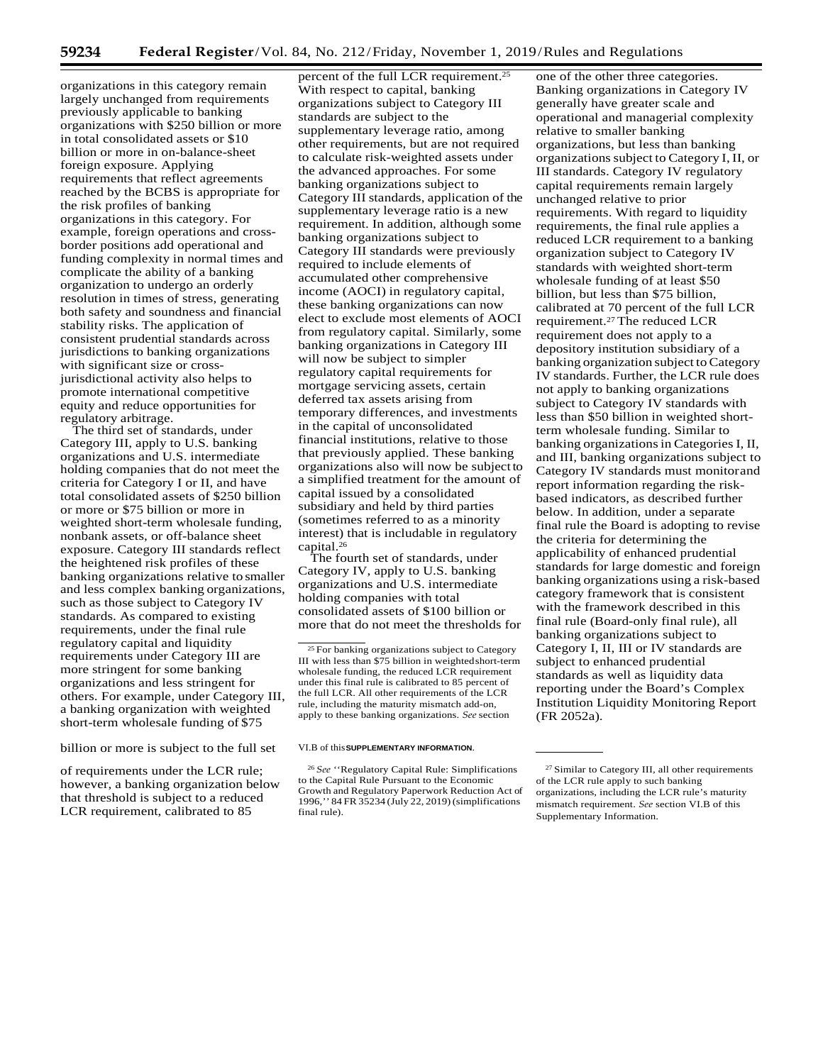organizations in this category remain largely unchanged from requirements previously applicable to banking organizations with $250 billion or more in total consolidated assets or $10 billion or more in on-balance-sheet foreign exposure. Applying requirements that reflect agreements reached by the BCBS is appropriate for the risk profiles of banking organizations in this category. For example, foreign operations and cross-border positions add operational and funding complexity in normal times and complicate the ability of a banking organization to undergo an orderly resolution in times of stress, generating both safety and soundness and financial stability risks. The application of consistent prudential standards across jurisdictions to banking organizations with significant size or cross-jurisdictional activity also helps to promote international competitive equity and reduce opportunities for regulatory arbitrage.

The third set of standards, under Category III, apply to U.S. banking organizations and U.S. intermediate holding companies that do not meet the criteria for Category I or II, and have total consolidated assets of $250 billion or more or $75 billion or more in weighted short-term wholesale funding, nonbank assets, or off-balance sheet exposure. Category III standards reflect the heightened risk profiles of these banking organizations relative to smaller and less complex banking organizations, such as those subject to Category IV standards. As compared to existing requirements, under the final rule regulatory capital and liquidity requirements under Category III are more stringent for some banking organizations and less stringent for others. For example, under Category III, a banking organization with weighted short-term wholesale funding of $75 billion or more is subject to the full set of requirements under the LCR rule; however, a banking organization below that threshold is subject to a reduced LCR requirement, calibrated to 85 percent of the full LCR requirement.[25] With respect to capital, banking organizations subject to Category III standards are subject to the supplementary leverage ratio, among other requirements, but are not required to calculate risk-weighted assets under the advanced approaches. For some banking organizations subject to Category III standards, application of the supplementary leverage ratio is a new requirement. In addition, although some banking organizations subject to Category III standards were previously required to include elements of accumulated other comprehensive income (AOCI) in regulatory capital, these banking organizations can now elect to exclude most elements of AOCI from regulatory capital. Similarly, some banking organizations in Category III will now be subject to simpler regulatory capital requirements for mortgage servicing assets, certain deferred tax assets arising from temporary differences, and investments in the capital of unconsolidated financial institutions, relative to those that previously applied. These banking organizations also will now be subject to a simplified treatment for the amount of capital issued by a consolidated subsidiary and held by third parties (sometimes referred to as a minority interest) that is includable in regulatory capital.[26]

The fourth set of standards, under Category IV, apply to U.S. banking organizations and U.S. intermediate holding companies with total consolidated assets of $100 billion or more that do not meet the thresholds for one of the other three categories. Banking organizations in Category IV generally have greater scale and operational and managerial complexity relative to smaller banking organizations, but less than banking organizations subject to Category I, II, or III standards. Category IV regulatory capital requirements remain largely unchanged relative to prior requirements. With regard to liquidity requirements, the final rule applies a reduced LCR requirement to a banking organization subject to Category IV standards with weighted short-term wholesale funding of at least $50 billion, but less than $75 billion, calibrated at 70 percent of the full LCR requirement.[27] The reduced LCR requirement does not apply to a depository institution subsidiary of a banking organization subject to Category IV standards. Further, the LCR rule does not apply to banking organizations subject to Category IV standards with less than $50 billion in weighted short-term wholesale funding. Similar to banking organizations in Categories I, II, and III, banking organizations subject to Category IV standards must monitor and report information regarding the risk-based indicators, as described further below. In addition, under a separate final rule the Board is adopting to revise the criteria for determining the applicability of enhanced prudential standards for large domestic and foreign banking organizations using a risk-based category framework that is consistent with the framework described in this final rule (Board-only final rule), all banking organizations subject to Category I, II, III or IV standards are subject to enhanced prudential standards as well as liquidity data reporting under the Board's Complex Institution Liquidity Monitoring Report (FR 2052a).

---

[25] For banking organizations subject to Category III with less than $75 billion in weighted short-term wholesale funding, the reduced LCR requirement under this final rule is calibrated to 85 percent of the full LCR. All other requirements of the LCR rule, including the maturity mismatch add-on, apply to these banking organizations. *See* section VI.B of this **SUPPLEMENTARY INFORMATION**.

[26] *See* ''Regulatory Capital Rule: Simplifications to the Capital Rule Pursuant to the Economic Growth and Regulatory Paperwork Reduction Act of 1996,'' 84 FR 35234 (July 22, 2019) (simplifications final rule).

[27] Similar to Category III, all other requirements of the LCR rule apply to such banking organizations, including the LCR rule's maturity mismatch requirement. *See* section VI.B of this Supplementary Information.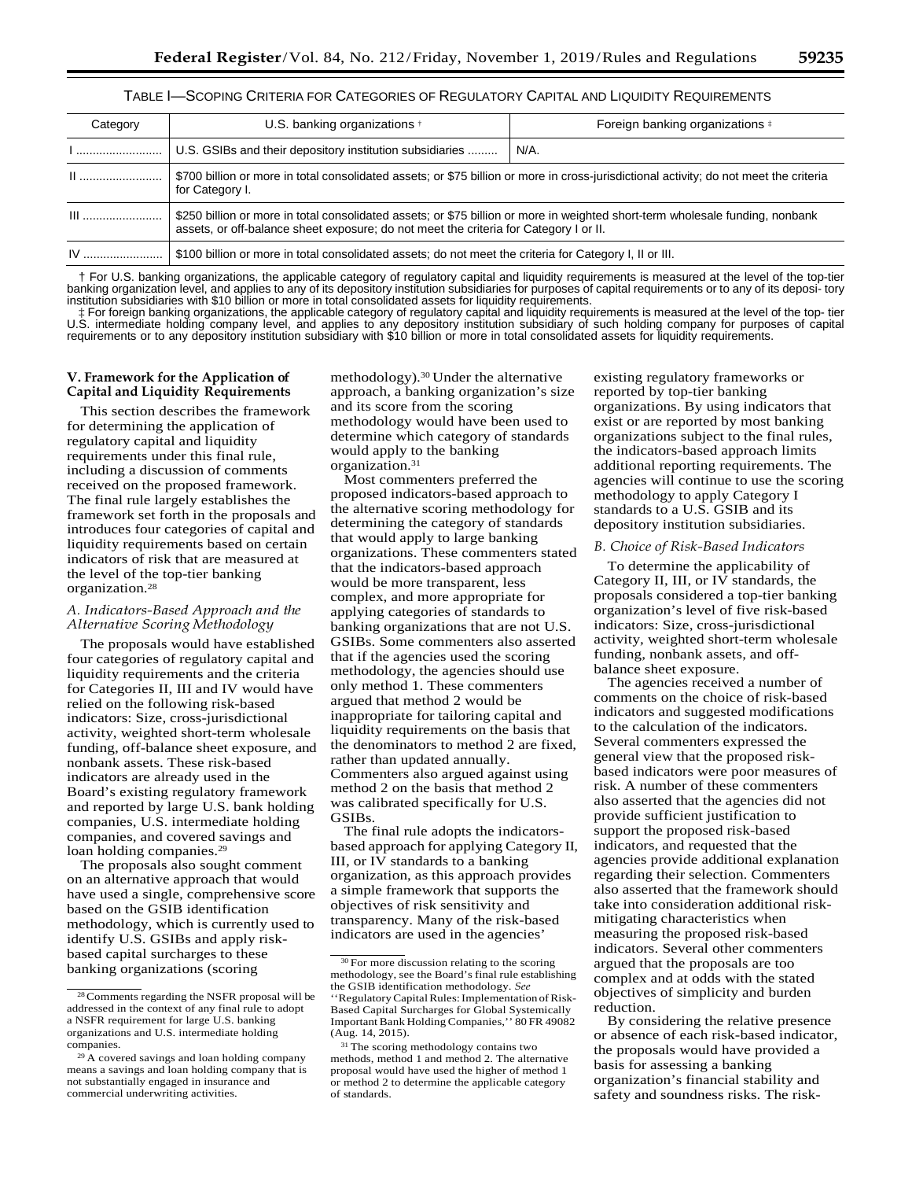TABLE I—SCOPING CRITERIA FOR CATEGORIES OF REGULATORY CAPITAL AND LIQUIDITY REQUIREMENTS

| Category | U.S. banking organizations † | Foreign banking organizations ‡ |
|---|---|---|
| I | U.S. GSIBs and their depository institution subsidiaries | N/A. |
| II | $700 billion or more in total consolidated assets; or $75 billion or more in cross-jurisdictional activity; do not meet the criteria for Category I. | |
| III | $250 billion or more in total consolidated assets; or $75 billion or more in weighted short-term wholesale funding, nonbank assets, or off-balance sheet exposure; do not meet the criteria for Category I or II. | |
| IV | $100 billion or more in total consolidated assets; do not meet the criteria for Category I, II or III. | |

† For U.S. banking organizations, the applicable category of regulatory capital and liquidity requirements is measured at the level of the top-tier banking organization level, and applies to any of its depository institution subsidiaries for purposes of capital requirements or to any of its depository institution subsidiaries with $10 billion or more in total consolidated assets for liquidity requirements.

‡ For foreign banking organizations, the applicable category of regulatory capital and liquidity requirements is measured at the level of the top-tier U.S. intermediate holding company level, and applies to any depository institution subsidiary of such holding company for purposes of capital requirements or to any depository institution subsidiary with $10 billion or more in total consolidated assets for liquidity requirements.

## V. Framework for the Application of Capital and Liquidity Requirements

This section describes the framework for determining the application of regulatory capital and liquidity requirements under this final rule, including a discussion of comments received on the proposed framework. The final rule largely establishes the framework set forth in the proposals and introduces four categories of capital and liquidity requirements based on certain indicators of risk that are measured at the level of the top-tier banking organization.[28]

### *A. Indicators-Based Approach and the Alternative Scoring Methodology*

The proposals would have established four categories of regulatory capital and liquidity requirements and the criteria for Categories II, III and IV would have relied on the following risk-based indicators: Size, cross-jurisdictional activity, weighted short-term wholesale funding, off-balance sheet exposure, and nonbank assets. These risk-based indicators are already used in the Board's existing regulatory framework and reported by large U.S. bank holding companies, U.S. intermediate holding companies, and covered savings and loan holding companies.[29]

The proposals also sought comment on an alternative approach that would have used a single, comprehensive score based on the GSIB identification methodology, which is currently used to identify U.S. GSIBs and apply risk-based capital surcharges to these banking organizations (scoring methodology).[30] Under the alternative approach, a banking organization's size and its score from the scoring methodology would have been used to determine which category of standards would apply to the banking organization.[31]

Most commenters preferred the proposed indicators-based approach to the alternative scoring methodology for determining the category of standards that would apply to large banking organizations. These commenters stated that the indicators-based approach would be more transparent, less complex, and more appropriate for applying categories of standards to banking organizations that are not U.S. GSIBs. Some commenters also asserted that if the agencies used the scoring methodology, the agencies should use only method 1. These commenters argued that method 2 would be inappropriate for tailoring capital and liquidity requirements on the basis that the denominators to method 2 are fixed, rather than updated annually. Commenters also argued against using method 2 on the basis that method 2 was calibrated specifically for U.S. GSIBs.

The final rule adopts the indicators-based approach for applying Category II, III, or IV standards to a banking organization, as this approach provides a simple framework that supports the objectives of risk sensitivity and transparency. Many of the risk-based indicators are used in the agencies' existing regulatory frameworks or reported by top-tier banking organizations. By using indicators that exist or are reported by most banking organizations subject to the final rules, the indicators-based approach limits additional reporting requirements. The agencies will continue to use the scoring methodology to apply Category I standards to a U.S. GSIB and its depository institution subsidiaries.

### *B. Choice of Risk-Based Indicators*

To determine the applicability of Category II, III, or IV standards, the proposals considered a top-tier banking organization's level of five risk-based indicators: Size, cross-jurisdictional activity, weighted short-term wholesale funding, nonbank assets, and off-balance sheet exposure.

The agencies received a number of comments on the choice of risk-based indicators and suggested modifications to the calculation of the indicators. Several commenters expressed the general view that the proposed risk-based indicators were poor measures of risk. A number of these commenters also asserted that the agencies did not provide sufficient justification to support the proposed risk-based indicators, and requested that the agencies provide additional explanation regarding their selection. Commenters also asserted that the framework should take into consideration additional risk-mitigating characteristics when measuring the proposed risk-based indicators. Several other commenters argued that the proposals are too complex and at odds with the stated objectives of simplicity and burden reduction.

By considering the relative presence or absence of each risk-based indicator, the proposals would have provided a basis for assessing a banking organization's financial stability and safety and soundness risks. The risk-

[28] Comments regarding the NSFR proposal will be addressed in the context of any final rule to adopt a NSFR requirement for large U.S. banking organizations and U.S. intermediate holding companies.

[29] A covered savings and loan holding company means a savings and loan holding company that is not substantially engaged in insurance and commercial underwriting activities.

[30] For more discussion relating to the scoring methodology, see the Board's final rule establishing the GSIB identification methodology. *See* ''Regulatory Capital Rules: Implementation of Risk-Based Capital Surcharges for Global Systemically Important Bank Holding Companies,'' 80 FR 49082 (Aug. 14, 2015).

[31] The scoring methodology contains two methods, method 1 and method 2. The alternative proposal would have used the higher of method 1 or method 2 to determine the applicable category of standards.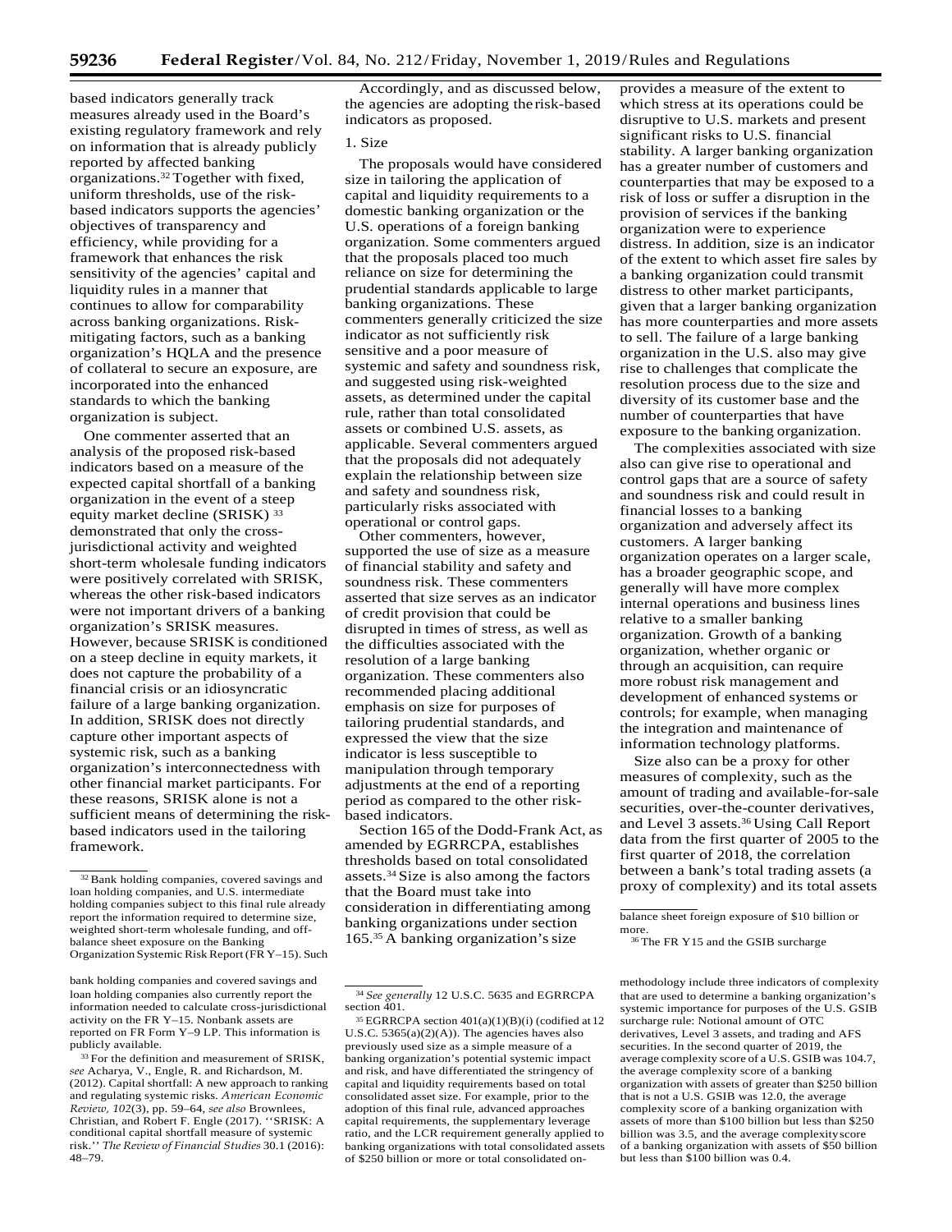based indicators generally track measures already used in the Board's existing regulatory framework and rely on information that is already publicly reported by affected banking organizations.[32] Together with fixed, uniform thresholds, use of the risk-based indicators supports the agencies' objectives of transparency and efficiency, while providing for a framework that enhances the risk sensitivity of the agencies' capital and liquidity rules in a manner that continues to allow for comparability across banking organizations. Risk-mitigating factors, such as a banking organization's HQLA and the presence of collateral to secure an exposure, are incorporated into the enhanced standards to which the banking organization is subject.

One commenter asserted that an analysis of the proposed risk-based indicators based on a measure of the expected capital shortfall of a banking organization in the event of a steep equity market decline (SRISK) [33] demonstrated that only the cross-jurisdictional activity and weighted short-term wholesale funding indicators were positively correlated with SRISK, whereas the other risk-based indicators were not important drivers of a banking organization's SRISK measures. However, because SRISK is conditioned on a steep decline in equity markets, it does not capture the probability of a financial crisis or an idiosyncratic failure of a large banking organization. In addition, SRISK does not directly capture other important aspects of systemic risk, such as a banking organization's interconnectedness with other financial market participants. For these reasons, SRISK alone is not a sufficient means of determining the risk-based indicators used in the tailoring framework.

Accordingly, and as discussed below, the agencies are adopting the risk-based indicators as proposed.

1. Size

The proposals would have considered size in tailoring the application of capital and liquidity requirements to a domestic banking organization or the U.S. operations of a foreign banking organization. Some commenters argued that the proposals placed too much reliance on size for determining the prudential standards applicable to large banking organizations. These commenters generally criticized the size indicator as not sufficiently risk sensitive and a poor measure of systemic and safety and soundness risk, and suggested using risk-weighted assets, as determined under the capital rule, rather than total consolidated assets or combined U.S. assets, as applicable. Several commenters argued that the proposals did not adequately explain the relationship between size and safety and soundness risk, particularly risks associated with operational or control gaps.

Other commenters, however, supported the use of size as a measure of financial stability and safety and soundness risk. These commenters asserted that size serves as an indicator of credit provision that could be disrupted in times of stress, as well as the difficulties associated with the resolution of a large banking organization. These commenters also recommended placing additional emphasis on size for purposes of tailoring prudential standards, and expressed the view that the size indicator is less susceptible to manipulation through temporary adjustments at the end of a reporting period as compared to the other risk-based indicators.

Section 165 of the Dodd-Frank Act, as amended by EGRRCPA, establishes thresholds based on total consolidated assets.[34] Size is also among the factors that the Board must take into consideration in differentiating among banking organizations under section 165.[35] A banking organization's size provides a measure of the extent to which stress at its operations could be disruptive to U.S. markets and present significant risks to U.S. financial stability. A larger banking organization has a greater number of customers and counterparties that may be exposed to a risk of loss or suffer a disruption in the provision of services if the banking organization were to experience distress. In addition, size is an indicator of the extent to which asset fire sales by a banking organization could transmit distress to other market participants, given that a larger banking organization has more counterparties and more assets to sell. The failure of a large banking organization in the U.S. also may give rise to challenges that complicate the resolution process due to the size and diversity of its customer base and the number of counterparties that have exposure to the banking organization.

The complexities associated with size also can give rise to operational and control gaps that are a source of safety and soundness risk and could result in financial losses to a banking organization and adversely affect its customers. A larger banking organization operates on a larger scale, has a broader geographic scope, and generally will have more complex internal operations and business lines relative to a smaller banking organization. Growth of a banking organization, whether organic or through an acquisition, can require more robust risk management and development of enhanced systems or controls; for example, when managing the integration and maintenance of information technology platforms.

Size also can be a proxy for other measures of complexity, such as the amount of trading and available-for-sale securities, over-the-counter derivatives, and Level 3 assets.[36] Using Call Report data from the first quarter of 2005 to the first quarter of 2018, the correlation between a bank's total trading assets (a proxy of complexity) and its total assets

---

[32] Bank holding companies, covered savings and loan holding companies, and U.S. intermediate holding companies subject to this final rule already report the information required to determine size, weighted short-term wholesale funding, and off-balance sheet exposure on the Banking Organization Systemic Risk Report (FR Y–15). Such bank holding companies and covered savings and loan holding companies also currently report the information needed to calculate cross-jurisdictional activity on the FR Y–15. Nonbank assets are reported on FR Form Y–9 LP. This information is publicly available.

[33] For the definition and measurement of SRISK, *see* Acharya, V., Engle, R. and Richardson, M. (2012). Capital shortfall: A new approach to ranking and regulating systemic risks. *American Economic Review, 102*(3), pp. 59–64, *see also* Brownlees, Christian, and Robert F. Engle (2017). ''SRISK: A conditional capital shortfall measure of systemic risk.'' *The Review of Financial Studies* 30.1 (2016): 48–79.

[34] *See generally* 12 U.S.C. 5635 and EGRRCPA section 401.

[35] EGRRCPA section 401(a)(1)(B)(i) (codified at 12 U.S.C. 5365(a)(2)(A)). The agencies haves also previously used size as a simple measure of a banking organization's potential systemic impact and risk, and have differentiated the stringency of capital and liquidity requirements based on total consolidated asset size. For example, prior to the adoption of this final rule, advanced approaches capital requirements, the supplementary leverage ratio, and the LCR requirement generally applied to banking organizations with total consolidated assets of $250 billion or more or total consolidated on-balance sheet foreign exposure of $10 billion or more.

[36] The FR Y15 and the GSIB surcharge methodology include three indicators of complexity that are used to determine a banking organization's systemic importance for purposes of the U.S. GSIB surcharge rule: Notional amount of OTC derivatives, Level 3 assets, and trading and AFS securities. In the second quarter of 2019, the average complexity score of a U.S. GSIB was 104.7, the average complexity score of a banking organization with assets of greater than $250 billion that is not a U.S. GSIB was 12.0, the average complexity score of a banking organization with assets of more than $100 billion but less than $250 billion was 3.5, and the average complexity score of a banking organization with assets of $50 billion but less than $100 billion was 0.4.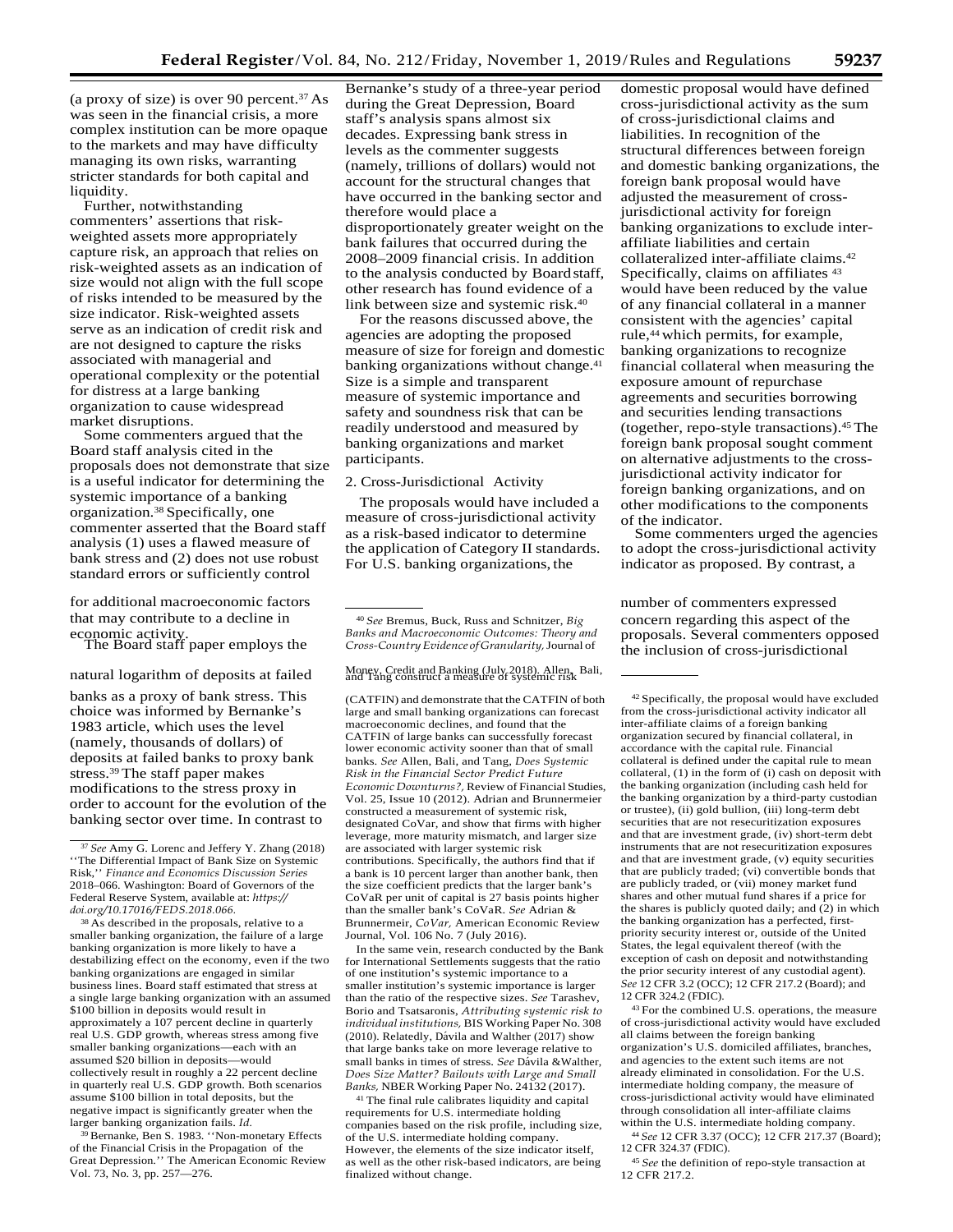(a proxy of size) is over 90 percent.[37] As was seen in the financial crisis, a more complex institution can be more opaque to the markets and may have difficulty managing its own risks, warranting stricter standards for both capital and liquidity.

Further, notwithstanding commenters' assertions that risk-weighted assets more appropriately capture risk, an approach that relies on risk-weighted assets as an indication of size would not align with the full scope of risks intended to be measured by the size indicator. Risk-weighted assets serve as an indication of credit risk and are not designed to capture the risks associated with managerial and operational complexity or the potential for distress at a large banking organization to cause widespread market disruptions.

Some commenters argued that the Board staff analysis cited in the proposals does not demonstrate that size is a useful indicator for determining the systemic importance of a banking organization.[38] Specifically, one commenter asserted that the Board staff analysis (1) uses a flawed measure of bank stress and (2) does not use robust standard errors or sufficiently control for additional macroeconomic factors that may contribute to a decline in economic activity.

The Board staff paper employs the natural logarithm of deposits at failed banks as a proxy of bank stress. This choice was informed by Bernanke's 1983 article, which uses the level (namely, thousands of dollars) of deposits at failed banks to proxy bank stress.[39] The staff paper makes modifications to the stress proxy in order to account for the evolution of the banking sector over time. In contrast to Bernanke's study of a three-year period during the Great Depression, Board staff's analysis spans almost six decades. Expressing bank stress in levels as the commenter suggests (namely, trillions of dollars) would not account for the structural changes that have occurred in the banking sector and therefore would place a disproportionately greater weight on the bank failures that occurred during the 2008–2009 financial crisis. In addition to the analysis conducted by Board staff, other research has found evidence of a link between size and systemic risk.[40]

For the reasons discussed above, the agencies are adopting the proposed measure of size for foreign and domestic banking organizations without change.[41] Size is a simple and transparent measure of systemic importance and safety and soundness risk that can be readily understood and measured by banking organizations and market participants.

2. Cross-Jurisdictional Activity

The proposals would have included a measure of cross-jurisdictional activity as a risk-based indicator to determine the application of Category II standards. For U.S. banking organizations, the domestic proposal would have defined cross-jurisdictional activity as the sum of cross-jurisdictional claims and liabilities. In recognition of the structural differences between foreign and domestic banking organizations, the foreign bank proposal would have adjusted the measurement of cross-jurisdictional activity for foreign banking organizations to exclude inter-affiliate liabilities and certain collateralized inter-affiliate claims.[42] Specifically, claims on affiliates [43] would have been reduced by the value of any financial collateral in a manner consistent with the agencies' capital rule,[44] which permits, for example, banking organizations to recognize financial collateral when measuring the exposure amount of repurchase agreements and securities borrowing and securities lending transactions (together, repo-style transactions).[45] The foreign bank proposal sought comment on alternative adjustments to the cross-jurisdictional activity indicator for foreign banking organizations, and on other modifications to the components of the indicator.

Some commenters urged the agencies to adopt the cross-jurisdictional activity indicator as proposed. By contrast, a number of commenters expressed concern regarding this aspect of the proposals. Several commenters opposed the inclusion of cross-jurisdictional

---

[37] *See* Amy G. Lorenc and Jeffery Y. Zhang (2018) ''The Differential Impact of Bank Size on Systemic Risk,'' *Finance and Economics Discussion Series* 2018–066. Washington: Board of Governors of the Federal Reserve System, available at: *https://doi.org/10.17016/FEDS.2018.066.*

[38] As described in the proposals, relative to a smaller banking organization, the failure of a large banking organization is more likely to have a destabilizing effect on the economy, even if the two banking organizations are engaged in similar business lines. Board staff estimated that stress at a single large banking organization with an assumed $100 billion in deposits would result in approximately a 107 percent decline in quarterly real U.S. GDP growth, whereas stress among five smaller banking organizations—each with an assumed $20 billion in deposits—would collectively result in roughly a 22 percent decline in quarterly real U.S. GDP growth. Both scenarios assume $100 billion in total deposits, but the negative impact is significantly greater when the larger banking organization fails. *Id.*

[39] Bernanke, Ben S. 1983. ''Non-monetary Effects of the Financial Crisis in the Propagation of the Great Depression.'' The American Economic Review Vol. 73, No. 3, pp. 257—276.

[40] *See* Bremus, Buck, Russ and Schnitzer, *Big Banks and Macroeconomic Outcomes: Theory and Cross-Country Evidence of Granularity,* Journal of Money, Credit and Banking (July 2018). Allen, Bali, and Tang construct a measure of systemic risk (CATFIN) and demonstrate that the CATFIN of both large and small banking organizations can forecast macroeconomic declines, and found that the CATFIN of large banks can successfully forecast lower economic activity sooner than that of small banks. *See* Allen, Bali, and Tang, *Does Systemic Risk in the Financial Sector Predict Future Economic Downturns?,* Review of Financial Studies, Vol. 25, Issue 10 (2012). Adrian and Brunnermeier constructed a measurement of systemic risk, designated CoVar, and show that firms with higher leverage, more maturity mismatch, and larger size are associated with larger systemic risk contributions. Specifically, the authors find that if a bank is 10 percent larger than another bank, then the size coefficient predicts that the larger bank's CoVaR per unit of capital is 27 basis points higher than the smaller bank's CoVaR. *See* Adrian & Brunnermeir, *CoVar,* American Economic Review Journal, Vol. 106 No. 7 (July 2016).

In the same vein, research conducted by the Bank for International Settlements suggests that the ratio of one institution's systemic importance to a smaller institution's systemic importance is larger than the ratio of the respective sizes. *See* Tarashev, Borio and Tsatsaronis, *Attributing systemic risk to individual institutions,* BIS Working Paper No. 308 (2010). Relatedly, Dávila and Walther (2017) show that large banks take on more leverage relative to small banks in times of stress. *See* Dávila & Walther, *Does Size Matter? Bailouts with Large and Small Banks,* NBER Working Paper No. 24132 (2017).

[41] The final rule calibrates liquidity and capital requirements for U.S. intermediate holding companies based on the risk profile, including size, of the U.S. intermediate holding company. However, the elements of the size indicator itself, as well as the other risk-based indicators, are being finalized without change.

[42] Specifically, the proposal would have excluded from the cross-jurisdictional activity indicator all inter-affiliate claims of a foreign banking organization secured by financial collateral, in accordance with the capital rule. Financial collateral is defined under the capital rule to mean collateral, (1) in the form of (i) cash on deposit with the banking organization (including cash held for the banking organization by a third-party custodian or trustee), (ii) gold bullion, (iii) long-term debt securities that are not resecuritization exposures and that are investment grade, (iv) short-term debt instruments that are not resecuritization exposures and that are investment grade, (v) equity securities that are publicly traded; (vi) convertible bonds that are publicly traded, or (vii) money market fund shares and other mutual fund shares if a price for the shares is publicly quoted daily; and (2) in which the banking organization has a perfected, first-priority security interest or, outside of the United States, the legal equivalent thereof (with the exception of cash on deposit and notwithstanding the prior security interest of any custodial agent). *See* 12 CFR 3.2 (OCC); 12 CFR 217.2 (Board); and 12 CFR 324.2 (FDIC).

[43] For the combined U.S. operations, the measure of cross-jurisdictional activity would have excluded all claims between the foreign banking organization's U.S. domiciled affiliates, branches, and agencies to the extent such items are not already eliminated in consolidation. For the U.S. intermediate holding company, the measure of cross-jurisdictional activity would have eliminated through consolidation all inter-affiliate claims within the U.S. intermediate holding company.

[44] *See* 12 CFR 3.37 (OCC); 12 CFR 217.37 (Board); 12 CFR 324.37 (FDIC).

[45] *See* the definition of repo-style transaction at 12 CFR 217.2.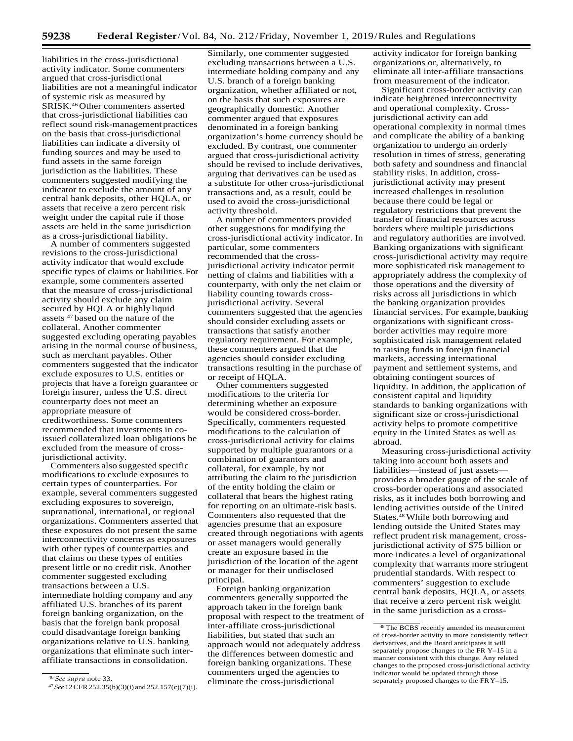liabilities in the cross-jurisdictional activity indicator. Some commenters argued that cross-jurisdictional liabilities are not a meaningful indicator of systemic risk as measured by SRISK.[46] Other commenters asserted that cross-jurisdictional liabilities can reflect sound risk-management practices on the basis that cross-jurisdictional liabilities can indicate a diversity of funding sources and may be used to fund assets in the same foreign jurisdiction as the liabilities. These commenters suggested modifying the indicator to exclude the amount of any central bank deposits, other HQLA, or assets that receive a zero percent risk weight under the capital rule if those assets are held in the same jurisdiction as a cross-jurisdictional liability.

A number of commenters suggested revisions to the cross-jurisdictional activity indicator that would exclude specific types of claims or liabilities. For example, some commenters asserted that the measure of cross-jurisdictional activity should exclude any claim secured by HQLA or highly liquid assets [47] based on the nature of the collateral. Another commenter suggested excluding operating payables arising in the normal course of business, such as merchant payables. Other commenters suggested that the indicator exclude exposures to U.S. entities or projects that have a foreign guarantee or foreign insurer, unless the U.S. direct counterparty does not meet an appropriate measure of creditworthiness. Some commenters recommended that investments in co-issued collateralized loan obligations be excluded from the measure of cross-jurisdictional activity.

Commenters also suggested specific modifications to exclude exposures to certain types of counterparties. For example, several commenters suggested excluding exposures to sovereign, supranational, international, or regional organizations. Commenters asserted that these exposures do not present the same interconnectivity concerns as exposures with other types of counterparties and that claims on these types of entities present little or no credit risk. Another commenter suggested excluding transactions between a U.S. intermediate holding company and any affiliated U.S. branches of its parent foreign banking organization, on the basis that the foreign bank proposal could disadvantage foreign banking organizations relative to U.S. banking organizations that eliminate such inter-affiliate transactions in consolidation. Similarly, one commenter suggested excluding transactions between a U.S. intermediate holding company and any U.S. branch of a foreign banking organization, whether affiliated or not, on the basis that such exposures are geographically domestic. Another commenter argued that exposures denominated in a foreign banking organization's home currency should be excluded. By contrast, one commenter argued that cross-jurisdictional activity should be revised to include derivatives, arguing that derivatives can be used as a substitute for other cross-jurisdictional transactions and, as a result, could be used to avoid the cross-jurisdictional activity threshold.

A number of commenters provided other suggestions for modifying the cross-jurisdictional activity indicator. In particular, some commenters recommended that the cross-jurisdictional activity indicator permit netting of claims and liabilities with a counterparty, with only the net claim or liability counting towards cross-jurisdictional activity. Several commenters suggested that the agencies should consider excluding assets or transactions that satisfy another regulatory requirement. For example, these commenters argued that the agencies should consider excluding transactions resulting in the purchase of or receipt of HQLA.

Other commenters suggested modifications to the criteria for determining whether an exposure would be considered cross-border. Specifically, commenters requested modifications to the calculation of cross-jurisdictional activity for claims supported by multiple guarantors or a combination of guarantors and collateral, for example, by not attributing the claim to the jurisdiction of the entity holding the claim or collateral that bears the highest rating for reporting on an ultimate-risk basis. Commenters also requested that the agencies presume that an exposure created through negotiations with agents or asset managers would generally create an exposure based in the jurisdiction of the location of the agent or manager for their undisclosed principal.

Foreign banking organization commenters generally supported the approach taken in the foreign bank proposal with respect to the treatment of inter-affiliate cross-jurisdictional liabilities, but stated that such an approach would not adequately address the differences between domestic and foreign banking organizations. These commenters urged the agencies to eliminate the cross-jurisdictional activity indicator for foreign banking organizations or, alternatively, to eliminate all inter-affiliate transactions from measurement of the indicator.

Significant cross-border activity can indicate heightened interconnectivity and operational complexity. Cross-jurisdictional activity can add operational complexity in normal times and complicate the ability of a banking organization to undergo an orderly resolution in times of stress, generating both safety and soundness and financial stability risks. In addition, cross-jurisdictional activity may present increased challenges in resolution because there could be legal or regulatory restrictions that prevent the transfer of financial resources across borders where multiple jurisdictions and regulatory authorities are involved. Banking organizations with significant cross-jurisdictional activity may require more sophisticated risk management to appropriately address the complexity of those operations and the diversity of risks across all jurisdictions in which the banking organization provides financial services. For example, banking organizations with significant cross-border activities may require more sophisticated risk management related to raising funds in foreign financial markets, accessing international payment and settlement systems, and obtaining contingent sources of liquidity. In addition, the application of consistent capital and liquidity standards to banking organizations with significant size or cross-jurisdictional activity helps to promote competitive equity in the United States as well as abroad.

Measuring cross-jurisdictional activity taking into account both assets and liabilities—instead of just assets—provides a broader gauge of the scale of cross-border operations and associated risks, as it includes both borrowing and lending activities outside of the United States.[48] While both borrowing and lending outside the United States may reflect prudent risk management, cross-jurisdictional activity of $75 billion or more indicates a level of organizational complexity that warrants more stringent prudential standards. With respect to commenters' suggestion to exclude central bank deposits, HQLA, or assets that receive a zero percent risk weight in the same jurisdiction as a cross-

---

[46] *See supra* note 33.

[47] *See* 12 CFR 252.35(b)(3)(i) and 252.157(c)(7)(i).

[48] The BCBS recently amended its measurement of cross-border activity to more consistently reflect derivatives, and the Board anticipates it will separately propose changes to the FR Y–15 in a manner consistent with this change. Any related changes to the proposed cross-jurisdictional activity indicator would be updated through those separately proposed changes to the FR Y–15.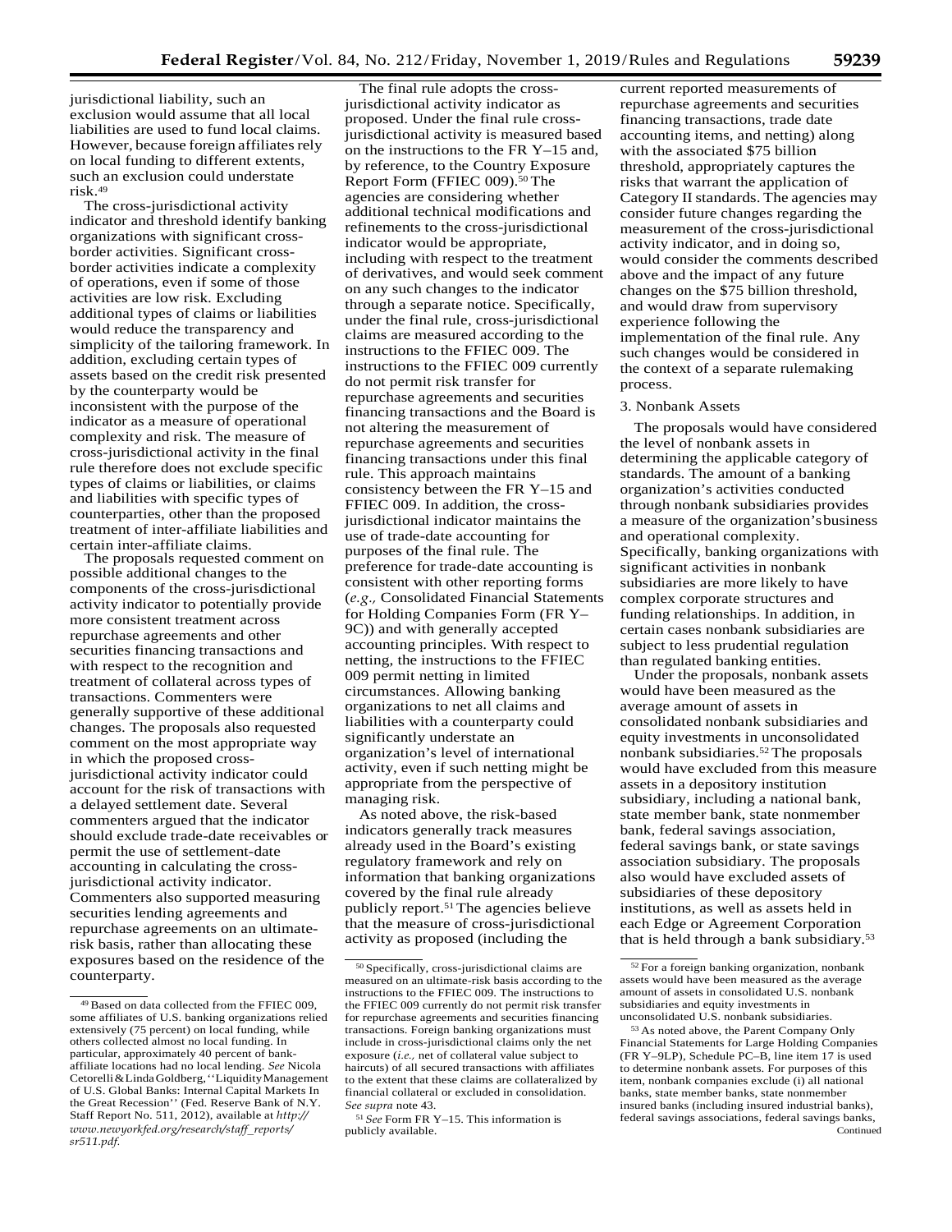jurisdictional liability, such an exclusion would assume that all local liabilities are used to fund local claims. However, because foreign affiliates rely on local funding to different extents, such an exclusion could understate risk.[49]

The cross-jurisdictional activity indicator and threshold identify banking organizations with significant cross-border activities. Significant cross-border activities indicate a complexity of operations, even if some of those activities are low risk. Excluding additional types of claims or liabilities would reduce the transparency and simplicity of the tailoring framework. In addition, excluding certain types of assets based on the credit risk presented by the counterparty would be inconsistent with the purpose of the indicator as a measure of operational complexity and risk. The measure of cross-jurisdictional activity in the final rule therefore does not exclude specific types of claims or liabilities, or claims and liabilities with specific types of counterparties, other than the proposed treatment of inter-affiliate liabilities and certain inter-affiliate claims.

The proposals requested comment on possible additional changes to the components of the cross-jurisdictional activity indicator to potentially provide more consistent treatment across repurchase agreements and other securities financing transactions and with respect to the recognition and treatment of collateral across types of transactions. Commenters were generally supportive of these additional changes. The proposals also requested comment on the most appropriate way in which the proposed cross-jurisdictional activity indicator could account for the risk of transactions with a delayed settlement date. Several commenters argued that the indicator should exclude trade-date receivables or permit the use of settlement-date accounting in calculating the cross-jurisdictional activity indicator. Commenters also supported measuring securities lending agreements and repurchase agreements on an ultimate-risk basis, rather than allocating these exposures based on the residence of the counterparty.

The final rule adopts the cross-jurisdictional activity indicator as proposed. Under the final rule cross-jurisdictional activity is measured based on the instructions to the FR Y–15 and, by reference, to the Country Exposure Report Form (FFIEC 009).[50] The agencies are considering whether additional technical modifications and refinements to the cross-jurisdictional indicator would be appropriate, including with respect to the treatment of derivatives, and would seek comment on any such changes to the indicator through a separate notice. Specifically, under the final rule, cross-jurisdictional claims are measured according to the instructions to the FFIEC 009. The instructions to the FFIEC 009 currently do not permit risk transfer for repurchase agreements and securities financing transactions and the Board is not altering the measurement of repurchase agreements and securities financing transactions under this final rule. This approach maintains consistency between the FR Y–15 and FFIEC 009. In addition, the cross-jurisdictional indicator maintains the use of trade-date accounting for purposes of the final rule. The preference for trade-date accounting is consistent with other reporting forms (*e.g.,* Consolidated Financial Statements for Holding Companies Form (FR Y–9C)) and with generally accepted accounting principles. With respect to netting, the instructions to the FFIEC 009 permit netting in limited circumstances. Allowing banking organizations to net all claims and liabilities with a counterparty could significantly understate an organization's level of international activity, even if such netting might be appropriate from the perspective of managing risk.

As noted above, the risk-based indicators generally track measures already used in the Board's existing regulatory framework and rely on information that banking organizations covered by the final rule already publicly report.[51] The agencies believe that the measure of cross-jurisdictional activity as proposed (including the current reported measurements of repurchase agreements and securities financing transactions, trade date accounting items, and netting) along with the associated $75 billion threshold, appropriately captures the risks that warrant the application of Category II standards. The agencies may consider future changes regarding the measurement of the cross-jurisdictional activity indicator, and in doing so, would consider the comments described above and the impact of any future changes on the $75 billion threshold, and would draw from supervisory experience following the implementation of the final rule. Any such changes would be considered in the context of a separate rulemaking process.

3. Nonbank Assets

The proposals would have considered the level of nonbank assets in determining the applicable category of standards. The amount of a banking organization's activities conducted through nonbank subsidiaries provides a measure of the organization's business and operational complexity. Specifically, banking organizations with significant activities in nonbank subsidiaries are more likely to have complex corporate structures and funding relationships. In addition, in certain cases nonbank subsidiaries are subject to less prudential regulation than regulated banking entities.

Under the proposals, nonbank assets would have been measured as the average amount of assets in consolidated nonbank subsidiaries and equity investments in unconsolidated nonbank subsidiaries.[52] The proposals would have excluded from this measure assets in a depository institution subsidiary, including a national bank, state member bank, state nonmember bank, federal savings association, federal savings bank, or state savings association subsidiary. The proposals also would have excluded assets of subsidiaries of these depository institutions, as well as assets held in each Edge or Agreement Corporation that is held through a bank subsidiary.[53]

---

[49] Based on data collected from the FFIEC 009, some affiliates of U.S. banking organizations relied extensively (75 percent) on local funding, while others collected almost no local funding. In particular, approximately 40 percent of bank-affiliate locations had no local lending. *See* Nicola Cetorelli & Linda Goldberg, ''Liquidity Management of U.S. Global Banks: Internal Capital Markets In the Great Recession'' (Fed. Reserve Bank of N.Y. Staff Report No. 511, 2012), available at *http://www.newyorkfed.org/research/staff_reports/sr511.pdf.*

[50] Specifically, cross-jurisdictional claims are measured on an ultimate-risk basis according to the instructions to the FFIEC 009. The instructions to the FFIEC 009 currently do not permit risk transfer for repurchase agreements and securities financing transactions. Foreign banking organizations must include in cross-jurisdictional claims only the net exposure (*i.e.,* net of collateral value subject to haircuts) of all secured transactions with affiliates to the extent that these claims are collateralized by financial collateral or excluded in consolidation. *See supra* note 43.

[51] *See* Form FR Y–15. This information is publicly available.

[52] For a foreign banking organization, nonbank assets would have been measured as the average amount of assets in consolidated U.S. nonbank subsidiaries and equity investments in unconsolidated U.S. nonbank subsidiaries.

[53] As noted above, the Parent Company Only Financial Statements for Large Holding Companies (FR Y–9LP), Schedule PC–B, line item 17 is used to determine nonbank assets. For purposes of this item, nonbank companies exclude (i) all national banks, state member banks, state nonmember insured banks (including insured industrial banks), federal savings associations, federal savings banks, Continued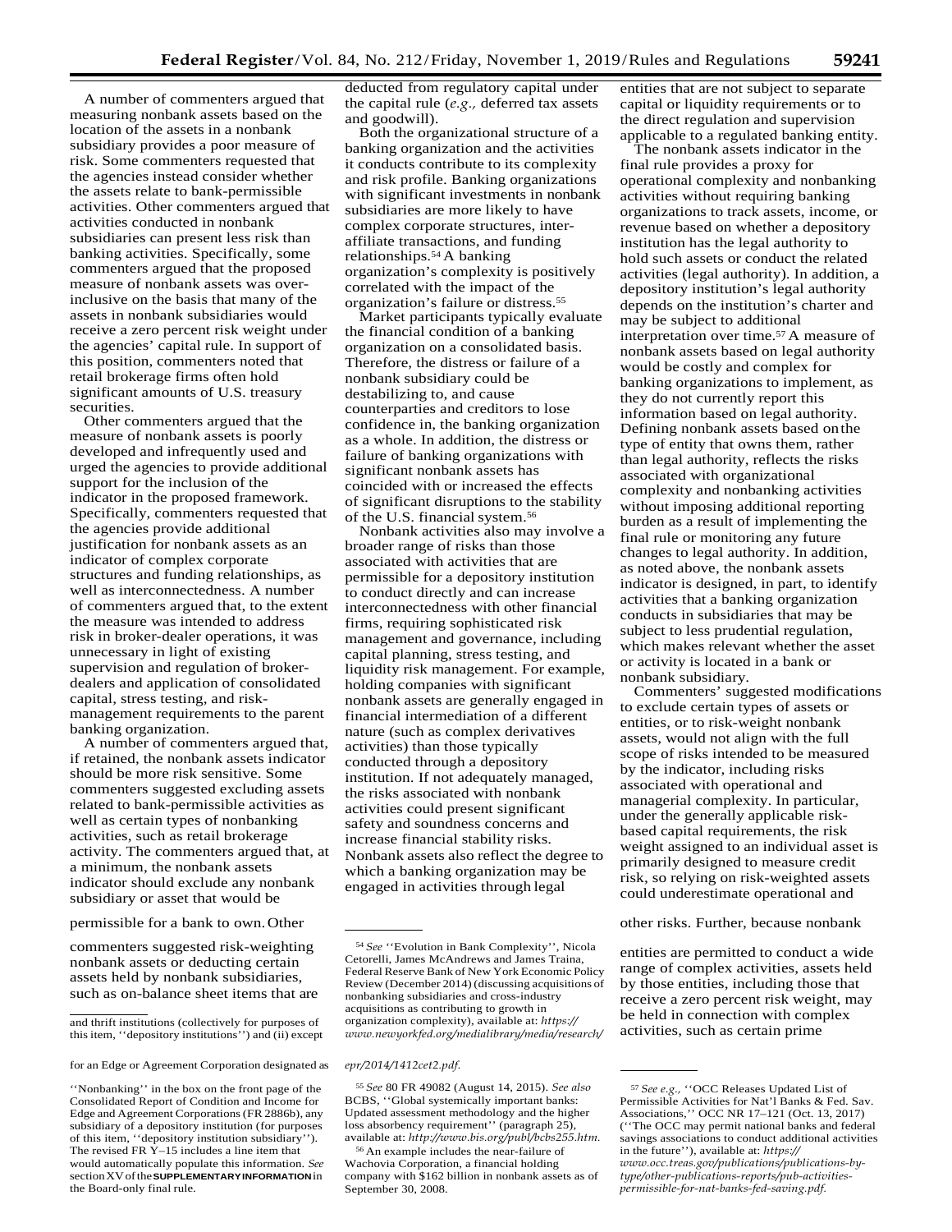A number of commenters argued that measuring nonbank assets based on the location of the assets in a nonbank subsidiary provides a poor measure of risk. Some commenters requested that the agencies instead consider whether the assets relate to bank-permissible activities. Other commenters argued that activities conducted in nonbank subsidiaries can present less risk than banking activities. Specifically, some commenters argued that the proposed measure of nonbank assets was over-inclusive on the basis that many of the assets in nonbank subsidiaries would receive a zero percent risk weight under the agencies' capital rule. In support of this position, commenters noted that retail brokerage firms often hold significant amounts of U.S. treasury securities.

Other commenters argued that the measure of nonbank assets is poorly developed and infrequently used and urged the agencies to provide additional support for the inclusion of the indicator in the proposed framework. Specifically, commenters requested that the agencies provide additional justification for nonbank assets as an indicator of complex corporate structures and funding relationships, as well as interconnectedness. A number of commenters argued that, to the extent the measure was intended to address risk in broker-dealer operations, it was unnecessary in light of existing supervision and regulation of broker-dealers and application of consolidated capital, stress testing, and risk-management requirements to the parent banking organization.

A number of commenters argued that, if retained, the nonbank assets indicator should be more risk sensitive. Some commenters suggested excluding assets related to bank-permissible activities as well as certain types of nonbanking activities, such as retail brokerage activity. The commenters argued that, at a minimum, the nonbank assets indicator should exclude any nonbank subsidiary or asset that would be permissible for a bank to own. Other commenters suggested risk-weighting nonbank assets or deducting certain assets held by nonbank subsidiaries, such as on-balance sheet items that are deducted from regulatory capital under the capital rule (*e.g.,* deferred tax assets and goodwill).

Both the organizational structure of a banking organization and the activities it conducts contribute to its complexity and risk profile. Banking organizations with significant investments in nonbank subsidiaries are more likely to have complex corporate structures, inter-affiliate transactions, and funding relationships.[54] A banking organization's complexity is positively correlated with the impact of the organization's failure or distress.[55]

Market participants typically evaluate the financial condition of a banking organization on a consolidated basis. Therefore, the distress or failure of a nonbank subsidiary could be destabilizing to, and cause counterparties and creditors to lose confidence in, the banking organization as a whole. In addition, the distress or failure of banking organizations with significant nonbank assets has coincided with or increased the effects of significant disruptions to the stability of the U.S. financial system.[56]

Nonbank activities also may involve a broader range of risks than those associated with activities that are permissible for a depository institution to conduct directly and can increase interconnectedness with other financial firms, requiring sophisticated risk management and governance, including capital planning, stress testing, and liquidity risk management. For example, holding companies with significant nonbank assets are generally engaged in financial intermediation of a different nature (such as complex derivatives activities) than those typically conducted through a depository institution. If not adequately managed, the risks associated with nonbank activities could present significant safety and soundness concerns and increase financial stability risks. Nonbank assets also reflect the degree to which a banking organization may be engaged in activities through legal entities that are not subject to separate capital or liquidity requirements or to the direct regulation and supervision applicable to a regulated banking entity.

The nonbank assets indicator in the final rule provides a proxy for operational complexity and nonbanking activities without requiring banking organizations to track assets, income, or revenue based on whether a depository institution has the legal authority to hold such assets or conduct the related activities (legal authority). In addition, a depository institution's legal authority depends on the institution's charter and may be subject to additional interpretation over time.[57] A measure of nonbank assets based on legal authority would be costly and complex for banking organizations to implement, as they do not currently report this information based on legal authority. Defining nonbank assets based on the type of entity that owns them, rather than legal authority, reflects the risks associated with organizational complexity and nonbanking activities without imposing additional reporting burden as a result of implementing the final rule or monitoring any future changes to legal authority. In addition, as noted above, the nonbank assets indicator is designed, in part, to identify activities that a banking organization conducts in subsidiaries that may be subject to less prudential regulation, which makes relevant whether the asset or activity is located in a bank or nonbank subsidiary.

Commenters' suggested modifications to exclude certain types of assets or entities, or to risk-weight nonbank assets, would not align with the full scope of risks intended to be measured by the indicator, including risks associated with operational and managerial complexity. In particular, under the generally applicable risk-based capital requirements, the risk weight assigned to an individual asset is primarily designed to measure credit risk, so relying on risk-weighted assets could underestimate operational and other risks. Further, because nonbank entities are permitted to conduct a wide range of complex activities, assets held by those entities, including those that receive a zero percent risk weight, may be held in connection with complex activities, such as certain prime

---

and thrift institutions (collectively for purposes of this item, ''depository institutions'') and (ii) except for an Edge or Agreement Corporation designated as ''Nonbanking'' in the box on the front page of the Consolidated Report of Condition and Income for Edge and Agreement Corporations (FR 2886b), any subsidiary of a depository institution (for purposes of this item, ''depository institution subsidiary''). The revised FR Y–15 includes a line item that would automatically populate this information. *See* section XV of the **SUPPLEMENTARY INFORMATION** in the Board-only final rule.

[54] *See* ''Evolution in Bank Complexity'', Nicola Cetorelli, James McAndrews and James Traina, Federal Reserve Bank of New York Economic Policy Review (December 2014) (discussing acquisitions of nonbanking subsidiaries and cross-industry acquisitions as contributing to growth in organization complexity), available at: *https://www.newyorkfed.org/medialibrary/media/research/epr/2014/1412cet2.pdf.*

[55] *See* 80 FR 49082 (August 14, 2015). *See also* BCBS, ''Global systemically important banks: Updated assessment methodology and the higher loss absorbency requirement'' (paragraph 25), available at: *http://www.bis.org/publ/bcbs255.htm.*

[56] An example includes the near-failure of Wachovia Corporation, a financial holding company with $162 billion in nonbank assets as of September 30, 2008.

[57] *See e.g.,* ''OCC Releases Updated List of Permissible Activities for Nat'l Banks & Fed. Sav. Associations,'' OCC NR 17–121 (Oct. 13, 2017) (''The OCC may permit national banks and federal savings associations to conduct additional activities in the future''), available at: *https://www.occ.treas.gov/publications/publications-by-type/other-publications-reports/pub-activities-permissible-for-nat-banks-fed-saving.pdf.*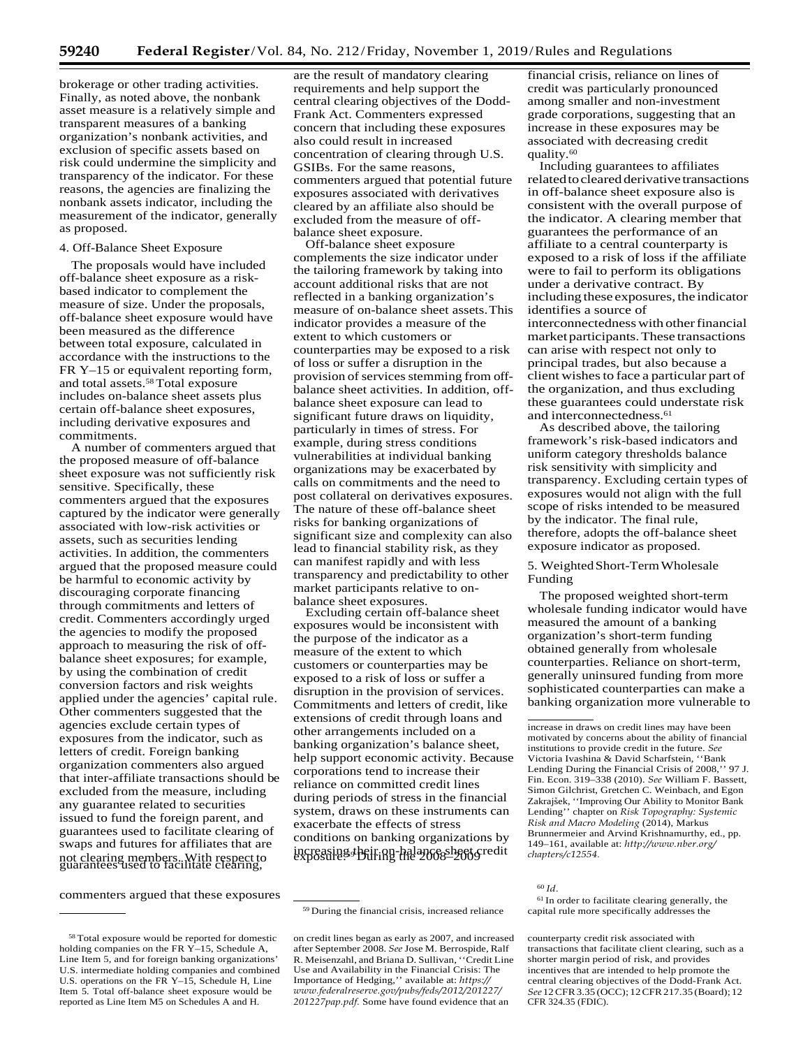brokerage or other trading activities. Finally, as noted above, the nonbank asset measure is a relatively simple and transparent measures of a banking organization's nonbank activities, and exclusion of specific assets based on risk could undermine the simplicity and transparency of the indicator. For these reasons, the agencies are finalizing the nonbank assets indicator, including the measurement of the indicator, generally as proposed.

4. Off-Balance Sheet Exposure

The proposals would have included off-balance sheet exposure as a risk-based indicator to complement the measure of size. Under the proposals, off-balance sheet exposure would have been measured as the difference between total exposure, calculated in accordance with the instructions to the FR Y–15 or equivalent reporting form, and total assets.[58] Total exposure includes on-balance sheet assets plus certain off-balance sheet exposures, including derivative exposures and commitments.

A number of commenters argued that the proposed measure of off-balance sheet exposure was not sufficiently risk sensitive. Specifically, these commenters argued that the exposures captured by the indicator were generally associated with low-risk activities or assets, such as securities lending activities. In addition, the commenters argued that the proposed measure could be harmful to economic activity by discouraging corporate financing through commitments and letters of credit. Commenters accordingly urged the agencies to modify the proposed approach to measuring the risk of off-balance sheet exposures; for example, by using the combination of credit conversion factors and risk weights applied under the agencies' capital rule. Other commenters suggested that the agencies exclude certain types of exposures from the indicator, such as letters of credit. Foreign banking organization commenters also argued that inter-affiliate transactions should be excluded from the measure, including any guarantee related to securities issued to fund the foreign parent, and guarantees used to facilitate clearing of swaps and futures for affiliates that are not clearing members. With respect to guarantees used to facilitate clearing, commenters argued that these exposures are the result of mandatory clearing requirements and help support the central clearing objectives of the Dodd-Frank Act. Commenters expressed concern that including these exposures also could result in increased concentration of clearing through U.S. GSIBs. For the same reasons, commenters argued that potential future exposures associated with derivatives cleared by an affiliate also should be excluded from the measure of off-balance sheet exposure.

Off-balance sheet exposure complements the size indicator under the tailoring framework by taking into account additional risks that are not reflected in a banking organization's measure of on-balance sheet assets. This indicator provides a measure of the extent to which customers or counterparties may be exposed to a risk of loss or suffer a disruption in the provision of services stemming from off-balance sheet activities. In addition, off-balance sheet exposure can lead to significant future draws on liquidity, particularly in times of stress. For example, during stress conditions vulnerabilities at individual banking organizations may be exacerbated by calls on commitments and the need to post collateral on derivatives exposures. The nature of these off-balance sheet risks for banking organizations of significant size and complexity can also lead to financial stability risk, as they can manifest rapidly and with less transparency and predictability to other market participants relative to on-balance sheet exposures.

Excluding certain off-balance sheet exposures would be inconsistent with the purpose of the indicator as a measure of the extent to which customers or counterparties may be exposed to a risk of loss or suffer a disruption in the provision of services. Commitments and letters of credit, like extensions of credit through loans and other arrangements included on a banking organization's balance sheet, help support economic activity. Because corporations tend to increase their reliance on committed credit lines during periods of stress in the financial system, draws on these instruments can exacerbate the effects of stress conditions on banking organizations by increasing their on-balance sheet credit exposure.[59] During the 2008–2009 financial crisis, reliance on lines of credit was particularly pronounced among smaller and non-investment grade corporations, suggesting that an increase in these exposures may be associated with decreasing credit quality.[60]

Including guarantees to affiliates related to cleared derivative transactions in off-balance sheet exposure also is consistent with the overall purpose of the indicator. A clearing member that guarantees the performance of an affiliate to a central counterparty is exposed to a risk of loss if the affiliate were to fail to perform its obligations under a derivative contract. By including these exposures, the indicator identifies a source of interconnectedness with other financial market participants. These transactions can arise with respect not only to principal trades, but also because a client wishes to face a particular part of the organization, and thus excluding these guarantees could understate risk and interconnectedness.[61]

As described above, the tailoring framework's risk-based indicators and uniform category thresholds balance risk sensitivity with simplicity and transparency. Excluding certain types of exposures would not align with the full scope of risks intended to be measured by the indicator. The final rule, therefore, adopts the off-balance sheet exposure indicator as proposed.

5. Weighted Short-Term Wholesale Funding

The proposed weighted short-term wholesale funding indicator would have measured the amount of a banking organization's short-term funding obtained generally from wholesale counterparties. Reliance on short-term, generally uninsured funding from more sophisticated counterparties can make a banking organization more vulnerable to

---

[58] Total exposure would be reported for domestic holding companies on the FR Y–15, Schedule A, Line Item 5, and for foreign banking organizations' U.S. intermediate holding companies and combined U.S. operations on the FR Y–15, Schedule H, Line Item 5. Total off-balance sheet exposure would be reported as Line Item M5 on Schedules A and H.

[59] During the financial crisis, increased reliance on credit lines began as early as 2007, and increased after September 2008. *See* Jose M. Berrospide, Ralf R. Meisenzahl, and Briana D. Sullivan, ''Credit Line Use and Availability in the Financial Crisis: The Importance of Hedging,'' available at: *https://www.federalreserve.gov/pubs/feds/2012/201227/201227pap.pdf.* Some have found evidence that an increase in draws on credit lines may have been motivated by concerns about the ability of financial institutions to provide credit in the future. *See* Victoria Ivashina & David Scharfstein, ''Bank Lending During the Financial Crisis of 2008,'' 97 J. Fin. Econ. 319–338 (2010). *See* William F. Bassett, Simon Gilchrist, Gretchen C. Weinbach, and Egon Zakrajšek, ''Improving Our Ability to Monitor Bank Lending'' chapter on *Risk Topography: Systemic Risk and Macro Modeling* (2014), Markus Brunnermeier and Arvind Krishnamurthy, ed., pp. 149–161, available at: *http://www.nber.org/chapters/c12554.*

[60] *Id.*

[61] In order to facilitate clearing generally, the capital rule more specifically addresses the counterparty credit risk associated with transactions that facilitate client clearing, such as a shorter margin period of risk, and provides incentives that are intended to help promote the central clearing objectives of the Dodd-Frank Act. *See* 12 CFR 3.35 (OCC); 12 CFR 217.35 (Board); 12 CFR 324.35 (FDIC).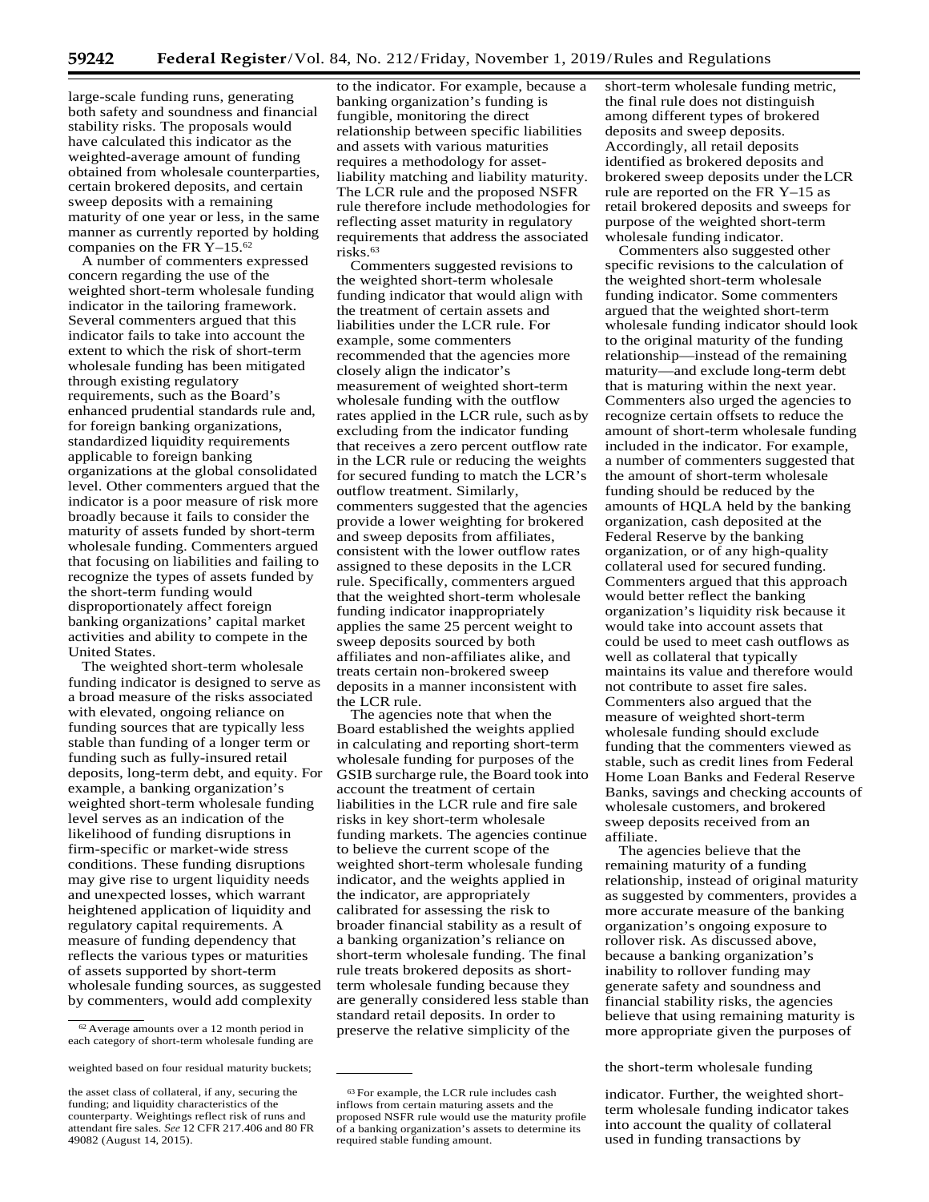large-scale funding runs, generating both safety and soundness and financial stability risks. The proposals would have calculated this indicator as the weighted-average amount of funding obtained from wholesale counterparties, certain brokered deposits, and certain sweep deposits with a remaining maturity of one year or less, in the same manner as currently reported by holding companies on the FR Y–15.[62]

A number of commenters expressed concern regarding the use of the weighted short-term wholesale funding indicator in the tailoring framework. Several commenters argued that this indicator fails to take into account the extent to which the risk of short-term wholesale funding has been mitigated through existing regulatory requirements, such as the Board's enhanced prudential standards rule and, for foreign banking organizations, standardized liquidity requirements applicable to foreign banking organizations at the global consolidated level. Other commenters argued that the indicator is a poor measure of risk more broadly because it fails to consider the maturity of assets funded by short-term wholesale funding. Commenters argued that focusing on liabilities and failing to recognize the types of assets funded by the short-term funding would disproportionately affect foreign banking organizations' capital market activities and ability to compete in the United States.

The weighted short-term wholesale funding indicator is designed to serve as a broad measure of the risks associated with elevated, ongoing reliance on funding sources that are typically less stable than funding of a longer term or funding such as fully-insured retail deposits, long-term debt, and equity. For example, a banking organization's weighted short-term wholesale funding level serves as an indication of the likelihood of funding disruptions in firm-specific or market-wide stress conditions. These funding disruptions may give rise to urgent liquidity needs and unexpected losses, which warrant heightened application of liquidity and regulatory capital requirements. A measure of funding dependency that reflects the various types or maturities of assets supported by short-term wholesale funding sources, as suggested by commenters, would add complexity to the indicator. For example, because a banking organization's funding is fungible, monitoring the direct relationship between specific liabilities and assets with various maturities requires a methodology for asset-liability matching and liability maturity. The LCR rule and the proposed NSFR rule therefore include methodologies for reflecting asset maturity in regulatory requirements that address the associated risks.[63]

Commenters suggested revisions to the weighted short-term wholesale funding indicator that would align with the treatment of certain assets and liabilities under the LCR rule. For example, some commenters recommended that the agencies more closely align the indicator's measurement of weighted short-term wholesale funding with the outflow rates applied in the LCR rule, such as by excluding from the indicator funding that receives a zero percent outflow rate in the LCR rule or reducing the weights for secured funding to match the LCR's outflow treatment. Similarly, commenters suggested that the agencies provide a lower weighting for brokered and sweep deposits from affiliates, consistent with the lower outflow rates assigned to these deposits in the LCR rule. Specifically, commenters argued that the weighted short-term wholesale funding indicator inappropriately applies the same 25 percent weight to sweep deposits sourced by both affiliates and non-affiliates alike, and treats certain non-brokered sweep deposits in a manner inconsistent with the LCR rule.

The agencies note that when the Board established the weights applied in calculating and reporting short-term wholesale funding for purposes of the GSIB surcharge rule, the Board took into account the treatment of certain liabilities in the LCR rule and fire sale risks in key short-term wholesale funding markets. The agencies continue to believe the current scope of the weighted short-term wholesale funding indicator, and the weights applied in the indicator, are appropriately calibrated for assessing the risk to broader financial stability as a result of a banking organization's reliance on short-term wholesale funding. The final rule treats brokered deposits as short-term wholesale funding because they are generally considered less stable than standard retail deposits. In order to preserve the relative simplicity of the short-term wholesale funding metric, the final rule does not distinguish among different types of brokered deposits and sweep deposits. Accordingly, all retail deposits identified as brokered deposits and brokered sweep deposits under the LCR rule are reported on the FR Y–15 as retail brokered deposits and sweeps for purpose of the weighted short-term wholesale funding indicator.

Commenters also suggested other specific revisions to the calculation of the weighted short-term wholesale funding indicator. Some commenters argued that the weighted short-term wholesale funding indicator should look to the original maturity of the funding relationship—instead of the remaining maturity—and exclude long-term debt that is maturing within the next year. Commenters also urged the agencies to recognize certain offsets to reduce the amount of short-term wholesale funding included in the indicator. For example, a number of commenters suggested that the amount of short-term wholesale funding should be reduced by the amounts of HQLA held by the banking organization, cash deposited at the Federal Reserve by the banking organization, or of any high-quality collateral used for secured funding. Commenters argued that this approach would better reflect the banking organization's liquidity risk because it would take into account assets that could be used to meet cash outflows as well as collateral that typically maintains its value and therefore would not contribute to asset fire sales. Commenters also argued that the measure of weighted short-term wholesale funding should exclude funding that the commenters viewed as stable, such as credit lines from Federal Home Loan Banks and Federal Reserve Banks, savings and checking accounts of wholesale customers, and brokered sweep deposits received from an affiliate.

The agencies believe that the remaining maturity of a funding relationship, instead of original maturity as suggested by commenters, provides a more accurate measure of the banking organization's ongoing exposure to rollover risk. As discussed above, because a banking organization's inability to rollover funding may generate safety and soundness and financial stability risks, the agencies believe that using remaining maturity is more appropriate given the purposes of the short-term wholesale funding indicator. Further, the weighted short-term wholesale funding indicator takes into account the quality of collateral used in funding transactions by

---

[62] Average amounts over a 12 month period in each category of short-term wholesale funding are weighted based on four residual maturity buckets; the asset class of collateral, if any, securing the funding; and liquidity characteristics of the counterparty. Weightings reflect risk of runs and attendant fire sales. *See* 12 CFR 217.406 and 80 FR 49082 (August 14, 2015).

[63] For example, the LCR rule includes cash inflows from certain maturing assets and the proposed NSFR rule would use the maturity profile of a banking organization's assets to determine its required stable funding amount.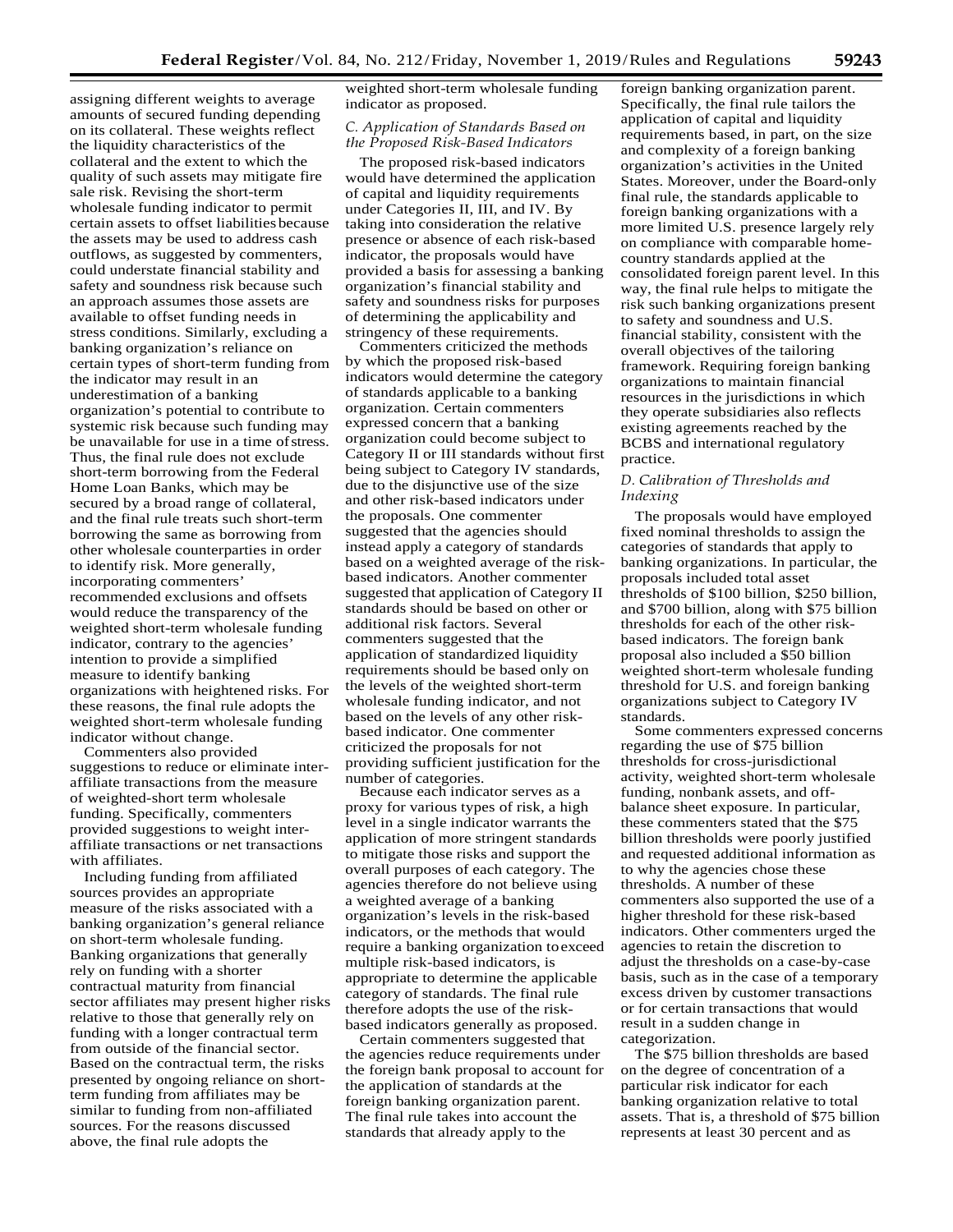assigning different weights to average amounts of secured funding depending on its collateral. These weights reflect the liquidity characteristics of the collateral and the extent to which the quality of such assets may mitigate fire sale risk. Revising the short-term wholesale funding indicator to permit certain assets to offset liabilities because the assets may be used to address cash outflows, as suggested by commenters, could understate financial stability and safety and soundness risk because such an approach assumes those assets are available to offset funding needs in stress conditions. Similarly, excluding a banking organization's reliance on certain types of short-term funding from the indicator may result in an underestimation of a banking organization's potential to contribute to systemic risk because such funding may be unavailable for use in a time of stress. Thus, the final rule does not exclude short-term borrowing from the Federal Home Loan Banks, which may be secured by a broad range of collateral, and the final rule treats such short-term borrowing the same as borrowing from other wholesale counterparties in order to identify risk. More generally, incorporating commenters' recommended exclusions and offsets would reduce the transparency of the weighted short-term wholesale funding indicator, contrary to the agencies' intention to provide a simplified measure to identify banking organizations with heightened risks. For these reasons, the final rule adopts the weighted short-term wholesale funding indicator without change.

Commenters also provided suggestions to reduce or eliminate inter-affiliate transactions from the measure of weighted-short term wholesale funding. Specifically, commenters provided suggestions to weight inter-affiliate transactions or net transactions with affiliates.

Including funding from affiliated sources provides an appropriate measure of the risks associated with a banking organization's general reliance on short-term wholesale funding. Banking organizations that generally rely on funding with a shorter contractual maturity from financial sector affiliates may present higher risks relative to those that generally rely on funding with a longer contractual term from outside of the financial sector. Based on the contractual term, the risks presented by ongoing reliance on short-term funding from affiliates may be similar to funding from non-affiliated sources. For the reasons discussed above, the final rule adopts the weighted short-term wholesale funding indicator as proposed.

### *C. Application of Standards Based on the Proposed Risk-Based Indicators*

The proposed risk-based indicators would have determined the application of capital and liquidity requirements under Categories II, III, and IV. By taking into consideration the relative presence or absence of each risk-based indicator, the proposals would have provided a basis for assessing a banking organization's financial stability and safety and soundness risks for purposes of determining the applicability and stringency of these requirements.

Commenters criticized the methods by which the proposed risk-based indicators would determine the category of standards applicable to a banking organization. Certain commenters expressed concern that a banking organization could become subject to Category II or III standards without first being subject to Category IV standards, due to the disjunctive use of the size and other risk-based indicators under the proposals. One commenter suggested that the agencies should instead apply a category of standards based on a weighted average of the risk-based indicators. Another commenter suggested that application of Category II standards should be based on other or additional risk factors. Several commenters suggested that the application of standardized liquidity requirements should be based only on the levels of the weighted short-term wholesale funding indicator, and not based on the levels of any other risk-based indicator. One commenter criticized the proposals for not providing sufficient justification for the number of categories.

Because each indicator serves as a proxy for various types of risk, a high level in a single indicator warrants the application of more stringent standards to mitigate those risks and support the overall purposes of each category. The agencies therefore do not believe using a weighted average of a banking organization's levels in the risk-based indicators, or the methods that would require a banking organization to exceed multiple risk-based indicators, is appropriate to determine the applicable category of standards. The final rule therefore adopts the use of the risk-based indicators generally as proposed.

Certain commenters suggested that the agencies reduce requirements under the foreign bank proposal to account for the application of standards at the foreign banking organization parent. The final rule takes into account the standards that already apply to the foreign banking organization parent. Specifically, the final rule tailors the application of capital and liquidity requirements based, in part, on the size and complexity of a foreign banking organization's activities in the United States. Moreover, under the Board-only final rule, the standards applicable to foreign banking organizations with a more limited U.S. presence largely rely on compliance with comparable home-country standards applied at the consolidated foreign parent level. In this way, the final rule helps to mitigate the risk such banking organizations present to safety and soundness and U.S. financial stability, consistent with the overall objectives of the tailoring framework. Requiring foreign banking organizations to maintain financial resources in the jurisdictions in which they operate subsidiaries also reflects existing agreements reached by the BCBS and international regulatory practice.

### *D. Calibration of Thresholds and Indexing*

The proposals would have employed fixed nominal thresholds to assign the categories of standards that apply to banking organizations. In particular, the proposals included total asset thresholds of $100 billion, $250 billion, and $700 billion, along with $75 billion thresholds for each of the other risk-based indicators. The foreign bank proposal also included a $50 billion weighted short-term wholesale funding threshold for U.S. and foreign banking organizations subject to Category IV standards.

Some commenters expressed concerns regarding the use of $75 billion thresholds for cross-jurisdictional activity, weighted short-term wholesale funding, nonbank assets, and off-balance sheet exposure. In particular, these commenters stated that the $75 billion thresholds were poorly justified and requested additional information as to why the agencies chose these thresholds. A number of these commenters also supported the use of a higher threshold for these risk-based indicators. Other commenters urged the agencies to retain the discretion to adjust the thresholds on a case-by-case basis, such as in the case of a temporary excess driven by customer transactions or for certain transactions that would result in a sudden change in categorization.

The $75 billion thresholds are based on the degree of concentration of a particular risk indicator for each banking organization relative to total assets. That is, a threshold of $75 billion represents at least 30 percent and as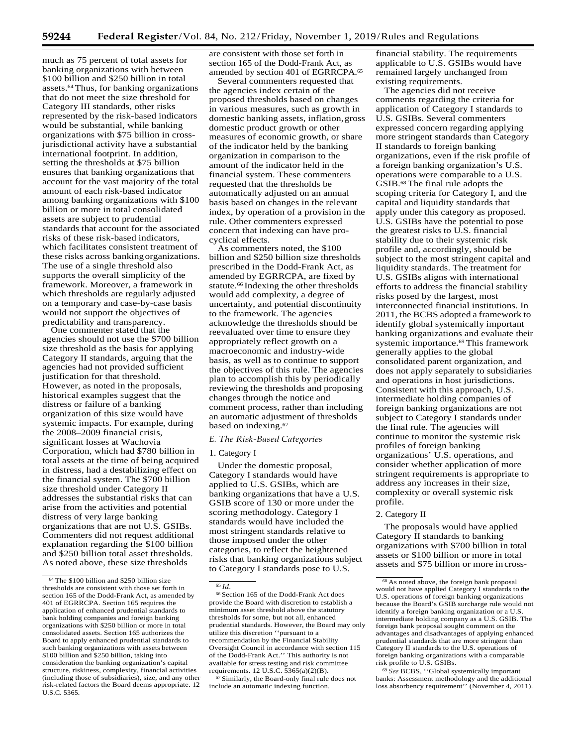much as 75 percent of total assets for banking organizations with between $100 billion and $250 billion in total assets.[64] Thus, for banking organizations that do not meet the size threshold for Category III standards, other risks represented by the risk-based indicators would be substantial, while banking organizations with $75 billion in cross-jurisdictional activity have a substantial international footprint. In addition, setting the thresholds at $75 billion ensures that banking organizations that account for the vast majority of the total amount of each risk-based indicator among banking organizations with $100 billion or more in total consolidated assets are subject to prudential standards that account for the associated risks of these risk-based indicators, which facilitates consistent treatment of these risks across banking organizations. The use of a single threshold also supports the overall simplicity of the framework. Moreover, a framework in which thresholds are regularly adjusted on a temporary and case-by-case basis would not support the objectives of predictability and transparency.

One commenter stated that the agencies should not use the $700 billion size threshold as the basis for applying Category II standards, arguing that the agencies had not provided sufficient justification for that threshold. However, as noted in the proposals, historical examples suggest that the distress or failure of a banking organization of this size would have systemic impacts. For example, during the 2008–2009 financial crisis, significant losses at Wachovia Corporation, which had $780 billion in total assets at the time of being acquired in distress, had a destabilizing effect on the financial system. The $700 billion size threshold under Category II addresses the substantial risks that can arise from the activities and potential distress of very large banking organizations that are not U.S. GSIBs. Commenters did not request additional explanation regarding the $100 billion and $250 billion total asset thresholds. As noted above, these size thresholds are consistent with those set forth in section 165 of the Dodd-Frank Act, as amended by section 401 of EGRRCPA.[65]

Several commenters requested that the agencies index certain of the proposed thresholds based on changes in various measures, such as growth in domestic banking assets, inflation, gross domestic product growth or other measures of economic growth, or share of the indicator held by the banking organization in comparison to the amount of the indicator held in the financial system. These commenters requested that the thresholds be automatically adjusted on an annual basis based on changes in the relevant index, by operation of a provision in the rule. Other commenters expressed concern that indexing can have pro-cyclical effects.

As commenters noted, the $100 billion and $250 billion size thresholds prescribed in the Dodd-Frank Act, as amended by EGRRCPA, are fixed by statute.[66] Indexing the other thresholds would add complexity, a degree of uncertainty, and potential discontinuity to the framework. The agencies acknowledge the thresholds should be reevaluated over time to ensure they appropriately reflect growth on a macroeconomic and industry-wide basis, as well as to continue to support the objectives of this rule. The agencies plan to accomplish this by periodically reviewing the thresholds and proposing changes through the notice and comment process, rather than including an automatic adjustment of thresholds based on indexing.[67]

### *E. The Risk-Based Categories*

#### 1. Category I

Under the domestic proposal, Category I standards would have applied to U.S. GSIBs, which are banking organizations that have a U.S. GSIB score of 130 or more under the scoring methodology. Category I standards would have included the most stringent standards relative to those imposed under the other categories, to reflect the heightened risks that banking organizations subject to Category I standards pose to U.S. financial stability. The requirements applicable to U.S. GSIBs would have remained largely unchanged from existing requirements.

The agencies did not receive comments regarding the criteria for application of Category I standards to U.S. GSIBs. Several commenters expressed concern regarding applying more stringent standards than Category II standards to foreign banking organizations, even if the risk profile of a foreign banking organization's U.S. operations were comparable to a U.S. GSIB.[68] The final rule adopts the scoping criteria for Category I, and the capital and liquidity standards that apply under this category as proposed. U.S. GSIBs have the potential to pose the greatest risks to U.S. financial stability due to their systemic risk profile and, accordingly, should be subject to the most stringent capital and liquidity standards. The treatment for U.S. GSIBs aligns with international efforts to address the financial stability risks posed by the largest, most interconnected financial institutions. In 2011, the BCBS adopted a framework to identify global systemically important banking organizations and evaluate their systemic importance.[69] This framework generally applies to the global consolidated parent organization, and does not apply separately to subsidiaries and operations in host jurisdictions. Consistent with this approach, U.S. intermediate holding companies of foreign banking organizations are not subject to Category I standards under the final rule. The agencies will continue to monitor the systemic risk profiles of foreign banking organizations' U.S. operations, and consider whether application of more stringent requirements is appropriate to address any increases in their size, complexity or overall systemic risk profile.

#### 2. Category II

The proposals would have applied Category II standards to banking organizations with $700 billion in total assets or $100 billion or more in total assets and $75 billion or more in cross-

---

[64] The $100 billion and $250 billion size thresholds are consistent with those set forth in section 165 of the Dodd-Frank Act, as amended by 401 of EGRRCPA. Section 165 requires the application of enhanced prudential standards to bank holding companies and foreign banking organizations with $250 billion or more in total consolidated assets. Section 165 authorizes the Board to apply enhanced prudential standards to such banking organizations with assets between $100 billion and $250 billion, taking into consideration the banking organization's capital structure, riskiness, complexity, financial activities (including those of subsidiaries), size, and any other risk-related factors the Board deems appropriate. 12 U.S.C. 5365.

[65] *Id.*

[66] Section 165 of the Dodd-Frank Act does provide the Board with discretion to establish a minimum asset threshold above the statutory thresholds for some, but not all, enhanced prudential standards. However, the Board may only utilize this discretion ''pursuant to a recommendation by the Financial Stability Oversight Council in accordance with section 115 of the Dodd-Frank Act.'' This authority is not available for stress testing and risk committee requirements. 12 U.S.C. 5365(a)(2)(B).

[67] Similarly, the Board-only final rule does not include an automatic indexing function.

[68] As noted above, the foreign bank proposal would not have applied Category I standards to the U.S. operations of foreign banking organizations because the Board's GSIB surcharge rule would not identify a foreign banking organization or a U.S. intermediate holding company as a U.S. GSIB. The foreign bank proposal sought comment on the advantages and disadvantages of applying enhanced prudential standards that are more stringent than Category II standards to the U.S. operations of foreign banking organizations with a comparable risk profile to U.S. GSIBs.

[69] *See* BCBS, ''Global systemically important banks: Assessment methodology and the additional loss absorbency requirement'' (November 4, 2011).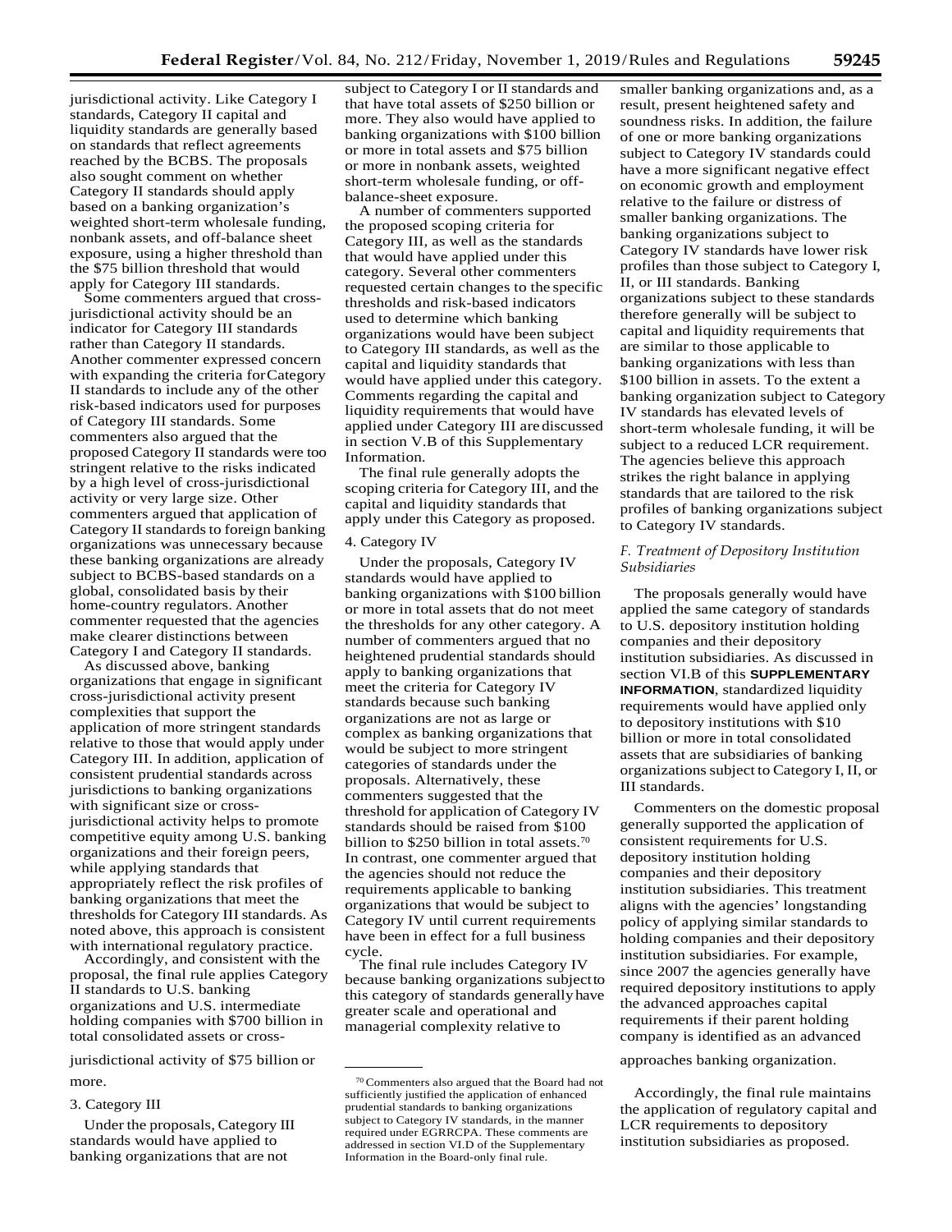jurisdictional activity. Like Category I standards, Category II capital and liquidity standards are generally based on standards that reflect agreements reached by the BCBS. The proposals also sought comment on whether Category II standards should apply based on a banking organization's weighted short-term wholesale funding, nonbank assets, and off-balance sheet exposure, using a higher threshold than the $75 billion threshold that would apply for Category III standards.

Some commenters argued that cross-jurisdictional activity should be an indicator for Category III standards rather than Category II standards. Another commenter expressed concern with expanding the criteria for Category II standards to include any of the other risk-based indicators used for purposes of Category III standards. Some commenters also argued that the proposed Category II standards were too stringent relative to the risks indicated by a high level of cross-jurisdictional activity or very large size. Other commenters argued that application of Category II standards to foreign banking organizations was unnecessary because these banking organizations are already subject to BCBS-based standards on a global, consolidated basis by their home-country regulators. Another commenter requested that the agencies make clearer distinctions between Category I and Category II standards.

As discussed above, banking organizations that engage in significant cross-jurisdictional activity present complexities that support the application of more stringent standards relative to those that would apply under Category III. In addition, application of consistent prudential standards across jurisdictions to banking organizations with significant size or cross-jurisdictional activity helps to promote competitive equity among U.S. banking organizations and their foreign peers, while applying standards that appropriately reflect the risk profiles of banking organizations that meet the thresholds for Category III standards. As noted above, this approach is consistent with international regulatory practice.

Accordingly, and consistent with the proposal, the final rule applies Category II standards to U.S. banking organizations and U.S. intermediate holding companies with $700 billion in total consolidated assets or cross-jurisdictional activity of $75 billion or more.

3. Category III

Under the proposals, Category III standards would have applied to banking organizations that are not subject to Category I or II standards and that have total assets of $250 billion or more. They also would have applied to banking organizations with $100 billion or more in total assets and $75 billion or more in nonbank assets, weighted short-term wholesale funding, or off-balance-sheet exposure.

A number of commenters supported the proposed scoping criteria for Category III, as well as the standards that would have applied under this category. Several other commenters requested certain changes to the specific thresholds and risk-based indicators used to determine which banking organizations would have been subject to Category III standards, as well as the capital and liquidity standards that would have applied under this category. Comments regarding the capital and liquidity requirements that would have applied under Category III are discussed in section V.B of this Supplementary Information.

The final rule generally adopts the scoping criteria for Category III, and the capital and liquidity standards that apply under this Category as proposed.

4. Category IV

Under the proposals, Category IV standards would have applied to banking organizations with $100 billion or more in total assets that do not meet the thresholds for any other category. A number of commenters argued that no heightened prudential standards should apply to banking organizations that meet the criteria for Category IV standards because such banking organizations are not as large or complex as banking organizations that would be subject to more stringent categories of standards under the proposals. Alternatively, these commenters suggested that the threshold for application of Category IV standards should be raised from $100 billion to $250 billion in total assets.[70] In contrast, one commenter argued that the agencies should not reduce the requirements applicable to banking organizations that would be subject to Category IV until current requirements have been in effect for a full business cycle.

The final rule includes Category IV because banking organizations subject to this category of standards generally have greater scale and operational and managerial complexity relative to smaller banking organizations and, as a result, present heightened safety and soundness risks. In addition, the failure of one or more banking organizations subject to Category IV standards could have a more significant negative effect on economic growth and employment relative to the failure or distress of smaller banking organizations. The banking organizations subject to Category IV standards have lower risk profiles than those subject to Category I, II, or III standards. Banking organizations subject to these standards therefore generally will be subject to capital and liquidity requirements that are similar to those applicable to banking organizations with less than $100 billion in assets. To the extent a banking organization subject to Category IV standards has elevated levels of short-term wholesale funding, it will be subject to a reduced LCR requirement. The agencies believe this approach strikes the right balance in applying standards that are tailored to the risk profiles of banking organizations subject to Category IV standards.

### *F. Treatment of Depository Institution Subsidiaries*

The proposals generally would have applied the same category of standards to U.S. depository institution holding companies and their depository institution subsidiaries. As discussed in section VI.B of this **SUPPLEMENTARY INFORMATION**, standardized liquidity requirements would have applied only to depository institutions with $10 billion or more in total consolidated assets that are subsidiaries of banking organizations subject to Category I, II, or III standards.

Commenters on the domestic proposal generally supported the application of consistent requirements for U.S. depository institution holding companies and their depository institution subsidiaries. This treatment aligns with the agencies' longstanding policy of applying similar standards to holding companies and their depository institution subsidiaries. For example, since 2007 the agencies generally have required depository institutions to apply the advanced approaches capital requirements if their parent holding company is identified as an advanced approaches banking organization.

Accordingly, the final rule maintains the application of regulatory capital and LCR requirements to depository institution subsidiaries as proposed.

[70] Commenters also argued that the Board had not sufficiently justified the application of enhanced prudential standards to banking organizations subject to Category IV standards, in the manner required under EGRRCPA. These comments are addressed in section VI.D of the Supplementary Information in the Board-only final rule.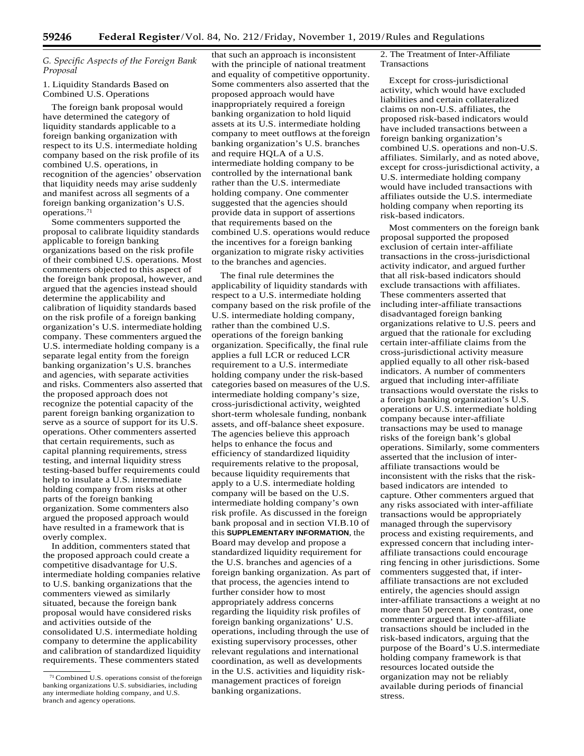### G. Specific Aspects of the Foreign Bank Proposal

#### 1. Liquidity Standards Based on Combined U.S. Operations

The foreign bank proposal would have determined the category of liquidity standards applicable to a foreign banking organization with respect to its U.S. intermediate holding company based on the risk profile of its combined U.S. operations, in recognition of the agencies' observation that liquidity needs may arise suddenly and manifest across all segments of a foreign banking organization's U.S. operations.[71]

Some commenters supported the proposal to calibrate liquidity standards applicable to foreign banking organizations based on the risk profile of their combined U.S. operations. Most commenters objected to this aspect of the foreign bank proposal, however, and argued that the agencies instead should determine the applicability and calibration of liquidity standards based on the risk profile of a foreign banking organization's U.S. intermediate holding company. These commenters argued the U.S. intermediate holding company is a separate legal entity from the foreign banking organization's U.S. branches and agencies, with separate activities and risks. Commenters also asserted that the proposed approach does not recognize the potential capacity of the parent foreign banking organization to serve as a source of support for its U.S. operations. Other commenters asserted that certain requirements, such as capital planning requirements, stress testing, and internal liquidity stress testing-based buffer requirements could help to insulate a U.S. intermediate holding company from risks at other parts of the foreign banking organization. Some commenters also argued the proposed approach would have resulted in a framework that is overly complex.

In addition, commenters stated that the proposed approach could create a competitive disadvantage for U.S. intermediate holding companies relative to U.S. banking organizations that the commenters viewed as similarly situated, because the foreign bank proposal would have considered risks and activities outside of the consolidated U.S. intermediate holding company to determine the applicability and calibration of standardized liquidity requirements. These commenters stated that such an approach is inconsistent with the principle of national treatment and equality of competitive opportunity. Some commenters also asserted that the proposed approach would have inappropriately required a foreign banking organization to hold liquid assets at its U.S. intermediate holding company to meet outflows at the foreign banking organization's U.S. branches and require HQLA of a U.S. intermediate holding company to be controlled by the international bank rather than the U.S. intermediate holding company. One commenter suggested that the agencies should provide data in support of assertions that requirements based on the combined U.S. operations would reduce the incentives for a foreign banking organization to migrate risky activities to the branches and agencies.

The final rule determines the applicability of liquidity standards with respect to a U.S. intermediate holding company based on the risk profile of the U.S. intermediate holding company, rather than the combined U.S. operations of the foreign banking organization. Specifically, the final rule applies a full LCR or reduced LCR requirement to a U.S. intermediate holding company under the risk-based categories based on measures of the U.S. intermediate holding company's size, cross-jurisdictional activity, weighted short-term wholesale funding, nonbank assets, and off-balance sheet exposure. The agencies believe this approach helps to enhance the focus and efficiency of standardized liquidity requirements relative to the proposal, because liquidity requirements that apply to a U.S. intermediate holding company will be based on the U.S. intermediate holding company's own risk profile. As discussed in the foreign bank proposal and in section VI.B.10 of this **SUPPLEMENTARY INFORMATION**, the Board may develop and propose a standardized liquidity requirement for the U.S. branches and agencies of a foreign banking organization. As part of that process, the agencies intend to further consider how to most appropriately address concerns regarding the liquidity risk profiles of foreign banking organizations' U.S. operations, including through the use of existing supervisory processes, other relevant regulations and international coordination, as well as developments in the U.S. activities and liquidity risk-management practices of foreign banking organizations.

#### 2. The Treatment of Inter-Affiliate Transactions

Except for cross-jurisdictional activity, which would have excluded liabilities and certain collateralized claims on non-U.S. affiliates, the proposed risk-based indicators would have included transactions between a foreign banking organization's combined U.S. operations and non-U.S. affiliates. Similarly, and as noted above, except for cross-jurisdictional activity, a U.S. intermediate holding company would have included transactions with affiliates outside the U.S. intermediate holding company when reporting its risk-based indicators.

Most commenters on the foreign bank proposal supported the proposed exclusion of certain inter-affiliate transactions in the cross-jurisdictional activity indicator, and argued further that all risk-based indicators should exclude transactions with affiliates. These commenters asserted that including inter-affiliate transactions disadvantaged foreign banking organizations relative to U.S. peers and argued that the rationale for excluding certain inter-affiliate claims from the cross-jurisdictional activity measure applied equally to all other risk-based indicators. A number of commenters argued that including inter-affiliate transactions would overstate the risks to a foreign banking organization's U.S. operations or U.S. intermediate holding company because inter-affiliate transactions may be used to manage risks of the foreign bank's global operations. Similarly, some commenters asserted that the inclusion of inter-affiliate transactions would be inconsistent with the risks that the risk-based indicators are intended to capture. Other commenters argued that any risks associated with inter-affiliate transactions would be appropriately managed through the supervisory process and existing requirements, and expressed concern that including inter-affiliate transactions could encourage ring fencing in other jurisdictions. Some commenters suggested that, if inter-affiliate transactions are not excluded entirely, the agencies should assign inter-affiliate transactions a weight at no more than 50 percent. By contrast, one commenter argued that inter-affiliate transactions should be included in the risk-based indicators, arguing that the purpose of the Board's U.S. intermediate holding company framework is that resources located outside the organization may not be reliably available during periods of financial stress.

[71] Combined U.S. operations consist of the foreign banking organizations U.S. subsidiaries, including any intermediate holding company, and U.S. branch and agency operations.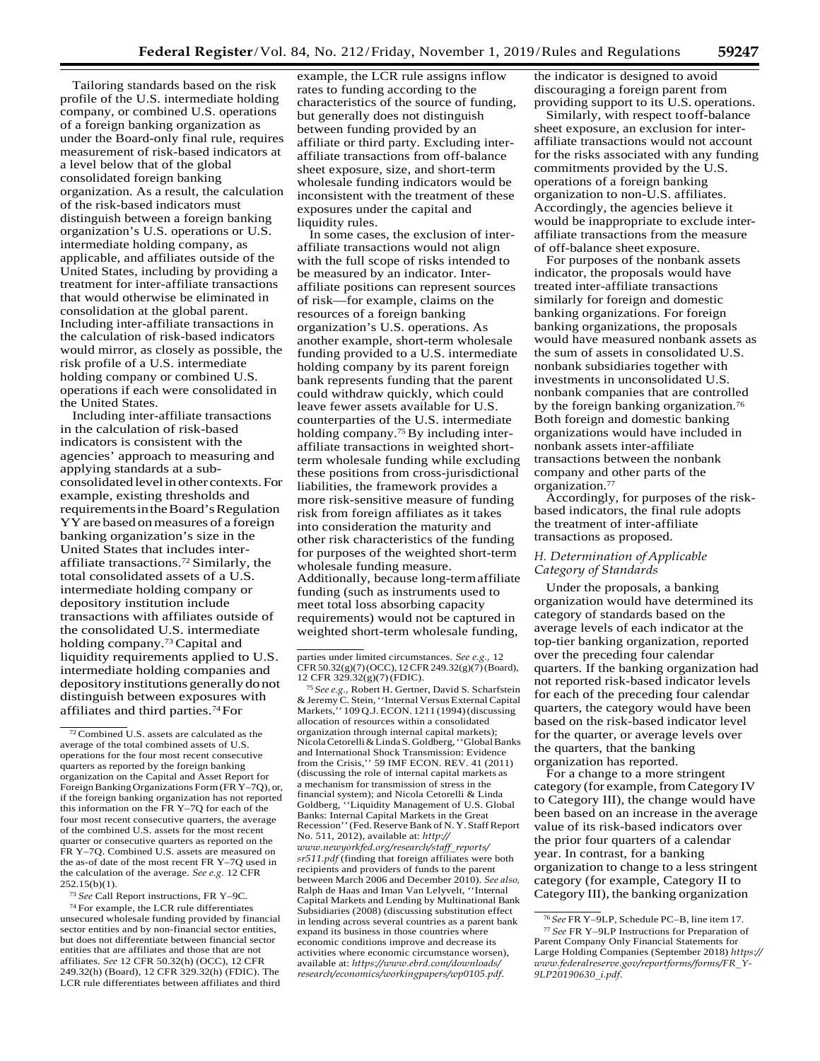Tailoring standards based on the risk profile of the U.S. intermediate holding company, or combined U.S. operations of a foreign banking organization as under the Board-only final rule, requires measurement of risk-based indicators at a level below that of the global consolidated foreign banking organization. As a result, the calculation of the risk-based indicators must distinguish between a foreign banking organization's U.S. operations or U.S. intermediate holding company, as applicable, and affiliates outside of the United States, including by providing a treatment for inter-affiliate transactions that would otherwise be eliminated in consolidation at the global parent. Including inter-affiliate transactions in the calculation of risk-based indicators would mirror, as closely as possible, the risk profile of a U.S. intermediate holding company or combined U.S. operations if each were consolidated in the United States.

Including inter-affiliate transactions in the calculation of risk-based indicators is consistent with the agencies' approach to measuring and applying standards at a sub-consolidated level in other contexts. For example, existing thresholds and requirements in the Board's Regulation YY are based on measures of a foreign banking organization's size in the United States that includes inter-affiliate transactions.[72] Similarly, the total consolidated assets of a U.S. intermediate holding company or depository institution include transactions with affiliates outside of the consolidated U.S. intermediate holding company.[73] Capital and liquidity requirements applied to U.S. intermediate holding companies and depository institutions generally do not distinguish between exposures with affiliates and third parties.[74] For example, the LCR rule assigns inflow rates to funding according to the characteristics of the source of funding, but generally does not distinguish between funding provided by an affiliate or third party. Excluding inter-affiliate transactions from off-balance sheet exposure, size, and short-term wholesale funding indicators would be inconsistent with the treatment of these exposures under the capital and liquidity rules.

In some cases, the exclusion of inter-affiliate transactions would not align with the full scope of risks intended to be measured by an indicator. Inter-affiliate positions can represent sources of risk—for example, claims on the resources of a foreign banking organization's U.S. operations. As another example, short-term wholesale funding provided to a U.S. intermediate holding company by its parent foreign bank represents funding that the parent could withdraw quickly, which could leave fewer assets available for U.S. counterparties of the U.S. intermediate holding company.[75] By including inter-affiliate transactions in weighted short-term wholesale funding while excluding these positions from cross-jurisdictional liabilities, the framework provides a more risk-sensitive measure of funding risk from foreign affiliates as it takes into consideration the maturity and other risk characteristics of the funding for purposes of the weighted short-term wholesale funding measure. Additionally, because long-term affiliate funding (such as instruments used to meet total loss absorbing capacity requirements) would not be captured in weighted short-term wholesale funding, the indicator is designed to avoid discouraging a foreign parent from providing support to its U.S. operations.

Similarly, with respect to off-balance sheet exposure, an exclusion for inter-affiliate transactions would not account for the risks associated with any funding commitments provided by the U.S. operations of a foreign banking organization to non-U.S. affiliates. Accordingly, the agencies believe it would be inappropriate to exclude inter-affiliate transactions from the measure of off-balance sheet exposure.

For purposes of the nonbank assets indicator, the proposals would have treated inter-affiliate transactions similarly for foreign and domestic banking organizations. For foreign banking organizations, the proposals would have measured nonbank assets as the sum of assets in consolidated U.S. nonbank subsidiaries together with investments in unconsolidated U.S. nonbank companies that are controlled by the foreign banking organization.[76] Both foreign and domestic banking organizations would have included in nonbank assets inter-affiliate transactions between the nonbank company and other parts of the organization.[77]

Accordingly, for purposes of the risk-based indicators, the final rule adopts the treatment of inter-affiliate transactions as proposed.

### *H. Determination of Applicable Category of Standards*

Under the proposals, a banking organization would have determined its category of standards based on the average levels of each indicator at the top-tier banking organization, reported over the preceding four calendar quarters. If the banking organization had not reported risk-based indicator levels for each of the preceding four calendar quarters, the category would have been based on the risk-based indicator level for the quarter, or average levels over the quarters, that the banking organization has reported.

For a change to a more stringent category (for example, from Category IV to Category III), the change would have been based on an increase in the average value of its risk-based indicators over the prior four quarters of a calendar year. In contrast, for a banking organization to change to a less stringent category (for example, Category II to Category III), the banking organization

---

[72] Combined U.S. assets are calculated as the average of the total combined assets of U.S. operations for the four most recent consecutive quarters as reported by the foreign banking organization on the Capital and Asset Report for Foreign Banking Organizations Form (FR Y–7Q), or, if the foreign banking organization has not reported this information on the FR Y–7Q for each of the four most recent consecutive quarters, the average of the combined U.S. assets for the most recent quarter or consecutive quarters as reported on the FR Y–7Q. Combined U.S. assets are measured on the as-of date of the most recent FR Y–7Q used in the calculation of the average. *See e.g.* 12 CFR 252.15(b)(1).

[73] *See* Call Report instructions, FR Y–9C.

[74] For example, the LCR rule differentiates unsecured wholesale funding provided by financial sector entities and by non-financial sector entities, but does not differentiate between financial sector entities that are affiliates and those that are not affiliates. *See* 12 CFR 50.32(h) (OCC), 12 CFR 249.32(h) (Board), 12 CFR 329.32(h) (FDIC). The LCR rule differentiates between affiliates and third parties under limited circumstances. *See e.g.,* 12 CFR 50.32(g)(7) (OCC), 12 CFR 249.32(g)(7) (Board), 12 CFR 329.32(g)(7) (FDIC).

[75] *See e.g.,* Robert H. Gertner, David S. Scharfstein & Jeremy C. Stein, ''Internal Versus External Capital Markets,'' 109 Q.J. ECON. 1211 (1994) (discussing allocation of resources within a consolidated organization through internal capital markets); Nicola Cetorelli & Linda S. Goldberg, ''Global Banks and International Shock Transmission: Evidence from the Crisis,'' 59 IMF ECON. REV. 41 (2011) (discussing the role of internal capital markets as a mechanism for transmission of stress in the financial system); and Nicola Cetorelli & Linda Goldberg, ''Liquidity Management of U.S. Global Banks: Internal Capital Markets in the Great Recession'' (Fed. Reserve Bank of N. Y. Staff Report No. 511, 2012), available at: *http://www.newyorkfed.org/research/staff_reports/sr511.pdf* (finding that foreign affiliates were both recipients and providers of funds to the parent between March 2006 and December 2010). *See also,* Ralph de Haas and Iman Van Lelyvelt, ''Internal Capital Markets and Lending by Multinational Bank Subsidiaries (2008) (discussing substitution effect in lending across several countries as a parent bank expand its business in those countries where economic conditions improve and decrease its activities where economic circumstance worsen), available at: *https://www.ebrd.com/downloads/research/economics/workingpapers/wp0105.pdf*.

[76] *See* FR Y–9LP, Schedule PC–B, line item 17.

[77] *See* FR Y–9LP Instructions for Preparation of Parent Company Only Financial Statements for Large Holding Companies (September 2018) *https://www.federalreserve.gov/reportforms/forms/FR_Y-9LP20190630_i.pdf*.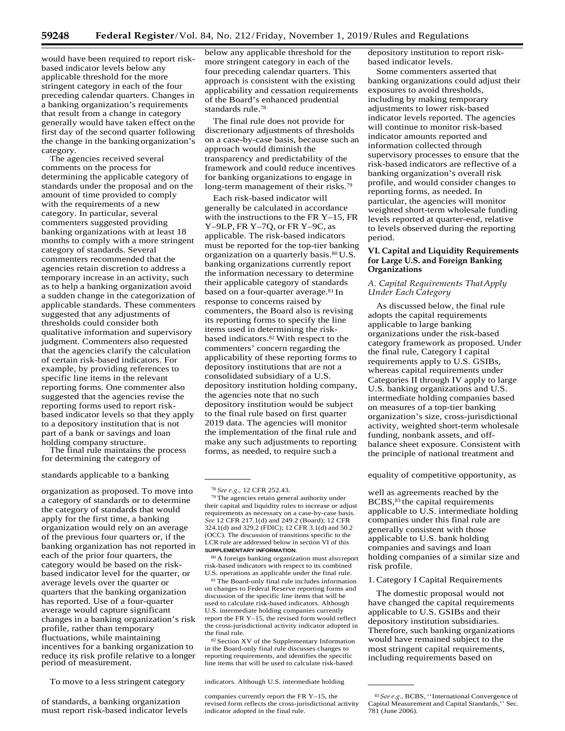would have been required to report risk-based indicator levels below any applicable threshold for the more stringent category in each of the four preceding calendar quarters. Changes in a banking organization's requirements that result from a change in category generally would have taken effect on the first day of the second quarter following the change in the banking organization's category.

The agencies received several comments on the process for determining the applicable category of standards under the proposal and on the amount of time provided to comply with the requirements of a new category. In particular, several commenters suggested providing banking organizations with at least 18 months to comply with a more stringent category of standards. Several commenters recommended that the agencies retain discretion to address a temporary increase in an activity, such as to help a banking organization avoid a sudden change in the categorization of applicable standards. These commenters suggested that any adjustments of thresholds could consider both qualitative information and supervisory judgment. Commenters also requested that the agencies clarify the calculation of certain risk-based indicators. For example, by providing references to specific line items in the relevant reporting forms. One commenter also suggested that the agencies revise the reporting forms used to report risk-based indicator levels so that they apply to a depository institution that is not part of a bank or savings and loan holding company structure.

The final rule maintains the process for determining the category of standards applicable to a banking organization as proposed. To move into a category of standards or to determine the category of standards that would apply for the first time, a banking organization would rely on an average of the previous four quarters or, if the banking organization has not reported in each of the prior four quarters, the category would be based on the risk-based indicator level for the quarter, or average levels over the quarter or quarters that the banking organization has reported. Use of a four-quarter average would capture significant changes in a banking organization's risk profile, rather than temporary fluctuations, while maintaining incentives for a banking organization to reduce its risk profile relative to a longer period of measurement.

To move to a less stringent category of standards, a banking organization must report risk-based indicator levels below any applicable threshold for the more stringent category in each of the four preceding calendar quarters. This approach is consistent with the existing applicability and cessation requirements of the Board's enhanced prudential standards rule.[78]

The final rule does not provide for discretionary adjustments of thresholds on a case-by-case basis, because such an approach would diminish the transparency and predictability of the framework and could reduce incentives for banking organizations to engage in long-term management of their risks.[79]

Each risk-based indicator will generally be calculated in accordance with the instructions to the FR Y–15, FR Y–9LP, FR Y–7Q, or FR Y–9C, as applicable. The risk-based indicators must be reported for the top-tier banking organization on a quarterly basis.[80] U.S. banking organizations currently report the information necessary to determine their applicable category of standards based on a four-quarter average.[81] In response to concerns raised by commenters, the Board also is revising its reporting forms to specify the line items used in determining the risk-based indicators.[82] With respect to the commenters' concern regarding the applicability of these reporting forms to depository institutions that are not a consolidated subsidiary of a U.S. depository institution holding company, the agencies note that no such depository institution would be subject to the final rule based on first quarter 2019 data. The agencies will monitor the implementation of the final rule and make any such adjustments to reporting forms, as needed, to require such a depository institution to report risk-based indicator levels.

Some commenters asserted that banking organizations could adjust their exposures to avoid thresholds, including by making temporary adjustments to lower risk-based indicator levels reported. The agencies will continue to monitor risk-based indicator amounts reported and information collected through supervisory processes to ensure that the risk-based indicators are reflective of a banking organization's overall risk profile, and would consider changes to reporting forms, as needed. In particular, the agencies will monitor weighted short-term wholesale funding levels reported at quarter-end, relative to levels observed during the reporting period.

## VI. Capital and Liquidity Requirements for Large U.S. and Foreign Banking Organizations

### *A. Capital Requirements That Apply Under Each Category*

As discussed below, the final rule adopts the capital requirements applicable to large banking organizations under the risk-based category framework as proposed. Under the final rule, Category I capital requirements apply to U.S. GSIBs, whereas capital requirements under Categories II through IV apply to large U.S. banking organizations and U.S. intermediate holding companies based on measures of a top-tier banking organization's size, cross-jurisdictional activity, weighted short-term wholesale funding, nonbank assets, and off-balance sheet exposure. Consistent with the principle of national treatment and equality of competitive opportunity, as well as agreements reached by the BCBS,[83] the capital requirements applicable to U.S. intermediate holding companies under this final rule are generally consistent with those applicable to U.S. bank holding companies and savings and loan holding companies of a similar size and risk profile.

#### 1. Category I Capital Requirements

The domestic proposal would not have changed the capital requirements applicable to U.S. GSIBs and their depository institution subsidiaries. Therefore, such banking organizations would have remained subject to the most stringent capital requirements, including requirements based on

---

[78] *See e.g.,* 12 CFR 252.43.

[79] The agencies retain general authority under their capital and liquidity rules to increase or adjust requirements as necessary on a case-by-case basis. *See* 12 CFR 217.1(d) and 249.2 (Board); 12 CFR 324.1(d) and 329.2 (FDIC); 12 CFR 3.1(d) and 50.2 (OCC). The discussion of transitions specific to the LCR rule are addressed below in section VI of this **SUPPLEMENTARY INFORMATION**.

[80] A foreign banking organization must also report risk-based indicators with respect to its combined U.S. operations as applicable under the final rule.

[81] The Board-only final rule includes information on changes to Federal Reserve reporting forms and discussion of the specific line items that will be used to calculate risk-based indicators. Although U.S. intermediate holding companies currently report the FR Y–15, the revised form would reflect the cross-jurisdictional activity indicator adopted in the final rule.

[82] Section XV of the Supplementary Information in the Board-only final rule discusses changes to reporting requirements, and identifies the specific line items that will be used to calculate risk-based indicators. Although U.S. intermediate holding companies currently report the FR Y–15, the revised form reflects the cross-jurisdictional activity indicator adopted in the final rule.

[83] *See e.g.,* BCBS, ''International Convergence of Capital Measurement and Capital Standards,'' Sec. 781 (June 2006).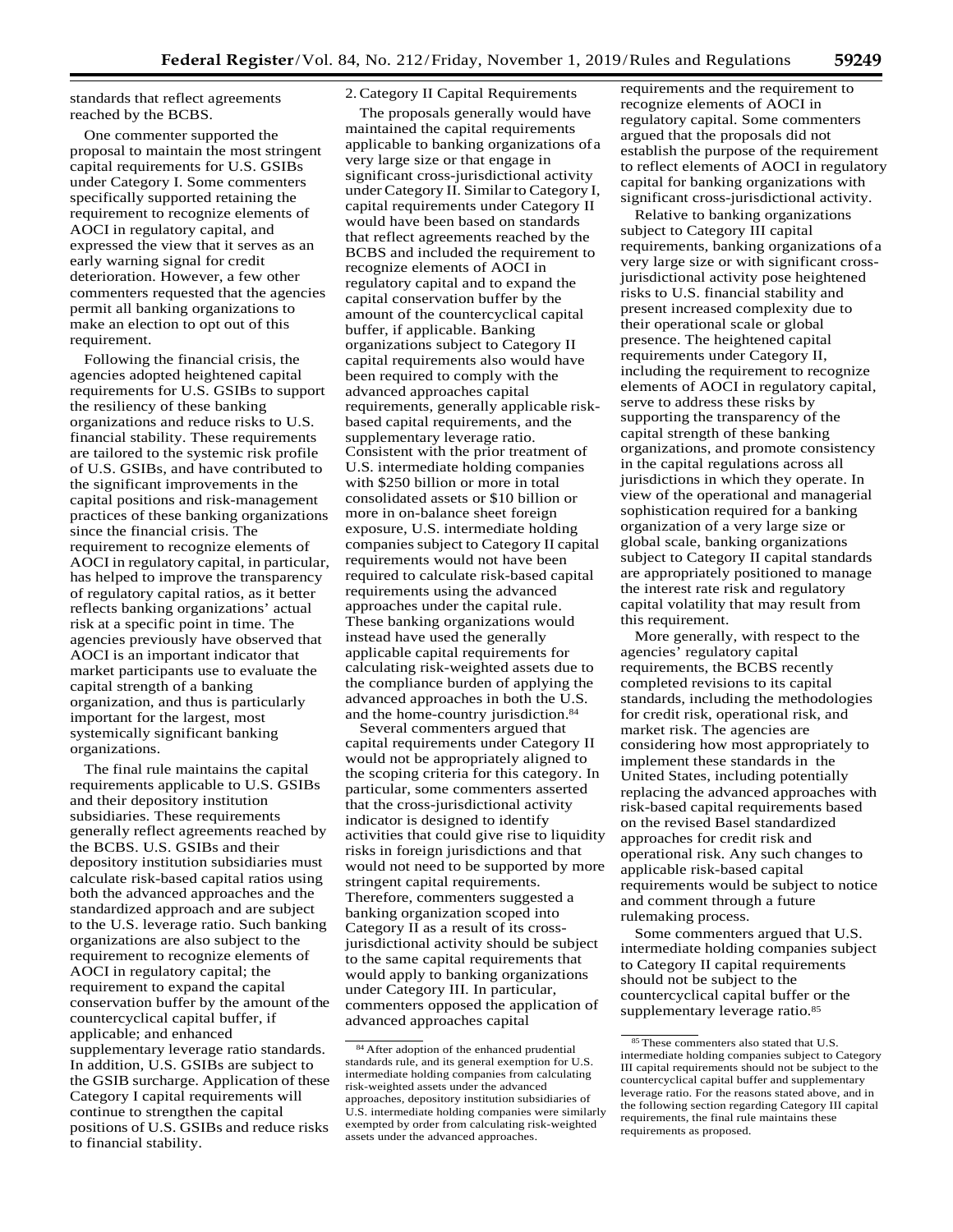standards that reflect agreements reached by the BCBS.

One commenter supported the proposal to maintain the most stringent capital requirements for U.S. GSIBs under Category I. Some commenters specifically supported retaining the requirement to recognize elements of AOCI in regulatory capital, and expressed the view that it serves as an early warning signal for credit deterioration. However, a few other commenters requested that the agencies permit all banking organizations to make an election to opt out of this requirement.

Following the financial crisis, the agencies adopted heightened capital requirements for U.S. GSIBs to support the resiliency of these banking organizations and reduce risks to U.S. financial stability. These requirements are tailored to the systemic risk profile of U.S. GSIBs, and have contributed to the significant improvements in the capital positions and risk-management practices of these banking organizations since the financial crisis. The requirement to recognize elements of AOCI in regulatory capital, in particular, has helped to improve the transparency of regulatory capital ratios, as it better reflects banking organizations' actual risk at a specific point in time. The agencies previously have observed that AOCI is an important indicator that market participants use to evaluate the capital strength of a banking organization, and thus is particularly important for the largest, most systemically significant banking organizations.

The final rule maintains the capital requirements applicable to U.S. GSIBs and their depository institution subsidiaries. These requirements generally reflect agreements reached by the BCBS. U.S. GSIBs and their depository institution subsidiaries must calculate risk-based capital ratios using both the advanced approaches and the standardized approach and are subject to the U.S. leverage ratio. Such banking organizations are also subject to the requirement to recognize elements of AOCI in regulatory capital; the requirement to expand the capital conservation buffer by the amount of the countercyclical capital buffer, if applicable; and enhanced supplementary leverage ratio standards. In addition, U.S. GSIBs are subject to the GSIB surcharge. Application of these Category I capital requirements will continue to strengthen the capital positions of U.S. GSIBs and reduce risks to financial stability.

### 2. Category II Capital Requirements

The proposals generally would have maintained the capital requirements applicable to banking organizations of a very large size or that engage in significant cross-jurisdictional activity under Category II. Similar to Category I, capital requirements under Category II would have been based on standards that reflect agreements reached by the BCBS and included the requirement to recognize elements of AOCI in regulatory capital and to expand the capital conservation buffer by the amount of the countercyclical capital buffer, if applicable. Banking organizations subject to Category II capital requirements also would have been required to comply with the advanced approaches capital requirements, generally applicable risk-based capital requirements, and the supplementary leverage ratio. Consistent with the prior treatment of U.S. intermediate holding companies with \$250 billion or more in total consolidated assets or \$10 billion or more in on-balance sheet foreign exposure, U.S. intermediate holding companies subject to Category II capital requirements would not have been required to calculate risk-based capital requirements using the advanced approaches under the capital rule. These banking organizations would instead have used the generally applicable capital requirements for calculating risk-weighted assets due to the compliance burden of applying the advanced approaches in both the U.S. and the home-country jurisdiction.[84]

Several commenters argued that capital requirements under Category II would not be appropriately aligned to the scoping criteria for this category. In particular, some commenters asserted that the cross-jurisdictional activity indicator is designed to identify activities that could give rise to liquidity risks in foreign jurisdictions and that would not need to be supported by more stringent capital requirements. Therefore, commenters suggested a banking organization scoped into Category II as a result of its cross-jurisdictional activity should be subject to the same capital requirements that would apply to banking organizations under Category III. In particular, commenters opposed the application of advanced approaches capital requirements and the requirement to recognize elements of AOCI in regulatory capital. Some commenters argued that the proposals did not establish the purpose of the requirement to reflect elements of AOCI in regulatory capital for banking organizations with significant cross-jurisdictional activity.

Relative to banking organizations subject to Category III capital requirements, banking organizations of a very large size or with significant cross-jurisdictional activity pose heightened risks to U.S. financial stability and present increased complexity due to their operational scale or global presence. The heightened capital requirements under Category II, including the requirement to recognize elements of AOCI in regulatory capital, serve to address these risks by supporting the transparency of the capital strength of these banking organizations, and promote consistency in the capital regulations across all jurisdictions in which they operate. In view of the operational and managerial sophistication required for a banking organization of a very large size or global scale, banking organizations subject to Category II capital standards are appropriately positioned to manage the interest rate risk and regulatory capital volatility that may result from this requirement.

More generally, with respect to the agencies' regulatory capital requirements, the BCBS recently completed revisions to its capital standards, including the methodologies for credit risk, operational risk, and market risk. The agencies are considering how most appropriately to implement these standards in the United States, including potentially replacing the advanced approaches with risk-based capital requirements based on the revised Basel standardized approaches for credit risk and operational risk. Any such changes to applicable risk-based capital requirements would be subject to notice and comment through a future rulemaking process.

Some commenters argued that U.S. intermediate holding companies subject to Category II capital requirements should not be subject to the countercyclical capital buffer or the supplementary leverage ratio.[85]

---

[84] After adoption of the enhanced prudential standards rule, and its general exemption for U.S. intermediate holding companies from calculating risk-weighted assets under the advanced approaches, depository institution subsidiaries of U.S. intermediate holding companies were similarly exempted by order from calculating risk-weighted assets under the advanced approaches.

[85] These commenters also stated that U.S. intermediate holding companies subject to Category III capital requirements should not be subject to the countercyclical capital buffer and supplementary leverage ratio. For the reasons stated above, and in the following section regarding Category III capital requirements, the final rule maintains these requirements as proposed.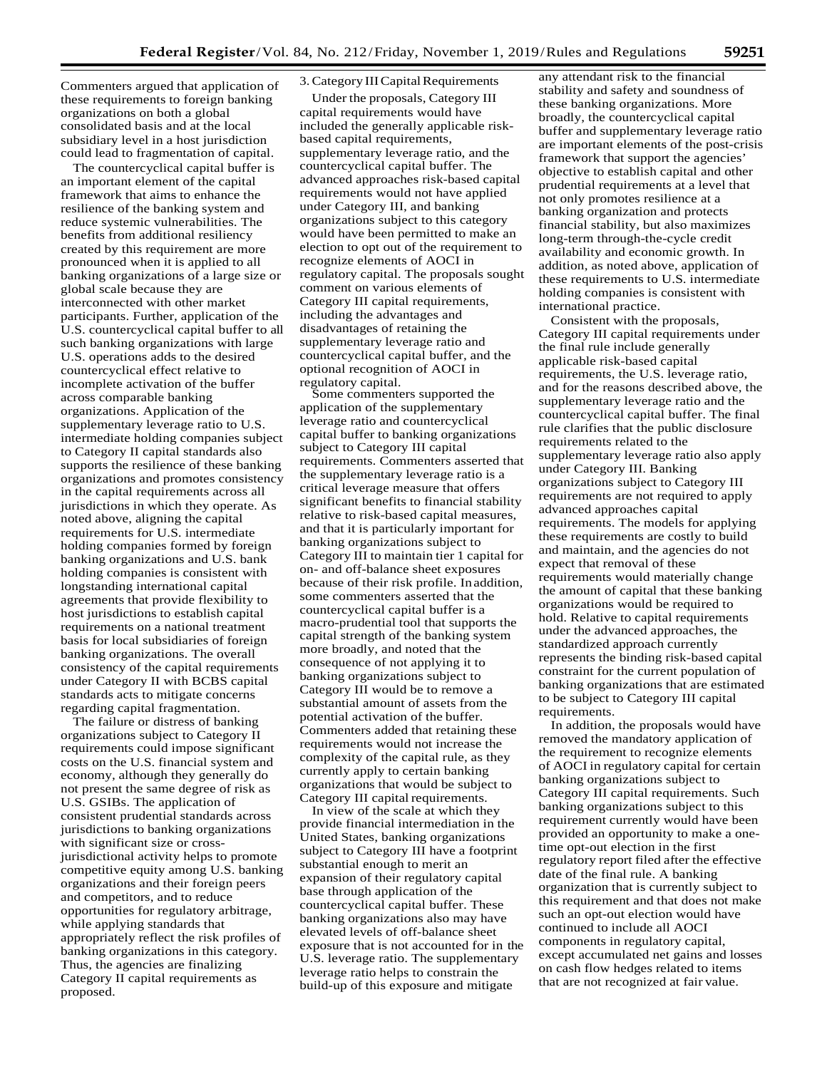Commenters argued that application of these requirements to foreign banking organizations on both a global consolidated basis and at the local subsidiary level in a host jurisdiction could lead to fragmentation of capital.

The countercyclical capital buffer is an important element of the capital framework that aims to enhance the resilience of the banking system and reduce systemic vulnerabilities. The benefits from additional resiliency created by this requirement are more pronounced when it is applied to all banking organizations of a large size or global scale because they are interconnected with other market participants. Further, application of the U.S. countercyclical capital buffer to all such banking organizations with large U.S. operations adds to the desired countercyclical effect relative to incomplete activation of the buffer across comparable banking organizations. Application of the supplementary leverage ratio to U.S. intermediate holding companies subject to Category II capital standards also supports the resilience of these banking organizations and promotes consistency in the capital requirements across all jurisdictions in which they operate. As noted above, aligning the capital requirements for U.S. intermediate holding companies formed by foreign banking organizations and U.S. bank holding companies is consistent with longstanding international capital agreements that provide flexibility to host jurisdictions to establish capital requirements on a national treatment basis for local subsidiaries of foreign banking organizations. The overall consistency of the capital requirements under Category II with BCBS capital standards acts to mitigate concerns regarding capital fragmentation.

The failure or distress of banking organizations subject to Category II requirements could impose significant costs on the U.S. financial system and economy, although they generally do not present the same degree of risk as U.S. GSIBs. The application of consistent prudential standards across jurisdictions to banking organizations with significant size or cross-jurisdictional activity helps to promote competitive equity among U.S. banking organizations and their foreign peers and competitors, and to reduce opportunities for regulatory arbitrage, while applying standards that appropriately reflect the risk profiles of banking organizations in this category. Thus, the agencies are finalizing Category II capital requirements as proposed.

### 3. Category III Capital Requirements

Under the proposals, Category III capital requirements would have included the generally applicable risk-based capital requirements, supplementary leverage ratio, and the countercyclical capital buffer. The advanced approaches risk-based capital requirements would not have applied under Category III, and banking organizations subject to this category would have been permitted to make an election to opt out of the requirement to recognize elements of AOCI in regulatory capital. The proposals sought comment on various elements of Category III capital requirements, including the advantages and disadvantages of retaining the supplementary leverage ratio and countercyclical capital buffer, and the optional recognition of AOCI in regulatory capital.

Some commenters supported the application of the supplementary leverage ratio and countercyclical capital buffer to banking organizations subject to Category III capital requirements. Commenters asserted that the supplementary leverage ratio is a critical leverage measure that offers significant benefits to financial stability relative to risk-based capital measures, and that it is particularly important for banking organizations subject to Category III to maintain tier 1 capital for on- and off-balance sheet exposures because of their risk profile. In addition, some commenters asserted that the countercyclical capital buffer is a macro-prudential tool that supports the capital strength of the banking system more broadly, and noted that the consequence of not applying it to banking organizations subject to Category III would be to remove a substantial amount of assets from the potential activation of the buffer. Commenters added that retaining these requirements would not increase the complexity of the capital rule, as they currently apply to certain banking organizations that would be subject to Category III capital requirements.

In view of the scale at which they provide financial intermediation in the United States, banking organizations subject to Category III have a footprint substantial enough to merit an expansion of their regulatory capital base through application of the countercyclical capital buffer. These banking organizations also may have elevated levels of off-balance sheet exposure that is not accounted for in the U.S. leverage ratio. The supplementary leverage ratio helps to constrain the build-up of this exposure and mitigate any attendant risk to the financial stability and safety and soundness of these banking organizations. More broadly, the countercyclical capital buffer and supplementary leverage ratio are important elements of the post-crisis framework that support the agencies' objective to establish capital and other prudential requirements at a level that not only promotes resilience at a banking organization and protects financial stability, but also maximizes long-term through-the-cycle credit availability and economic growth. In addition, as noted above, application of these requirements to U.S. intermediate holding companies is consistent with international practice.

Consistent with the proposals, Category III capital requirements under the final rule include generally applicable risk-based capital requirements, the U.S. leverage ratio, and for the reasons described above, the supplementary leverage ratio and the countercyclical capital buffer. The final rule clarifies that the public disclosure requirements related to the supplementary leverage ratio also apply under Category III. Banking organizations subject to Category III requirements are not required to apply advanced approaches capital requirements. The models for applying these requirements are costly to build and maintain, and the agencies do not expect that removal of these requirements would materially change the amount of capital that these banking organizations would be required to hold. Relative to capital requirements under the advanced approaches, the standardized approach currently represents the binding risk-based capital constraint for the current population of banking organizations that are estimated to be subject to Category III capital requirements.

In addition, the proposals would have removed the mandatory application of the requirement to recognize elements of AOCI in regulatory capital for certain banking organizations subject to Category III capital requirements. Such banking organizations subject to this requirement currently would have been provided an opportunity to make a one-time opt-out election in the first regulatory report filed after the effective date of the final rule. A banking organization that is currently subject to this requirement and that does not make such an opt-out election would have continued to include all AOCI components in regulatory capital, except accumulated net gains and losses on cash flow hedges related to items that are not recognized at fair value.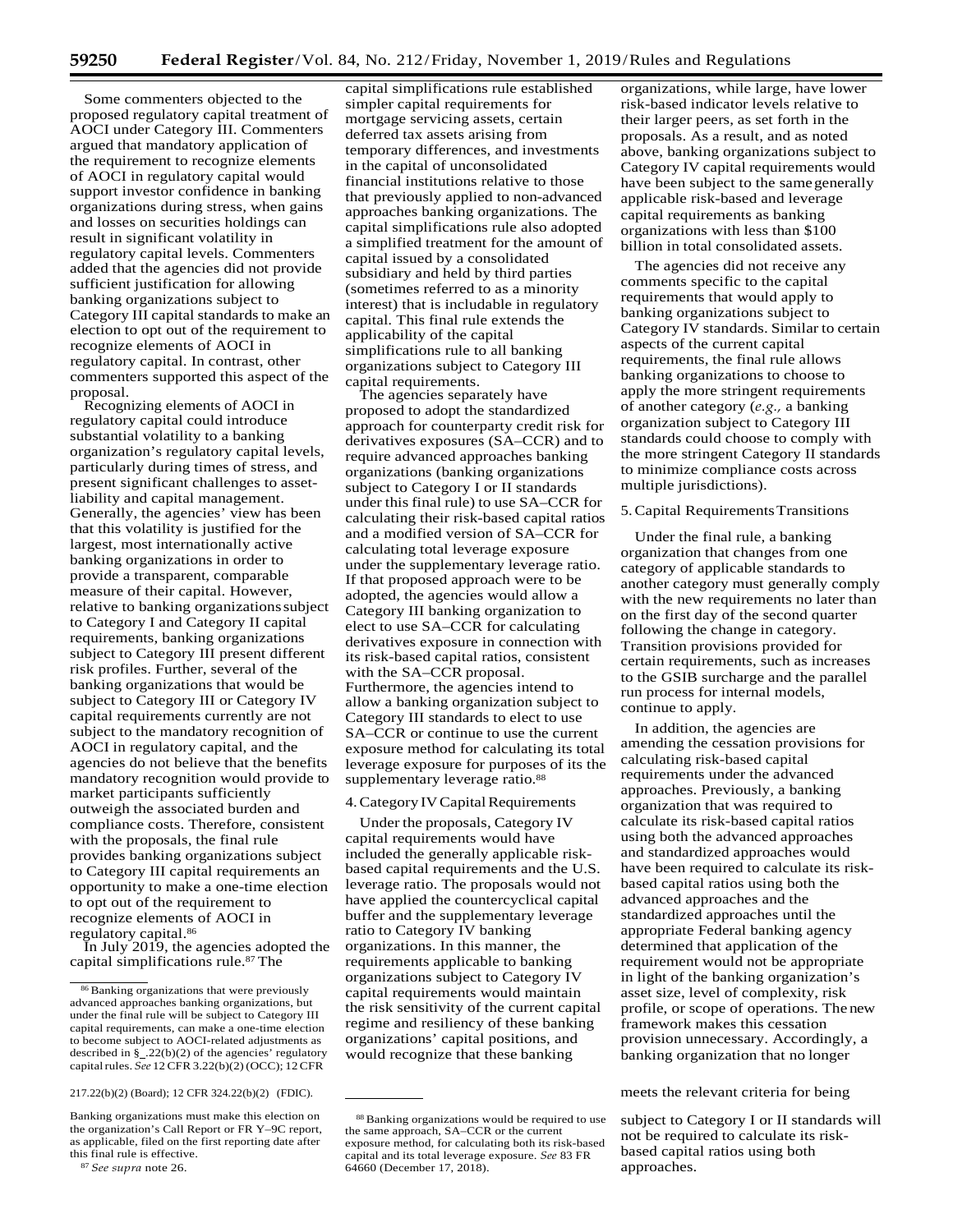Some commenters objected to the proposed regulatory capital treatment of AOCI under Category III. Commenters argued that mandatory application of the requirement to recognize elements of AOCI in regulatory capital would support investor confidence in banking organizations during stress, when gains and losses on securities holdings can result in significant volatility in regulatory capital levels. Commenters added that the agencies did not provide sufficient justification for allowing banking organizations subject to Category III capital standards to make an election to opt out of the requirement to recognize elements of AOCI in regulatory capital. In contrast, other commenters supported this aspect of the proposal.

Recognizing elements of AOCI in regulatory capital could introduce substantial volatility to a banking organization's regulatory capital levels, particularly during times of stress, and present significant challenges to asset-liability and capital management. Generally, the agencies' view has been that this volatility is justified for the largest, most internationally active banking organizations in order to provide a transparent, comparable measure of their capital. However, relative to banking organizations subject to Category I and Category II capital requirements, banking organizations subject to Category III present different risk profiles. Further, several of the banking organizations that would be subject to Category III or Category IV capital requirements currently are not subject to the mandatory recognition of AOCI in regulatory capital, and the agencies do not believe that the benefits mandatory recognition would provide to market participants sufficiently outweigh the associated burden and compliance costs. Therefore, consistent with the proposals, the final rule provides banking organizations subject to Category III capital requirements an opportunity to make a one-time election to opt out of the requirement to recognize elements of AOCI in regulatory capital.[86]

In July 2019, the agencies adopted the capital simplifications rule.[87] The capital simplifications rule established simpler capital requirements for mortgage servicing assets, certain deferred tax assets arising from temporary differences, and investments in the capital of unconsolidated financial institutions relative to those that previously applied to non-advanced approaches banking organizations. The capital simplifications rule also adopted a simplified treatment for the amount of capital issued by a consolidated subsidiary and held by third parties (sometimes referred to as a minority interest) that is includable in regulatory capital. This final rule extends the applicability of the capital simplifications rule to all banking organizations subject to Category III capital requirements.

The agencies separately have proposed to adopt the standardized approach for counterparty credit risk for derivatives exposures (SA–CCR) and to require advanced approaches banking organizations (banking organizations subject to Category I or II standards under this final rule) to use SA–CCR for calculating their risk-based capital ratios and a modified version of SA–CCR for calculating total leverage exposure under the supplementary leverage ratio. If that proposed approach were to be adopted, the agencies would allow a Category III banking organization to elect to use SA–CCR for calculating derivatives exposure in connection with its risk-based capital ratios, consistent with the SA–CCR proposal. Furthermore, the agencies intend to allow a banking organization subject to Category III standards to elect to use SA–CCR or continue to use the current exposure method for calculating its total leverage exposure for purposes of its the supplementary leverage ratio.[88]

### 4. Category IV Capital Requirements

Under the proposals, Category IV capital requirements would have included the generally applicable risk-based capital requirements and the U.S. leverage ratio. The proposals would not have applied the countercyclical capital buffer and the supplementary leverage ratio to Category IV banking organizations. In this manner, the requirements applicable to banking organizations subject to Category IV capital requirements would maintain the risk sensitivity of the current capital regime and resiliency of these banking organizations' capital positions, and would recognize that these banking organizations, while large, have lower risk-based indicator levels relative to their larger peers, as set forth in the proposals. As a result, and as noted above, banking organizations subject to Category IV capital requirements would have been subject to the same generally applicable risk-based and leverage capital requirements as banking organizations with less than $100 billion in total consolidated assets.

The agencies did not receive any comments specific to the capital requirements that would apply to banking organizations subject to Category IV standards. Similar to certain aspects of the current capital requirements, the final rule allows banking organizations to choose to apply the more stringent requirements of another category (*e.g.,* a banking organization subject to Category III standards could choose to comply with the more stringent Category II standards to minimize compliance costs across multiple jurisdictions).

### 5. Capital Requirements Transitions

Under the final rule, a banking organization that changes from one category of applicable standards to another category must generally comply with the new requirements no later than on the first day of the second quarter following the change in category. Transition provisions provided for certain requirements, such as increases to the GSIB surcharge and the parallel run process for internal models, continue to apply.

In addition, the agencies are amending the cessation provisions for calculating risk-based capital requirements under the advanced approaches. Previously, a banking organization that was required to calculate its risk-based capital ratios using both the advanced approaches and standardized approaches would have been required to calculate its risk-based capital ratios using both the advanced approaches and the standardized approaches until the appropriate Federal banking agency determined that application of the requirement would not be appropriate in light of the banking organization's asset size, level of complexity, risk profile, or scope of operations. The new framework makes this cessation provision unnecessary. Accordingly, a banking organization that no longer meets the relevant criteria for being subject to Category I or II standards will not be required to calculate its risk-based capital ratios using both approaches.

---

[86] Banking organizations that were previously advanced approaches banking organizations, but under the final rule will be subject to Category III capital requirements, can make a one-time election to become subject to AOCI-related adjustments as described in §_.22(b)(2) of the agencies' regulatory capital rules. *See* 12 CFR 3.22(b)(2) (OCC); 12 CFR 217.22(b)(2) (Board); 12 CFR 324.22(b)(2) (FDIC). Banking organizations must make this election on the organization's Call Report or FR Y–9C report, as applicable, filed on the first reporting date after this final rule is effective.

[87] *See supra* note 26.

[88] Banking organizations would be required to use the same approach, SA–CCR or the current exposure method, for calculating both its risk-based capital and its total leverage exposure. *See* 83 FR 64660 (December 17, 2018).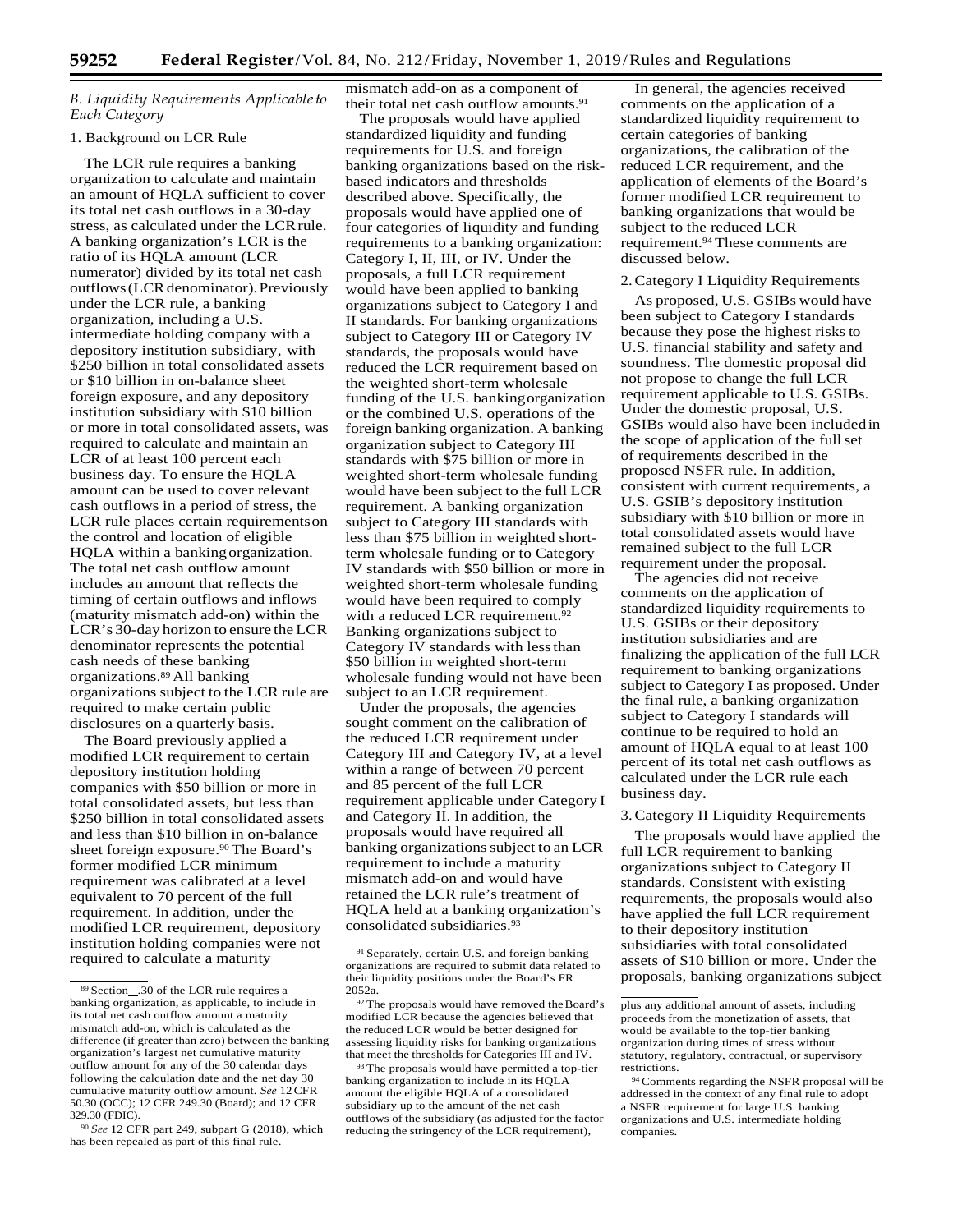*B. Liquidity Requirements Applicable to Each Category*

1. Background on LCR Rule

The LCR rule requires a banking organization to calculate and maintain an amount of HQLA sufficient to cover its total net cash outflows in a 30-day stress, as calculated under the LCR rule. A banking organization's LCR is the ratio of its HQLA amount (LCR numerator) divided by its total net cash outflows (LCR denominator). Previously under the LCR rule, a banking organization, including a U.S. intermediate holding company with a depository institution subsidiary, with $250 billion in total consolidated assets or $10 billion in on-balance sheet foreign exposure, and any depository institution subsidiary with $10 billion or more in total consolidated assets, was required to calculate and maintain an LCR of at least 100 percent each business day. To ensure the HQLA amount can be used to cover relevant cash outflows in a period of stress, the LCR rule places certain requirements on the control and location of eligible HQLA within a banking organization. The total net cash outflow amount includes an amount that reflects the timing of certain outflows and inflows (maturity mismatch add-on) within the LCR's 30-day horizon to ensure the LCR denominator represents the potential cash needs of these banking organizations.[89] All banking organizations subject to the LCR rule are required to make certain public disclosures on a quarterly basis.

The Board previously applied a modified LCR requirement to certain depository institution holding companies with $50 billion or more in total consolidated assets, but less than $250 billion in total consolidated assets and less than $10 billion in on-balance sheet foreign exposure.[90] The Board's former modified LCR minimum requirement was calibrated at a level equivalent to 70 percent of the full requirement. In addition, under the modified LCR requirement, depository institution holding companies were not required to calculate a maturity mismatch add-on as a component of their total net cash outflow amounts.[91]

The proposals would have applied standardized liquidity and funding requirements for U.S. and foreign banking organizations based on the risk-based indicators and thresholds described above. Specifically, the proposals would have applied one of four categories of liquidity and funding requirements to a banking organization: Category I, II, III, or IV. Under the proposals, a full LCR requirement would have been applied to banking organizations subject to Category I and II standards. For banking organizations subject to Category III or Category IV standards, the proposals would have reduced the LCR requirement based on the weighted short-term wholesale funding of the U.S. banking organization or the combined U.S. operations of the foreign banking organization. A banking organization subject to Category III standards with $75 billion or more in weighted short-term wholesale funding would have been subject to the full LCR requirement. A banking organization subject to Category III standards with less than $75 billion in weighted short-term wholesale funding or to Category IV standards with $50 billion or more in weighted short-term wholesale funding would have been required to comply with a reduced LCR requirement.[92] Banking organizations subject to Category IV standards with less than $50 billion in weighted short-term wholesale funding would not have been subject to an LCR requirement.

Under the proposals, the agencies sought comment on the calibration of the reduced LCR requirement under Category III and Category IV, at a level within a range of between 70 percent and 85 percent of the full LCR requirement applicable under Category I and Category II. In addition, the proposals would have required all banking organizations subject to an LCR requirement to include a maturity mismatch add-on and would have retained the LCR rule's treatment of HQLA held at a banking organization's consolidated subsidiaries.[93]

In general, the agencies received comments on the application of a standardized liquidity requirement to certain categories of banking organizations, the calibration of the reduced LCR requirement, and the application of elements of the Board's former modified LCR requirement to banking organizations that would be subject to the reduced LCR requirement.[94] These comments are discussed below.

2. Category I Liquidity Requirements

As proposed, U.S. GSIBs would have been subject to Category I standards because they pose the highest risks to U.S. financial stability and safety and soundness. The domestic proposal did not propose to change the full LCR requirement applicable to U.S. GSIBs. Under the domestic proposal, U.S. GSIBs would also have been included in the scope of application of the full set of requirements described in the proposed NSFR rule. In addition, consistent with current requirements, a U.S. GSIB's depository institution subsidiary with $10 billion or more in total consolidated assets would have remained subject to the full LCR requirement under the proposal.

The agencies did not receive comments on the application of standardized liquidity requirements to U.S. GSIBs or their depository institution subsidiaries and are finalizing the application of the full LCR requirement to banking organizations subject to Category I as proposed. Under the final rule, a banking organization subject to Category I standards will continue to be required to hold an amount of HQLA equal to at least 100 percent of its total net cash outflows as calculated under the LCR rule each business day.

3. Category II Liquidity Requirements

The proposals would have applied the full LCR requirement to banking organizations subject to Category II standards. Consistent with existing requirements, the proposals would also have applied the full LCR requirement to their depository institution subsidiaries with total consolidated assets of $10 billion or more. Under the proposals, banking organizations subject

---

[89] Section __.30 of the LCR rule requires a banking organization, as applicable, to include in its total net cash outflow amount a maturity mismatch add-on, which is calculated as the difference (if greater than zero) between the banking organization's largest net cumulative maturity outflow amount for any of the 30 calendar days following the calculation date and the net day 30 cumulative maturity outflow amount. *See* 12 CFR 50.30 (OCC); 12 CFR 249.30 (Board); and 12 CFR 329.30 (FDIC).

[90] *See* 12 CFR part 249, subpart G (2018), which has been repealed as part of this final rule.

[91] Separately, certain U.S. and foreign banking organizations are required to submit data related to their liquidity positions under the Board's FR 2052a.

[92] The proposals would have removed the Board's modified LCR because the agencies believed that the reduced LCR would be better designed for assessing liquidity risks for banking organizations that meet the thresholds for Categories III and IV.

[93] The proposals would have permitted a top-tier banking organization to include in its HQLA amount the eligible HQLA of a consolidated subsidiary up to the amount of the net cash outflows of the subsidiary (as adjusted for the factor reducing the stringency of the LCR requirement), plus any additional amount of assets, including proceeds from the monetization of assets, that would be available to the top-tier banking organization during times of stress without statutory, regulatory, contractual, or supervisory restrictions.

[94] Comments regarding the NSFR proposal will be addressed in the context of any final rule to adopt a NSFR requirement for large U.S. banking organizations and U.S. intermediate holding companies.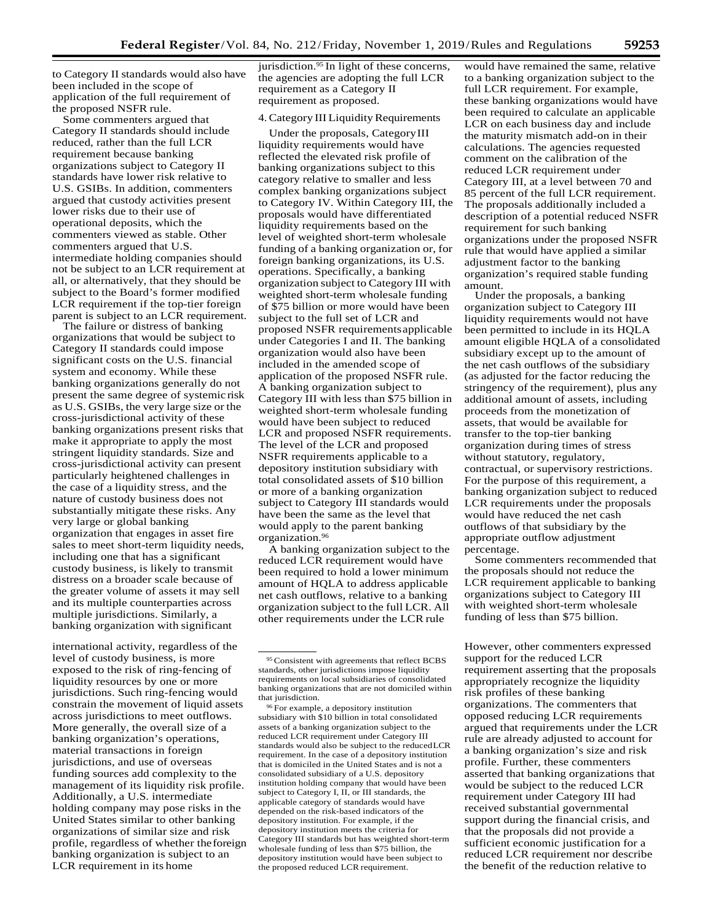to Category II standards would also have been included in the scope of application of the full requirement of the proposed NSFR rule.

Some commenters argued that Category II standards should include reduced, rather than the full LCR requirement because banking organizations subject to Category II standards have lower risk relative to U.S. GSIBs. In addition, commenters argued that custody activities present lower risks due to their use of operational deposits, which the commenters viewed as stable. Other commenters argued that U.S. intermediate holding companies should not be subject to an LCR requirement at all, or alternatively, that they should be subject to the Board's former modified LCR requirement if the top-tier foreign parent is subject to an LCR requirement.

The failure or distress of banking organizations that would be subject to Category II standards could impose significant costs on the U.S. financial system and economy. While these banking organizations generally do not present the same degree of systemic risk as U.S. GSIBs, the very large size or the cross-jurisdictional activity of these banking organizations present risks that make it appropriate to apply the most stringent liquidity standards. Size and cross-jurisdictional activity can present particularly heightened challenges in the case of a liquidity stress, and the nature of custody business does not substantially mitigate these risks. Any very large or global banking organization that engages in asset fire sales to meet short-term liquidity needs, including one that has a significant custody business, is likely to transmit distress on a broader scale because of the greater volume of assets it may sell and its multiple counterparties across multiple jurisdictions. Similarly, a banking organization with significant international activity, regardless of the level of custody business, is more exposed to the risk of ring-fencing of liquidity resources by one or more jurisdictions. Such ring-fencing would constrain the movement of liquid assets across jurisdictions to meet outflows. More generally, the overall size of a banking organization's operations, material transactions in foreign jurisdictions, and use of overseas funding sources add complexity to the management of its liquidity risk profile. Additionally, a U.S. intermediate holding company may pose risks in the United States similar to other banking organizations of similar size and risk profile, regardless of whether the foreign banking organization is subject to an LCR requirement in its home jurisdiction.[95] In light of these concerns, the agencies are adopting the full LCR requirement as a Category II requirement as proposed.

### 4. Category III Liquidity Requirements

Under the proposals, Category III liquidity requirements would have reflected the elevated risk profile of banking organizations subject to this category relative to smaller and less complex banking organizations subject to Category IV. Within Category III, the proposals would have differentiated liquidity requirements based on the level of weighted short-term wholesale funding of a banking organization or, for foreign banking organizations, its U.S. operations. Specifically, a banking organization subject to Category III with weighted short-term wholesale funding of $75 billion or more would have been subject to the full set of LCR and proposed NSFR requirements applicable under Categories I and II. The banking organization would also have been included in the amended scope of application of the proposed NSFR rule. A banking organization subject to Category III with less than $75 billion in weighted short-term wholesale funding would have been subject to reduced LCR and proposed NSFR requirements. The level of the LCR and proposed NSFR requirements applicable to a depository institution subsidiary with total consolidated assets of $10 billion or more of a banking organization subject to Category III standards would have been the same as the level that would apply to the parent banking organization.[96]

A banking organization subject to the reduced LCR requirement would have been required to hold a lower minimum amount of HQLA to address applicable net cash outflows, relative to a banking organization subject to the full LCR. All other requirements under the LCR rule would have remained the same, relative to a banking organization subject to the full LCR requirement. For example, these banking organizations would have been required to calculate an applicable LCR on each business day and include the maturity mismatch add-on in their calculations. The agencies requested comment on the calibration of the reduced LCR requirement under Category III, at a level between 70 and 85 percent of the full LCR requirement. The proposals additionally included a description of a potential reduced NSFR requirement for such banking organizations under the proposed NSFR rule that would have applied a similar adjustment factor to the banking organization's required stable funding amount.

Under the proposals, a banking organization subject to Category III liquidity requirements would not have been permitted to include in its HQLA amount eligible HQLA of a consolidated subsidiary except up to the amount of the net cash outflows of the subsidiary (as adjusted for the factor reducing the stringency of the requirement), plus any additional amount of assets, including proceeds from the monetization of assets, that would be available for transfer to the top-tier banking organization during times of stress without statutory, regulatory, contractual, or supervisory restrictions. For the purpose of this requirement, a banking organization subject to reduced LCR requirements under the proposals would have reduced the net cash outflows of that subsidiary by the appropriate outflow adjustment percentage.

Some commenters recommended that the proposals should not reduce the LCR requirement applicable to banking organizations subject to Category III with weighted short-term wholesale funding of less than $75 billion. However, other commenters expressed support for the reduced LCR requirement asserting that the proposals appropriately recognize the liquidity risk profiles of these banking organizations. The commenters that opposed reducing LCR requirements argued that requirements under the LCR rule are already adjusted to account for a banking organization's size and risk profile. Further, these commenters asserted that banking organizations that would be subject to the reduced LCR requirement under Category III had received substantial governmental support during the financial crisis, and that the proposals did not provide a sufficient economic justification for a reduced LCR requirement nor describe the benefit of the reduction relative to

---

[95] Consistent with agreements that reflect BCBS standards, other jurisdictions impose liquidity requirements on local subsidiaries of consolidated banking organizations that are not domiciled within that jurisdiction.

[96] For example, a depository institution subsidiary with $10 billion in total consolidated assets of a banking organization subject to the reduced LCR requirement under Category III standards would also be subject to the reduced LCR requirement. In the case of a depository institution that is domiciled in the United States and is not a consolidated subsidiary of a U.S. depository institution holding company that would have been subject to Category I, II, or III standards, the applicable category of standards would have depended on the risk-based indicators of the depository institution. For example, if the depository institution meets the criteria for Category III standards but has weighted short-term wholesale funding of less than $75 billion, the depository institution would have been subject to the proposed reduced LCR requirement.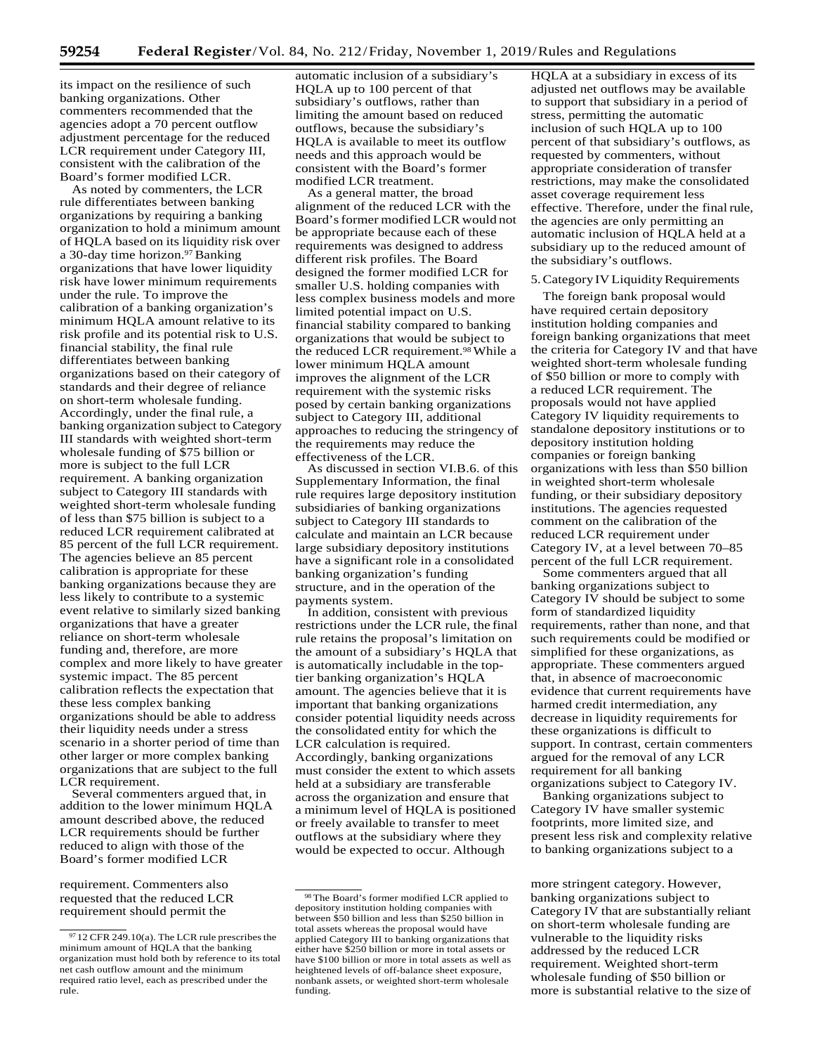its impact on the resilience of such banking organizations. Other commenters recommended that the agencies adopt a 70 percent outflow adjustment percentage for the reduced LCR requirement under Category III, consistent with the calibration of the Board's former modified LCR.

As noted by commenters, the LCR rule differentiates between banking organizations by requiring a banking organization to hold a minimum amount of HQLA based on its liquidity risk over a 30-day time horizon.[97] Banking organizations that have lower liquidity risk have lower minimum requirements under the rule. To improve the calibration of a banking organization's minimum HQLA amount relative to its risk profile and its potential risk to U.S. financial stability, the final rule differentiates between banking organizations based on their category of standards and their degree of reliance on short-term wholesale funding. Accordingly, under the final rule, a banking organization subject to Category III standards with weighted short-term wholesale funding of $75 billion or more is subject to the full LCR requirement. A banking organization subject to Category III standards with weighted short-term wholesale funding of less than $75 billion is subject to a reduced LCR requirement calibrated at 85 percent of the full LCR requirement. The agencies believe an 85 percent calibration is appropriate for these banking organizations because they are less likely to contribute to a systemic event relative to similarly sized banking organizations that have a greater reliance on short-term wholesale funding and, therefore, are more complex and more likely to have greater systemic impact. The 85 percent calibration reflects the expectation that these less complex banking organizations should be able to address their liquidity needs under a stress scenario in a shorter period of time than other larger or more complex banking organizations that are subject to the full LCR requirement.

Several commenters argued that, in addition to the lower minimum HQLA amount described above, the reduced LCR requirements should be further reduced to align with those of the Board's former modified LCR requirement. Commenters also requested that the reduced LCR requirement should permit the automatic inclusion of a subsidiary's HQLA up to 100 percent of that subsidiary's outflows, rather than limiting the amount based on reduced outflows, because the subsidiary's HQLA is available to meet its outflow needs and this approach would be consistent with the Board's former modified LCR treatment.

As a general matter, the broad alignment of the reduced LCR with the Board's former modified LCR would not be appropriate because each of these requirements was designed to address different risk profiles. The Board designed the former modified LCR for smaller U.S. holding companies with less complex business models and more limited potential impact on U.S. financial stability compared to banking organizations that would be subject to the reduced LCR requirement.[98] While a lower minimum HQLA amount improves the alignment of the LCR requirement with the systemic risks posed by certain banking organizations subject to Category III, additional approaches to reducing the stringency of the requirements may reduce the effectiveness of the LCR.

As discussed in section VI.B.6. of this Supplementary Information, the final rule requires large depository institution subsidiaries of banking organizations subject to Category III standards to calculate and maintain an LCR because large subsidiary depository institutions have a significant role in a consolidated banking organization's funding structure, and in the operation of the payments system.

In addition, consistent with previous restrictions under the LCR rule, the final rule retains the proposal's limitation on the amount of a subsidiary's HQLA that is automatically includable in the top-tier banking organization's HQLA amount. The agencies believe that it is important that banking organizations consider potential liquidity needs across the consolidated entity for which the LCR calculation is required. Accordingly, banking organizations must consider the extent to which assets held at a subsidiary are transferable across the organization and ensure that a minimum level of HQLA is positioned or freely available to transfer to meet outflows at the subsidiary where they would be expected to occur. Although HQLA at a subsidiary in excess of its adjusted net outflows may be available to support that subsidiary in a period of stress, permitting the automatic inclusion of such HQLA up to 100 percent of that subsidiary's outflows, as requested by commenters, without appropriate consideration of transfer restrictions, may make the consolidated asset coverage requirement less effective. Therefore, under the final rule, the agencies are only permitting an automatic inclusion of HQLA held at a subsidiary up to the reduced amount of the subsidiary's outflows.

5. Category IV Liquidity Requirements

The foreign bank proposal would have required certain depository institution holding companies and foreign banking organizations that meet the criteria for Category IV and that have weighted short-term wholesale funding of $50 billion or more to comply with a reduced LCR requirement. The proposals would not have applied Category IV liquidity requirements to standalone depository institutions or to depository institution holding companies or foreign banking organizations with less than $50 billion in weighted short-term wholesale funding, or their subsidiary depository institutions. The agencies requested comment on the calibration of the reduced LCR requirement under Category IV, at a level between 70–85 percent of the full LCR requirement.

Some commenters argued that all banking organizations subject to Category IV should be subject to some form of standardized liquidity requirements, rather than none, and that such requirements could be modified or simplified for these organizations, as appropriate. These commenters argued that, in absence of macroeconomic evidence that current requirements have harmed credit intermediation, any decrease in liquidity requirements for these organizations is difficult to support. In contrast, certain commenters argued for the removal of any LCR requirement for all banking organizations subject to Category IV.

Banking organizations subject to Category IV have smaller systemic footprints, more limited size, and present less risk and complexity relative to banking organizations subject to a more stringent category. However, banking organizations subject to Category IV that are substantially reliant on short-term wholesale funding are vulnerable to the liquidity risks addressed by the reduced LCR requirement. Weighted short-term wholesale funding of $50 billion or more is substantial relative to the size of

---

[97] 12 CFR 249.10(a). The LCR rule prescribes the minimum amount of HQLA that the banking organization must hold both by reference to its total net cash outflow amount and the minimum required ratio level, each as prescribed under the rule.

[98] The Board's former modified LCR applied to depository institution holding companies with between $50 billion and less than $250 billion in total assets whereas the proposal would have applied Category III to banking organizations that either have $250 billion or more in total assets or have $100 billion or more in total assets as well as heightened levels of off-balance sheet exposure, nonbank assets, or weighted short-term wholesale funding.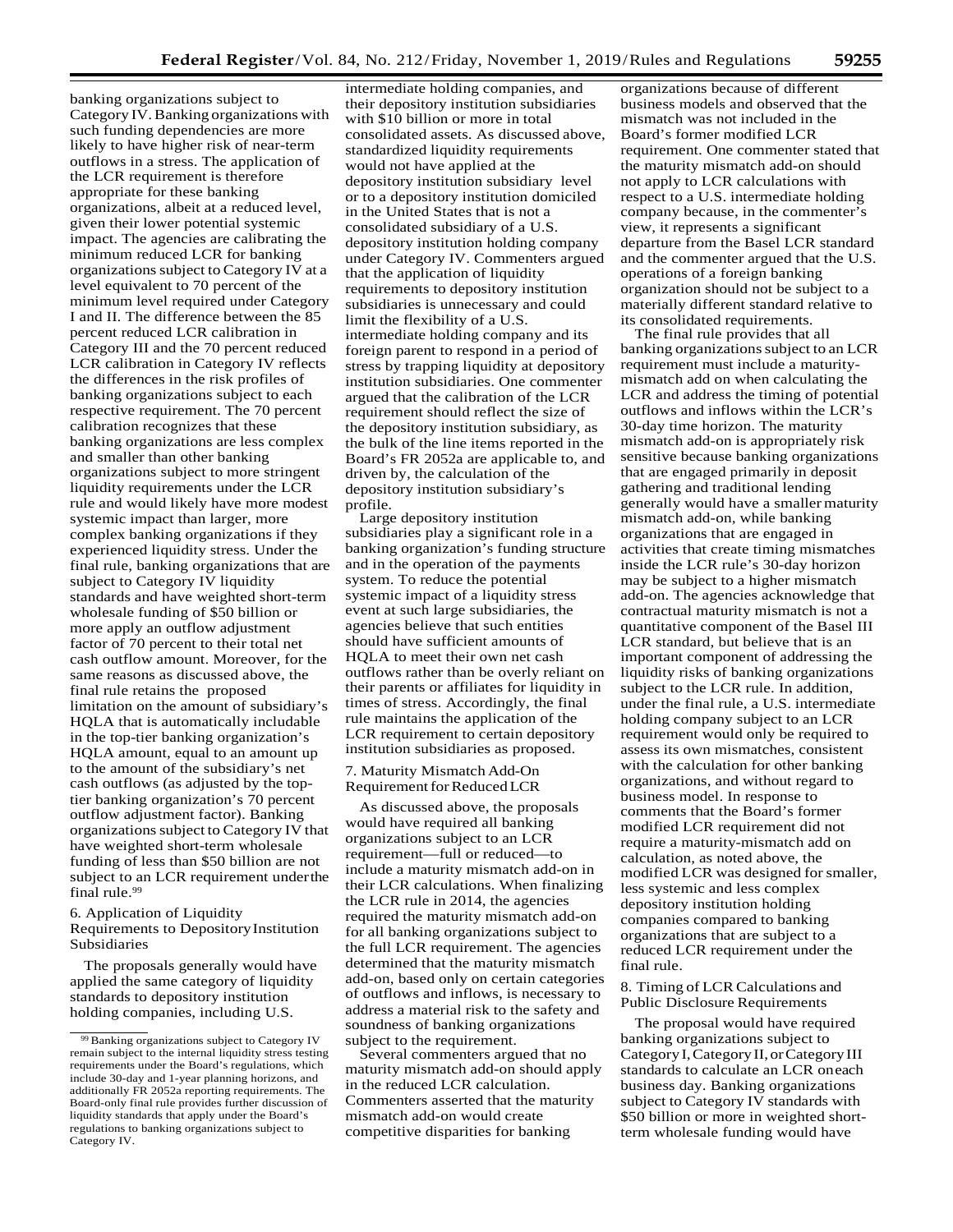banking organizations subject to Category IV. Banking organizations with such funding dependencies are more likely to have higher risk of near-term outflows in a stress. The application of the LCR requirement is therefore appropriate for these banking organizations, albeit at a reduced level, given their lower potential systemic impact. The agencies are calibrating the minimum reduced LCR for banking organizations subject to Category IV at a level equivalent to 70 percent of the minimum level required under Category I and II. The difference between the 85 percent reduced LCR calibration in Category III and the 70 percent reduced LCR calibration in Category IV reflects the differences in the risk profiles of banking organizations subject to each respective requirement. The 70 percent calibration recognizes that these banking organizations are less complex and smaller than other banking organizations subject to more stringent liquidity requirements under the LCR rule and would likely have more modest systemic impact than larger, more complex banking organizations if they experienced liquidity stress. Under the final rule, banking organizations that are subject to Category IV liquidity standards and have weighted short-term wholesale funding of $50 billion or more apply an outflow adjustment factor of 70 percent to their total net cash outflow amount. Moreover, for the same reasons as discussed above, the final rule retains the proposed limitation on the amount of subsidiary's HQLA that is automatically includable in the top-tier banking organization's HQLA amount, equal to an amount up to the amount of the subsidiary's net cash outflows (as adjusted by the top-tier banking organization's 70 percent outflow adjustment factor). Banking organizations subject to Category IV that have weighted short-term wholesale funding of less than $50 billion are not subject to an LCR requirement under the final rule.[99]

### 6. Application of Liquidity Requirements to Depository Institution Subsidiaries

The proposals generally would have applied the same category of liquidity standards to depository institution holding companies, including U.S. intermediate holding companies, and their depository institution subsidiaries with $10 billion or more in total consolidated assets. As discussed above, standardized liquidity requirements would not have applied at the depository institution subsidiary level or to a depository institution domiciled in the United States that is not a consolidated subsidiary of a U.S. depository institution holding company under Category IV. Commenters argued that the application of liquidity requirements to depository institution subsidiaries is unnecessary and could limit the flexibility of a U.S. intermediate holding company and its foreign parent to respond in a period of stress by trapping liquidity at depository institution subsidiaries. One commenter argued that the calibration of the LCR requirement should reflect the size of the depository institution subsidiary, as the bulk of the line items reported in the Board's FR 2052a are applicable to, and driven by, the calculation of the depository institution subsidiary's profile.

Large depository institution subsidiaries play a significant role in a banking organization's funding structure and in the operation of the payments system. To reduce the potential systemic impact of a liquidity stress event at such large subsidiaries, the agencies believe that such entities should have sufficient amounts of HQLA to meet their own net cash outflows rather than be overly reliant on their parents or affiliates for liquidity in times of stress. Accordingly, the final rule maintains the application of the LCR requirement to certain depository institution subsidiaries as proposed.

### 7. Maturity Mismatch Add-On Requirement for Reduced LCR

As discussed above, the proposals would have required all banking organizations subject to an LCR requirement—full or reduced—to include a maturity mismatch add-on in their LCR calculations. When finalizing the LCR rule in 2014, the agencies required the maturity mismatch add-on for all banking organizations subject to the full LCR requirement. The agencies determined that the maturity mismatch add-on, based only on certain categories of outflows and inflows, is necessary to address a material risk to the safety and soundness of banking organizations subject to the requirement.

Several commenters argued that no maturity mismatch add-on should apply in the reduced LCR calculation. Commenters asserted that the maturity mismatch add-on would create competitive disparities for banking organizations because of different business models and observed that the mismatch was not included in the Board's former modified LCR requirement. One commenter stated that the maturity mismatch add-on should not apply to LCR calculations with respect to a U.S. intermediate holding company because, in the commenter's view, it represents a significant departure from the Basel LCR standard and the commenter argued that the U.S. operations of a foreign banking organization should not be subject to a materially different standard relative to its consolidated requirements.

The final rule provides that all banking organizations subject to an LCR requirement must include a maturity-mismatch add on when calculating the LCR and address the timing of potential outflows and inflows within the LCR's 30-day time horizon. The maturity mismatch add-on is appropriately risk sensitive because banking organizations that are engaged primarily in deposit gathering and traditional lending generally would have a smaller maturity mismatch add-on, while banking organizations that are engaged in activities that create timing mismatches inside the LCR rule's 30-day horizon may be subject to a higher mismatch add-on. The agencies acknowledge that contractual maturity mismatch is not a quantitative component of the Basel III LCR standard, but believe that is an important component of addressing the liquidity risks of banking organizations subject to the LCR rule. In addition, under the final rule, a U.S. intermediate holding company subject to an LCR requirement would only be required to assess its own mismatches, consistent with the calculation for other banking organizations, and without regard to business model. In response to comments that the Board's former modified LCR requirement did not require a maturity-mismatch add on calculation, as noted above, the modified LCR was designed for smaller, less systemic and less complex depository institution holding companies compared to banking organizations that are subject to a reduced LCR requirement under the final rule.

### 8. Timing of LCR Calculations and Public Disclosure Requirements

The proposal would have required banking organizations subject to Category I, Category II, or Category III standards to calculate an LCR on each business day. Banking organizations subject to Category IV standards with $50 billion or more in weighted short-term wholesale funding would have

---

[99] Banking organizations subject to Category IV remain subject to the internal liquidity stress testing requirements under the Board's regulations, which include 30-day and 1-year planning horizons, and additionally FR 2052a reporting requirements. The Board-only final rule provides further discussion of liquidity standards that apply under the Board's regulations to banking organizations subject to Category IV.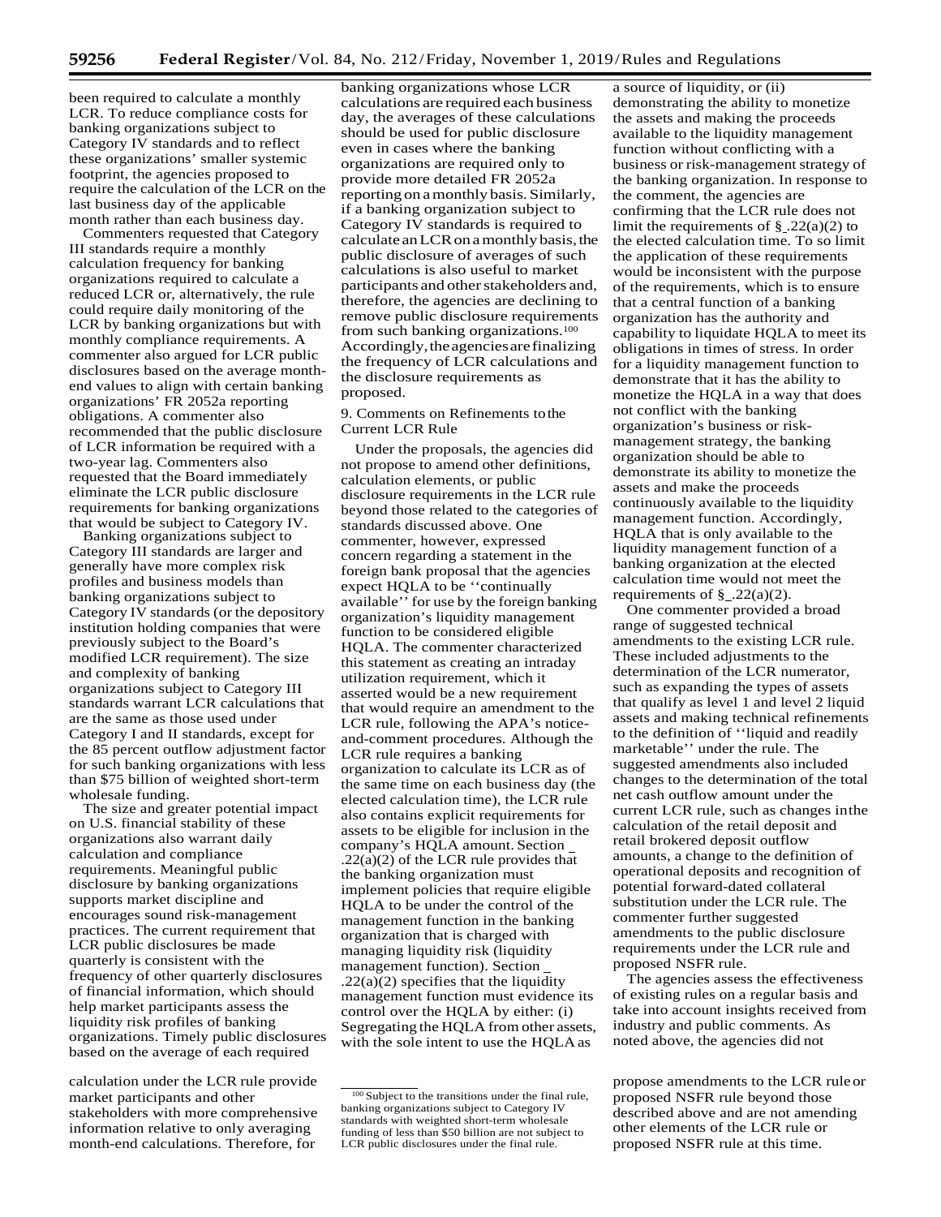been required to calculate a monthly LCR. To reduce compliance costs for banking organizations subject to Category IV standards and to reflect these organizations' smaller systemic footprint, the agencies proposed to require the calculation of the LCR on the last business day of the applicable month rather than each business day.

Commenters requested that Category III standards require a monthly calculation frequency for banking organizations required to calculate a reduced LCR or, alternatively, the rule could require daily monitoring of the LCR by banking organizations but with monthly compliance requirements. A commenter also argued for LCR public disclosures based on the average month-end values to align with certain banking organizations' FR 2052a reporting obligations. A commenter also recommended that the public disclosure of LCR information be required with a two-year lag. Commenters also requested that the Board immediately eliminate the LCR public disclosure requirements for banking organizations that would be subject to Category IV.

Banking organizations subject to Category III standards are larger and generally have more complex risk profiles and business models than banking organizations subject to Category IV standards (or the depository institution holding companies that were previously subject to the Board's modified LCR requirement). The size and complexity of banking organizations subject to Category III standards warrant LCR calculations that are the same as those used under Category I and II standards, except for the 85 percent outflow adjustment factor for such banking organizations with less than $75 billion of weighted short-term wholesale funding.

The size and greater potential impact on U.S. financial stability of these organizations also warrant daily calculation and compliance requirements. Meaningful public disclosure by banking organizations supports market discipline and encourages sound risk-management practices. The current requirement that LCR public disclosures be made quarterly is consistent with the frequency of other quarterly disclosures of financial information, which should help market participants assess the liquidity risk profiles of banking organizations. Timely public disclosures based on the average of each required calculation under the LCR rule provide market participants and other stakeholders with more comprehensive information relative to only averaging month-end calculations. Therefore, for banking organizations whose LCR calculations are required each business day, the averages of these calculations should be used for public disclosure even in cases where the banking organizations are required only to provide more detailed FR 2052a reporting on a monthly basis. Similarly, if a banking organization subject to Category IV standards is required to calculate an LCR on a monthly basis, the public disclosure of averages of such calculations is also useful to market participants and other stakeholders and, therefore, the agencies are declining to remove public disclosure requirements from such banking organizations.[100] Accordingly, the agencies are finalizing the frequency of LCR calculations and the disclosure requirements as proposed.

9. Comments on Refinements to the Current LCR Rule

Under the proposals, the agencies did not propose to amend other definitions, calculation elements, or public disclosure requirements in the LCR rule beyond those related to the categories of standards discussed above. One commenter, however, expressed concern regarding a statement in the foreign bank proposal that the agencies expect HQLA to be ''continually available'' for use by the foreign banking organization's liquidity management function to be considered eligible HQLA. The commenter characterized this statement as creating an intraday utilization requirement, which it asserted would be a new requirement that would require an amendment to the LCR rule, following the APA's notice-and-comment procedures. Although the LCR rule requires a banking organization to calculate its LCR as of the same time on each business day (the elected calculation time), the LCR rule also contains explicit requirements for assets to be eligible for inclusion in the company's HQLA amount. Section _.22(a)(2) of the LCR rule provides that the banking organization must implement policies that require eligible HQLA to be under the control of the management function in the banking organization that is charged with managing liquidity risk (liquidity management function). Section _.22(a)(2) specifies that the liquidity management function must evidence its control over the HQLA by either: (i) Segregating the HQLA from other assets, with the sole intent to use the HQLA as a source of liquidity, or (ii) demonstrating the ability to monetize the assets and making the proceeds available to the liquidity management function without conflicting with a business or risk-management strategy of the banking organization. In response to the comment, the agencies are confirming that the LCR rule does not limit the requirements of §_.22(a)(2) to the elected calculation time. To so limit the application of these requirements would be inconsistent with the purpose of the requirements, which is to ensure that a central function of a banking organization has the authority and capability to liquidate HQLA to meet its obligations in times of stress. In order for a liquidity management function to demonstrate that it has the ability to monetize the HQLA in a way that does not conflict with the banking organization's business or risk-management strategy, the banking organization should be able to demonstrate its ability to monetize the assets and make the proceeds continuously available to the liquidity management function. Accordingly, HQLA that is only available to the liquidity management function of a banking organization at the elected calculation time would not meet the requirements of §_.22(a)(2).

One commenter provided a broad range of suggested technical amendments to the existing LCR rule. These included adjustments to the determination of the LCR numerator, such as expanding the types of assets that qualify as level 1 and level 2 liquid assets and making technical refinements to the definition of ''liquid and readily marketable'' under the rule. The suggested amendments also included changes to the determination of the total net cash outflow amount under the current LCR rule, such as changes in the calculation of the retail deposit and retail brokered deposit outflow amounts, a change to the definition of operational deposits and recognition of potential forward-dated collateral substitution under the LCR rule. The commenter further suggested amendments to the public disclosure requirements under the LCR rule and proposed NSFR rule.

The agencies assess the effectiveness of existing rules on a regular basis and take into account insights received from industry and public comments. As noted above, the agencies did not propose amendments to the LCR rule or proposed NSFR rule beyond those described above and are not amending other elements of the LCR rule or proposed NSFR rule at this time.

[100] Subject to the transitions under the final rule, banking organizations subject to Category IV standards with weighted short-term wholesale funding of less than $50 billion are not subject to LCR public disclosures under the final rule.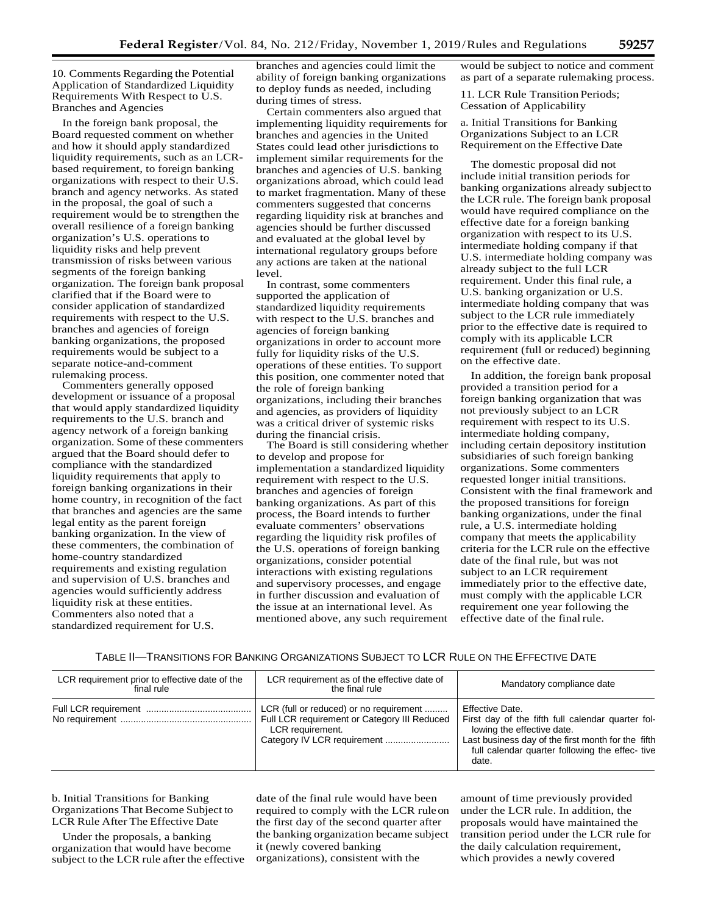10. Comments Regarding the Potential Application of Standardized Liquidity Requirements With Respect to U.S. Branches and Agencies

In the foreign bank proposal, the Board requested comment on whether and how it should apply standardized liquidity requirements, such as an LCR-based requirement, to foreign banking organizations with respect to their U.S. branch and agency networks. As stated in the proposal, the goal of such a requirement would be to strengthen the overall resilience of a foreign banking organization's U.S. operations to liquidity risks and help prevent transmission of risks between various segments of the foreign banking organization. The foreign bank proposal clarified that if the Board were to consider application of standardized requirements with respect to the U.S. branches and agencies of foreign banking organizations, the proposed requirements would be subject to a separate notice-and-comment rulemaking process.

Commenters generally opposed development or issuance of a proposal that would apply standardized liquidity requirements to the U.S. branch and agency network of a foreign banking organization. Some of these commenters argued that the Board should defer to compliance with the standardized liquidity requirements that apply to foreign banking organizations in their home country, in recognition of the fact that branches and agencies are the same legal entity as the parent foreign banking organization. In the view of these commenters, the combination of home-country standardized requirements and existing regulation and supervision of U.S. branches and agencies would sufficiently address liquidity risk at these entities. Commenters also noted that a standardized requirement for U.S. branches and agencies could limit the ability of foreign banking organizations to deploy funds as needed, including during times of stress.

Certain commenters also argued that implementing liquidity requirements for branches and agencies in the United States could lead other jurisdictions to implement similar requirements for the branches and agencies of U.S. banking organizations abroad, which could lead to market fragmentation. Many of these commenters suggested that concerns regarding liquidity risk at branches and agencies should be further discussed and evaluated at the global level by international regulatory groups before any actions are taken at the national level.

In contrast, some commenters supported the application of standardized liquidity requirements with respect to the U.S. branches and agencies of foreign banking organizations in order to account more fully for liquidity risks of the U.S. operations of these entities. To support this position, one commenter noted that the role of foreign banking organizations, including their branches and agencies, as providers of liquidity was a critical driver of systemic risks during the financial crisis.

The Board is still considering whether to develop and propose for implementation a standardized liquidity requirement with respect to the U.S. branches and agencies of foreign banking organizations. As part of this process, the Board intends to further evaluate commenters' observations regarding the liquidity risk profiles of the U.S. operations of foreign banking organizations, consider potential interactions with existing regulations and supervisory processes, and engage in further discussion and evaluation of the issue at an international level. As mentioned above, any such requirement would be subject to notice and comment as part of a separate rulemaking process.

11. LCR Rule Transition Periods; Cessation of Applicability

a. Initial Transitions for Banking Organizations Subject to an LCR Requirement on the Effective Date

The domestic proposal did not include initial transition periods for banking organizations already subject to the LCR rule. The foreign bank proposal would have required compliance on the effective date for a foreign banking organization with respect to its U.S. intermediate holding company if that U.S. intermediate holding company was already subject to the full LCR requirement. Under this final rule, a U.S. banking organization or U.S. intermediate holding company that was subject to the LCR rule immediately prior to the effective date is required to comply with its applicable LCR requirement (full or reduced) beginning on the effective date.

In addition, the foreign bank proposal provided a transition period for a foreign banking organization that was not previously subject to an LCR requirement with respect to its U.S. intermediate holding company, including certain depository institution subsidiaries of such foreign banking organizations. Some commenters requested longer initial transitions. Consistent with the final framework and the proposed transitions for foreign banking organizations, under the final rule, a U.S. intermediate holding company that meets the applicability criteria for the LCR rule on the effective date of the final rule, but was not subject to an LCR requirement immediately prior to the effective date, must comply with the applicable LCR requirement one year following the effective date of the final rule.

TABLE II—TRANSITIONS FOR BANKING ORGANIZATIONS SUBJECT TO LCR RULE ON THE EFFECTIVE DATE

| LCR requirement prior to effective date of the final rule | LCR requirement as of the effective date of the final rule | Mandatory compliance date |
|---|---|---|
| Full LCR requirement | LCR (full or reduced) or no requirement | Effective Date. |
| No requirement | Full LCR requirement or Category III Reduced LCR requirement. | First day of the fifth full calendar quarter following the effective date. |
| | Category IV LCR requirement | Last business day of the first month for the fifth full calendar quarter following the effective date. |

b. Initial Transitions for Banking Organizations That Become Subject to LCR Rule After The Effective Date

Under the proposals, a banking organization that would have become subject to the LCR rule after the effective date of the final rule would have been required to comply with the LCR rule on the first day of the second quarter after the banking organization became subject it (newly covered banking organizations), consistent with the amount of time previously provided under the LCR rule. In addition, the proposals would have maintained the transition period under the LCR rule for the daily calculation requirement, which provides a newly covered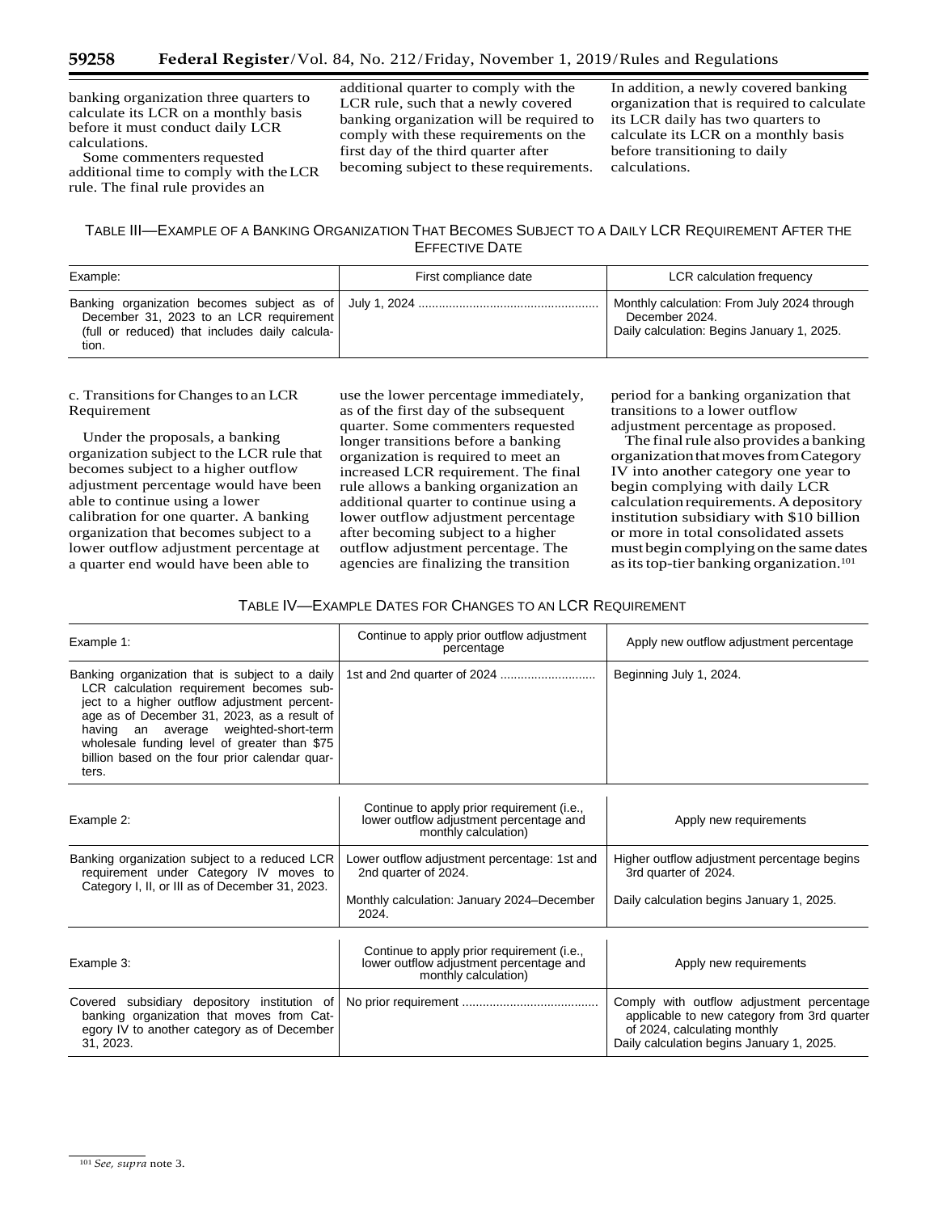banking organization three quarters to calculate its LCR on a monthly basis before it must conduct daily LCR calculations.

Some commenters requested additional time to comply with the LCR rule. The final rule provides an additional quarter to comply with the LCR rule, such that a newly covered banking organization will be required to comply with these requirements on the first day of the third quarter after becoming subject to these requirements. In addition, a newly covered banking organization that is required to calculate its LCR daily has two quarters to calculate its LCR on a monthly basis before transitioning to daily calculations.

TABLE III—EXAMPLE OF A BANKING ORGANIZATION THAT BECOMES SUBJECT TO A DAILY LCR REQUIREMENT AFTER THE EFFECTIVE DATE

| Example: | First compliance date | LCR calculation frequency |
|---|---|---|
| Banking organization becomes subject as of December 31, 2023 to an LCR requirement (full or reduced) that includes daily calculation. | July 1, 2024 | Monthly calculation: From July 2024 through December 2024. Daily calculation: Begins January 1, 2025. |

c. Transitions for Changes to an LCR Requirement

Under the proposals, a banking organization subject to the LCR rule that becomes subject to a higher outflow adjustment percentage would have been able to continue using a lower calibration for one quarter. A banking organization that becomes subject to a lower outflow adjustment percentage at a quarter end would have been able to use the lower percentage immediately, as of the first day of the subsequent quarter. Some commenters requested longer transitions before a banking organization is required to meet an increased LCR requirement. The final rule allows a banking organization an additional quarter to continue using a lower outflow adjustment percentage after becoming subject to a higher outflow adjustment percentage. The agencies are finalizing the transition period for a banking organization that transitions to a lower outflow adjustment percentage as proposed.

The final rule also provides a banking organization that moves from Category IV into another category one year to begin complying with daily LCR calculation requirements. A depository institution subsidiary with $10 billion or more in total consolidated assets must begin complying on the same dates as its top-tier banking organization.[101]

TABLE IV—EXAMPLE DATES FOR CHANGES TO AN LCR REQUIREMENT

| Example 1: | Continue to apply prior outflow adjustment percentage | Apply new outflow adjustment percentage |
|---|---|---|
| Banking organization that is subject to a daily LCR calculation requirement becomes subject to a higher outflow adjustment percentage as of December 31, 2023, as a result of having an average weighted-short-term wholesale funding level of greater than $75 billion based on the four prior calendar quarters. | 1st and 2nd quarter of 2024 | Beginning July 1, 2024. |
| **Example 2:** | **Continue to apply prior requirement (i.e., lower outflow adjustment percentage and monthly calculation)** | **Apply new requirements** |
| Banking organization subject to a reduced LCR requirement under Category IV moves to Category I, II, or III as of December 31, 2023. | Lower outflow adjustment percentage: 1st and 2nd quarter of 2024. Monthly calculation: January 2024–December 2024. | Higher outflow adjustment percentage begins 3rd quarter of 2024. Daily calculation begins January 1, 2025. |
| **Example 3:** | **Continue to apply prior requirement (i.e., lower outflow adjustment percentage and monthly calculation)** | **Apply new requirements** |
| Covered subsidiary depository institution of banking organization that moves from Category IV to another category as of December 31, 2023. | No prior requirement | Comply with outflow adjustment percentage applicable to new category from 3rd quarter of 2024, calculating monthly Daily calculation begins January 1, 2025. |

[101] *See, supra* note 3.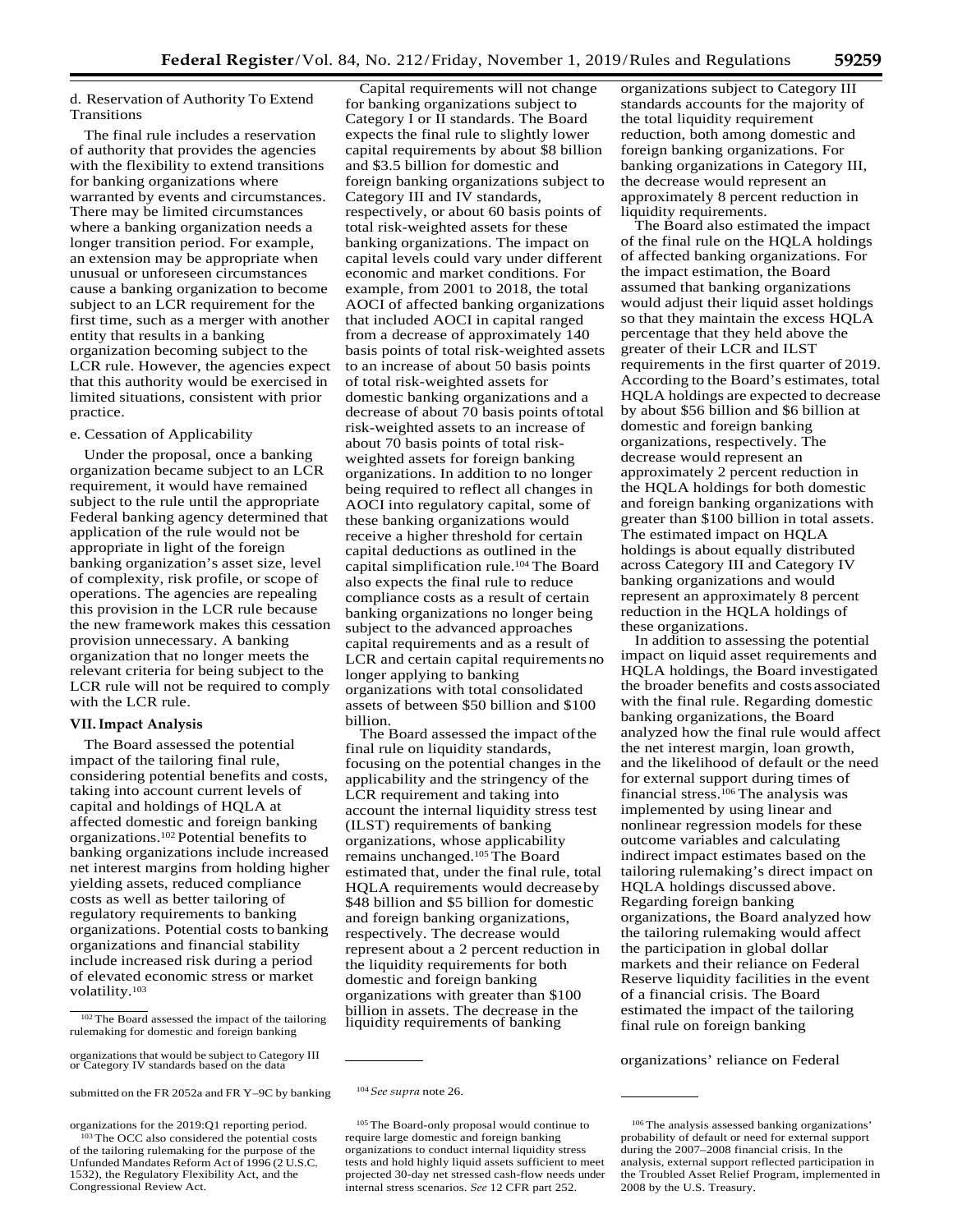d. Reservation of Authority To Extend Transitions

The final rule includes a reservation of authority that provides the agencies with the flexibility to extend transitions for banking organizations where warranted by events and circumstances. There may be limited circumstances where a banking organization needs a longer transition period. For example, an extension may be appropriate when unusual or unforeseen circumstances cause a banking organization to become subject to an LCR requirement for the first time, such as a merger with another entity that results in a banking organization becoming subject to the LCR rule. However, the agencies expect that this authority would be exercised in limited situations, consistent with prior practice.

e. Cessation of Applicability

Under the proposal, once a banking organization became subject to an LCR requirement, it would have remained subject to the rule until the appropriate Federal banking agency determined that application of the rule would not be appropriate in light of the foreign banking organization's asset size, level of complexity, risk profile, or scope of operations. The agencies are repealing this provision in the LCR rule because the new framework makes this cessation provision unnecessary. A banking organization that no longer meets the relevant criteria for being subject to the LCR rule will not be required to comply with the LCR rule.

## VII. Impact Analysis

The Board assessed the potential impact of the tailoring final rule, considering potential benefits and costs, taking into account current levels of capital and holdings of HQLA at affected domestic and foreign banking organizations.[102] Potential benefits to banking organizations include increased net interest margins from holding higher yielding assets, reduced compliance costs as well as better tailoring of regulatory requirements to banking organizations. Potential costs to banking organizations and financial stability include increased risk during a period of elevated economic stress or market volatility.[103]

Capital requirements will not change for banking organizations subject to Category I or II standards. The Board expects the final rule to slightly lower capital requirements by about $8 billion and $3.5 billion for domestic and foreign banking organizations subject to Category III and IV standards, respectively, or about 60 basis points of total risk-weighted assets for these banking organizations. The impact on capital levels could vary under different economic and market conditions. For example, from 2001 to 2018, the total AOCI of affected banking organizations that included AOCI in capital ranged from a decrease of approximately 140 basis points of total risk-weighted assets to an increase of about 50 basis points of total risk-weighted assets for domestic banking organizations and a decrease of about 70 basis points of total risk-weighted assets to an increase of about 70 basis points of total risk-weighted assets for foreign banking organizations. In addition to no longer being required to reflect all changes in AOCI into regulatory capital, some of these banking organizations would receive a higher threshold for certain capital deductions as outlined in the capital simplification rule.[104] The Board also expects the final rule to reduce compliance costs as a result of certain banking organizations no longer being subject to the advanced approaches capital requirements and as a result of LCR and certain capital requirements no longer applying to banking organizations with total consolidated assets of between $50 billion and $100 billion.

The Board assessed the impact of the final rule on liquidity standards, focusing on the potential changes in the applicability and the stringency of the LCR requirement and taking into account the internal liquidity stress test (ILST) requirements of banking organizations, whose applicability remains unchanged.[105] The Board estimated that, under the final rule, total HQLA requirements would decrease by $48 billion and $5 billion for domestic and foreign banking organizations, respectively. The decrease would represent about a 2 percent reduction in the liquidity requirements for both domestic and foreign banking organizations with greater than $100 billion in assets. The decrease in the liquidity requirements of banking organizations subject to Category III standards accounts for the majority of the total liquidity requirement reduction, both among domestic and foreign banking organizations. For banking organizations in Category III, the decrease would represent an approximately 8 percent reduction in liquidity requirements.

The Board also estimated the impact of the final rule on the HQLA holdings of affected banking organizations. For the impact estimation, the Board assumed that banking organizations would adjust their liquid asset holdings so that they maintain the excess HQLA percentage that they held above the greater of their LCR and ILST requirements in the first quarter of 2019. According to the Board's estimates, total HQLA holdings are expected to decrease by about $56 billion and $6 billion at domestic and foreign banking organizations, respectively. The decrease would represent an approximately 2 percent reduction in the HQLA holdings for both domestic and foreign banking organizations with greater than $100 billion in total assets. The estimated impact on HQLA holdings is about equally distributed across Category III and Category IV banking organizations and would represent an approximately 8 percent reduction in the HQLA holdings of these organizations.

In addition to assessing the potential impact on liquid asset requirements and HQLA holdings, the Board investigated the broader benefits and costs associated with the final rule. Regarding domestic banking organizations, the Board analyzed how the final rule would affect the net interest margin, loan growth, and the likelihood of default or the need for external support during times of financial stress.[106] The analysis was implemented by using linear and nonlinear regression models for these outcome variables and calculating indirect impact estimates based on the tailoring rulemaking's direct impact on HQLA holdings discussed above. Regarding foreign banking organizations, the Board analyzed how the tailoring rulemaking would affect the participation in global dollar markets and their reliance on Federal Reserve liquidity facilities in the event of a financial crisis. The Board estimated the impact of the tailoring final rule on foreign banking organizations' reliance on Federal

---

[102] The Board assessed the impact of the tailoring rulemaking for domestic and foreign banking organizations that would be subject to Category III or Category IV standards based on the data submitted on the FR 2052a and FR Y–9C by banking organizations for the 2019:Q1 reporting period.

[103] The OCC also considered the potential costs of the tailoring rulemaking for the purpose of the Unfunded Mandates Reform Act of 1996 (2 U.S.C. 1532), the Regulatory Flexibility Act, and the Congressional Review Act.

[104] *See supra* note 26.

[105] The Board-only proposal would continue to require large domestic and foreign banking organizations to conduct internal liquidity stress tests and hold highly liquid assets sufficient to meet projected 30-day net stressed cash-flow needs under internal stress scenarios. *See* 12 CFR part 252.

[106] The analysis assessed banking organizations' probability of default or need for external support during the 2007–2008 financial crisis. In the analysis, external support reflected participation in the Troubled Asset Relief Program, implemented in 2008 by the U.S. Treasury.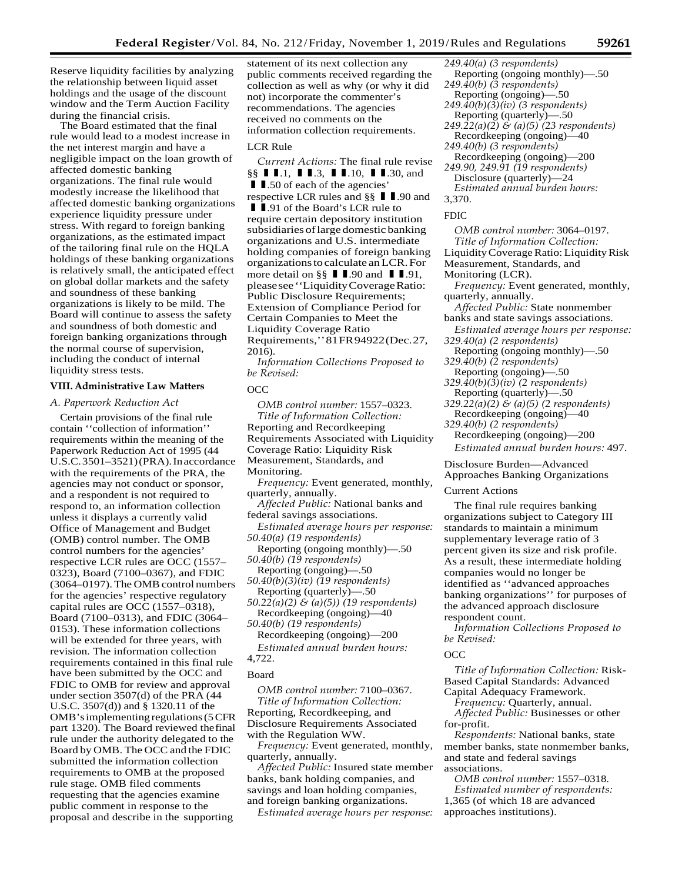Reserve liquidity facilities by analyzing the relationship between liquid asset holdings and the usage of the discount window and the Term Auction Facility during the financial crisis.

The Board estimated that the final rule would lead to a modest increase in the net interest margin and have a negligible impact on the loan growth of affected domestic banking organizations. The final rule would modestly increase the likelihood that affected domestic banking organizations experience liquidity pressure under stress. With regard to foreign banking organizations, as the estimated impact of the tailoring final rule on the HQLA holdings of these banking organizations is relatively small, the anticipated effect on global dollar markets and the safety and soundness of these banking organizations is likely to be mild. The Board will continue to assess the safety and soundness of both domestic and foreign banking organizations through the normal course of supervision, including the conduct of internal liquidity stress tests.

## VIII. Administrative Law Matters

### A. Paperwork Reduction Act

Certain provisions of the final rule contain ''collection of information'' requirements within the meaning of the Paperwork Reduction Act of 1995 (44 U.S.C. 3501–3521) (PRA). In accordance with the requirements of the PRA, the agencies may not conduct or sponsor, and a respondent is not required to respond to, an information collection unless it displays a currently valid Office of Management and Budget (OMB) control number. The OMB control numbers for the agencies' respective LCR rules are OCC (1557–0323), Board (7100–0367), and FDIC (3064–0197). The OMB control numbers for the agencies' respective regulatory capital rules are OCC (1557–0318), Board (7100–0313), and FDIC (3064–0153). These information collections will be extended for three years, with revision. The information collection requirements contained in this final rule have been submitted by the OCC and FDIC to OMB for review and approval under section 3507(d) of the PRA (44 U.S.C. 3507(d)) and § 1320.11 of the OMB's implementing regulations (5 CFR part 1320). The Board reviewed the final rule under the authority delegated to the Board by OMB. The OCC and the FDIC submitted the information collection requirements to OMB at the proposed rule stage. OMB filed comments requesting that the agencies examine public comment in response to the proposal and describe in the supporting statement of its next collection any public comments received regarding the collection as well as why (or why it did not) incorporate the commenter's recommendations. The agencies received no comments on the information collection requirements.

LCR Rule

*Current Actions:* The final rule revise §§ ▮▮.1, ▮▮.3, ▮▮.10, ▮▮.30, and ▮▮.50 of each of the agencies' respective LCR rules and §§ ▮▮.90 and ▮▮.91 of the Board's LCR rule to require certain depository institution subsidiaries of large domestic banking organizations and U.S. intermediate holding companies of foreign banking organizations to calculate an LCR. For more detail on §§ ▮▮.90 and ▮▮.91, please see ''Liquidity Coverage Ratio: Public Disclosure Requirements; Extension of Compliance Period for Certain Companies to Meet the Liquidity Coverage Ratio Requirements,'' 81 FR 94922 (Dec. 27, 2016).

*Information Collections Proposed to be Revised:*

OCC

*OMB control number:* 1557–0323.
*Title of Information Collection:* Reporting and Recordkeeping Requirements Associated with Liquidity Coverage Ratio: Liquidity Risk Measurement, Standards, and Monitoring.
*Frequency:* Event generated, monthly, quarterly, annually.
*Affected Public:* National banks and federal savings associations.
*Estimated average hours per response:*
*50.40(a) (19 respondents)*
Reporting (ongoing monthly)—.50
*50.40(b) (19 respondents)*
Reporting (ongoing)—.50
*50.40(b)(3)(iv) (19 respondents)*
Reporting (quarterly)—.50
*50.22(a)(2) & (a)(5)) (19 respondents)*
Recordkeeping (ongoing)—40
*50.40(b) (19 respondents)*
Recordkeeping (ongoing)—200
*Estimated annual burden hours:* 4,722.

Board

*OMB control number:* 7100–0367.
*Title of Information Collection:* Reporting, Recordkeeping, and Disclosure Requirements Associated with the Regulation WW.
*Frequency:* Event generated, monthly, quarterly, annually.
*Affected Public:* Insured state member banks, bank holding companies, and savings and loan holding companies, and foreign banking organizations.
*Estimated average hours per response:*
*249.40(a) (3 respondents)*
Reporting (ongoing monthly)—.50
*249.40(b) (3 respondents)*
Reporting (ongoing)—.50
*249.40(b)(3)(iv) (3 respondents)*
Reporting (quarterly)—.50
*249.22(a)(2) & (a)(5) (23 respondents)*
Recordkeeping (ongoing)—40
*249.40(b) (3 respondents)*
Recordkeeping (ongoing)—200
*249.90, 249.91 (19 respondents)*
Disclosure (quarterly)—24
*Estimated annual burden hours:* 3,370.

FDIC

*OMB control number:* 3064–0197.
*Title of Information Collection:* Liquidity Coverage Ratio: Liquidity Risk Measurement, Standards, and Monitoring (LCR).
*Frequency:* Event generated, monthly, quarterly, annually.
*Affected Public:* State nonmember banks and state savings associations.
*Estimated average hours per response:*
*329.40(a) (2 respondents)*
Reporting (ongoing monthly)—.50
*329.40(b) (2 respondents)*
Reporting (ongoing)—.50
*329.40(b)(3)(iv) (2 respondents)*
Reporting (quarterly)—.50
*329.22(a)(2) & (a)(5) (2 respondents)*
Recordkeeping (ongoing)—40
*329.40(b) (2 respondents)*
Recordkeeping (ongoing)—200
*Estimated annual burden hours:* 497.

Disclosure Burden—Advanced Approaches Banking Organizations

Current Actions

The final rule requires banking organizations subject to Category III standards to maintain a minimum supplementary leverage ratio of 3 percent given its size and risk profile. As a result, these intermediate holding companies would no longer be identified as ''advanced approaches banking organizations'' for purposes of the advanced approach disclosure respondent count.

*Information Collections Proposed to be Revised:*

OCC

*Title of Information Collection:* Risk-Based Capital Standards: Advanced Capital Adequacy Framework.
*Frequency:* Quarterly, annual.
*Affected Public:* Businesses or other for-profit.
*Respondents:* National banks, state member banks, state nonmember banks, and state and federal savings associations.
*OMB control number:* 1557–0318.
*Estimated number of respondents:* 1,365 (of which 18 are advanced approaches institutions).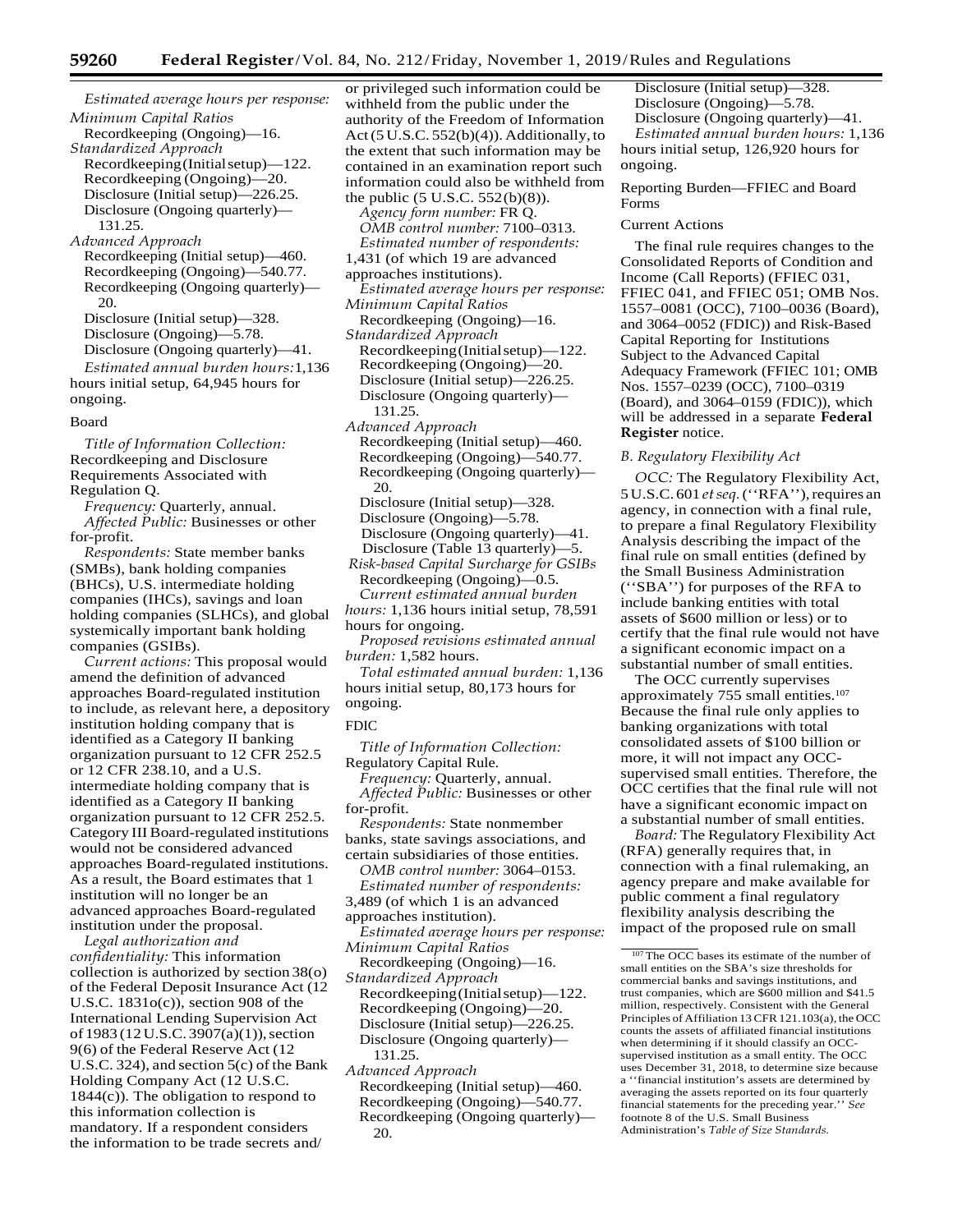*Estimated average hours per response:*

*Minimum Capital Ratios*

Recordkeeping (Ongoing)—16.

*Standardized Approach*

Recordkeeping (Initial setup)—122.
Recordkeeping (Ongoing)—20.
Disclosure (Initial setup)—226.25.
Disclosure (Ongoing quarterly)—131.25.

*Advanced Approach*

Recordkeeping (Initial setup)—460.
Recordkeeping (Ongoing)—540.77.
Recordkeeping (Ongoing quarterly)—20.
Disclosure (Initial setup)—328.
Disclosure (Ongoing)—5.78.
Disclosure (Ongoing quarterly)—41.

*Estimated annual burden hours:* 1,136 hours initial setup, 64,945 hours for ongoing.

Board

*Title of Information Collection:* Recordkeeping and Disclosure Requirements Associated with Regulation Q.

*Frequency:* Quarterly, annual.

*Affected Public:* Businesses or other for-profit.

*Respondents:* State member banks (SMBs), bank holding companies (BHCs), U.S. intermediate holding companies (IHCs), savings and loan holding companies (SLHCs), and global systemically important bank holding companies (GSIBs).

*Current actions:* This proposal would amend the definition of advanced approaches Board-regulated institution to include, as relevant here, a depository institution holding company that is identified as a Category II banking organization pursuant to 12 CFR 252.5 or 12 CFR 238.10, and a U.S. intermediate holding company that is identified as a Category II banking organization pursuant to 12 CFR 252.5. Category III Board-regulated institutions would not be considered advanced approaches Board-regulated institutions. As a result, the Board estimates that 1 institution will no longer be an advanced approaches Board-regulated institution under the proposal.

*Legal authorization and confidentiality:* This information collection is authorized by section 38(o) of the Federal Deposit Insurance Act (12 U.S.C. 1831o(c)), section 908 of the International Lending Supervision Act of 1983 (12 U.S.C. 3907(a)(1)), section 9(6) of the Federal Reserve Act (12 U.S.C. 324), and section 5(c) of the Bank Holding Company Act (12 U.S.C. 1844(c)). The obligation to respond to this information collection is mandatory. If a respondent considers the information to be trade secrets and/or privileged such information could be withheld from the public under the authority of the Freedom of Information Act (5 U.S.C. 552(b)(4)). Additionally, to the extent that such information may be contained in an examination report such information could also be withheld from the public (5 U.S.C. 552(b)(8)).

*Agency form number:* FR Q.

*OMB control number:* 7100–0313.

*Estimated number of respondents:* 1,431 (of which 19 are advanced approaches institutions).

*Estimated average hours per response:*

*Minimum Capital Ratios*

Recordkeeping (Ongoing)—16.

*Standardized Approach*

Recordkeeping (Initial setup)—122.
Recordkeeping (Ongoing)—20.
Disclosure (Initial setup)—226.25.
Disclosure (Ongoing quarterly)—131.25.

*Advanced Approach*

Recordkeeping (Initial setup)—460.
Recordkeeping (Ongoing)—540.77.
Recordkeeping (Ongoing quarterly)—20.
Disclosure (Initial setup)—328.
Disclosure (Ongoing)—5.78.
Disclosure (Ongoing quarterly)—41.
Disclosure (Table 13 quarterly)—5.

*Risk-based Capital Surcharge for GSIBs*

Recordkeeping (Ongoing)—0.5.

*Current estimated annual burden hours:* 1,136 hours initial setup, 78,591 hours for ongoing.

*Proposed revisions estimated annual burden:* 1,582 hours.

*Total estimated annual burden:* 1,136 hours initial setup, 80,173 hours for ongoing.

FDIC

*Title of Information Collection:* Regulatory Capital Rule.

*Frequency:* Quarterly, annual.

*Affected Public:* Businesses or other for-profit.

*Respondents:* State nonmember banks, state savings associations, and certain subsidiaries of those entities.

*OMB control number:* 3064–0153.

*Estimated number of respondents:* 3,489 (of which 1 is an advanced approaches institution).

*Estimated average hours per response:*

*Minimum Capital Ratios*

Recordkeeping (Ongoing)—16.

*Standardized Approach*

Recordkeeping (Initial setup)—122.
Recordkeeping (Ongoing)—20.
Disclosure (Initial setup)—226.25.
Disclosure (Ongoing quarterly)—131.25.

*Advanced Approach*

Recordkeeping (Initial setup)—460.
Recordkeeping (Ongoing)—540.77.
Recordkeeping (Ongoing quarterly)—20.
Disclosure (Initial setup)—328.
Disclosure (Ongoing)—5.78.
Disclosure (Ongoing quarterly)—41.

*Estimated annual burden hours:* 1,136 hours initial setup, 126,920 hours for ongoing.

Reporting Burden—FFIEC and Board Forms

Current Actions

The final rule requires changes to the Consolidated Reports of Condition and Income (Call Reports) (FFIEC 031, FFIEC 041, and FFIEC 051; OMB Nos. 1557–0081 (OCC), 7100–0036 (Board), and 3064–0052 (FDIC)) and Risk-Based Capital Reporting for Institutions Subject to the Advanced Capital Adequacy Framework (FFIEC 101; OMB Nos. 1557–0239 (OCC), 7100–0319 (Board), and 3064–0159 (FDIC)), which will be addressed in a separate **Federal Register** notice.

*B. Regulatory Flexibility Act*

*OCC:* The Regulatory Flexibility Act, 5 U.S.C. 601 *et seq.* (''RFA''), requires an agency, in connection with a final rule, to prepare a final Regulatory Flexibility Analysis describing the impact of the final rule on small entities (defined by the Small Business Administration (''SBA'') for purposes of the RFA to include banking entities with total assets of $600 million or less) or to certify that the final rule would not have a significant economic impact on a substantial number of small entities.

The OCC currently supervises approximately 755 small entities.[107] Because the final rule only applies to banking organizations with total consolidated assets of $100 billion or more, it will not impact any OCC-supervised small entities. Therefore, the OCC certifies that the final rule will not have a significant economic impact on a substantial number of small entities.

*Board:* The Regulatory Flexibility Act (RFA) generally requires that, in connection with a final rulemaking, an agency prepare and make available for public comment a final regulatory flexibility analysis describing the impact of the proposed rule on small

[107] The OCC bases its estimate of the number of small entities on the SBA's size thresholds for commercial banks and savings institutions, and trust companies, which are $600 million and $41.5 million, respectively. Consistent with the General Principles of Affiliation 13 CFR 121.103(a), the OCC counts the assets of affiliated financial institutions when determining if it should classify an OCC-supervised institution as a small entity. The OCC uses December 31, 2018, to determine size because a ''financial institution's assets are determined by averaging the assets reported on its four quarterly financial statements for the preceding year.'' *See* footnote 8 of the U.S. Small Business Administration's *Table of Size Standards.*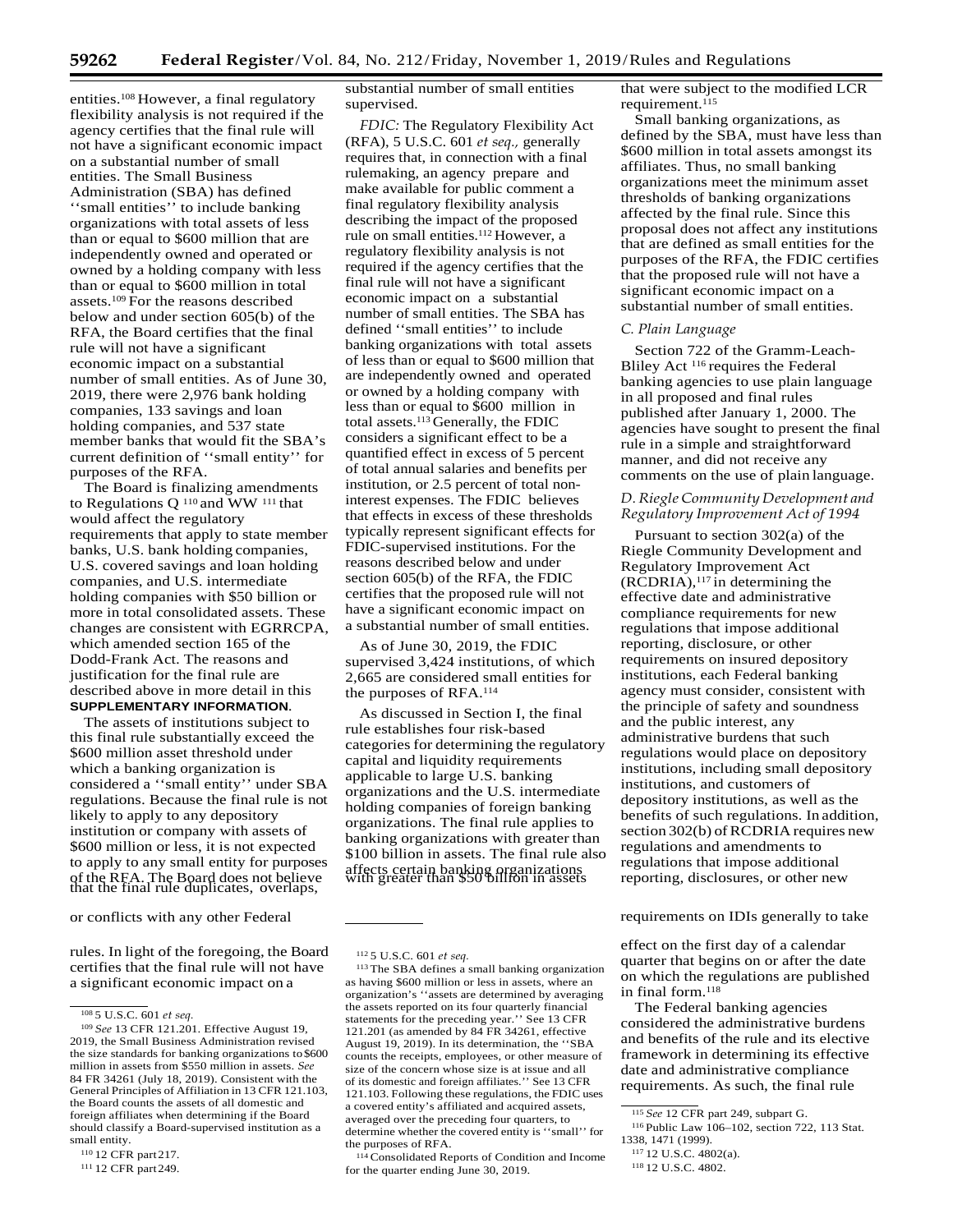entities.[108] However, a final regulatory flexibility analysis is not required if the agency certifies that the final rule will not have a significant economic impact on a substantial number of small entities. The Small Business Administration (SBA) has defined ''small entities'' to include banking organizations with total assets of less than or equal to $600 million that are independently owned and operated or owned by a holding company with less than or equal to $600 million in total assets.[109] For the reasons described below and under section 605(b) of the RFA, the Board certifies that the final rule will not have a significant economic impact on a substantial number of small entities. As of June 30, 2019, there were 2,976 bank holding companies, 133 savings and loan holding companies, and 537 state member banks that would fit the SBA's current definition of ''small entity'' for purposes of the RFA.

The Board is finalizing amendments to Regulations Q [110] and WW [111] that would affect the regulatory requirements that apply to state member banks, U.S. bank holding companies, U.S. covered savings and loan holding companies, and U.S. intermediate holding companies with $50 billion or more in total consolidated assets. These changes are consistent with EGRRCPA, which amended section 165 of the Dodd-Frank Act. The reasons and justification for the final rule are described above in more detail in this **SUPPLEMENTARY INFORMATION**.

The assets of institutions subject to this final rule substantially exceed the $600 million asset threshold under which a banking organization is considered a ''small entity'' under SBA regulations. Because the final rule is not likely to apply to any depository institution or company with assets of $600 million or less, it is not expected to apply to any small entity for purposes of the RFA. The Board does not believe that the final rule duplicates, overlaps, or conflicts with any other Federal rules. In light of the foregoing, the Board certifies that the final rule will not have a significant economic impact on a substantial number of small entities supervised.

*FDIC:* The Regulatory Flexibility Act (RFA), 5 U.S.C. 601 *et seq.,* generally requires that, in connection with a final rulemaking, an agency prepare and make available for public comment a final regulatory flexibility analysis describing the impact of the proposed rule on small entities.[112] However, a regulatory flexibility analysis is not required if the agency certifies that the final rule will not have a significant economic impact on a substantial number of small entities. The SBA has defined ''small entities'' to include banking organizations with total assets of less than or equal to $600 million that are independently owned and operated or owned by a holding company with less than or equal to $600 million in total assets.[113] Generally, the FDIC considers a significant effect to be a quantified effect in excess of 5 percent of total annual salaries and benefits per institution, or 2.5 percent of total non-interest expenses. The FDIC believes that effects in excess of these thresholds typically represent significant effects for FDIC-supervised institutions. For the reasons described below and under section 605(b) of the RFA, the FDIC certifies that the proposed rule will not have a significant economic impact on a substantial number of small entities.

As of June 30, 2019, the FDIC supervised 3,424 institutions, of which 2,665 are considered small entities for the purposes of RFA.[114]

As discussed in Section I, the final rule establishes four risk-based categories for determining the regulatory capital and liquidity requirements applicable to large U.S. banking organizations and the U.S. intermediate holding companies of foreign banking organizations. The final rule applies to banking organizations with greater than $100 billion in assets. The final rule also affects certain banking organizations with greater than $50 billion in assets that were subject to the modified LCR requirement.[115]

Small banking organizations, as defined by the SBA, must have less than $600 million in total assets amongst its affiliates. Thus, no small banking organizations meet the minimum asset thresholds of banking organizations affected by the final rule. Since this proposal does not affect any institutions that are defined as small entities for the purposes of the RFA, the FDIC certifies that the proposed rule will not have a significant economic impact on a substantial number of small entities.

### *C. Plain Language*

Section 722 of the Gramm-Leach-Bliley Act [116] requires the Federal banking agencies to use plain language in all proposed and final rules published after January 1, 2000. The agencies have sought to present the final rule in a simple and straightforward manner, and did not receive any comments on the use of plain language.

### *D. Riegle Community Development and Regulatory Improvement Act of 1994*

Pursuant to section 302(a) of the Riegle Community Development and Regulatory Improvement Act (RCDRIA),[117] in determining the effective date and administrative compliance requirements for new regulations that impose additional reporting, disclosure, or other requirements on insured depository institutions, each Federal banking agency must consider, consistent with the principle of safety and soundness and the public interest, any administrative burdens that such regulations would place on depository institutions, including small depository institutions, and customers of depository institutions, as well as the benefits of such regulations. In addition, section 302(b) of RCDRIA requires new regulations and amendments to regulations that impose additional reporting, disclosures, or other new requirements on IDIs generally to take effect on the first day of a calendar quarter that begins on or after the date on which the regulations are published in final form.[118]

The Federal banking agencies considered the administrative burdens and benefits of the rule and its elective framework in determining its effective date and administrative compliance requirements. As such, the final rule

---

[108] 5 U.S.C. 601 *et seq.*

[109] *See* 13 CFR 121.201. Effective August 19, 2019, the Small Business Administration revised the size standards for banking organizations to $600 million in assets from $550 million in assets. *See* 84 FR 34261 (July 18, 2019). Consistent with the General Principles of Affiliation in 13 CFR 121.103, the Board counts the assets of all domestic and foreign affiliates when determining if the Board should classify a Board-supervised institution as a small entity.

[110] 12 CFR part 217.

[111] 12 CFR part 249.

[112] 5 U.S.C. 601 *et seq.*

[113] The SBA defines a small banking organization as having $600 million or less in assets, where an organization's ''assets are determined by averaging the assets reported on its four quarterly financial statements for the preceding year.'' See 13 CFR 121.201 (as amended by 84 FR 34261, effective August 19, 2019). In its determination, the ''SBA counts the receipts, employees, or other measure of size of the concern whose size is at issue and all of its domestic and foreign affiliates.'' See 13 CFR 121.103. Following these regulations, the FDIC uses a covered entity's affiliated and acquired assets, averaged over the preceding four quarters, to determine whether the covered entity is ''small'' for the purposes of RFA.

[114] Consolidated Reports of Condition and Income for the quarter ending June 30, 2019.

[115] *See* 12 CFR part 249, subpart G.

[116] Public Law 106–102, section 722, 113 Stat. 1338, 1471 (1999).

[117] 12 U.S.C. 4802(a).

[118] 12 U.S.C. 4802.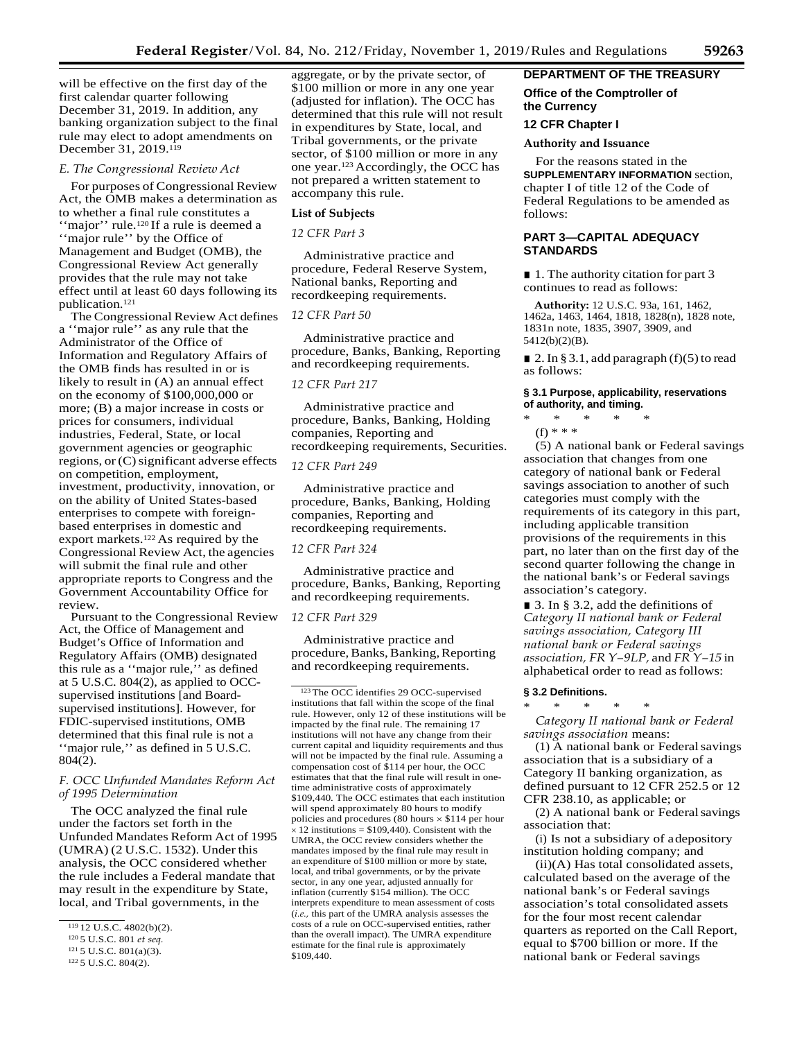will be effective on the first day of the first calendar quarter following December 31, 2019. In addition, any banking organization subject to the final rule may elect to adopt amendments on December 31, 2019.[119]

### *E. The Congressional Review Act*

For purposes of Congressional Review Act, the OMB makes a determination as to whether a final rule constitutes a ''major'' rule.[120] If a rule is deemed a ''major rule'' by the Office of Management and Budget (OMB), the Congressional Review Act generally provides that the rule may not take effect until at least 60 days following its publication.[121]

The Congressional Review Act defines a ''major rule'' as any rule that the Administrator of the Office of Information and Regulatory Affairs of the OMB finds has resulted in or is likely to result in (A) an annual effect on the economy of $100,000,000 or more; (B) a major increase in costs or prices for consumers, individual industries, Federal, State, or local government agencies or geographic regions, or (C) significant adverse effects on competition, employment, investment, productivity, innovation, or on the ability of United States-based enterprises to compete with foreign-based enterprises in domestic and export markets.[122] As required by the Congressional Review Act, the agencies will submit the final rule and other appropriate reports to Congress and the Government Accountability Office for review.

Pursuant to the Congressional Review Act, the Office of Management and Budget's Office of Information and Regulatory Affairs (OMB) designated this rule as a ''major rule,'' as defined at 5 U.S.C. 804(2), as applied to OCC-supervised institutions [and Board-supervised institutions]. However, for FDIC-supervised institutions, OMB determined that this final rule is not a ''major rule,'' as defined in 5 U.S.C. 804(2).

### *F. OCC Unfunded Mandates Reform Act of 1995 Determination*

The OCC analyzed the final rule under the factors set forth in the Unfunded Mandates Reform Act of 1995 (UMRA) (2 U.S.C. 1532). Under this analysis, the OCC considered whether the rule includes a Federal mandate that may result in the expenditure by State, local, and Tribal governments, in the aggregate, or by the private sector, of $100 million or more in any one year (adjusted for inflation). The OCC has determined that this rule will not result in expenditures by State, local, and Tribal governments, or the private sector, of $100 million or more in any one year.[123] Accordingly, the OCC has not prepared a written statement to accompany this rule.

**List of Subjects**

*12 CFR Part 3*

Administrative practice and procedure, Federal Reserve System, National banks, Reporting and recordkeeping requirements.

*12 CFR Part 50*

Administrative practice and procedure, Banks, Banking, Reporting and recordkeeping requirements.

*12 CFR Part 217*

Administrative practice and procedure, Banks, Banking, Holding companies, Reporting and recordkeeping requirements, Securities.

*12 CFR Part 249*

Administrative practice and procedure, Banks, Banking, Holding companies, Reporting and recordkeeping requirements.

*12 CFR Part 324*

Administrative practice and procedure, Banks, Banking, Reporting and recordkeeping requirements.

*12 CFR Part 329*

Administrative practice and procedure, Banks, Banking, Reporting and recordkeeping requirements.

## DEPARTMENT OF THE TREASURY

### Office of the Comptroller of the Currency

### 12 CFR Chapter I

**Authority and Issuance**

For the reasons stated in the **SUPPLEMENTARY INFORMATION** section, chapter I of title 12 of the Code of Federal Regulations to be amended as follows:

## PART 3—CAPITAL ADEQUACY STANDARDS

■ 1. The authority citation for part 3 continues to read as follows:

**Authority:** 12 U.S.C. 93a, 161, 1462, 1462a, 1463, 1464, 1818, 1828(n), 1828 note, 1831n note, 1835, 3907, 3909, and 5412(b)(2)(B).

■ 2. In § 3.1, add paragraph (f)(5) to read as follows:

#### § 3.1 Purpose, applicability, reservations of authority, and timing.

\* \* \* \* \*

(f) \* \* \*

(5) A national bank or Federal savings association that changes from one category of national bank or Federal savings association to another of such categories must comply with the requirements of its category in this part, including applicable transition provisions of the requirements in this part, no later than on the first day of the second quarter following the change in the national bank's or Federal savings association's category.

■ 3. In § 3.2, add the definitions of *Category II national bank or Federal savings association, Category III national bank or Federal savings association, FR Y–9LP,* and *FR Y–15* in alphabetical order to read as follows:

#### § 3.2 Definitions.

\* \* \* \* \*

*Category II national bank or Federal savings association* means:

(1) A national bank or Federal savings association that is a subsidiary of a Category II banking organization, as defined pursuant to 12 CFR 252.5 or 12 CFR 238.10, as applicable; or

(2) A national bank or Federal savings association that:

(i) Is not a subsidiary of a depository institution holding company; and

(ii)(A) Has total consolidated assets, calculated based on the average of the national bank's or Federal savings association's total consolidated assets for the four most recent calendar quarters as reported on the Call Report, equal to $700 billion or more. If the national bank or Federal savings

---

[119] 12 U.S.C. 4802(b)(2).

[120] 5 U.S.C. 801 *et seq.*

[121] 5 U.S.C. 801(a)(3).

[122] 5 U.S.C. 804(2).

[123] The OCC identifies 29 OCC-supervised institutions that fall within the scope of the final rule. However, only 12 of these institutions will be impacted by the final rule. The remaining 17 institutions will not have any change from their current capital and liquidity requirements and thus will not be impacted by the final rule. Assuming a compensation cost of $114 per hour, the OCC estimates that that the final rule will result in one-time administrative costs of approximately $109,440. The OCC estimates that each institution will spend approximately 80 hours to modify policies and procedures (80 hours × $114 per hour × 12 institutions = $109,440). Consistent with the UMRA, the OCC review considers whether the mandates imposed by the final rule may result in an expenditure of $100 million or more by state, local, and tribal governments, or by the private sector, in any one year, adjusted annually for inflation (currently $154 million). The OCC interprets expenditure to mean assessment of costs (*i.e.,* this part of the UMRA analysis assesses the costs of a rule on OCC-supervised entities, rather than the overall impact). The UMRA expenditure estimate for the final rule is approximately $109,440.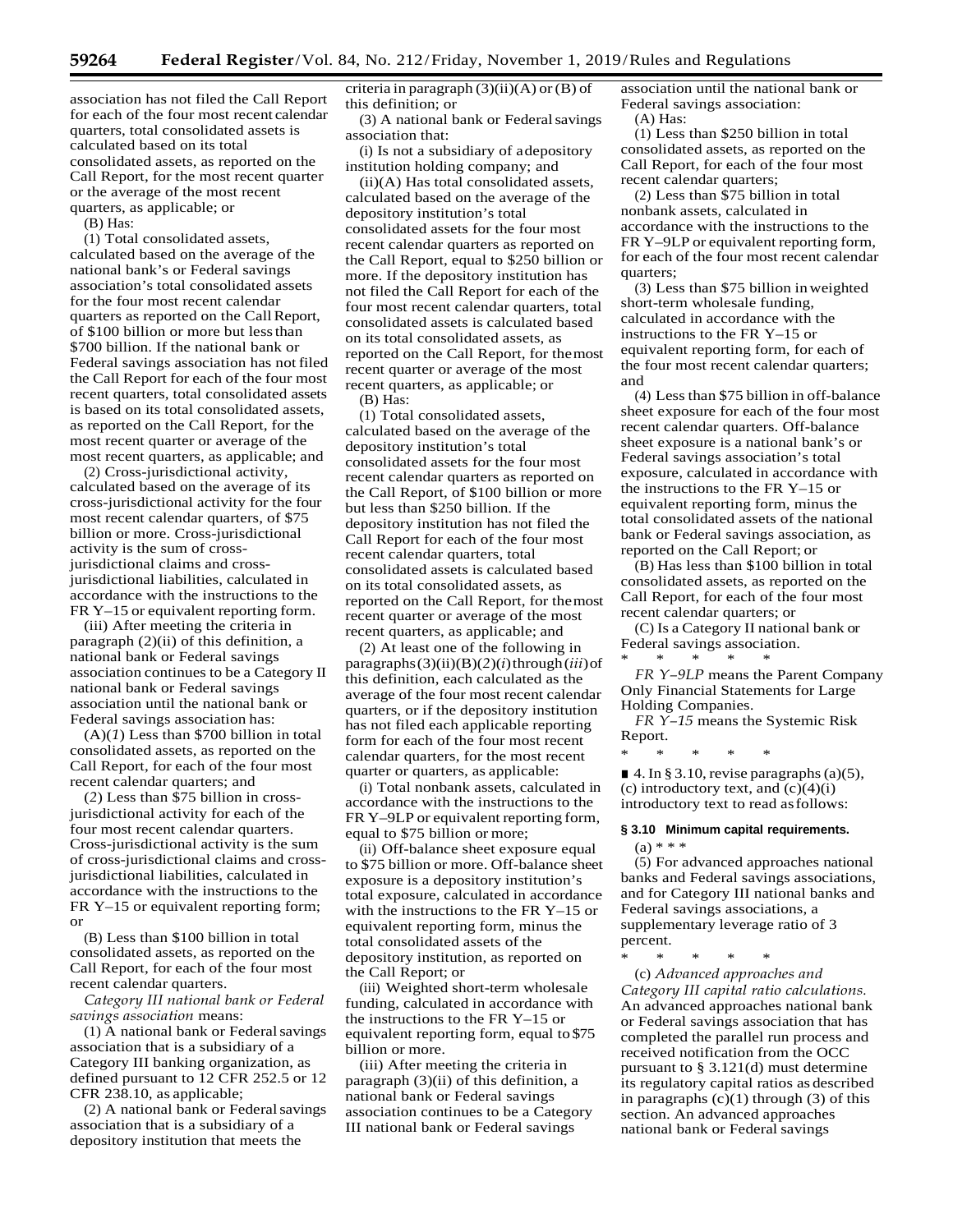association has not filed the Call Report for each of the four most recent calendar quarters, total consolidated assets is calculated based on its total consolidated assets, as reported on the Call Report, for the most recent quarter or the average of the most recent quarters, as applicable; or

(B) Has:

(*1*) Total consolidated assets, calculated based on the average of the national bank's or Federal savings association's total consolidated assets for the four most recent calendar quarters as reported on the Call Report, of $100 billion or more but less than $700 billion. If the national bank or Federal savings association has not filed the Call Report for each of the four most recent quarters, total consolidated assets is based on its total consolidated assets, as reported on the Call Report, for the most recent quarter or average of the most recent quarters, as applicable; and

(*2*) Cross-jurisdictional activity, calculated based on the average of its cross-jurisdictional activity for the four most recent calendar quarters, of $75 billion or more. Cross-jurisdictional activity is the sum of cross-jurisdictional claims and cross-jurisdictional liabilities, calculated in accordance with the instructions to the FR Y–15 or equivalent reporting form.

(iii) After meeting the criteria in paragraph (2)(ii) of this definition, a national bank or Federal savings association continues to be a Category II national bank or Federal savings association until the national bank or Federal savings association has:

(A)(*1*) Less than $700 billion in total consolidated assets, as reported on the Call Report, for each of the four most recent calendar quarters; and

(*2*) Less than $75 billion in cross-jurisdictional activity for each of the four most recent calendar quarters. Cross-jurisdictional activity is the sum of cross-jurisdictional claims and cross-jurisdictional liabilities, calculated in accordance with the instructions to the FR Y–15 or equivalent reporting form; or

(B) Less than $100 billion in total consolidated assets, as reported on the Call Report, for each of the four most recent calendar quarters.

*Category III national bank or Federal savings association* means:

(1) A national bank or Federal savings association that is a subsidiary of a Category III banking organization, as defined pursuant to 12 CFR 252.5 or 12 CFR 238.10, as applicable;

(2) A national bank or Federal savings association that is a subsidiary of a depository institution that meets the criteria in paragraph (3)(ii)(A) or (B) of this definition; or

(3) A national bank or Federal savings association that:

(i) Is not a subsidiary of a depository institution holding company; and

(ii)(A) Has total consolidated assets, calculated based on the average of the depository institution's total consolidated assets for the four most recent calendar quarters as reported on the Call Report, equal to $250 billion or more. If the depository institution has not filed the Call Report for each of the four most recent calendar quarters, total consolidated assets is calculated based on its total consolidated assets, as reported on the Call Report, for the most recent quarter or average of the most recent quarters, as applicable; or

(B) Has:

(*1*) Total consolidated assets, calculated based on the average of the depository institution's total consolidated assets for the four most recent calendar quarters as reported on the Call Report, of $100 billion or more but less than $250 billion. If the depository institution has not filed the Call Report for each of the four most recent calendar quarters, total consolidated assets is calculated based on its total consolidated assets, as reported on the Call Report, for the most recent quarter or average of the most recent quarters, as applicable; and

(*2*) At least one of the following in paragraphs (3)(ii)(B)(*2*)(*i*) through (*iii*) of this definition, each calculated as the average of the four most recent calendar quarters, or if the depository institution has not filed each applicable reporting form for each of the four most recent calendar quarters, for the most recent quarter or quarters, as applicable:

(i) Total nonbank assets, calculated in accordance with the instructions to the FR Y–9LP or equivalent reporting form, equal to $75 billion or more;

(ii) Off-balance sheet exposure equal to $75 billion or more. Off-balance sheet exposure is a depository institution's total exposure, calculated in accordance with the instructions to the FR Y–15 or equivalent reporting form, minus the total consolidated assets of the depository institution, as reported on the Call Report; or

(iii) Weighted short-term wholesale funding, calculated in accordance with the instructions to the FR Y–15 or equivalent reporting form, equal to $75 billion or more.

(iii) After meeting the criteria in paragraph (3)(ii) of this definition, a national bank or Federal savings association continues to be a Category III national bank or Federal savings association until the national bank or Federal savings association:

(A) Has:

(*1*) Less than $250 billion in total consolidated assets, as reported on the Call Report, for each of the four most recent calendar quarters;

(*2*) Less than $75 billion in total nonbank assets, calculated in accordance with the instructions to the FR Y–9LP or equivalent reporting form, for each of the four most recent calendar quarters;

(*3*) Less than $75 billion in weighted short-term wholesale funding, calculated in accordance with the instructions to the FR Y–15 or equivalent reporting form, for each of the four most recent calendar quarters; and

(*4*) Less than $75 billion in off-balance sheet exposure for each of the four most recent calendar quarters. Off-balance sheet exposure is a national bank's or Federal savings association's total exposure, calculated in accordance with the instructions to the FR Y–15 or equivalent reporting form, minus the total consolidated assets of the national bank or Federal savings association, as reported on the Call Report; or

(B) Has less than $100 billion in total consolidated assets, as reported on the Call Report, for each of the four most recent calendar quarters; or

(C) Is a Category II national bank or Federal savings association.

\* \* \* \* \*

*FR Y–9LP* means the Parent Company Only Financial Statements for Large Holding Companies.

*FR Y–15* means the Systemic Risk Report.

\* \* \* \* \*

■ 4. In § 3.10, revise paragraphs (a)(5), (c) introductory text, and (c)(4)(i) introductory text to read as follows:

#### § 3.10 Minimum capital requirements.

(a) \* \* \*

(5) For advanced approaches national banks and Federal savings associations, and for Category III national banks and Federal savings associations, a supplementary leverage ratio of 3 percent.

\* \* \* \* \*

(c) *Advanced approaches and Category III capital ratio calculations.* An advanced approaches national bank or Federal savings association that has completed the parallel run process and received notification from the OCC pursuant to § 3.121(d) must determine its regulatory capital ratios as described in paragraphs (c)(1) through (3) of this section. An advanced approaches national bank or Federal savings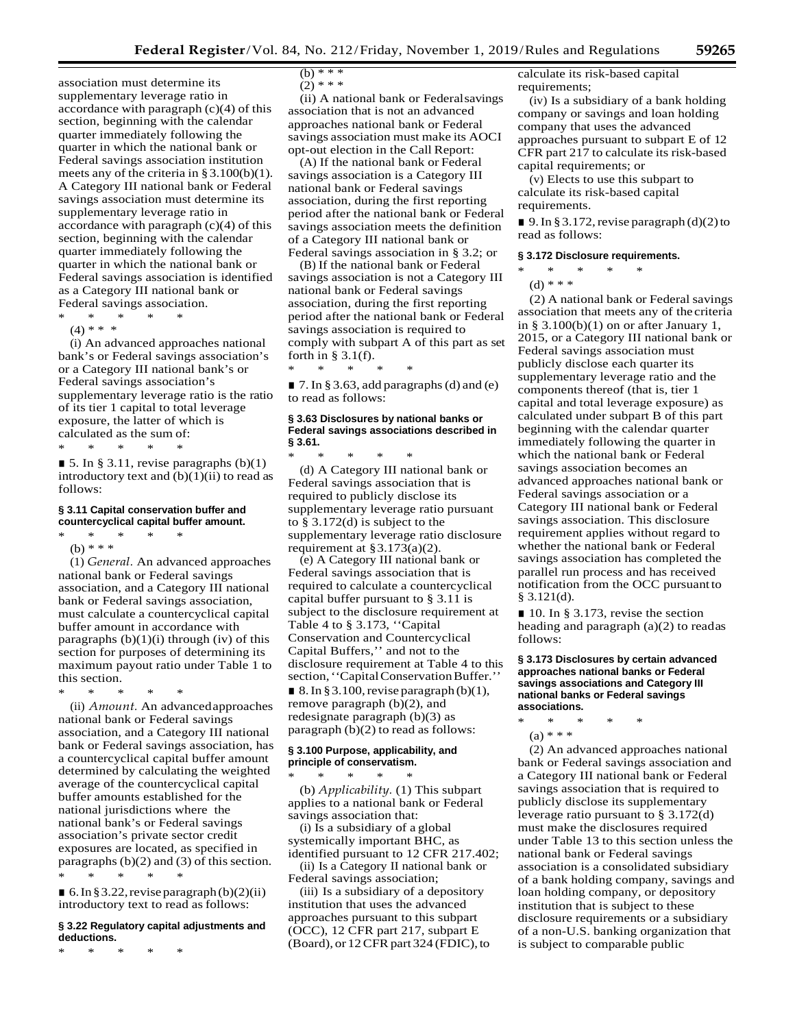association must determine its supplementary leverage ratio in accordance with paragraph (c)(4) of this section, beginning with the calendar quarter immediately following the quarter in which the national bank or Federal savings association institution meets any of the criteria in § 3.100(b)(1). A Category III national bank or Federal savings association must determine its supplementary leverage ratio in accordance with paragraph (c)(4) of this section, beginning with the calendar quarter immediately following the quarter in which the national bank or Federal savings association is identified as a Category III national bank or Federal savings association.

\* \* \* \* \*

(4) \* \* \*

(i) An advanced approaches national bank's or Federal savings association's or a Category III national bank's or Federal savings association's supplementary leverage ratio is the ratio of its tier 1 capital to total leverage exposure, the latter of which is calculated as the sum of:

\* \* \* \* \*

■ 5. In § 3.11, revise paragraphs (b)(1) introductory text and (b)(1)(ii) to read as follows:

**§ 3.11 Capital conservation buffer and countercyclical capital buffer amount.**

\* \* \* \* \*

(b) \* \* \*

(1) *General.* An advanced approaches national bank or Federal savings association, and a Category III national bank or Federal savings association, must calculate a countercyclical capital buffer amount in accordance with paragraphs (b)(1)(i) through (iv) of this section for purposes of determining its maximum payout ratio under Table 1 to this section.

\* \* \* \* \*

(ii) *Amount.* An advanced approaches national bank or Federal savings association, and a Category III national bank or Federal savings association, has a countercyclical capital buffer amount determined by calculating the weighted average of the countercyclical capital buffer amounts established for the national jurisdictions where the national bank's or Federal savings association's private sector credit exposures are located, as specified in paragraphs (b)(2) and (3) of this section.

\* \* \* \* \*

■ 6. In § 3.22, revise paragraph (b)(2)(ii) introductory text to read as follows:

**§ 3.22 Regulatory capital adjustments and deductions.**

\* \* \* \* \*

(b) \* \* \*

(2) \* \* \*

(ii) A national bank or Federal savings association that is not an advanced approaches national bank or Federal savings association must make its AOCI opt-out election in the Call Report:

(A) If the national bank or Federal savings association is a Category III national bank or Federal savings association, during the first reporting period after the national bank or Federal savings association meets the definition of a Category III national bank or Federal savings association in § 3.2; or

(B) If the national bank or Federal savings association is not a Category III national bank or Federal savings association, during the first reporting period after the national bank or Federal savings association is required to comply with subpart A of this part as set forth in § 3.1(f).

\* \* \* \* \*

■ 7. In § 3.63, add paragraphs (d) and (e) to read as follows:

**§ 3.63 Disclosures by national banks or Federal savings associations described in § 3.61.**

\* \* \* \* \*

(d) A Category III national bank or Federal savings association that is required to publicly disclose its supplementary leverage ratio pursuant to § 3.172(d) is subject to the supplementary leverage ratio disclosure requirement at § 3.173(a)(2).

(e) A Category III national bank or Federal savings association that is required to calculate a countercyclical capital buffer pursuant to § 3.11 is subject to the disclosure requirement at Table 4 to § 3.173, ''Capital Conservation and Countercyclical Capital Buffers,'' and not to the disclosure requirement at Table 4 to this section, ''Capital Conservation Buffer.''

■ 8. In § 3.100, revise paragraph (b)(1), remove paragraph (b)(2), and redesignate paragraph (b)(3) as paragraph (b)(2) to read as follows:

**§ 3.100 Purpose, applicability, and principle of conservatism.**

\* \* \* \* \*

(b) *Applicability.* (1) This subpart applies to a national bank or Federal savings association that:

(i) Is a subsidiary of a global systemically important BHC, as identified pursuant to 12 CFR 217.402;

(ii) Is a Category II national bank or Federal savings association;

(iii) Is a subsidiary of a depository institution that uses the advanced approaches pursuant to this subpart (OCC), 12 CFR part 217, subpart E (Board), or 12 CFR part 324 (FDIC), to calculate its risk-based capital requirements;

(iv) Is a subsidiary of a bank holding company or savings and loan holding company that uses the advanced approaches pursuant to subpart E of 12 CFR part 217 to calculate its risk-based capital requirements; or

(v) Elects to use this subpart to calculate its risk-based capital requirements.

■ 9. In § 3.172, revise paragraph (d)(2) to read as follows:

**§ 3.172 Disclosure requirements.**

\* \* \* \* \*

(d) \* \* \*

(2) A national bank or Federal savings association that meets any of the criteria in § 3.100(b)(1) on or after January 1, 2015, or a Category III national bank or Federal savings association must publicly disclose each quarter its supplementary leverage ratio and the components thereof (that is, tier 1 capital and total leverage exposure) as calculated under subpart B of this part beginning with the calendar quarter immediately following the quarter in which the national bank or Federal savings association becomes an advanced approaches national bank or Federal savings association or a Category III national bank or Federal savings association. This disclosure requirement applies without regard to whether the national bank or Federal savings association has completed the parallel run process and has received notification from the OCC pursuant to § 3.121(d).

■ 10. In § 3.173, revise the section heading and paragraph (a)(2) to read as follows:

**§ 3.173 Disclosures by certain advanced approaches national banks or Federal savings associations and Category III national banks or Federal savings associations.**

\* \* \* \* \*

(a) \* \* \*

(2) An advanced approaches national bank or Federal savings association and a Category III national bank or Federal savings association that is required to publicly disclose its supplementary leverage ratio pursuant to § 3.172(d) must make the disclosures required under Table 13 to this section unless the national bank or Federal savings association is a consolidated subsidiary of a bank holding company, savings and loan holding company, or depository institution that is subject to these disclosure requirements or a subsidiary of a non-U.S. banking organization that is subject to comparable public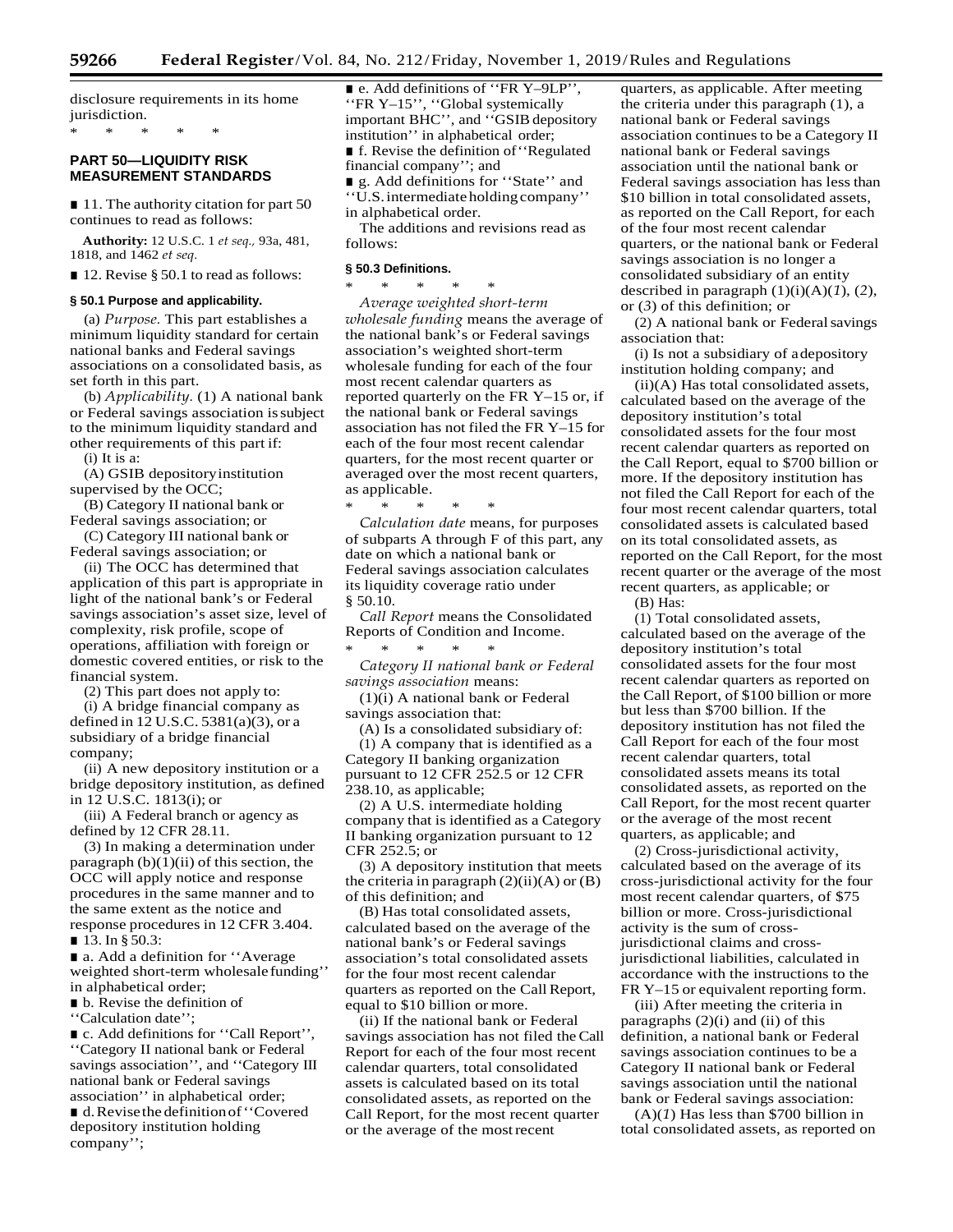disclosure requirements in its home jurisdiction.

\* \* \* \* \*

## PART 50—LIQUIDITY RISK MEASUREMENT STANDARDS

■ 11. The authority citation for part 50 continues to read as follows:

**Authority:** 12 U.S.C. 1 *et seq.,* 93a, 481, 1818, and 1462 *et seq.*

■ 12. Revise § 50.1 to read as follows:

### § 50.1 Purpose and applicability.

(a) *Purpose.* This part establishes a minimum liquidity standard for certain national banks and Federal savings associations on a consolidated basis, as set forth in this part.

(b) *Applicability.* (1) A national bank or Federal savings association is subject to the minimum liquidity standard and other requirements of this part if:

(i) It is a:

(A) GSIB depository institution supervised by the OCC;

(B) Category II national bank or Federal savings association; or

(C) Category III national bank or Federal savings association; or

(ii) The OCC has determined that application of this part is appropriate in light of the national bank's or Federal savings association's asset size, level of complexity, risk profile, scope of operations, affiliation with foreign or domestic covered entities, or risk to the financial system.

(2) This part does not apply to:

(i) A bridge financial company as defined in 12 U.S.C. 5381(a)(3), or a subsidiary of a bridge financial company;

(ii) A new depository institution or a bridge depository institution, as defined in 12 U.S.C. 1813(i); or

(iii) A Federal branch or agency as defined by 12 CFR 28.11.

(3) In making a determination under paragraph (b)(1)(ii) of this section, the OCC will apply notice and response procedures in the same manner and to the same extent as the notice and response procedures in 12 CFR 3.404.

■ 13. In § 50.3:

■ a. Add a definition for ''Average weighted short-term wholesale funding'' in alphabetical order;

■ b. Revise the definition of ''Calculation date'';

■ c. Add definitions for ''Call Report'', ''Category II national bank or Federal savings association'', and ''Category III national bank or Federal savings association'' in alphabetical order;

■ d. Revise the definition of ''Covered depository institution holding company'';

■ e. Add definitions of ''FR Y–9LP'', ''FR Y–15'', ''Global systemically important BHC'', and ''GSIB depository institution'' in alphabetical order;

■ f. Revise the definition of ''Regulated financial company''; and

■ g. Add definitions for ''State'' and ''U.S. intermediate holding company'' in alphabetical order.

The additions and revisions read as follows:

### § 50.3 Definitions.

\* \* \* \* \*

*Average weighted short-term wholesale funding* means the average of the national bank's or Federal savings association's weighted short-term wholesale funding for each of the four most recent calendar quarters as reported quarterly on the FR Y–15 or, if the national bank or Federal savings association has not filed the FR Y–15 for each of the four most recent calendar quarters, for the most recent quarter or averaged over the most recent quarters, as applicable.

\* \* \* \* \*

*Calculation date* means, for purposes of subparts A through F of this part, any date on which a national bank or Federal savings association calculates its liquidity coverage ratio under § 50.10.

*Call Report* means the Consolidated Reports of Condition and Income.

\* \* \* \* \*

*Category II national bank or Federal savings association* means:

(1)(i) A national bank or Federal savings association that:

(A) Is a consolidated subsidiary of:

(*1*) A company that is identified as a Category II banking organization pursuant to 12 CFR 252.5 or 12 CFR 238.10, as applicable;

(*2*) A U.S. intermediate holding company that is identified as a Category II banking organization pursuant to 12 CFR 252.5; or

(*3*) A depository institution that meets the criteria in paragraph (2)(ii)(A) or (B) of this definition; and

(B) Has total consolidated assets, calculated based on the average of the national bank's or Federal savings association's total consolidated assets for the four most recent calendar quarters as reported on the Call Report, equal to $10 billion or more.

(ii) If the national bank or Federal savings association has not filed the Call Report for each of the four most recent calendar quarters, total consolidated assets is calculated based on its total consolidated assets, as reported on the Call Report, for the most recent quarter or the average of the most recent quarters, as applicable. After meeting the criteria under this paragraph (1), a national bank or Federal savings association continues to be a Category II national bank or Federal savings association until the national bank or Federal savings association has less than $10 billion in total consolidated assets, as reported on the Call Report, for each of the four most recent calendar quarters, or the national bank or Federal savings association is no longer a consolidated subsidiary of an entity described in paragraph (1)(i)(A)(*1*), (*2*), or (*3*) of this definition; or

(2) A national bank or Federal savings association that:

(i) Is not a subsidiary of a depository institution holding company; and

(ii)(A) Has total consolidated assets, calculated based on the average of the depository institution's total consolidated assets for the four most recent calendar quarters as reported on the Call Report, equal to $700 billion or more. If the depository institution has not filed the Call Report for each of the four most recent calendar quarters, total consolidated assets is calculated based on its total consolidated assets, as reported on the Call Report, for the most recent quarter or the average of the most recent quarters, as applicable; or

(B) Has:

(*1*) Total consolidated assets, calculated based on the average of the depository institution's total consolidated assets for the four most recent calendar quarters as reported on the Call Report, of $100 billion or more but less than $700 billion. If the depository institution has not filed the Call Report for each of the four most recent calendar quarters, total consolidated assets means its total consolidated assets, as reported on the Call Report, for the most recent quarter or the average of the most recent quarters, as applicable; and

(*2*) Cross-jurisdictional activity, calculated based on the average of its cross-jurisdictional activity for the four most recent calendar quarters, of $75 billion or more. Cross-jurisdictional activity is the sum of cross-jurisdictional claims and cross-jurisdictional liabilities, calculated in accordance with the instructions to the FR Y–15 or equivalent reporting form.

(iii) After meeting the criteria in paragraphs (2)(i) and (ii) of this definition, a national bank or Federal savings association continues to be a Category II national bank or Federal savings association until the national bank or Federal savings association:

(A)(*1*) Has less than $700 billion in total consolidated assets, as reported on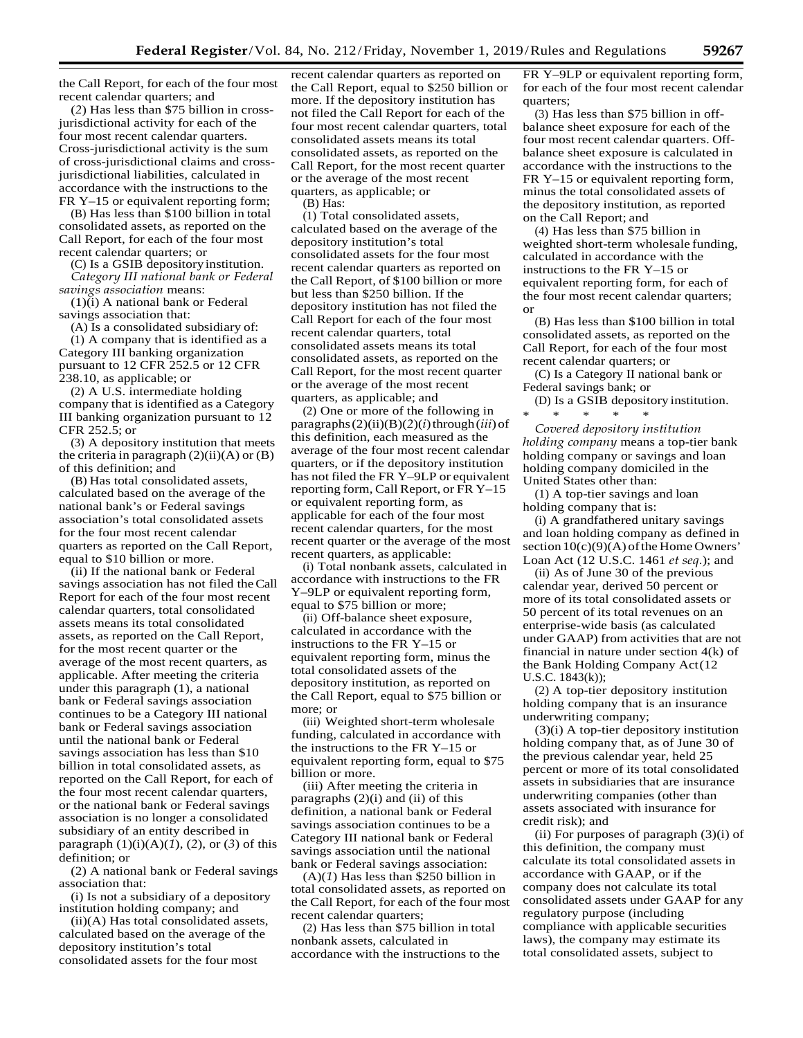the Call Report, for each of the four most recent calendar quarters; and

(*2*) Has less than $75 billion in cross-jurisdictional activity for each of the four most recent calendar quarters. Cross-jurisdictional activity is the sum of cross-jurisdictional claims and cross-jurisdictional liabilities, calculated in accordance with the instructions to the FR Y–15 or equivalent reporting form;

(B) Has less than $100 billion in total consolidated assets, as reported on the Call Report, for each of the four most recent calendar quarters; or

(C) Is a GSIB depository institution.

*Category III national bank or Federal savings association* means:

(1)(i) A national bank or Federal savings association that:

(A) Is a consolidated subsidiary of:

(*1*) A company that is identified as a Category III banking organization pursuant to 12 CFR 252.5 or 12 CFR 238.10, as applicable; or

(*2*) A U.S. intermediate holding company that is identified as a Category III banking organization pursuant to 12 CFR 252.5; or

(*3*) A depository institution that meets the criteria in paragraph (2)(ii)(A) or (B) of this definition; and

(B) Has total consolidated assets, calculated based on the average of the national bank's or Federal savings association's total consolidated assets for the four most recent calendar quarters as reported on the Call Report, equal to $10 billion or more.

(ii) If the national bank or Federal savings association has not filed the Call Report for each of the four most recent calendar quarters, total consolidated assets means its total consolidated assets, as reported on the Call Report, for the most recent quarter or the average of the most recent quarters, as applicable. After meeting the criteria under this paragraph (1), a national bank or Federal savings association continues to be a Category III national bank or Federal savings association until the national bank or Federal savings association has less than $10 billion in total consolidated assets, as reported on the Call Report, for each of the four most recent calendar quarters, or the national bank or Federal savings association is no longer a consolidated subsidiary of an entity described in paragraph (1)(i)(A)(*1*), (*2*), or (*3*) of this definition; or

(2) A national bank or Federal savings association that:

(i) Is not a subsidiary of a depository institution holding company; and

(ii)(A) Has total consolidated assets, calculated based on the average of the depository institution's total consolidated assets for the four most recent calendar quarters as reported on the Call Report, equal to $250 billion or more. If the depository institution has not filed the Call Report for each of the four most recent calendar quarters, total consolidated assets means its total consolidated assets, as reported on the Call Report, for the most recent quarter or the average of the most recent quarters, as applicable; or

(B) Has:

(*1*) Total consolidated assets, calculated based on the average of the depository institution's total consolidated assets for the four most recent calendar quarters as reported on the Call Report, of $100 billion or more but less than $250 billion. If the depository institution has not filed the Call Report for each of the four most recent calendar quarters, total consolidated assets means its total consolidated assets, as reported on the Call Report, for the most recent quarter or the average of the most recent quarters, as applicable; and

(*2*) One or more of the following in paragraphs (2)(ii)(B)(*2*)(*i*) through (*iii*) of this definition, each measured as the average of the four most recent calendar quarters, or if the depository institution has not filed the FR Y–9LP or equivalent reporting form, Call Report, or FR Y–15 or equivalent reporting form, as applicable for each of the four most recent calendar quarters, for the most recent quarter or the average of the most recent quarters, as applicable:

(*i*) Total nonbank assets, calculated in accordance with instructions to the FR Y–9LP or equivalent reporting form, equal to $75 billion or more;

(*ii*) Off-balance sheet exposure, calculated in accordance with the instructions to the FR Y–15 or equivalent reporting form, minus the total consolidated assets of the depository institution, as reported on the Call Report, equal to $75 billion or more; or

(*iii*) Weighted short-term wholesale funding, calculated in accordance with the instructions to the FR Y–15 or equivalent reporting form, equal to $75 billion or more.

(iii) After meeting the criteria in paragraphs (2)(i) and (ii) of this definition, a national bank or Federal savings association continues to be a Category III national bank or Federal savings association until the national bank or Federal savings association:

(A)(*1*) Has less than $250 billion in total consolidated assets, as reported on the Call Report, for each of the four most recent calendar quarters;

(*2*) Has less than $75 billion in total nonbank assets, calculated in accordance with the instructions to the FR Y–9LP or equivalent reporting form, for each of the four most recent calendar quarters;

(*3*) Has less than $75 billion in off-balance sheet exposure for each of the four most recent calendar quarters. Off-balance sheet exposure is calculated in accordance with the instructions to the FR Y–15 or equivalent reporting form, minus the total consolidated assets of the depository institution, as reported on the Call Report; and

(*4*) Has less than $75 billion in weighted short-term wholesale funding, calculated in accordance with the instructions to the FR Y–15 or equivalent reporting form, for each of the four most recent calendar quarters; or

(B) Has less than $100 billion in total consolidated assets, as reported on the Call Report, for each of the four most recent calendar quarters; or

(C) Is a Category II national bank or Federal savings bank; or

(D) Is a GSIB depository institution.

\* \* \* \* \*

*Covered depository institution holding company* means a top-tier bank holding company or savings and loan holding company domiciled in the United States other than:

(1) A top-tier savings and loan holding company that is:

(i) A grandfathered unitary savings and loan holding company as defined in section 10(c)(9)(A) of the Home Owners' Loan Act (12 U.S.C. 1461 *et seq.*); and

(ii) As of June 30 of the previous calendar year, derived 50 percent or more of its total consolidated assets or 50 percent of its total revenues on an enterprise-wide basis (as calculated under GAAP) from activities that are not financial in nature under section 4(k) of the Bank Holding Company Act (12 U.S.C. 1843(k));

(2) A top-tier depository institution holding company that is an insurance underwriting company;

(3)(i) A top-tier depository institution holding company that, as of June 30 of the previous calendar year, held 25 percent or more of its total consolidated assets in subsidiaries that are insurance underwriting companies (other than assets associated with insurance for credit risk); and

(ii) For purposes of paragraph (3)(i) of this definition, the company must calculate its total consolidated assets in accordance with GAAP, or if the company does not calculate its total consolidated assets under GAAP for any regulatory purpose (including compliance with applicable securities laws), the company may estimate its total consolidated assets, subject to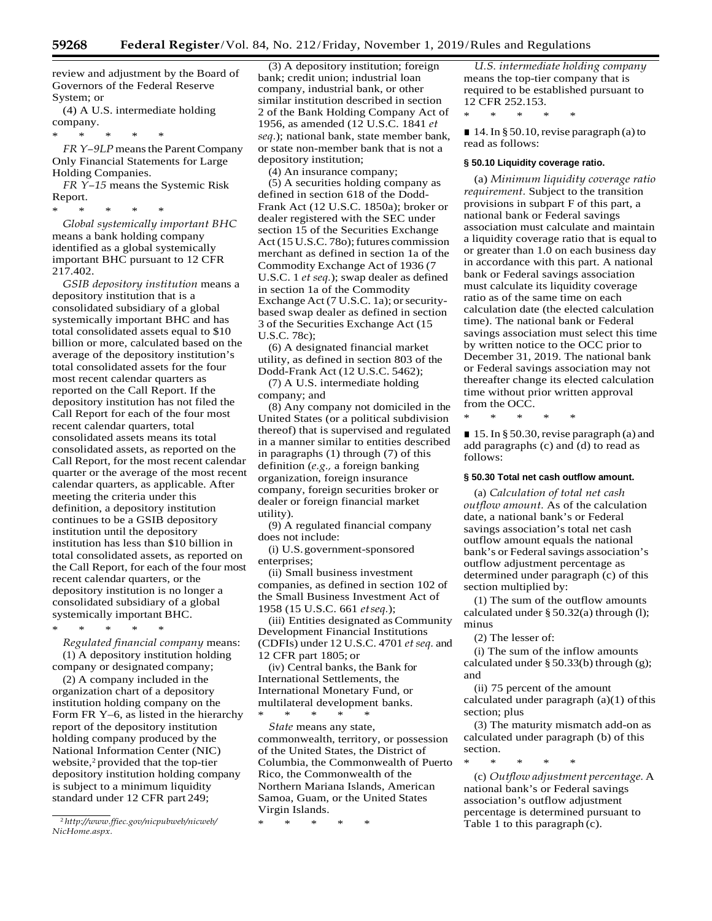review and adjustment by the Board of Governors of the Federal Reserve System; or

(4) A U.S. intermediate holding company.

\* \* \* \* \*

*FR Y–9LP* means the Parent Company Only Financial Statements for Large Holding Companies.

*FR Y–15* means the Systemic Risk Report.

\* \* \* \* \*

*Global systemically important BHC* means a bank holding company identified as a global systemically important BHC pursuant to 12 CFR 217.402.

*GSIB depository institution* means a depository institution that is a consolidated subsidiary of a global systemically important BHC and has total consolidated assets equal to $10 billion or more, calculated based on the average of the depository institution's total consolidated assets for the four most recent calendar quarters as reported on the Call Report. If the depository institution has not filed the Call Report for each of the four most recent calendar quarters, total consolidated assets means its total consolidated assets, as reported on the Call Report, for the most recent calendar quarter or the average of the most recent calendar quarters, as applicable. After meeting the criteria under this definition, a depository institution continues to be a GSIB depository institution until the depository institution has less than $10 billion in total consolidated assets, as reported on the Call Report, for each of the four most recent calendar quarters, or the depository institution is no longer a consolidated subsidiary of a global systemically important BHC.

\* \* \* \* \*

*Regulated financial company* means:

(1) A depository institution holding company or designated company;

(2) A company included in the organization chart of a depository institution holding company on the Form FR Y–6, as listed in the hierarchy report of the depository institution holding company produced by the National Information Center (NIC) website,[2] provided that the top-tier depository institution holding company is subject to a minimum liquidity standard under 12 CFR part 249;

(3) A depository institution; foreign bank; credit union; industrial loan company, industrial bank, or other similar institution described in section 2 of the Bank Holding Company Act of 1956, as amended (12 U.S.C. 1841 *et seq.*); national bank, state member bank, or state non-member bank that is not a depository institution;

(4) An insurance company;

(5) A securities holding company as defined in section 618 of the Dodd-Frank Act (12 U.S.C. 1850a); broker or dealer registered with the SEC under section 15 of the Securities Exchange Act (15 U.S.C. 78o); futures commission merchant as defined in section 1a of the Commodity Exchange Act of 1936 (7 U.S.C. 1 *et seq.*); swap dealer as defined in section 1a of the Commodity Exchange Act (7 U.S.C. 1a); or security-based swap dealer as defined in section 3 of the Securities Exchange Act (15 U.S.C. 78c);

(6) A designated financial market utility, as defined in section 803 of the Dodd-Frank Act (12 U.S.C. 5462);

(7) A U.S. intermediate holding company; and

(8) Any company not domiciled in the United States (or a political subdivision thereof) that is supervised and regulated in a manner similar to entities described in paragraphs (1) through (7) of this definition (*e.g.,* a foreign banking organization, foreign insurance company, foreign securities broker or dealer or foreign financial market utility).

(9) A regulated financial company does not include:

(i) U.S. government-sponsored enterprises;

(ii) Small business investment companies, as defined in section 102 of the Small Business Investment Act of 1958 (15 U.S.C. 661 *et seq.*);

(iii) Entities designated as Community Development Financial Institutions (CDFIs) under 12 U.S.C. 4701 *et seq.* and 12 CFR part 1805; or

(iv) Central banks, the Bank for International Settlements, the International Monetary Fund, or multilateral development banks.

\* \* \* \* \*

*State* means any state, commonwealth, territory, or possession of the United States, the District of Columbia, the Commonwealth of Puerto Rico, the Commonwealth of the Northern Mariana Islands, American Samoa, Guam, or the United States Virgin Islands.

\* \* \* \* \*

*U.S. intermediate holding company* means the top-tier company that is required to be established pursuant to 12 CFR 252.153.

\* \* \* \* \*

■ 14. In § 50.10, revise paragraph (a) to read as follows:

#### § 50.10 Liquidity coverage ratio.

(a) *Minimum liquidity coverage ratio requirement.* Subject to the transition provisions in subpart F of this part, a national bank or Federal savings association must calculate and maintain a liquidity coverage ratio that is equal to or greater than 1.0 on each business day in accordance with this part. A national bank or Federal savings association must calculate its liquidity coverage ratio as of the same time on each calculation date (the elected calculation time). The national bank or Federal savings association must select this time by written notice to the OCC prior to December 31, 2019. The national bank or Federal savings association may not thereafter change its elected calculation time without prior written approval from the OCC.

\* \* \* \* \*

■ 15. In § 50.30, revise paragraph (a) and add paragraphs (c) and (d) to read as follows:

#### § 50.30 Total net cash outflow amount.

(a) *Calculation of total net cash outflow amount.* As of the calculation date, a national bank's or Federal savings association's total net cash outflow amount equals the national bank's or Federal savings association's outflow adjustment percentage as determined under paragraph (c) of this section multiplied by:

(1) The sum of the outflow amounts calculated under § 50.32(a) through (l); minus

(2) The lesser of:

(i) The sum of the inflow amounts calculated under § 50.33(b) through (g); and

(ii) 75 percent of the amount calculated under paragraph (a)(1) of this section; plus

(3) The maturity mismatch add-on as calculated under paragraph (b) of this section.

\* \* \* \* \*

(c) *Outflow adjustment percentage.* A national bank's or Federal savings association's outflow adjustment percentage is determined pursuant to Table 1 to this paragraph (c).

[2] *http://www.ffiec.gov/nicpubweb/nicweb/NicHome.aspx.*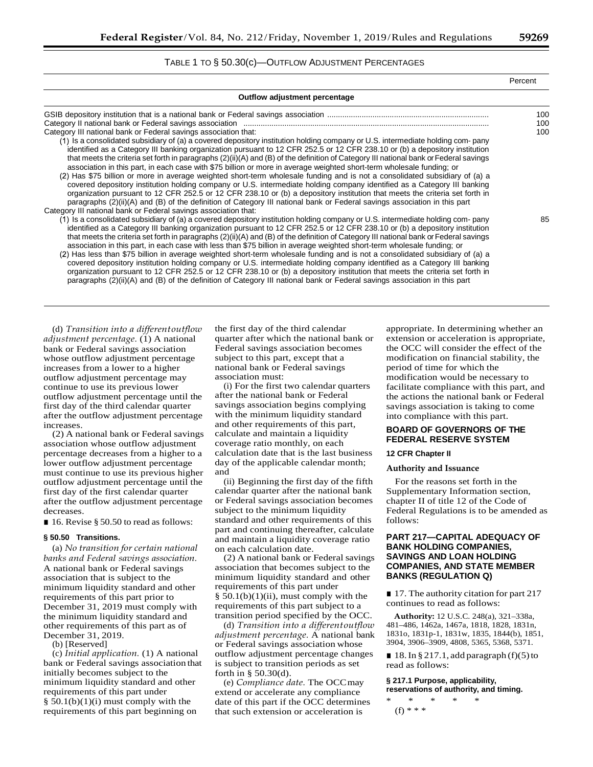TABLE 1 TO § 50.30(c)—OUTFLOW ADJUSTMENT PERCENTAGES

| | Percent |
|---|---|
| **Outflow adjustment percentage** | |
| GSIB depository institution that is a national bank or Federal savings association | 100 |
| Category II national bank or Federal savings association | 100 |
| Category III national bank or Federal savings association that:<br>(1) Is a consolidated subsidiary of (a) a covered depository institution holding company or U.S. intermediate holding company identified as a Category III banking organization pursuant to 12 CFR 252.5 or 12 CFR 238.10 or (b) a depository institution that meets the criteria set forth in paragraphs (2)(ii)(A) and (B) of the definition of Category III national bank or Federal savings association in this part, in each case with $75 billion or more in average weighted short-term wholesale funding; or<br>(2) Has $75 billion or more in average weighted short-term wholesale funding and is not a consolidated subsidiary of (a) a covered depository institution holding company or U.S. intermediate holding company identified as a Category III banking organization pursuant to 12 CFR 252.5 or 12 CFR 238.10 or (b) a depository institution that meets the criteria set forth in paragraphs (2)(ii)(A) and (B) of the definition of Category III national bank or Federal savings association in this part | 100 |
| Category III national bank or Federal savings association that:<br>(1) Is a consolidated subsidiary of (a) a covered depository institution holding company or U.S. intermediate holding company identified as a Category III banking organization pursuant to 12 CFR 252.5 or 12 CFR 238.10 or (b) a depository institution that meets the criteria set forth in paragraphs (2)(ii)(A) and (B) of the definition of Category III national bank or Federal savings association in this part, in each case with less than $75 billion in average weighted short-term wholesale funding; or<br>(2) Has less than $75 billion in average weighted short-term wholesale funding and is not a consolidated subsidiary of (a) a covered depository institution holding company or U.S. intermediate holding company identified as a Category III banking organization pursuant to 12 CFR 252.5 or 12 CFR 238.10 or (b) a depository institution that meets the criteria set forth in paragraphs (2)(ii)(A) and (B) of the definition of Category III national bank or Federal savings association in this part | 85 |

(d) *Transition into a different outflow adjustment percentage.* (1) A national bank or Federal savings association whose outflow adjustment percentage increases from a lower to a higher outflow adjustment percentage may continue to use its previous lower outflow adjustment percentage until the first day of the third calendar quarter after the outflow adjustment percentage increases.

(2) A national bank or Federal savings association whose outflow adjustment percentage decreases from a higher to a lower outflow adjustment percentage must continue to use its previous higher outflow adjustment percentage until the first day of the first calendar quarter after the outflow adjustment percentage decreases.

■ 16. Revise § 50.50 to read as follows:

**§ 50.50 Transitions.**

(a) *No transition for certain national banks and Federal savings association.* A national bank or Federal savings association that is subject to the minimum liquidity standard and other requirements of this part prior to December 31, 2019 must comply with the minimum liquidity standard and other requirements of this part as of December 31, 2019.

(b) [Reserved]

(c) *Initial application.* (1) A national bank or Federal savings association that initially becomes subject to the minimum liquidity standard and other requirements of this part under § 50.1(b)(1)(i) must comply with the requirements of this part beginning on the first day of the third calendar quarter after which the national bank or Federal savings association becomes subject to this part, except that a national bank or Federal savings association must:

(i) For the first two calendar quarters after the national bank or Federal savings association begins complying with the minimum liquidity standard and other requirements of this part, calculate and maintain a liquidity coverage ratio monthly, on each calculation date that is the last business day of the applicable calendar month; and

(ii) Beginning the first day of the fifth calendar quarter after the national bank or Federal savings association becomes subject to the minimum liquidity standard and other requirements of this part and continuing thereafter, calculate and maintain a liquidity coverage ratio on each calculation date.

(2) A national bank or Federal savings association that becomes subject to the minimum liquidity standard and other requirements of this part under § 50.1(b)(1)(ii), must comply with the requirements of this part subject to a transition period specified by the OCC.

(d) *Transition into a different outflow adjustment percentage.* A national bank or Federal savings association whose outflow adjustment percentage changes is subject to transition periods as set forth in § 50.30(d).

(e) *Compliance date.* The OCC may extend or accelerate any compliance date of this part if the OCC determines that such extension or acceleration is appropriate. In determining whether an extension or acceleration is appropriate, the OCC will consider the effect of the modification on financial stability, the period of time for which the modification would be necessary to facilitate compliance with this part, and the actions the national bank or Federal savings association is taking to come into compliance with this part.

## BOARD OF GOVERNORS OF THE FEDERAL RESERVE SYSTEM

### 12 CFR Chapter II

**Authority and Issuance**

For the reasons set forth in the Supplementary Information section, chapter II of title 12 of the Code of Federal Regulations is to be amended as follows:

## PART 217—CAPITAL ADEQUACY OF BANK HOLDING COMPANIES, SAVINGS AND LOAN HOLDING COMPANIES, AND STATE MEMBER BANKS (REGULATION Q)

■ 17. The authority citation for part 217 continues to read as follows:

**Authority:** 12 U.S.C. 248(a), 321–338a, 481–486, 1462a, 1467a, 1818, 1828, 1831n, 1831o, 1831p-1, 1831w, 1835, 1844(b), 1851, 3904, 3906–3909, 4808, 5365, 5368, 5371.

■ 18. In § 217.1, add paragraph (f)(5) to read as follows:

**§ 217.1 Purpose, applicability, reservations of authority, and timing.**

\* \* \* \* \*

(f) \* \* \*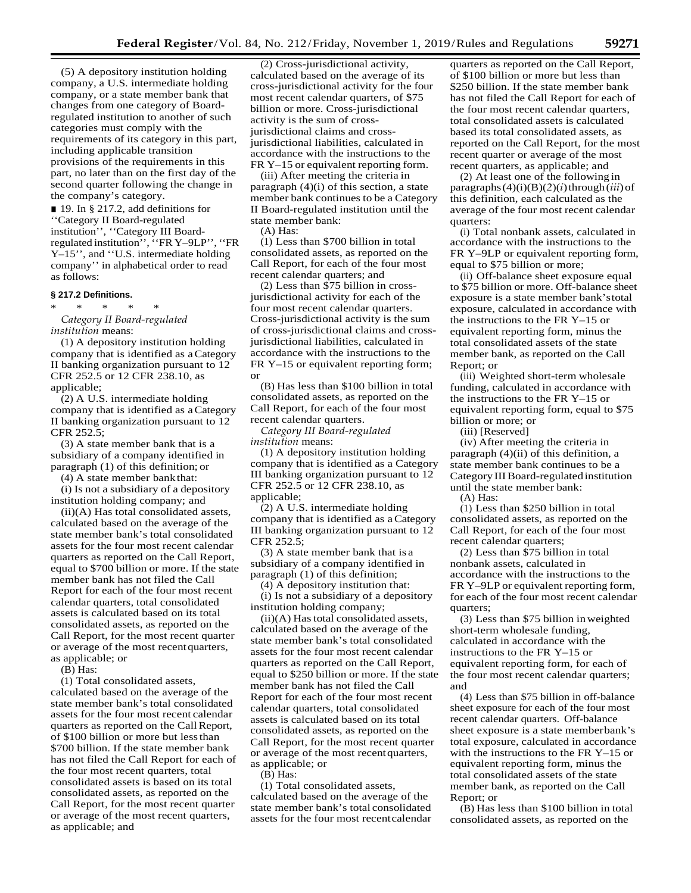(5) A depository institution holding company, a U.S. intermediate holding company, or a state member bank that changes from one category of Board-regulated institution to another of such categories must comply with the requirements of its category in this part, including applicable transition provisions of the requirements in this part, no later than on the first day of the second quarter following the change in the company's category.

■ 19. In § 217.2, add definitions for ''Category II Board-regulated institution'', ''Category III Board-regulated institution'', ''FR Y–9LP'', ''FR Y–15'', and ''U.S. intermediate holding company'' in alphabetical order to read as follows:

**§ 217.2 Definitions.**

\* \* \* \* \*

*Category II Board-regulated institution* means:

(1) A depository institution holding company that is identified as a Category II banking organization pursuant to 12 CFR 252.5 or 12 CFR 238.10, as applicable;

(2) A U.S. intermediate holding company that is identified as a Category II banking organization pursuant to 12 CFR 252.5;

(3) A state member bank that is a subsidiary of a company identified in paragraph (1) of this definition; or

(4) A state member bank that:

(i) Is not a subsidiary of a depository institution holding company; and

(ii)(A) Has total consolidated assets, calculated based on the average of the state member bank's total consolidated assets for the four most recent calendar quarters as reported on the Call Report, equal to $700 billion or more. If the state member bank has not filed the Call Report for each of the four most recent calendar quarters, total consolidated assets is calculated based on its total consolidated assets, as reported on the Call Report, for the most recent quarter or average of the most recent quarters, as applicable; or

(B) Has:

(*1*) Total consolidated assets, calculated based on the average of the state member bank's total consolidated assets for the four most recent calendar quarters as reported on the Call Report, of $100 billion or more but less than $700 billion. If the state member bank has not filed the Call Report for each of the four most recent quarters, total consolidated assets is based on its total consolidated assets, as reported on the Call Report, for the most recent quarter or average of the most recent quarters, as applicable; and

(*2*) Cross-jurisdictional activity, calculated based on the average of its cross-jurisdictional activity for the four most recent calendar quarters, of $75 billion or more. Cross-jurisdictional activity is the sum of cross-jurisdictional claims and cross-jurisdictional liabilities, calculated in accordance with the instructions to the FR Y–15 or equivalent reporting form.

(iii) After meeting the criteria in paragraph (4)(i) of this section, a state member bank continues to be a Category II Board-regulated institution until the state member bank:

(A) Has:

(*1*) Less than $700 billion in total consolidated assets, as reported on the Call Report, for each of the four most recent calendar quarters; and

(*2*) Less than $75 billion in cross-jurisdictional activity for each of the four most recent calendar quarters. Cross-jurisdictional activity is the sum of cross-jurisdictional claims and cross-jurisdictional liabilities, calculated in accordance with the instructions to the FR Y–15 or equivalent reporting form; or

(B) Has less than $100 billion in total consolidated assets, as reported on the Call Report, for each of the four most recent calendar quarters.

*Category III Board-regulated institution* means:

(1) A depository institution holding company that is identified as a Category III banking organization pursuant to 12 CFR 252.5 or 12 CFR 238.10, as applicable;

(2) A U.S. intermediate holding company that is identified as a Category III banking organization pursuant to 12 CFR 252.5;

(3) A state member bank that is a subsidiary of a company identified in paragraph (1) of this definition;

(4) A depository institution that:

(i) Is not a subsidiary of a depository institution holding company;

(ii)(A) Has total consolidated assets, calculated based on the average of the state member bank's total consolidated assets for the four most recent calendar quarters as reported on the Call Report, equal to $250 billion or more. If the state member bank has not filed the Call Report for each of the four most recent calendar quarters, total consolidated assets is calculated based on its total consolidated assets, as reported on the Call Report, for the most recent quarter or average of the most recent quarters, as applicable; or

(B) Has:

(*1*) Total consolidated assets, calculated based on the average of the state member bank's total consolidated assets for the four most recent calendar quarters as reported on the Call Report, of $100 billion or more but less than $250 billion. If the state member bank has not filed the Call Report for each of the four most recent calendar quarters, total consolidated assets is calculated based its total consolidated assets, as reported on the Call Report, for the most recent quarter or average of the most recent quarters, as applicable; and

(*2*) At least one of the following in paragraphs (4)(i)(B)(*2*)(*i*) through (*iii*) of this definition, each calculated as the average of the four most recent calendar quarters:

(*i*) Total nonbank assets, calculated in accordance with the instructions to the FR Y–9LP or equivalent reporting form, equal to $75 billion or more;

(*ii*) Off-balance sheet exposure equal to $75 billion or more. Off-balance sheet exposure is a state member bank's total exposure, calculated in accordance with the instructions to the FR Y–15 or equivalent reporting form, minus the total consolidated assets of the state member bank, as reported on the Call Report; or

(*iii*) Weighted short-term wholesale funding, calculated in accordance with the instructions to the FR Y–15 or equivalent reporting form, equal to $75 billion or more; or

(iii) [Reserved]

(iv) After meeting the criteria in paragraph (4)(ii) of this definition, a state member bank continues to be a Category III Board-regulated institution until the state member bank:

(A) Has:

(*1*) Less than $250 billion in total consolidated assets, as reported on the Call Report, for each of the four most recent calendar quarters;

(*2*) Less than $75 billion in total nonbank assets, calculated in accordance with the instructions to the FR Y–9LP or equivalent reporting form, for each of the four most recent calendar quarters;

(*3*) Less than $75 billion in weighted short-term wholesale funding, calculated in accordance with the instructions to the FR Y–15 or equivalent reporting form, for each of the four most recent calendar quarters; and

(*4*) Less than $75 billion in off-balance sheet exposure for each of the four most recent calendar quarters. Off-balance sheet exposure is a state member bank's total exposure, calculated in accordance with the instructions to the FR Y–15 or equivalent reporting form, minus the total consolidated assets of the state member bank, as reported on the Call Report; or

(B) Has less than $100 billion in total consolidated assets, as reported on the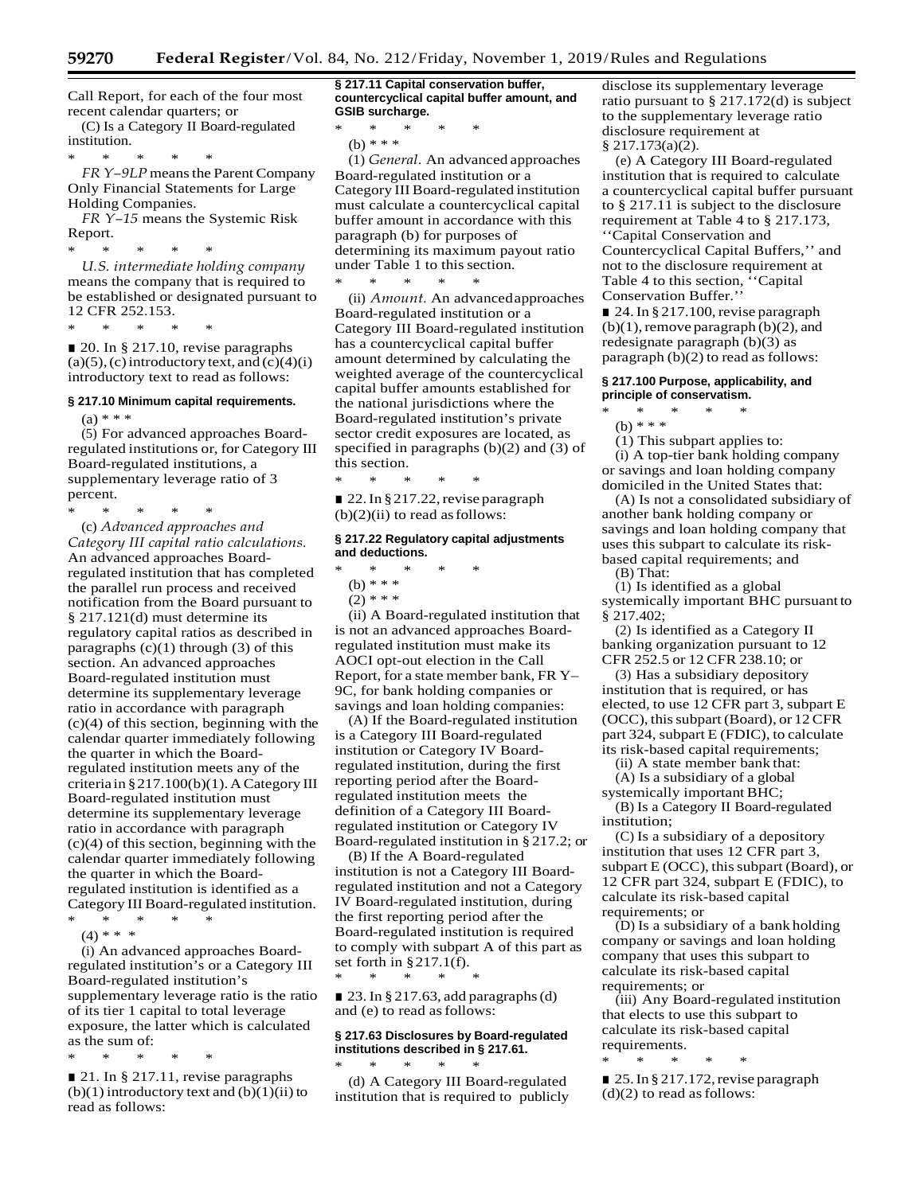Call Report, for each of the four most recent calendar quarters; or

(C) Is a Category II Board-regulated institution.

\* \* \* \* \*

*FR Y–9LP* means the Parent Company Only Financial Statements for Large Holding Companies.

*FR Y–15* means the Systemic Risk Report.

\* \* \* \* \*

*U.S. intermediate holding company* means the company that is required to be established or designated pursuant to 12 CFR 252.153.

\* \* \* \* \*

■ 20. In § 217.10, revise paragraphs (a)(5), (c) introductory text, and (c)(4)(i) introductory text to read as follows:

**§ 217.10 Minimum capital requirements.**

(a) \* \* \*

(5) For advanced approaches Board-regulated institutions or, for Category III Board-regulated institutions, a supplementary leverage ratio of 3 percent.

\* \* \* \* \*

(c) *Advanced approaches and Category III capital ratio calculations.* An advanced approaches Board-regulated institution that has completed the parallel run process and received notification from the Board pursuant to § 217.121(d) must determine its regulatory capital ratios as described in paragraphs (c)(1) through (3) of this section. An advanced approaches Board-regulated institution must determine its supplementary leverage ratio in accordance with paragraph (c)(4) of this section, beginning with the calendar quarter immediately following the quarter in which the Board-regulated institution meets any of the criteria in § 217.100(b)(1). A Category III Board-regulated institution must determine its supplementary leverage ratio in accordance with paragraph (c)(4) of this section, beginning with the calendar quarter immediately following the quarter in which the Board-regulated institution is identified as a Category III Board-regulated institution.

\* \* \* \* \*

(4) \* \* \*

(i) An advanced approaches Board-regulated institution's or a Category III Board-regulated institution's supplementary leverage ratio is the ratio of its tier 1 capital to total leverage exposure, the latter which is calculated as the sum of:

\* \* \* \* \*

■ 21. In § 217.11, revise paragraphs (b)(1) introductory text and (b)(1)(ii) to read as follows:

**§ 217.11 Capital conservation buffer, countercyclical capital buffer amount, and GSIB surcharge.**

\* \* \* \* \*

(b) \* \* \*

(1) *General.* An advanced approaches Board-regulated institution or a Category III Board-regulated institution must calculate a countercyclical capital buffer amount in accordance with this paragraph (b) for purposes of determining its maximum payout ratio under Table 1 to this section.

\* \* \* \* \*

(ii) *Amount.* An advanced approaches Board-regulated institution or a Category III Board-regulated institution has a countercyclical capital buffer amount determined by calculating the weighted average of the countercyclical capital buffer amounts established for the national jurisdictions where the Board-regulated institution's private sector credit exposures are located, as specified in paragraphs (b)(2) and (3) of this section.

\* \* \* \* \*

■ 22. In § 217.22, revise paragraph (b)(2)(ii) to read as follows:

**§ 217.22 Regulatory capital adjustments and deductions.**

\* \* \* \* \*

(b) \* \* \*

(2) \* \* \*

(ii) A Board-regulated institution that is not an advanced approaches Board-regulated institution must make its AOCI opt-out election in the Call Report, for a state member bank, FR Y–9C, for bank holding companies or savings and loan holding companies:

(A) If the Board-regulated institution is a Category III Board-regulated institution or Category IV Board-regulated institution, during the first reporting period after the Board-regulated institution meets the definition of a Category III Board-regulated institution or Category IV Board-regulated institution in § 217.2; or

(B) If the A Board-regulated institution is not a Category III Board-regulated institution and not a Category IV Board-regulated institution, during the first reporting period after the Board-regulated institution is required to comply with subpart A of this part as set forth in § 217.1(f).

\* \* \* \* \*

■ 23. In § 217.63, add paragraphs (d) and (e) to read as follows:

**§ 217.63 Disclosures by Board-regulated institutions described in § 217.61.**

\* \* \* \* \*

(d) A Category III Board-regulated institution that is required to publicly disclose its supplementary leverage ratio pursuant to § 217.172(d) is subject to the supplementary leverage ratio disclosure requirement at § 217.173(a)(2).

(e) A Category III Board-regulated institution that is required to calculate a countercyclical capital buffer pursuant to § 217.11 is subject to the disclosure requirement at Table 4 to § 217.173, ''Capital Conservation and Countercyclical Capital Buffers,'' and not to the disclosure requirement at Table 4 to this section, ''Capital Conservation Buffer.''

■ 24. In § 217.100, revise paragraph (b)(1), remove paragraph (b)(2), and redesignate paragraph (b)(3) as paragraph (b)(2) to read as follows:

**§ 217.100 Purpose, applicability, and principle of conservatism.**

\* \* \* \* \*

(b) \* \* \*

(1) This subpart applies to:

(i) A top-tier bank holding company or savings and loan holding company domiciled in the United States that:

(A) Is not a consolidated subsidiary of another bank holding company or savings and loan holding company that uses this subpart to calculate its risk-based capital requirements; and

(B) That:

(*1*) Is identified as a global systemically important BHC pursuant to § 217.402;

(*2*) Is identified as a Category II banking organization pursuant to 12 CFR 252.5 or 12 CFR 238.10; or

(*3*) Has a subsidiary depository institution that is required, or has elected, to use 12 CFR part 3, subpart E (OCC), this subpart (Board), or 12 CFR part 324, subpart E (FDIC), to calculate its risk-based capital requirements;

(ii) A state member bank that:

(A) Is a subsidiary of a global systemically important BHC;

(B) Is a Category II Board-regulated institution;

(C) Is a subsidiary of a depository institution that uses 12 CFR part 3, subpart E (OCC), this subpart (Board), or 12 CFR part 324, subpart E (FDIC), to calculate its risk-based capital requirements; or

(D) Is a subsidiary of a bank holding company or savings and loan holding company that uses this subpart to calculate its risk-based capital requirements; or

(iii) Any Board-regulated institution that elects to use this subpart to calculate its risk-based capital requirements.

\* \* \* \* \*

■ 25. In § 217.172, revise paragraph (d)(2) to read as follows: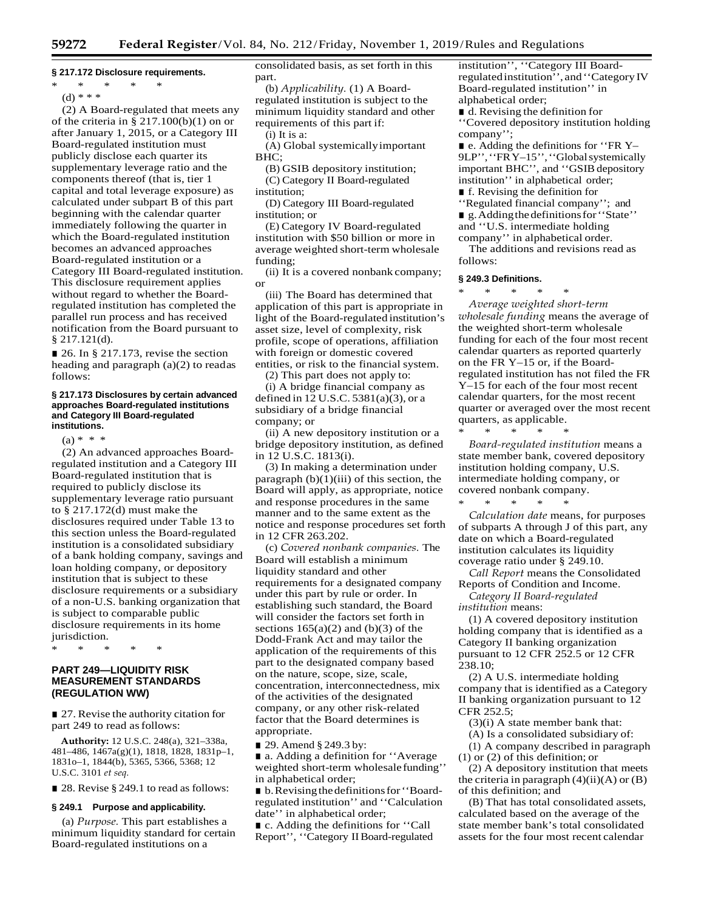### § 217.172 Disclosure requirements.

\* \* \* \* \*

(d) \* \* \*

(2) A Board-regulated that meets any of the criteria in § 217.100(b)(1) on or after January 1, 2015, or a Category III Board-regulated institution must publicly disclose each quarter its supplementary leverage ratio and the components thereof (that is, tier 1 capital and total leverage exposure) as calculated under subpart B of this part beginning with the calendar quarter immediately following the quarter in which the Board-regulated institution becomes an advanced approaches Board-regulated institution or a Category III Board-regulated institution. This disclosure requirement applies without regard to whether the Board-regulated institution has completed the parallel run process and has received notification from the Board pursuant to § 217.121(d).

■ 26. In § 217.173, revise the section heading and paragraph (a)(2) to read as follows:

### § 217.173 Disclosures by certain advanced approaches Board-regulated institutions and Category III Board-regulated institutions.

(a) \* \* \*

(2) An advanced approaches Board-regulated institution and a Category III Board-regulated institution that is required to publicly disclose its supplementary leverage ratio pursuant to § 217.172(d) must make the disclosures required under Table 13 to this section unless the Board-regulated institution is a consolidated subsidiary of a bank holding company, savings and loan holding company, or depository institution that is subject to these disclosure requirements or a subsidiary of a non-U.S. banking organization that is subject to comparable public disclosure requirements in its home jurisdiction.

\* \* \* \* \*

## PART 249—LIQUIDITY RISK MEASUREMENT STANDARDS (REGULATION WW)

■ 27. Revise the authority citation for part 249 to read as follows:

**Authority:** 12 U.S.C. 248(a), 321–338a, 481–486, 1467a(g)(1), 1818, 1828, 1831p–1, 1831o–1, 1844(b), 5365, 5366, 5368; 12 U.S.C. 3101 *et seq.*

■ 28. Revise § 249.1 to read as follows:

### § 249.1 Purpose and applicability.

(a) *Purpose.* This part establishes a minimum liquidity standard for certain Board-regulated institutions on a consolidated basis, as set forth in this part.

(b) *Applicability.* (1) A Board-regulated institution is subject to the minimum liquidity standard and other requirements of this part if:

(i) It is a:

(A) Global systemically important BHC;

(B) GSIB depository institution;

(C) Category II Board-regulated institution;

(D) Category III Board-regulated institution; or

(E) Category IV Board-regulated institution with $50 billion or more in average weighted short-term wholesale funding;

(ii) It is a covered nonbank company; or

(iii) The Board has determined that application of this part is appropriate in light of the Board-regulated institution's asset size, level of complexity, risk profile, scope of operations, affiliation with foreign or domestic covered entities, or risk to the financial system.

(2) This part does not apply to:

(i) A bridge financial company as defined in 12 U.S.C. 5381(a)(3), or a subsidiary of a bridge financial company; or

(ii) A new depository institution or a bridge depository institution, as defined in 12 U.S.C. 1813(i).

(3) In making a determination under paragraph (b)(1)(iii) of this section, the Board will apply, as appropriate, notice and response procedures in the same manner and to the same extent as the notice and response procedures set forth in 12 CFR 263.202.

(c) *Covered nonbank companies.* The Board will establish a minimum liquidity standard and other requirements for a designated company under this part by rule or order. In establishing such standard, the Board will consider the factors set forth in sections 165(a)(2) and (b)(3) of the Dodd-Frank Act and may tailor the application of the requirements of this part to the designated company based on the nature, scope, size, scale, concentration, interconnectedness, mix of the activities of the designated company, or any other risk-related factor that the Board determines is appropriate.

■ 29. Amend § 249.3 by:

■ a. Adding a definition for ''Average weighted short-term wholesale funding'' in alphabetical order;

■ b. Revising the definitions for ''Board-regulated institution'' and ''Calculation date'' in alphabetical order;

■ c. Adding the definitions for ''Call Report'', ''Category II Board-regulated institution'', ''Category III Board-regulated institution'', and ''Category IV Board-regulated institution'' in alphabetical order;

■ d. Revising the definition for ''Covered depository institution holding company'';

■ e. Adding the definitions for ''FR Y–9LP'', ''FR Y–15'', ''Global systemically important BHC'', and ''GSIB depository institution'' in alphabetical order;

■ f. Revising the definition for ''Regulated financial company''; and

■ g. Adding the definitions for ''State'' and ''U.S. intermediate holding company'' in alphabetical order.

The additions and revisions read as follows:

### § 249.3 Definitions.

\* \* \* \* \*

*Average weighted short-term wholesale funding* means the average of the weighted short-term wholesale funding for each of the four most recent calendar quarters as reported quarterly on the FR Y–15 or, if the Board-regulated institution has not filed the FR Y–15 for each of the four most recent calendar quarters, for the most recent quarter or averaged over the most recent quarters, as applicable.

\* \* \* \* \*

*Board-regulated institution* means a state member bank, covered depository institution holding company, U.S. intermediate holding company, or covered nonbank company.

\* \* \* \* \*

*Calculation date* means, for purposes of subparts A through J of this part, any date on which a Board-regulated institution calculates its liquidity coverage ratio under § 249.10.

*Call Report* means the Consolidated Reports of Condition and Income.

*Category II Board-regulated institution* means:

(1) A covered depository institution holding company that is identified as a Category II banking organization pursuant to 12 CFR 252.5 or 12 CFR 238.10;

(2) A U.S. intermediate holding company that is identified as a Category II banking organization pursuant to 12 CFR 252.5;

(3)(i) A state member bank that:

(A) Is a consolidated subsidiary of:

(*1*) A company described in paragraph (1) or (2) of this definition; or

(*2*) A depository institution that meets the criteria in paragraph (4)(ii)(A) or (B) of this definition; and

(B) That has total consolidated assets, calculated based on the average of the state member bank's total consolidated assets for the four most recent calendar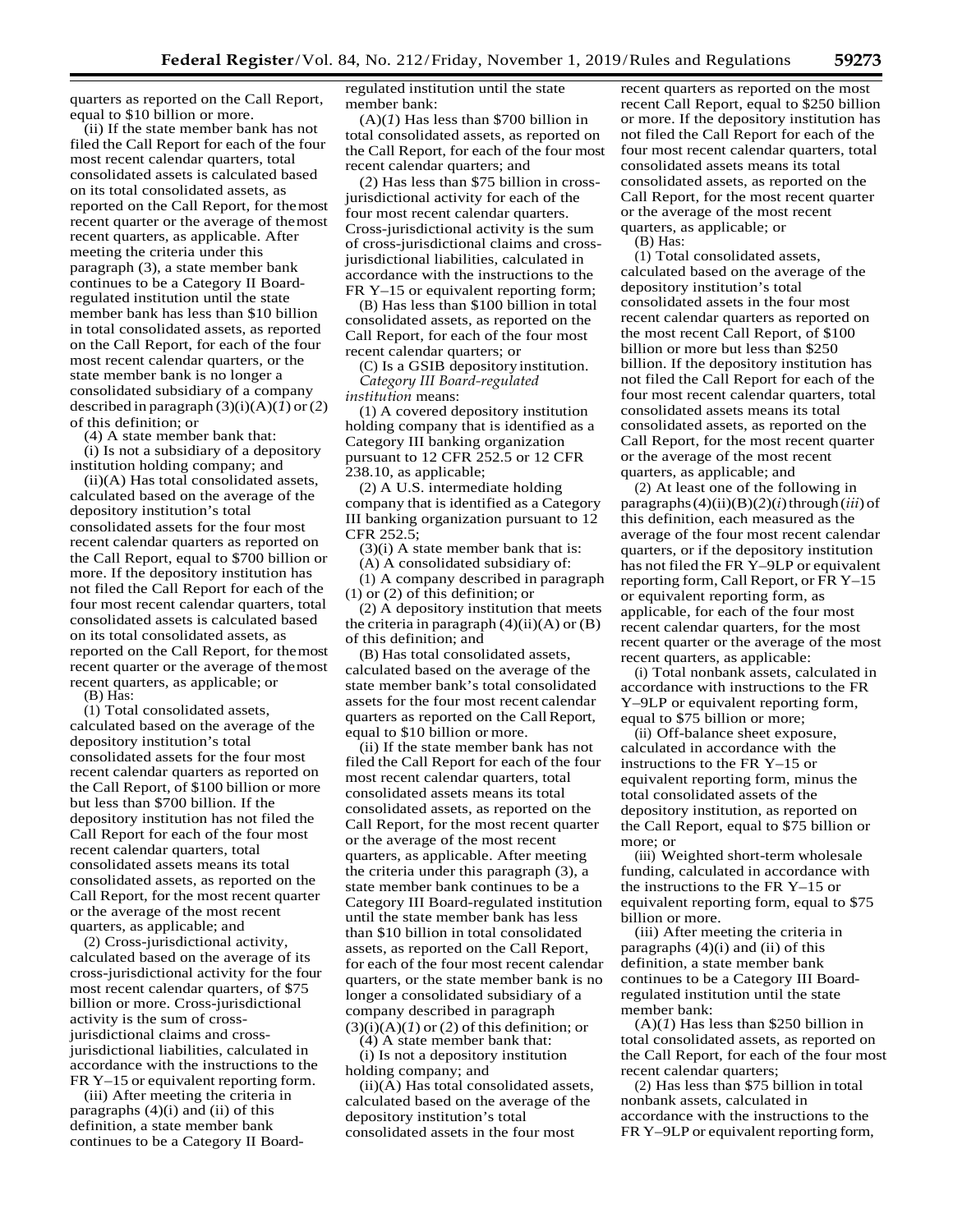quarters as reported on the Call Report, equal to $10 billion or more.

(ii) If the state member bank has not filed the Call Report for each of the four most recent calendar quarters, total consolidated assets is calculated based on its total consolidated assets, as reported on the Call Report, for the most recent quarter or the average of the most recent quarters, as applicable. After meeting the criteria under this paragraph (3), a state member bank continues to be a Category II Board-regulated institution until the state member bank has less than $10 billion in total consolidated assets, as reported on the Call Report, for each of the four most recent calendar quarters, or the state member bank is no longer a consolidated subsidiary of a company described in paragraph (3)(i)(A)(*1*) or (*2*) of this definition; or

(4) A state member bank that:

(i) Is not a subsidiary of a depository institution holding company; and

(ii)(A) Has total consolidated assets, calculated based on the average of the depository institution's total consolidated assets for the four most recent calendar quarters as reported on the Call Report, equal to $700 billion or more. If the depository institution has not filed the Call Report for each of the four most recent calendar quarters, total consolidated assets is calculated based on its total consolidated assets, as reported on the Call Report, for the most recent quarter or the average of the most recent quarters, as applicable; or

(B) Has:

(*1*) Total consolidated assets, calculated based on the average of the depository institution's total consolidated assets for the four most recent calendar quarters as reported on the Call Report, of $100 billion or more but less than $700 billion. If the depository institution has not filed the Call Report for each of the four most recent calendar quarters, total consolidated assets means its total consolidated assets, as reported on the Call Report, for the most recent quarter or the average of the most recent quarters, as applicable; and

(*2*) Cross-jurisdictional activity, calculated based on the average of its cross-jurisdictional activity for the four most recent calendar quarters, of $75 billion or more. Cross-jurisdictional activity is the sum of cross-jurisdictional claims and cross-jurisdictional liabilities, calculated in accordance with the instructions to the FR Y–15 or equivalent reporting form.

(iii) After meeting the criteria in paragraphs (4)(i) and (ii) of this definition, a state member bank continues to be a Category II Board-regulated institution until the state member bank:

(A)(*1*) Has less than $700 billion in total consolidated assets, as reported on the Call Report, for each of the four most recent calendar quarters; and

(*2*) Has less than $75 billion in cross-jurisdictional activity for each of the four most recent calendar quarters. Cross-jurisdictional activity is the sum of cross-jurisdictional claims and cross-jurisdictional liabilities, calculated in accordance with the instructions to the FR Y–15 or equivalent reporting form;

(B) Has less than $100 billion in total consolidated assets, as reported on the Call Report, for each of the four most recent calendar quarters; or

(C) Is a GSIB depository institution.

*Category III Board-regulated institution* means:

(1) A covered depository institution holding company that is identified as a Category III banking organization pursuant to 12 CFR 252.5 or 12 CFR 238.10, as applicable;

(2) A U.S. intermediate holding company that is identified as a Category III banking organization pursuant to 12 CFR 252.5;

(3)(i) A state member bank that is:

(A) A consolidated subsidiary of:

(*1*) A company described in paragraph (1) or (2) of this definition; or

(*2*) A depository institution that meets the criteria in paragraph (4)(ii)(A) or (B) of this definition; and

(B) Has total consolidated assets, calculated based on the average of the state member bank's total consolidated assets for the four most recent calendar quarters as reported on the Call Report, equal to $10 billion or more.

(ii) If the state member bank has not filed the Call Report for each of the four most recent calendar quarters, total consolidated assets means its total consolidated assets, as reported on the Call Report, for the most recent quarter or the average of the most recent quarters, as applicable. After meeting the criteria under this paragraph (3), a state member bank continues to be a Category III Board-regulated institution until the state member bank has less than $10 billion in total consolidated assets, as reported on the Call Report, for each of the four most recent calendar quarters, or the state member bank is no longer a consolidated subsidiary of a company described in paragraph (3)(i)(A)(*1*) or (*2*) of this definition; or

(4) A state member bank that:

(i) Is not a depository institution holding company; and

(ii)(A) Has total consolidated assets, calculated based on the average of the depository institution's total consolidated assets in the four most recent quarters as reported on the most recent Call Report, equal to $250 billion or more. If the depository institution has not filed the Call Report for each of the four most recent calendar quarters, total consolidated assets means its total consolidated assets, as reported on the Call Report, for the most recent quarter or the average of the most recent quarters, as applicable; or

(B) Has:

(*1*) Total consolidated assets, calculated based on the average of the depository institution's total consolidated assets in the four most recent calendar quarters as reported on the most recent Call Report, of $100 billion or more but less than $250 billion. If the depository institution has not filed the Call Report for each of the four most recent calendar quarters, total consolidated assets means its total consolidated assets, as reported on the Call Report, for the most recent quarter or the average of the most recent quarters, as applicable; and

(*2*) At least one of the following in paragraphs (4)(ii)(B)(*2*)(*i*) through (*iii*) of this definition, each measured as the average of the four most recent calendar quarters, or if the depository institution has not filed the FR Y–9LP or equivalent reporting form, Call Report, or FR Y–15 or equivalent reporting form, as applicable, for each of the four most recent calendar quarters, for the most recent quarter or the average of the most recent quarters, as applicable:

(i) Total nonbank assets, calculated in accordance with instructions to the FR Y–9LP or equivalent reporting form, equal to $75 billion or more;

(ii) Off-balance sheet exposure, calculated in accordance with the instructions to the FR Y–15 or equivalent reporting form, minus the total consolidated assets of the depository institution, as reported on the Call Report, equal to $75 billion or more; or

(iii) Weighted short-term wholesale funding, calculated in accordance with the instructions to the FR Y–15 or equivalent reporting form, equal to $75 billion or more.

(iii) After meeting the criteria in paragraphs (4)(i) and (ii) of this definition, a state member bank continues to be a Category III Board-regulated institution until the state member bank:

(A)(*1*) Has less than $250 billion in total consolidated assets, as reported on the Call Report, for each of the four most recent calendar quarters;

(*2*) Has less than $75 billion in total nonbank assets, calculated in accordance with the instructions to the FR Y–9LP or equivalent reporting form,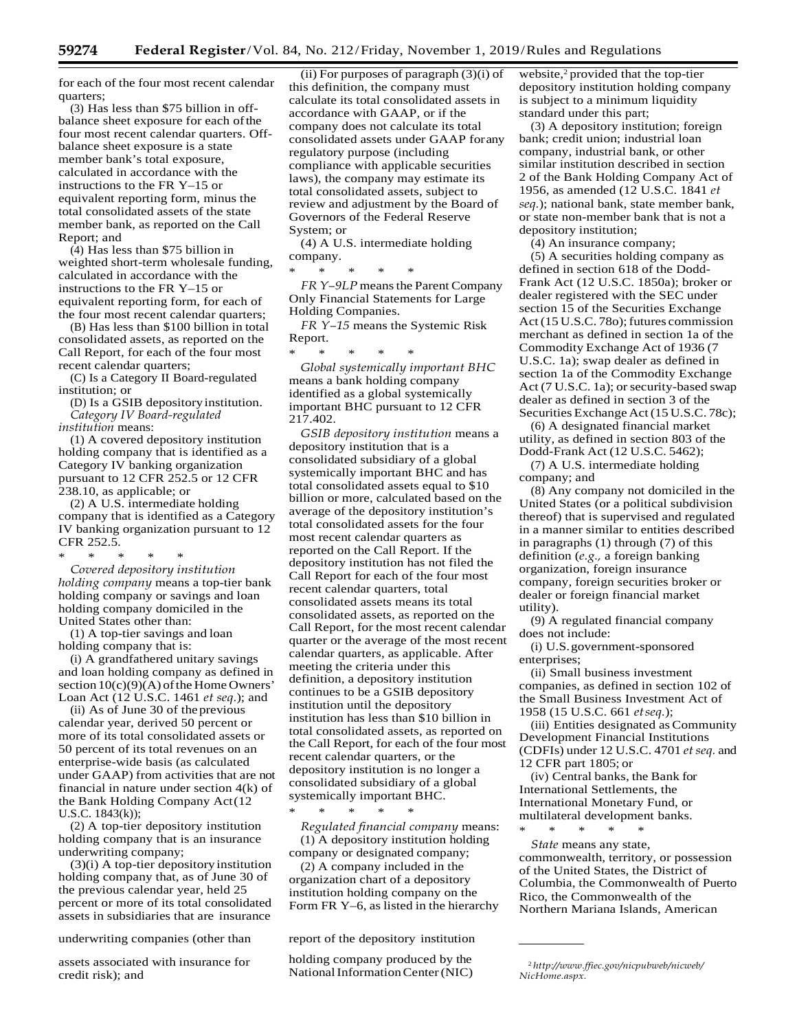for each of the four most recent calendar quarters;

(3) Has less than $75 billion in off-balance sheet exposure for each of the four most recent calendar quarters. Off-balance sheet exposure is a state member bank's total exposure, calculated in accordance with the instructions to the FR Y–15 or equivalent reporting form, minus the total consolidated assets of the state member bank, as reported on the Call Report; and

(4) Has less than $75 billion in weighted short-term wholesale funding, calculated in accordance with the instructions to the FR Y–15 or equivalent reporting form, for each of the four most recent calendar quarters;

(B) Has less than $100 billion in total consolidated assets, as reported on the Call Report, for each of the four most recent calendar quarters;

(C) Is a Category II Board-regulated institution; or

(D) Is a GSIB depository institution.

*Category IV Board-regulated institution* means:

(1) A covered depository institution holding company that is identified as a Category IV banking organization pursuant to 12 CFR 252.5 or 12 CFR 238.10, as applicable; or

(2) A U.S. intermediate holding company that is identified as a Category IV banking organization pursuant to 12 CFR 252.5.

\* \* \* \* \*

*Covered depository institution holding company* means a top-tier bank holding company or savings and loan holding company domiciled in the United States other than:

(1) A top-tier savings and loan holding company that is:

(i) A grandfathered unitary savings and loan holding company as defined in section 10(c)(9)(A) of the Home Owners' Loan Act (12 U.S.C. 1461 *et seq.*); and

(ii) As of June 30 of the previous calendar year, derived 50 percent or more of its total consolidated assets or 50 percent of its total revenues on an enterprise-wide basis (as calculated under GAAP) from activities that are not financial in nature under section 4(k) of the Bank Holding Company Act (12 U.S.C. 1843(k));

(2) A top-tier depository institution holding company that is an insurance underwriting company;

(3)(i) A top-tier depository institution holding company that, as of June 30 of the previous calendar year, held 25 percent or more of its total consolidated assets in subsidiaries that are insurance underwriting companies (other than assets associated with insurance for credit risk); and

(ii) For purposes of paragraph (3)(i) of this definition, the company must calculate its total consolidated assets in accordance with GAAP, or if the company does not calculate its total consolidated assets under GAAP for any regulatory purpose (including compliance with applicable securities laws), the company may estimate its total consolidated assets, subject to review and adjustment by the Board of Governors of the Federal Reserve System; or

(4) A U.S. intermediate holding company.

\* \* \* \* \*

*FR Y–9LP* means the Parent Company Only Financial Statements for Large Holding Companies.

*FR Y–15* means the Systemic Risk Report.

\* \* \* \* \*

*Global systemically important BHC* means a bank holding company identified as a global systemically important BHC pursuant to 12 CFR 217.402.

*GSIB depository institution* means a depository institution that is a consolidated subsidiary of a global systemically important BHC and has total consolidated assets equal to $10 billion or more, calculated based on the average of the depository institution's total consolidated assets for the four most recent calendar quarters as reported on the Call Report. If the depository institution has not filed the Call Report for each of the four most recent calendar quarters, total consolidated assets means its total consolidated assets, as reported on the Call Report, for the most recent calendar quarter or the average of the most recent calendar quarters, as applicable. After meeting the criteria under this definition, a depository institution continues to be a GSIB depository institution until the depository institution has less than $10 billion in total consolidated assets, as reported on the Call Report, for each of the four most recent calendar quarters, or the depository institution is no longer a consolidated subsidiary of a global systemically important BHC.

\* \* \* \* \*

*Regulated financial company* means:

(1) A depository institution holding company or designated company;

(2) A company included in the organization chart of a depository institution holding company on the Form FR Y–6, as listed in the hierarchy report of the depository institution holding company produced by the National Information Center (NIC) website,[2] provided that the top-tier depository institution holding company is subject to a minimum liquidity standard under this part;

(3) A depository institution; foreign bank; credit union; industrial loan company, industrial bank, or other similar institution described in section 2 of the Bank Holding Company Act of 1956, as amended (12 U.S.C. 1841 *et seq.*); national bank, state member bank, or state non-member bank that is not a depository institution;

(4) An insurance company;

(5) A securities holding company as defined in section 618 of the Dodd-Frank Act (12 U.S.C. 1850a); broker or dealer registered with the SEC under section 15 of the Securities Exchange Act (15 U.S.C. 78o); futures commission merchant as defined in section 1a of the Commodity Exchange Act of 1936 (7 U.S.C. 1a); swap dealer as defined in section 1a of the Commodity Exchange Act (7 U.S.C. 1a); or security-based swap dealer as defined in section 3 of the Securities Exchange Act (15 U.S.C. 78c);

(6) A designated financial market utility, as defined in section 803 of the Dodd-Frank Act (12 U.S.C. 5462);

(7) A U.S. intermediate holding company; and

(8) Any company not domiciled in the United States (or a political subdivision thereof) that is supervised and regulated in a manner similar to entities described in paragraphs (1) through (7) of this definition (*e.g.,* a foreign banking organization, foreign insurance company, foreign securities broker or dealer or foreign financial market utility).

(9) A regulated financial company does not include:

(i) U.S. government-sponsored enterprises;

(ii) Small business investment companies, as defined in section 102 of the Small Business Investment Act of 1958 (15 U.S.C. 661 *et seq.*);

(iii) Entities designated as Community Development Financial Institutions (CDFIs) under 12 U.S.C. 4701 *et seq.* and 12 CFR part 1805; or

(iv) Central banks, the Bank for International Settlements, the International Monetary Fund, or multilateral development banks.

\* \* \* \* \*

*State* means any state, commonwealth, territory, or possession of the United States, the District of Columbia, the Commonwealth of Puerto Rico, the Commonwealth of the Northern Mariana Islands, American

---

[2] *http://www.ffiec.gov/nicpubweb/nicweb/NicHome.aspx.*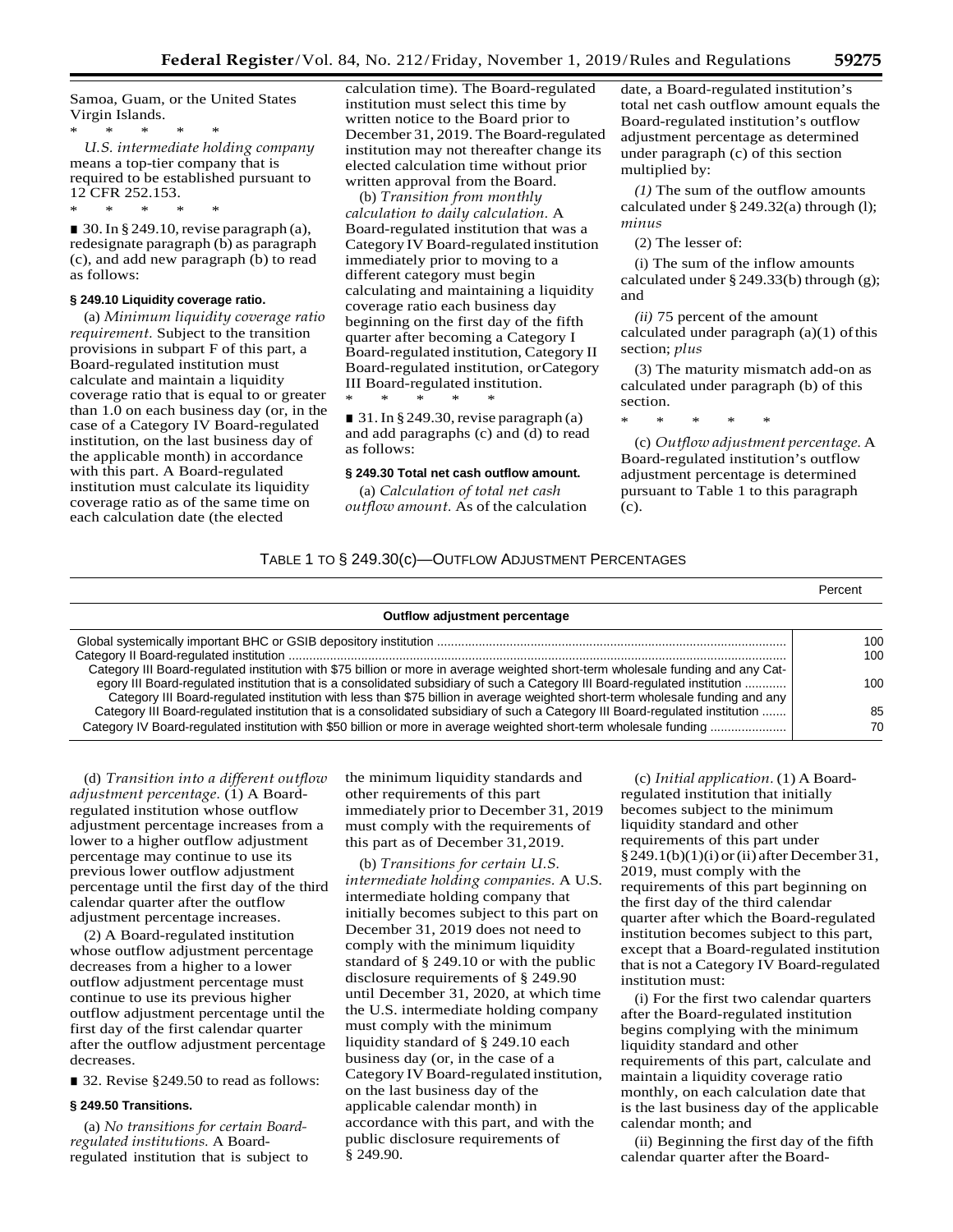Samoa, Guam, or the United States Virgin Islands.

\* \* \* \* \*

*U.S. intermediate holding company* means a top-tier company that is required to be established pursuant to 12 CFR 252.153.

\* \* \* \* \*

■ 30. In § 249.10, revise paragraph (a), redesignate paragraph (b) as paragraph (c), and add new paragraph (b) to read as follows:

### § 249.10 Liquidity coverage ratio.

(a) *Minimum liquidity coverage ratio requirement.* Subject to the transition provisions in subpart F of this part, a Board-regulated institution must calculate and maintain a liquidity coverage ratio that is equal to or greater than 1.0 on each business day (or, in the case of a Category IV Board-regulated institution, on the last business day of the applicable month) in accordance with this part. A Board-regulated institution must calculate its liquidity coverage ratio as of the same time on each calculation date (the elected calculation time). The Board-regulated institution must select this time by written notice to the Board prior to December 31, 2019. The Board-regulated institution may not thereafter change its elected calculation time without prior written approval from the Board.

(b) *Transition from monthly calculation to daily calculation.* A Board-regulated institution that was a Category IV Board-regulated institution immediately prior to moving to a different category must begin calculating and maintaining a liquidity coverage ratio each business day beginning on the first day of the fifth quarter after becoming a Category I Board-regulated institution, Category II Board-regulated institution, or Category III Board-regulated institution.

\* \* \* \* \*

■ 31. In § 249.30, revise paragraph (a) and add paragraphs (c) and (d) to read as follows:

### § 249.30 Total net cash outflow amount.

(a) *Calculation of total net cash outflow amount.* As of the calculation date, a Board-regulated institution's total net cash outflow amount equals the Board-regulated institution's outflow adjustment percentage as determined under paragraph (c) of this section multiplied by:

*(1)* The sum of the outflow amounts calculated under § 249.32(a) through (l); *minus*

(2) The lesser of:

(i) The sum of the inflow amounts calculated under § 249.33(b) through (g); and

*(ii)* 75 percent of the amount calculated under paragraph (a)(1) of this section; *plus*

(3) The maturity mismatch add-on as calculated under paragraph (b) of this section.

\* \* \* \* \*

(c) *Outflow adjustment percentage.* A Board-regulated institution's outflow adjustment percentage is determined pursuant to Table 1 to this paragraph (c).

TABLE 1 TO § 249.30(c)—OUTFLOW ADJUSTMENT PERCENTAGES

| Outflow adjustment percentage | Percent |
|---|---|
| Global systemically important BHC or GSIB depository institution | 100 |
| Category II Board-regulated institution | 100 |
| Category III Board-regulated institution with $75 billion or more in average weighted short-term wholesale funding and any Category III Board-regulated institution that is a consolidated subsidiary of such a Category III Board-regulated institution | 100 |
| Category III Board-regulated institution with less than $75 billion in average weighted short-term wholesale funding and any Category III Board-regulated institution that is a consolidated subsidiary of such a Category III Board-regulated institution | 85 |
| Category IV Board-regulated institution with $50 billion or more in average weighted short-term wholesale funding | 70 |

(d) *Transition into a different outflow adjustment percentage.* (1) A Board-regulated institution whose outflow adjustment percentage increases from a lower to a higher outflow adjustment percentage may continue to use its previous lower outflow adjustment percentage until the first day of the third calendar quarter after the outflow adjustment percentage increases.

(2) A Board-regulated institution whose outflow adjustment percentage decreases from a higher to a lower outflow adjustment percentage must continue to use its previous higher outflow adjustment percentage until the first day of the first calendar quarter after the outflow adjustment percentage decreases.

■ 32. Revise §249.50 to read as follows:

### § 249.50 Transitions.

(a) *No transitions for certain Board-regulated institutions.* A Board-regulated institution that is subject to the minimum liquidity standards and other requirements of this part immediately prior to December 31, 2019 must comply with the requirements of this part as of December 31, 2019.

(b) *Transitions for certain U.S. intermediate holding companies.* A U.S. intermediate holding company that initially becomes subject to this part on December 31, 2019 does not need to comply with the minimum liquidity standard of § 249.10 or with the public disclosure requirements of § 249.90 until December 31, 2020, at which time the U.S. intermediate holding company must comply with the minimum liquidity standard of § 249.10 each business day (or, in the case of a Category IV Board-regulated institution, on the last business day of the applicable calendar month) in accordance with this part, and with the public disclosure requirements of § 249.90.

(c) *Initial application.* (1) A Board-regulated institution that initially becomes subject to the minimum liquidity standard and other requirements of this part under § 249.1(b)(1)(i) or (ii) after December 31, 2019, must comply with the requirements of this part beginning on the first day of the third calendar quarter after which the Board-regulated institution becomes subject to this part, except that a Board-regulated institution that is not a Category IV Board-regulated institution must:

(i) For the first two calendar quarters after the Board-regulated institution begins complying with the minimum liquidity standard and other requirements of this part, calculate and maintain a liquidity coverage ratio monthly, on each calculation date that is the last business day of the applicable calendar month; and

(ii) Beginning the first day of the fifth calendar quarter after the Board-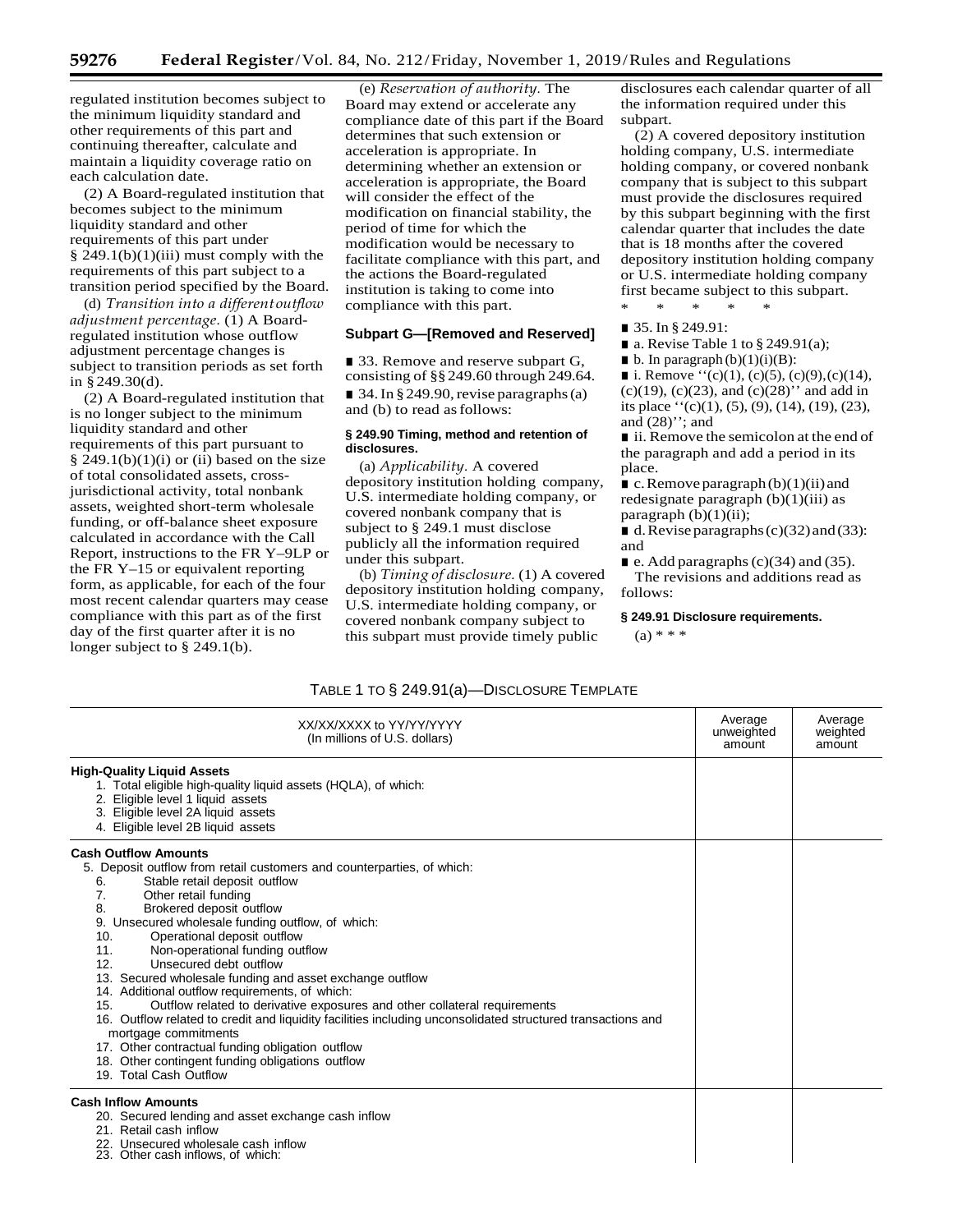regulated institution becomes subject to the minimum liquidity standard and other requirements of this part and continuing thereafter, calculate and maintain a liquidity coverage ratio on each calculation date.

(2) A Board-regulated institution that becomes subject to the minimum liquidity standard and other requirements of this part under § 249.1(b)(1)(iii) must comply with the requirements of this part subject to a transition period specified by the Board.

(d) *Transition into a different outflow adjustment percentage.* (1) A Board-regulated institution whose outflow adjustment percentage changes is subject to transition periods as set forth in § 249.30(d).

(2) A Board-regulated institution that is no longer subject to the minimum liquidity standard and other requirements of this part pursuant to § 249.1(b)(1)(i) or (ii) based on the size of total consolidated assets, cross-jurisdictional activity, total nonbank assets, weighted short-term wholesale funding, or off-balance sheet exposure calculated in accordance with the Call Report, instructions to the FR Y–9LP or the FR Y–15 or equivalent reporting form, as applicable, for each of the four most recent calendar quarters may cease compliance with this part as of the first day of the first quarter after it is no longer subject to § 249.1(b).

(e) *Reservation of authority.* The Board may extend or accelerate any compliance date of this part if the Board determines that such extension or acceleration is appropriate. In determining whether an extension or acceleration is appropriate, the Board will consider the effect of the modification on financial stability, the period of time for which the modification would be necessary to facilitate compliance with this part, and the actions the Board-regulated institution is taking to come into compliance with this part.

### Subpart G—[Removed and Reserved]

■ 33. Remove and reserve subpart G, consisting of §§ 249.60 through 249.64.

■ 34. In § 249.90, revise paragraphs (a) and (b) to read as follows:

#### § 249.90 Timing, method and retention of disclosures.

(a) *Applicability.* A covered depository institution holding company, U.S. intermediate holding company, or covered nonbank company that is subject to § 249.1 must disclose publicly all the information required under this subpart.

(b) *Timing of disclosure.* (1) A covered depository institution holding company, U.S. intermediate holding company, or covered nonbank company subject to this subpart must provide timely public disclosures each calendar quarter of all the information required under this subpart.

(2) A covered depository institution holding company, U.S. intermediate holding company, or covered nonbank company that is subject to this subpart must provide the disclosures required by this subpart beginning with the first calendar quarter that includes the date that is 18 months after the covered depository institution holding company or U.S. intermediate holding company first became subject to this subpart.

\* \* \* \* \*

■ 35. In § 249.91:

■ a. Revise Table 1 to § 249.91(a);

■ b. In paragraph (b)(1)(i)(B):

■ i. Remove ''(c)(1), (c)(5), (c)(9),(c)(14), (c)(19), (c)(23), and (c)(28)'' and add in its place ''(c)(1), (5), (9), (14), (19), (23), and (28)''; and

■ ii. Remove the semicolon at the end of the paragraph and add a period in its place.

■ c. Remove paragraph (b)(1)(ii) and redesignate paragraph (b)(1)(iii) as paragraph (b)(1)(ii);

■ d. Revise paragraphs (c)(32) and (33): and

■ e. Add paragraphs (c)(34) and (35).

The revisions and additions read as follows:

#### § 249.91 Disclosure requirements.

(a) \* \* \*

TABLE 1 TO § 249.91(a)—DISCLOSURE TEMPLATE

| XX/XX/XXXX to YY/YY/YYYY (In millions of U.S. dollars) | Average unweighted amount | Average weighted amount |
|---|---|---|
| **High-Quality Liquid Assets** | | |
| 1. Total eligible high-quality liquid assets (HQLA), of which: | | |
| 2. Eligible level 1 liquid assets | | |
| 3. Eligible level 2A liquid assets | | |
| 4. Eligible level 2B liquid assets | | |
| **Cash Outflow Amounts** | | |
| 5. Deposit outflow from retail customers and counterparties, of which: | | |
| 6. Stable retail deposit outflow | | |
| 7. Other retail funding | | |
| 8. Brokered deposit outflow | | |
| 9. Unsecured wholesale funding outflow, of which: | | |
| 10. Operational deposit outflow | | |
| 11. Non-operational funding outflow | | |
| 12. Unsecured debt outflow | | |
| 13. Secured wholesale funding and asset exchange outflow | | |
| 14. Additional outflow requirements, of which: | | |
| 15. Outflow related to derivative exposures and other collateral requirements | | |
| 16. Outflow related to credit and liquidity facilities including unconsolidated structured transactions and mortgage commitments | | |
| 17. Other contractual funding obligation outflow | | |
| 18. Other contingent funding obligations outflow | | |
| 19. Total Cash Outflow | | |
| **Cash Inflow Amounts** | | |
| 20. Secured lending and asset exchange cash inflow | | |
| 21. Retail cash inflow | | |
| 22. Unsecured wholesale cash inflow | | |
| 23. Other cash inflows, of which: | | |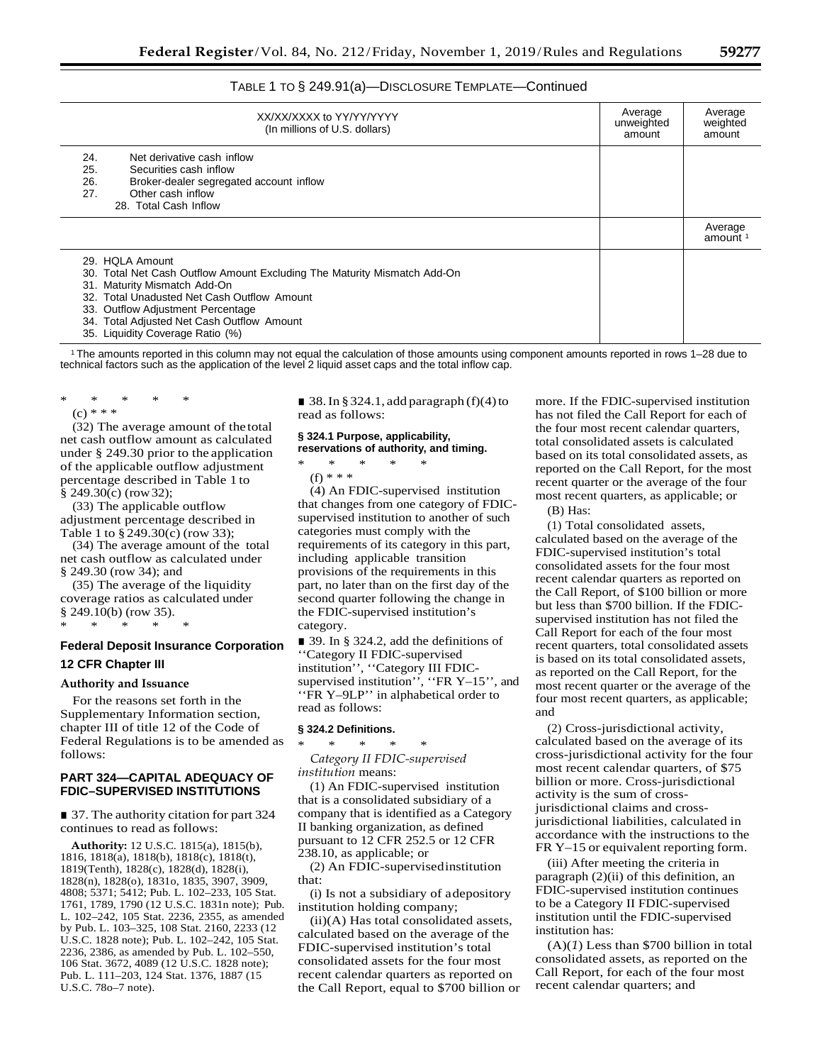TABLE 1 TO § 249.91(a)—DISCLOSURE TEMPLATE—Continued

| XX/XX/XXXX to YY/YY/YYYY (In millions of U.S. dollars) | Average unweighted amount | Average weighted amount |
|---|---|---|
| 24. Net derivative cash inflow | | |
| 25. Securities cash inflow | | |
| 26. Broker-dealer segregated account inflow | | |
| 27. Other cash inflow | | |
| 28. Total Cash Inflow | | |
| | | Average amount [1] |
| 29. HQLA Amount | | |
| 30. Total Net Cash Outflow Amount Excluding The Maturity Mismatch Add-On | | |
| 31. Maturity Mismatch Add-On | | |
| 32. Total Unadusted Net Cash Outflow Amount | | |
| 33. Outflow Adjustment Percentage | | |
| 34. Total Adjusted Net Cash Outflow Amount | | |
| 35. Liquidity Coverage Ratio (%) | | |

[1] The amounts reported in this column may not equal the calculation of those amounts using component amounts reported in rows 1–28 due to technical factors such as the application of the level 2 liquid asset caps and the total inflow cap.

\* \* \* \* \*

(c) \* \* \*

(32) The average amount of the total net cash outflow amount as calculated under § 249.30 prior to the application of the applicable outflow adjustment percentage described in Table 1 to § 249.30(c) (row 32);

(33) The applicable outflow adjustment percentage described in Table 1 to § 249.30(c) (row 33);

(34) The average amount of the total net cash outflow as calculated under § 249.30 (row 34); and

(35) The average of the liquidity coverage ratios as calculated under § 249.10(b) (row 35).

\* \* \* \* \*

## Federal Deposit Insurance Corporation

## 12 CFR Chapter III

### Authority and Issuance

For the reasons set forth in the Supplementary Information section, chapter III of title 12 of the Code of Federal Regulations is to be amended as follows:

## PART 324—CAPITAL ADEQUACY OF FDIC–SUPERVISED INSTITUTIONS

■ 37. The authority citation for part 324 continues to read as follows:

**Authority:** 12 U.S.C. 1815(a), 1815(b), 1816, 1818(a), 1818(b), 1818(c), 1818(t), 1819(Tenth), 1828(c), 1828(d), 1828(i), 1828(n), 1828(o), 1831o, 1835, 3907, 3909, 4808; 5371; 5412; Pub. L. 102–233, 105 Stat. 1761, 1789, 1790 (12 U.S.C. 1831n note); Pub. L. 102–242, 105 Stat. 2236, 2355, as amended by Pub. L. 103–325, 108 Stat. 2160, 2233 (12 U.S.C. 1828 note); Pub. L. 102–242, 105 Stat. 2236, 2386, as amended by Pub. L. 102–550, 106 Stat. 3672, 4089 (12 U.S.C. 1828 note); Pub. L. 111–203, 124 Stat. 1376, 1887 (15 U.S.C. 78o–7 note).

■ 38. In § 324.1, add paragraph (f)(4) to read as follows:

**§ 324.1 Purpose, applicability, reservations of authority, and timing.**

\* \* \* \* \*

(f) \* \* \*

(4) An FDIC-supervised institution that changes from one category of FDIC-supervised institution to another of such categories must comply with the requirements of its category in this part, including applicable transition provisions of the requirements in this part, no later than on the first day of the second quarter following the change in the FDIC-supervised institution's category.

■ 39. In § 324.2, add the definitions of ''Category II FDIC-supervised institution'', ''Category III FDIC-supervised institution'', ''FR Y–15'', and ''FR Y–9LP'' in alphabetical order to read as follows:

**§ 324.2 Definitions.**

\* \* \* \* \*

*Category II FDIC-supervised institution* means:

(1) An FDIC-supervised institution that is a consolidated subsidiary of a company that is identified as a Category II banking organization, as defined pursuant to 12 CFR 252.5 or 12 CFR 238.10, as applicable; or

(2) An FDIC-supervised institution that:

(i) Is not a subsidiary of a depository institution holding company;

(ii)(A) Has total consolidated assets, calculated based on the average of the FDIC-supervised institution's total consolidated assets for the four most recent calendar quarters as reported on the Call Report, equal to $700 billion or more. If the FDIC-supervised institution has not filed the Call Report for each of the four most recent calendar quarters, total consolidated assets is calculated based on its total consolidated assets, as reported on the Call Report, for the most recent quarter or the average of the four most recent quarters, as applicable; or

(B) Has:

(*1*) Total consolidated assets, calculated based on the average of the FDIC-supervised institution's total consolidated assets for the four most recent calendar quarters as reported on the Call Report, of $100 billion or more but less than $700 billion. If the FDIC-supervised institution has not filed the Call Report for each of the four most recent quarters, total consolidated assets is based on its total consolidated assets, as reported on the Call Report, for the most recent quarter or the average of the four most recent quarters, as applicable; and

(*2*) Cross-jurisdictional activity, calculated based on the average of its cross-jurisdictional activity for the four most recent calendar quarters, of $75 billion or more. Cross-jurisdictional activity is the sum of cross-jurisdictional claims and cross-jurisdictional liabilities, calculated in accordance with the instructions to the FR Y–15 or equivalent reporting form.

(iii) After meeting the criteria in paragraph (2)(ii) of this definition, an FDIC-supervised institution continues to be a Category II FDIC-supervised institution until the FDIC-supervised institution has:

(A)(*1*) Less than $700 billion in total consolidated assets, as reported on the Call Report, for each of the four most recent calendar quarters; and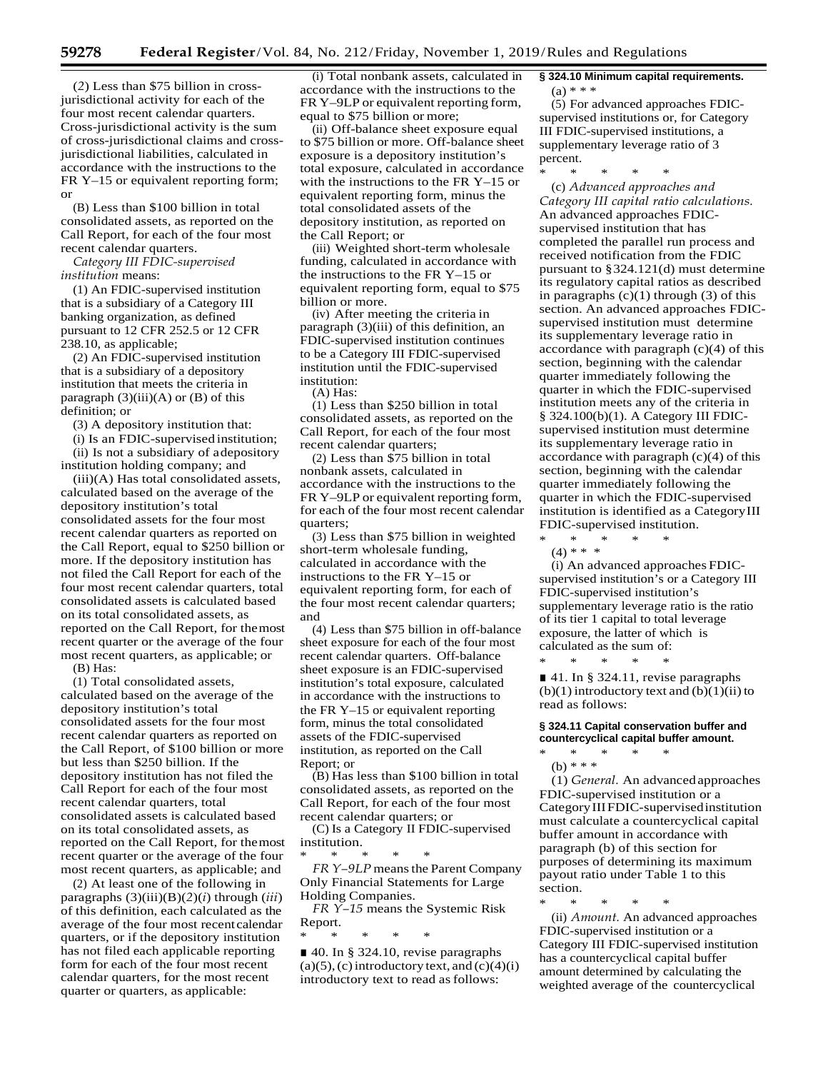(2) Less than $75 billion in cross-jurisdictional activity for each of the four most recent calendar quarters. Cross-jurisdictional activity is the sum of cross-jurisdictional claims and cross-jurisdictional liabilities, calculated in accordance with the instructions to the FR Y–15 or equivalent reporting form; or

(B) Less than $100 billion in total consolidated assets, as reported on the Call Report, for each of the four most recent calendar quarters.

*Category III FDIC-supervised institution* means:

(1) An FDIC-supervised institution that is a subsidiary of a Category III banking organization, as defined pursuant to 12 CFR 252.5 or 12 CFR 238.10, as applicable;

(2) An FDIC-supervised institution that is a subsidiary of a depository institution that meets the criteria in paragraph (3)(iii)(A) or (B) of this definition; or

(3) A depository institution that:

(i) Is an FDIC-supervised institution;

(ii) Is not a subsidiary of a depository institution holding company; and

(iii)(A) Has total consolidated assets, calculated based on the average of the depository institution's total consolidated assets for the four most recent calendar quarters as reported on the Call Report, equal to $250 billion or more. If the depository institution has not filed the Call Report for each of the four most recent calendar quarters, total consolidated assets is calculated based on its total consolidated assets, as reported on the Call Report, for the most recent quarter or the average of the four most recent quarters, as applicable; or

(B) Has:

(1) Total consolidated assets, calculated based on the average of the depository institution's total consolidated assets for the four most recent calendar quarters as reported on the Call Report, of $100 billion or more but less than $250 billion. If the depository institution has not filed the Call Report for each of the four most recent calendar quarters, total consolidated assets is calculated based on its total consolidated assets, as reported on the Call Report, for the most recent quarter or the average of the four most recent quarters, as applicable; and

(2) At least one of the following in paragraphs (3)(iii)(B)(2)(*i*) through (*iii*) of this definition, each calculated as the average of the four most recent calendar quarters, or if the depository institution has not filed each applicable reporting form for each of the four most recent calendar quarters, for the most recent quarter or quarters, as applicable:

(i) Total nonbank assets, calculated in accordance with the instructions to the FR Y–9LP or equivalent reporting form, equal to $75 billion or more;

(ii) Off-balance sheet exposure equal to $75 billion or more. Off-balance sheet exposure is a depository institution's total exposure, calculated in accordance with the instructions to the FR Y–15 or equivalent reporting form, minus the total consolidated assets of the depository institution, as reported on the Call Report; or

(iii) Weighted short-term wholesale funding, calculated in accordance with the instructions to the FR Y–15 or equivalent reporting form, equal to $75 billion or more.

(iv) After meeting the criteria in paragraph (3)(iii) of this definition, an FDIC-supervised institution continues to be a Category III FDIC-supervised institution until the FDIC-supervised institution:

(A) Has:

(1) Less than $250 billion in total consolidated assets, as reported on the Call Report, for each of the four most recent calendar quarters;

(2) Less than $75 billion in total nonbank assets, calculated in accordance with the instructions to the FR Y–9LP or equivalent reporting form, for each of the four most recent calendar quarters;

(3) Less than $75 billion in weighted short-term wholesale funding, calculated in accordance with the instructions to the FR Y–15 or equivalent reporting form, for each of the four most recent calendar quarters; and

(4) Less than $75 billion in off-balance sheet exposure for each of the four most recent calendar quarters. Off-balance sheet exposure is an FDIC-supervised institution's total exposure, calculated in accordance with the instructions to the FR Y–15 or equivalent reporting form, minus the total consolidated assets of the FDIC-supervised institution, as reported on the Call Report; or

(B) Has less than $100 billion in total consolidated assets, as reported on the Call Report, for each of the four most recent calendar quarters; or

(C) Is a Category II FDIC-supervised institution.

\* \* \* \* \*

*FR Y–9LP* means the Parent Company Only Financial Statements for Large Holding Companies.

*FR Y–15* means the Systemic Risk Report.

\* \* \* \* \*

■ 40. In § 324.10, revise paragraphs (a)(5), (c) introductory text, and (c)(4)(i) introductory text to read as follows:

**§ 324.10 Minimum capital requirements.**

(a) \* \* \*

(5) For advanced approaches FDIC-supervised institutions or, for Category III FDIC-supervised institutions, a supplementary leverage ratio of 3 percent.

\* \* \* \* \*

(c) *Advanced approaches and Category III capital ratio calculations.* An advanced approaches FDIC-supervised institution that has completed the parallel run process and received notification from the FDIC pursuant to § 324.121(d) must determine its regulatory capital ratios as described in paragraphs (c)(1) through (3) of this section. An advanced approaches FDIC-supervised institution must determine its supplementary leverage ratio in accordance with paragraph (c)(4) of this section, beginning with the calendar quarter immediately following the quarter in which the FDIC-supervised institution meets any of the criteria in § 324.100(b)(1). A Category III FDIC-supervised institution must determine its supplementary leverage ratio in accordance with paragraph (c)(4) of this section, beginning with the calendar quarter immediately following the quarter in which the FDIC-supervised institution is identified as a Category III FDIC-supervised institution.

\* \* \* \* \*

(4) \* \* \*

(i) An advanced approaches FDIC-supervised institution's or a Category III FDIC-supervised institution's supplementary leverage ratio is the ratio of its tier 1 capital to total leverage exposure, the latter of which is calculated as the sum of:

\* \* \* \* \*

■ 41. In § 324.11, revise paragraphs (b)(1) introductory text and (b)(1)(ii) to read as follows:

**§ 324.11 Capital conservation buffer and countercyclical capital buffer amount.**

\* \* \* \* \*

(b) \* \* \*

(1) *General.* An advanced approaches FDIC-supervised institution or a Category III FDIC-supervised institution must calculate a countercyclical capital buffer amount in accordance with paragraph (b) of this section for purposes of determining its maximum payout ratio under Table 1 to this section.

\* \* \* \* \*

(ii) *Amount.* An advanced approaches FDIC-supervised institution or a Category III FDIC-supervised institution has a countercyclical capital buffer amount determined by calculating the weighted average of the countercyclical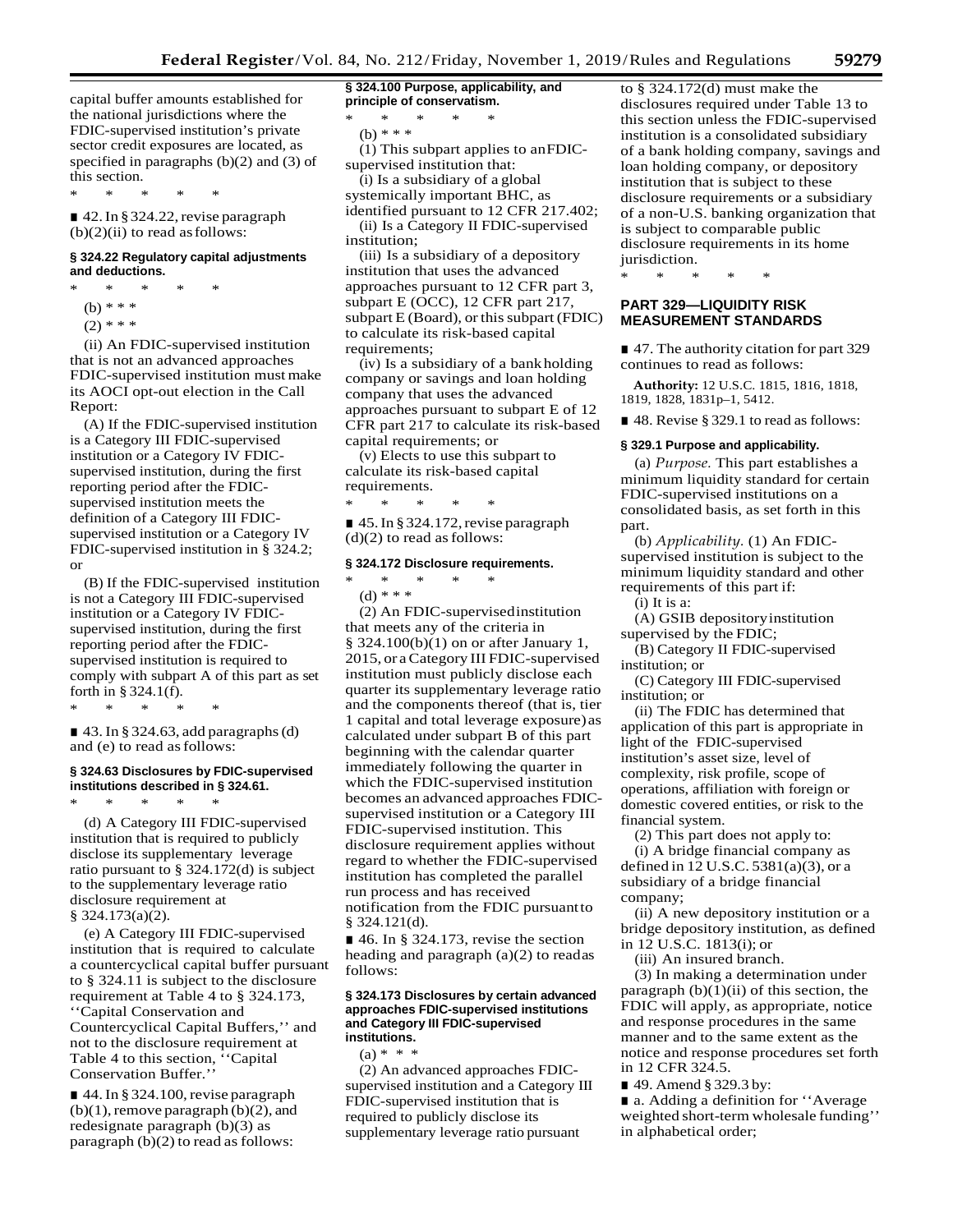capital buffer amounts established for the national jurisdictions where the FDIC-supervised institution's private sector credit exposures are located, as specified in paragraphs (b)(2) and (3) of this section.

\* \* \* \* \*

■ 42. In § 324.22, revise paragraph (b)(2)(ii) to read as follows:

**§ 324.22 Regulatory capital adjustments and deductions.**

\* \* \* \* \*

(b) \* \* \*

(2) \* \* \*

(ii) An FDIC-supervised institution that is not an advanced approaches FDIC-supervised institution must make its AOCI opt-out election in the Call Report:

(A) If the FDIC-supervised institution is a Category III FDIC-supervised institution or a Category IV FDIC-supervised institution, during the first reporting period after the FDIC-supervised institution meets the definition of a Category III FDIC-supervised institution or a Category IV FDIC-supervised institution in § 324.2; or

(B) If the FDIC-supervised institution is not a Category III FDIC-supervised institution or a Category IV FDIC-supervised institution, during the first reporting period after the FDIC-supervised institution is required to comply with subpart A of this part as set forth in § 324.1(f).

\* \* \* \* \*

■ 43. In § 324.63, add paragraphs (d) and (e) to read as follows:

**§ 324.63 Disclosures by FDIC-supervised institutions described in § 324.61.**

\* \* \* \* \*

(d) A Category III FDIC-supervised institution that is required to publicly disclose its supplementary leverage ratio pursuant to § 324.172(d) is subject to the supplementary leverage ratio disclosure requirement at § 324.173(a)(2).

(e) A Category III FDIC-supervised institution that is required to calculate a countercyclical capital buffer pursuant to § 324.11 is subject to the disclosure requirement at Table 4 to § 324.173, ''Capital Conservation and Countercyclical Capital Buffers,'' and not to the disclosure requirement at Table 4 to this section, ''Capital Conservation Buffer.''

■ 44. In § 324.100, revise paragraph (b)(1), remove paragraph (b)(2), and redesignate paragraph (b)(3) as paragraph (b)(2) to read as follows:

**§ 324.100 Purpose, applicability, and principle of conservatism.**

\* \* \* \* \*

(b) \* \* \*

(1) This subpart applies to an FDIC-supervised institution that:

(i) Is a subsidiary of a global systemically important BHC, as identified pursuant to 12 CFR 217.402;

(ii) Is a Category II FDIC-supervised institution;

(iii) Is a subsidiary of a depository institution that uses the advanced approaches pursuant to 12 CFR part 3, subpart E (OCC), 12 CFR part 217, subpart E (Board), or this subpart (FDIC) to calculate its risk-based capital requirements;

(iv) Is a subsidiary of a bank holding company or savings and loan holding company that uses the advanced approaches pursuant to subpart E of 12 CFR part 217 to calculate its risk-based capital requirements; or

(v) Elects to use this subpart to calculate its risk-based capital requirements.

\* \* \* \* \*

■ 45. In § 324.172, revise paragraph (d)(2) to read as follows:

**§ 324.172 Disclosure requirements.**

\* \* \* \* \*

(d) \* \* \*

(2) An FDIC-supervised institution that meets any of the criteria in § 324.100(b)(1) on or after January 1, 2015, or a Category III FDIC-supervised institution must publicly disclose each quarter its supplementary leverage ratio and the components thereof (that is, tier 1 capital and total leverage exposure) as calculated under subpart B of this part beginning with the calendar quarter immediately following the quarter in which the FDIC-supervised institution becomes an advanced approaches FDIC-supervised institution or a Category III FDIC-supervised institution. This disclosure requirement applies without regard to whether the FDIC-supervised institution has completed the parallel run process and has received notification from the FDIC pursuant to § 324.121(d).

■ 46. In § 324.173, revise the section heading and paragraph (a)(2) to read as follows:

**§ 324.173 Disclosures by certain advanced approaches FDIC-supervised institutions and Category III FDIC-supervised institutions.**

(a) \* \* \*

(2) An advanced approaches FDIC-supervised institution and a Category III FDIC-supervised institution that is required to publicly disclose its supplementary leverage ratio pursuant to § 324.172(d) must make the disclosures required under Table 13 to this section unless the FDIC-supervised institution is a consolidated subsidiary of a bank holding company, savings and loan holding company, or depository institution that is subject to these disclosure requirements or a subsidiary of a non-U.S. banking organization that is subject to comparable public disclosure requirements in its home jurisdiction.

\* \* \* \* \*

## PART 329—LIQUIDITY RISK MEASUREMENT STANDARDS

■ 47. The authority citation for part 329 continues to read as follows:

**Authority:** 12 U.S.C. 1815, 1816, 1818, 1819, 1828, 1831p–1, 5412.

■ 48. Revise § 329.1 to read as follows:

**§ 329.1 Purpose and applicability.**

(a) *Purpose.* This part establishes a minimum liquidity standard for certain FDIC-supervised institutions on a consolidated basis, as set forth in this part.

(b) *Applicability.* (1) An FDIC-supervised institution is subject to the minimum liquidity standard and other requirements of this part if:

(i) It is a:

(A) GSIB depository institution supervised by the FDIC;

(B) Category II FDIC-supervised institution; or

(C) Category III FDIC-supervised institution; or

(ii) The FDIC has determined that application of this part is appropriate in light of the FDIC-supervised institution's asset size, level of complexity, risk profile, scope of operations, affiliation with foreign or domestic covered entities, or risk to the financial system.

(2) This part does not apply to:

(i) A bridge financial company as defined in 12 U.S.C. 5381(a)(3), or a subsidiary of a bridge financial company;

(ii) A new depository institution or a bridge depository institution, as defined in 12 U.S.C. 1813(i); or

(iii) An insured branch.

(3) In making a determination under paragraph (b)(1)(ii) of this section, the FDIC will apply, as appropriate, notice and response procedures in the same manner and to the same extent as the notice and response procedures set forth in 12 CFR 324.5.

■ 49. Amend § 329.3 by:

■ a. Adding a definition for ''Average weighted short-term wholesale funding'' in alphabetical order;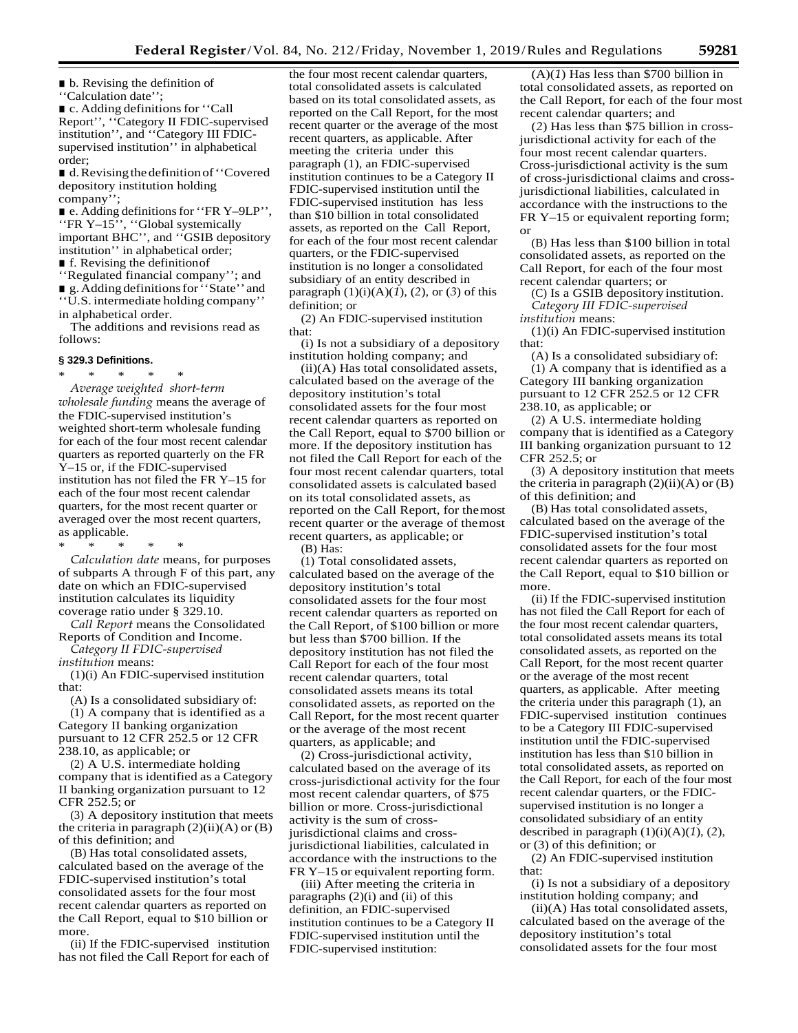■ b. Revising the definition of ''Calculation date'';

■ c. Adding definitions for ''Call Report'', ''Category II FDIC-supervised institution'', and ''Category III FDIC-supervised institution'' in alphabetical order;

■ d. Revising the definition of ''Covered depository institution holding company'';

■ e. Adding definitions for ''FR Y–9LP'', ''FR Y–15'', ''Global systemically important BHC'', and ''GSIB depository institution'' in alphabetical order;

■ f. Revising the definition of ''Regulated financial company''; and

■ g. Adding definitions for ''State'' and ''U.S. intermediate holding company'' in alphabetical order.

The additions and revisions read as follows:

**§ 329.3 Definitions.**

\* \* \* \* \*

*Average weighted short-term wholesale funding* means the average of the FDIC-supervised institution's weighted short-term wholesale funding for each of the four most recent calendar quarters as reported quarterly on the FR Y–15 or, if the FDIC-supervised institution has not filed the FR Y–15 for each of the four most recent calendar quarters, for the most recent quarter or averaged over the most recent quarters, as applicable.

\* \* \* \* \*

*Calculation date* means, for purposes of subparts A through F of this part, any date on which an FDIC-supervised institution calculates its liquidity coverage ratio under § 329.10.

*Call Report* means the Consolidated Reports of Condition and Income.

*Category II FDIC-supervised institution* means:

(1)(i) An FDIC-supervised institution that:

(A) Is a consolidated subsidiary of:

(*1*) A company that is identified as a Category II banking organization pursuant to 12 CFR 252.5 or 12 CFR 238.10, as applicable; or

(*2*) A U.S. intermediate holding company that is identified as a Category II banking organization pursuant to 12 CFR 252.5; or

(*3*) A depository institution that meets the criteria in paragraph (2)(ii)(A) or (B) of this definition; and

(B) Has total consolidated assets, calculated based on the average of the FDIC-supervised institution's total consolidated assets for the four most recent calendar quarters as reported on the Call Report, equal to $10 billion or more.

(ii) If the FDIC-supervised institution has not filed the Call Report for each of the four most recent calendar quarters, total consolidated assets is calculated based on its total consolidated assets, as reported on the Call Report, for the most recent quarter or the average of the most recent quarters, as applicable. After meeting the criteria under this paragraph (1), an FDIC-supervised institution continues to be a Category II FDIC-supervised institution until the FDIC-supervised institution has less than $10 billion in total consolidated assets, as reported on the Call Report, for each of the four most recent calendar quarters, or the FDIC-supervised institution is no longer a consolidated subsidiary of an entity described in paragraph (1)(i)(A)(*1*), (*2*), or (*3*) of this definition; or

(2) An FDIC-supervised institution that:

(i) Is not a subsidiary of a depository institution holding company; and

(ii)(A) Has total consolidated assets, calculated based on the average of the depository institution's total consolidated assets for the four most recent calendar quarters as reported on the Call Report, equal to $700 billion or more. If the depository institution has not filed the Call Report for each of the four most recent calendar quarters, total consolidated assets is calculated based on its total consolidated assets, as reported on the Call Report, for the most recent quarter or the average of the most recent quarters, as applicable; or

(B) Has:

(*1*) Total consolidated assets, calculated based on the average of the depository institution's total consolidated assets for the four most recent calendar quarters as reported on the Call Report, of $100 billion or more but less than $700 billion. If the depository institution has not filed the Call Report for each of the four most recent calendar quarters, total consolidated assets means its total consolidated assets, as reported on the Call Report, for the most recent quarter or the average of the most recent quarters, as applicable; and

(*2*) Cross-jurisdictional activity, calculated based on the average of its cross-jurisdictional activity for the four most recent calendar quarters, of $75 billion or more. Cross-jurisdictional activity is the sum of cross-jurisdictional claims and cross-jurisdictional liabilities, calculated in accordance with the instructions to the FR Y–15 or equivalent reporting form.

(iii) After meeting the criteria in paragraphs (2)(i) and (ii) of this definition, an FDIC-supervised institution continues to be a Category II FDIC-supervised institution until the FDIC-supervised institution:

(A)(*1*) Has less than $700 billion in total consolidated assets, as reported on the Call Report, for each of the four most recent calendar quarters; and

(*2*) Has less than $75 billion in cross-jurisdictional activity for each of the four most recent calendar quarters. Cross-jurisdictional activity is the sum of cross-jurisdictional claims and cross-jurisdictional liabilities, calculated in accordance with the instructions to the FR Y–15 or equivalent reporting form; or

(B) Has less than $100 billion in total consolidated assets, as reported on the Call Report, for each of the four most recent calendar quarters; or

(C) Is a GSIB depository institution.

*Category III FDIC-supervised institution* means:

(1)(i) An FDIC-supervised institution that:

(A) Is a consolidated subsidiary of:

(*1*) A company that is identified as a Category III banking organization pursuant to 12 CFR 252.5 or 12 CFR 238.10, as applicable; or

(*2*) A U.S. intermediate holding company that is identified as a Category III banking organization pursuant to 12 CFR 252.5; or

(*3*) A depository institution that meets the criteria in paragraph (2)(ii)(A) or (B) of this definition; and

(B) Has total consolidated assets, calculated based on the average of the FDIC-supervised institution's total consolidated assets for the four most recent calendar quarters as reported on the Call Report, equal to $10 billion or more.

(ii) If the FDIC-supervised institution has not filed the Call Report for each of the four most recent calendar quarters, total consolidated assets means its total consolidated assets, as reported on the Call Report, for the most recent quarter or the average of the most recent quarters, as applicable. After meeting the criteria under this paragraph (1), an FDIC-supervised institution continues to be a Category III FDIC-supervised institution until the FDIC-supervised institution has less than $10 billion in total consolidated assets, as reported on the Call Report, for each of the four most recent calendar quarters, or the FDIC-supervised institution is no longer a consolidated subsidiary of an entity described in paragraph (1)(i)(A)(*1*), (*2*), or (3) of this definition; or

(2) An FDIC-supervised institution that:

(i) Is not a subsidiary of a depository institution holding company; and

(ii)(A) Has total consolidated assets, calculated based on the average of the depository institution's total consolidated assets for the four most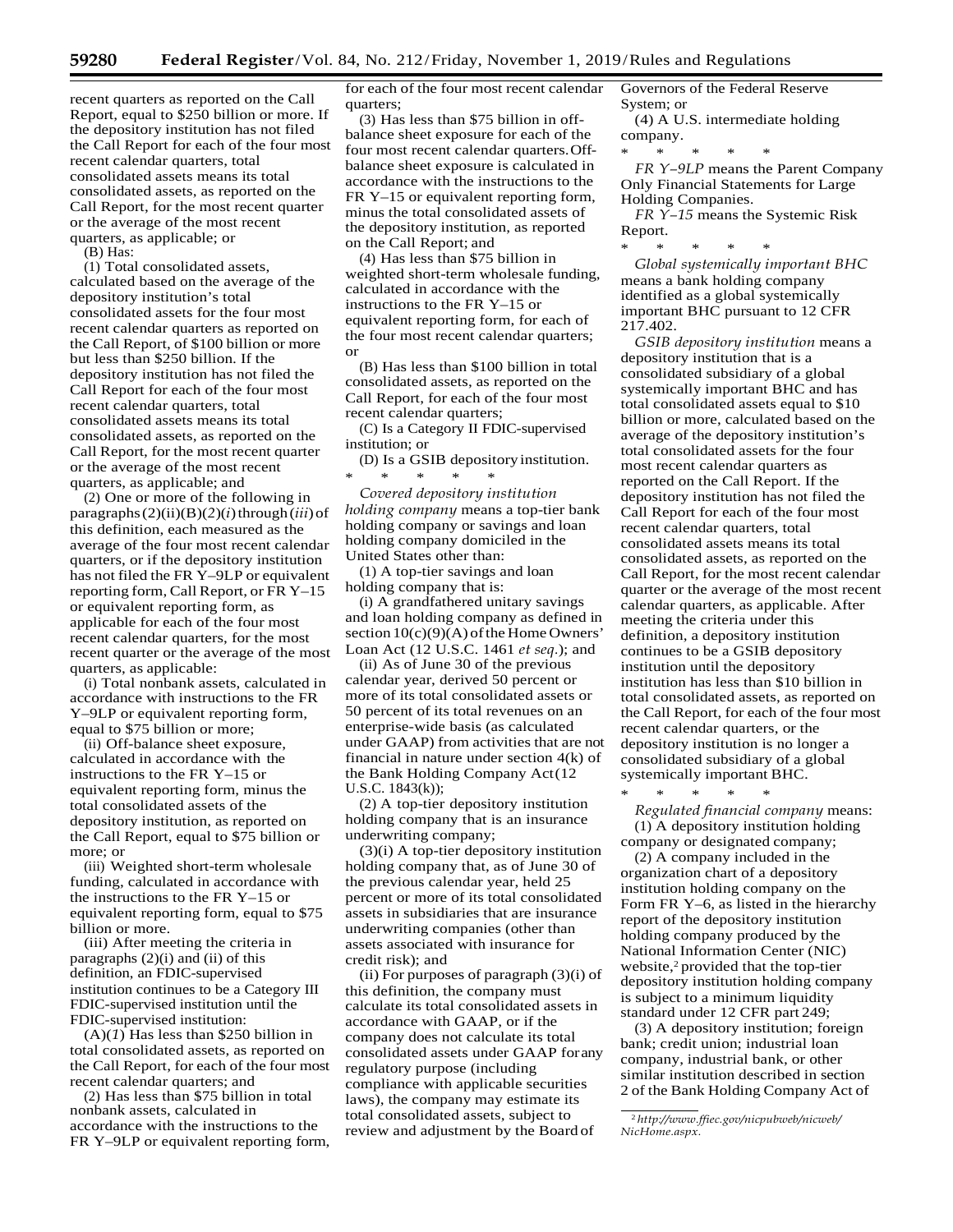recent quarters as reported on the Call Report, equal to $250 billion or more. If the depository institution has not filed the Call Report for each of the four most recent calendar quarters, total consolidated assets means its total consolidated assets, as reported on the Call Report, for the most recent quarter or the average of the most recent quarters, as applicable; or

(B) Has:

(*1*) Total consolidated assets, calculated based on the average of the depository institution's total consolidated assets for the four most recent calendar quarters as reported on the Call Report, of $100 billion or more but less than $250 billion. If the depository institution has not filed the Call Report for each of the four most recent calendar quarters, total consolidated assets means its total consolidated assets, as reported on the Call Report, for the most recent quarter or the average of the most recent quarters, as applicable; and

(*2*) One or more of the following in paragraphs (2)(ii)(B)(*2*)(*i*) through (*iii*) of this definition, each measured as the average of the four most recent calendar quarters, or if the depository institution has not filed the FR Y–9LP or equivalent reporting form, Call Report, or FR Y–15 or equivalent reporting form, as applicable for each of the four most recent calendar quarters, for the most recent quarter or the average of the most quarters, as applicable:

(i) Total nonbank assets, calculated in accordance with instructions to the FR Y–9LP or equivalent reporting form, equal to $75 billion or more;

(ii) Off-balance sheet exposure, calculated in accordance with the instructions to the FR Y–15 or equivalent reporting form, minus the total consolidated assets of the depository institution, as reported on the Call Report, equal to $75 billion or more; or

(iii) Weighted short-term wholesale funding, calculated in accordance with the instructions to the FR Y–15 or equivalent reporting form, equal to $75 billion or more.

(iii) After meeting the criteria in paragraphs (2)(i) and (ii) of this definition, an FDIC-supervised institution continues to be a Category III FDIC-supervised institution until the FDIC-supervised institution:

(A)(*1*) Has less than $250 billion in total consolidated assets, as reported on the Call Report, for each of the four most recent calendar quarters; and

(*2*) Has less than $75 billion in total nonbank assets, calculated in accordance with the instructions to the FR Y–9LP or equivalent reporting form, for each of the four most recent calendar quarters;

(*3*) Has less than $75 billion in off-balance sheet exposure for each of the four most recent calendar quarters. Off-balance sheet exposure is calculated in accordance with the instructions to the FR Y–15 or equivalent reporting form, minus the total consolidated assets of the depository institution, as reported on the Call Report; and

(*4*) Has less than $75 billion in weighted short-term wholesale funding, calculated in accordance with the instructions to the FR Y–15 or equivalent reporting form, for each of the four most recent calendar quarters; or

(B) Has less than $100 billion in total consolidated assets, as reported on the Call Report, for each of the four most recent calendar quarters;

(C) Is a Category II FDIC-supervised institution; or

(D) Is a GSIB depository institution.

\* \* \* \* \*

*Covered depository institution holding company* means a top-tier bank holding company or savings and loan holding company domiciled in the United States other than:

(1) A top-tier savings and loan holding company that is:

(i) A grandfathered unitary savings and loan holding company as defined in section 10(c)(9)(A) of the Home Owners' Loan Act (12 U.S.C. 1461 *et seq.*); and

(ii) As of June 30 of the previous calendar year, derived 50 percent or more of its total consolidated assets or 50 percent of its total revenues on an enterprise-wide basis (as calculated under GAAP) from activities that are not financial in nature under section 4(k) of the Bank Holding Company Act (12 U.S.C. 1843(k));

(2) A top-tier depository institution holding company that is an insurance underwriting company;

(3)(i) A top-tier depository institution holding company that, as of June 30 of the previous calendar year, held 25 percent or more of its total consolidated assets in subsidiaries that are insurance underwriting companies (other than assets associated with insurance for credit risk); and

(ii) For purposes of paragraph (3)(i) of this definition, the company must calculate its total consolidated assets in accordance with GAAP, or if the company does not calculate its total consolidated assets under GAAP for any regulatory purpose (including compliance with applicable securities laws), the company may estimate its total consolidated assets, subject to review and adjustment by the Board of Governors of the Federal Reserve System; or

(4) A U.S. intermediate holding company.

\* \* \* \* \*

*FR Y–9LP* means the Parent Company Only Financial Statements for Large Holding Companies.

*FR Y–15* means the Systemic Risk Report.

\* \* \* \* \*

*Global systemically important BHC* means a bank holding company identified as a global systemically important BHC pursuant to 12 CFR 217.402.

*GSIB depository institution* means a depository institution that is a consolidated subsidiary of a global systemically important BHC and has total consolidated assets equal to $10 billion or more, calculated based on the average of the depository institution's total consolidated assets for the four most recent calendar quarters as reported on the Call Report. If the depository institution has not filed the Call Report for each of the four most recent calendar quarters, total consolidated assets means its total consolidated assets, as reported on the Call Report, for the most recent calendar quarter or the average of the most recent calendar quarters, as applicable. After meeting the criteria under this definition, a depository institution continues to be a GSIB depository institution until the depository institution has less than $10 billion in total consolidated assets, as reported on the Call Report, for each of the four most recent calendar quarters, or the depository institution is no longer a consolidated subsidiary of a global systemically important BHC.

\* \* \* \* \*

*Regulated financial company* means:

(1) A depository institution holding company or designated company;

(2) A company included in the organization chart of a depository institution holding company on the Form FR Y–6, as listed in the hierarchy report of the depository institution holding company produced by the National Information Center (NIC) website,[2] provided that the top-tier depository institution holding company is subject to a minimum liquidity standard under 12 CFR part 249;

(3) A depository institution; foreign bank; credit union; industrial loan company, industrial bank, or other similar institution described in section 2 of the Bank Holding Company Act of

[2] *http://www.ffiec.gov/nicpubweb/nicweb/NicHome.aspx.*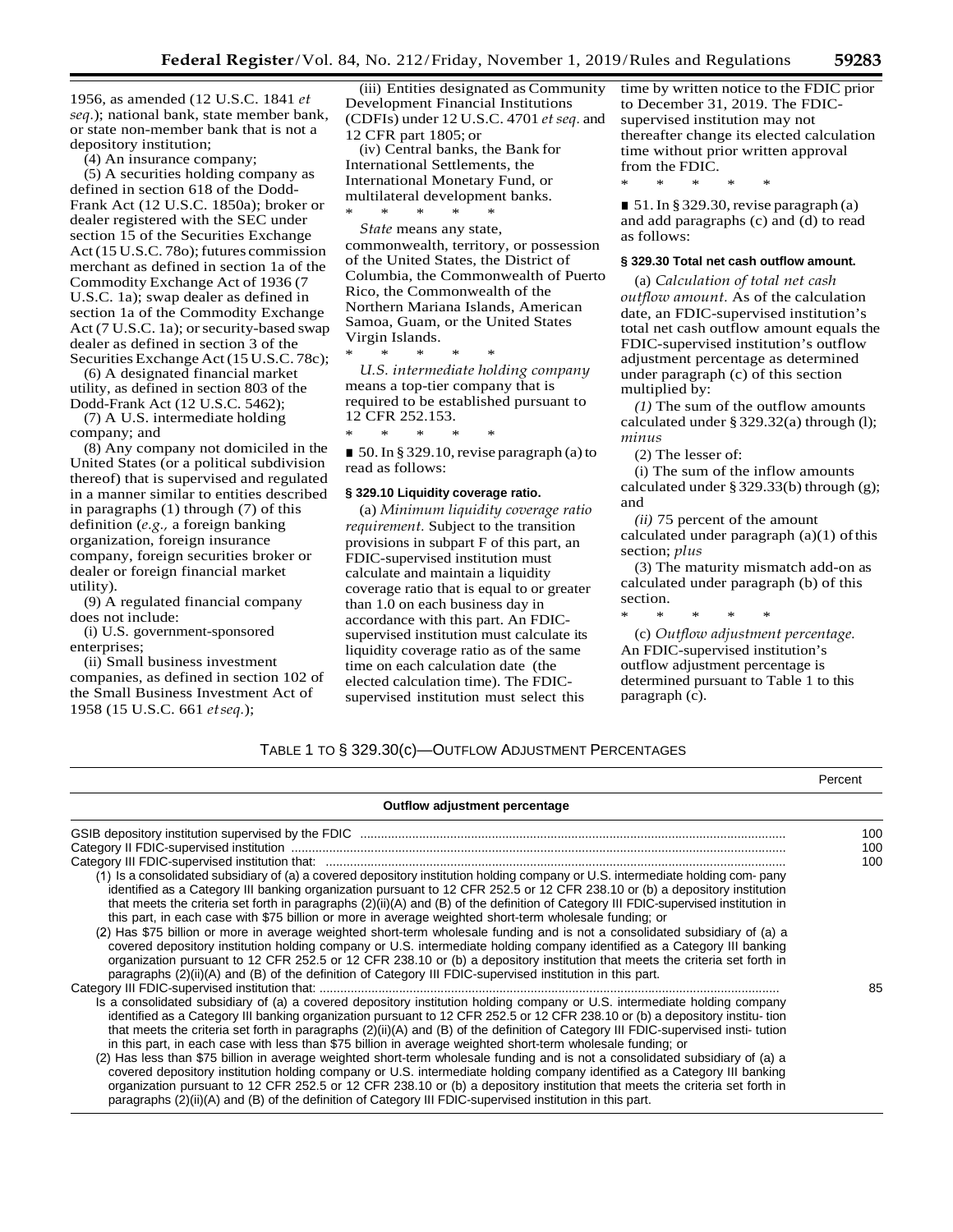1956, as amended (12 U.S.C. 1841 *et seq.*); national bank, state member bank, or state non-member bank that is not a depository institution;

(4) An insurance company;

(5) A securities holding company as defined in section 618 of the Dodd-Frank Act (12 U.S.C. 1850a); broker or dealer registered with the SEC under section 15 of the Securities Exchange Act (15 U.S.C. 78o); futures commission merchant as defined in section 1a of the Commodity Exchange Act of 1936 (7 U.S.C. 1a); swap dealer as defined in section 1a of the Commodity Exchange Act (7 U.S.C. 1a); or security-based swap dealer as defined in section 3 of the Securities Exchange Act (15 U.S.C. 78c);

(6) A designated financial market utility, as defined in section 803 of the Dodd-Frank Act (12 U.S.C. 5462);

(7) A U.S. intermediate holding company; and

(8) Any company not domiciled in the United States (or a political subdivision thereof) that is supervised and regulated in a manner similar to entities described in paragraphs (1) through (7) of this definition (*e.g.,* a foreign banking organization, foreign insurance company, foreign securities broker or dealer or foreign financial market utility).

(9) A regulated financial company does not include:

(i) U.S. government-sponsored enterprises;

(ii) Small business investment companies, as defined in section 102 of the Small Business Investment Act of 1958 (15 U.S.C. 661 *et seq.*);

(iii) Entities designated as Community Development Financial Institutions (CDFIs) under 12 U.S.C. 4701 *et seq.* and 12 CFR part 1805; or

(iv) Central banks, the Bank for International Settlements, the International Monetary Fund, or multilateral development banks.

\* \* \* \* \*

*State* means any state, commonwealth, territory, or possession of the United States, the District of Columbia, the Commonwealth of Puerto Rico, the Commonwealth of the Northern Mariana Islands, American Samoa, Guam, or the United States Virgin Islands.

\* \* \* \* \*

*U.S. intermediate holding company* means a top-tier company that is required to be established pursuant to 12 CFR 252.153.

\* \* \* \* \*

■ 50. In § 329.10, revise paragraph (a) to read as follows:

**§ 329.10 Liquidity coverage ratio.**

(a) *Minimum liquidity coverage ratio requirement.* Subject to the transition provisions in subpart F of this part, an FDIC-supervised institution must calculate and maintain a liquidity coverage ratio that is equal to or greater than 1.0 on each business day in accordance with this part. An FDIC-supervised institution must calculate its liquidity coverage ratio as of the same time on each calculation date (the elected calculation time). The FDIC-supervised institution must select this time by written notice to the FDIC prior to December 31, 2019. The FDIC-supervised institution may not thereafter change its elected calculation time without prior written approval from the FDIC.

\* \* \* \* \*

■ 51. In § 329.30, revise paragraph (a) and add paragraphs (c) and (d) to read as follows:

**§ 329.30 Total net cash outflow amount.**

(a) *Calculation of total net cash outflow amount.* As of the calculation date, an FDIC-supervised institution's total net cash outflow amount equals the FDIC-supervised institution's outflow adjustment percentage as determined under paragraph (c) of this section multiplied by:

*(1)* The sum of the outflow amounts calculated under § 329.32(a) through (l); *minus*

(2) The lesser of:

(i) The sum of the inflow amounts calculated under § 329.33(b) through (g); and

*(ii)* 75 percent of the amount calculated under paragraph (a)(1) of this section; *plus*

(3) The maturity mismatch add-on as calculated under paragraph (b) of this section.

\* \* \* \* \*

(c) *Outflow adjustment percentage.* An FDIC-supervised institution's outflow adjustment percentage is determined pursuant to Table 1 to this paragraph (c).

TABLE 1 TO § 329.30(c)—OUTFLOW ADJUSTMENT PERCENTAGES

| Outflow adjustment percentage | Percent |
|---|---|
| GSIB depository institution supervised by the FDIC | 100 |
| Category II FDIC-supervised institution | 100 |
| Category III FDIC-supervised institution that: (1) Is a consolidated subsidiary of (a) a covered depository institution holding company or U.S. intermediate holding company identified as a Category III banking organization pursuant to 12 CFR 252.5 or 12 CFR 238.10 or (b) a depository institution that meets the criteria set forth in paragraphs (2)(ii)(A) and (B) of the definition of Category III FDIC-supervised institution in this part, in each case with $75 billion or more in average weighted short-term wholesale funding; or (2) Has $75 billion or more in average weighted short-term wholesale funding and is not a consolidated subsidiary of (a) a covered depository institution holding company or U.S. intermediate holding company identified as a Category III banking organization pursuant to 12 CFR 252.5 or 12 CFR 238.10 or (b) a depository institution that meets the criteria set forth in paragraphs (2)(ii)(A) and (B) of the definition of Category III FDIC-supervised institution in this part. | 100 |
| Category III FDIC-supervised institution that: Is a consolidated subsidiary of (a) a covered depository institution holding company or U.S. intermediate holding company identified as a Category III banking organization pursuant to 12 CFR 252.5 or 12 CFR 238.10 or (b) a depository institution that meets the criteria set forth in paragraphs (2)(ii)(A) and (B) of the definition of Category III FDIC-supervised institution in this part, in each case with less than $75 billion in average weighted short-term wholesale funding; or (2) Has less than $75 billion in average weighted short-term wholesale funding and is not a consolidated subsidiary of (a) a covered depository institution holding company or U.S. intermediate holding company identified as a Category III banking organization pursuant to 12 CFR 252.5 or 12 CFR 238.10 or (b) a depository institution that meets the criteria set forth in paragraphs (2)(ii)(A) and (B) of the definition of Category III FDIC-supervised institution in this part. | 85 |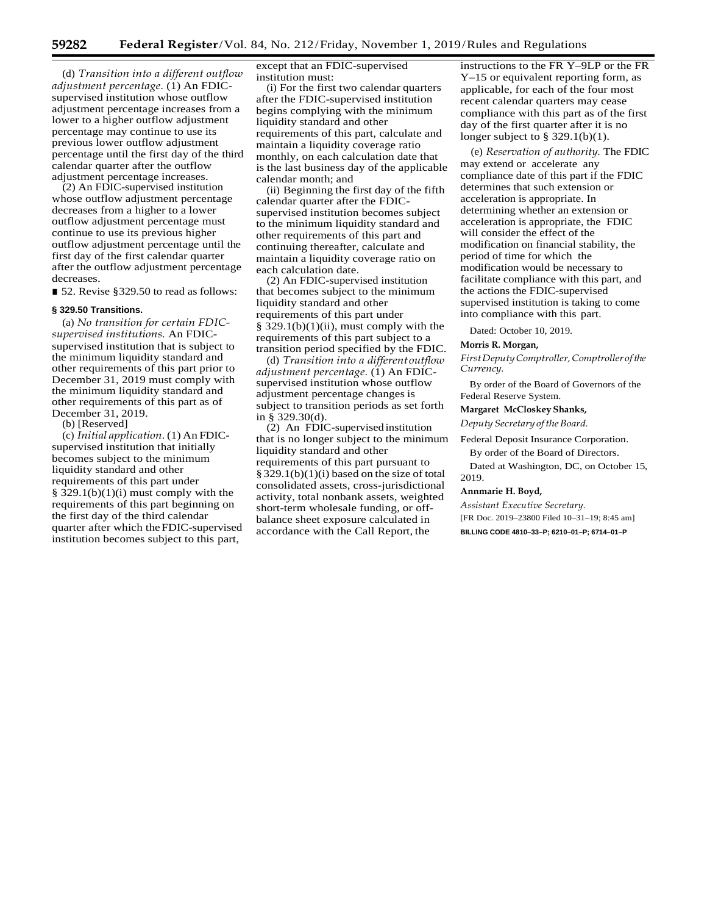(d) *Transition into a different outflow adjustment percentage.* (1) An FDIC-supervised institution whose outflow adjustment percentage increases from a lower to a higher outflow adjustment percentage may continue to use its previous lower outflow adjustment percentage until the first day of the third calendar quarter after the outflow adjustment percentage increases.

(2) An FDIC-supervised institution whose outflow adjustment percentage decreases from a higher to a lower outflow adjustment percentage must continue to use its previous higher outflow adjustment percentage until the first day of the first calendar quarter after the outflow adjustment percentage decreases.

■ 52. Revise §329.50 to read as follows:

**§ 329.50 Transitions.**

(a) *No transition for certain FDIC-supervised institutions.* An FDIC-supervised institution that is subject to the minimum liquidity standard and other requirements of this part prior to December 31, 2019 must comply with the minimum liquidity standard and other requirements of this part as of December 31, 2019.

(b) [Reserved]

(c) *Initial application.* (1) An FDIC-supervised institution that initially becomes subject to the minimum liquidity standard and other requirements of this part under § 329.1(b)(1)(i) must comply with the requirements of this part beginning on the first day of the third calendar quarter after which the FDIC-supervised institution becomes subject to this part, except that an FDIC-supervised institution must:

(i) For the first two calendar quarters after the FDIC-supervised institution begins complying with the minimum liquidity standard and other requirements of this part, calculate and maintain a liquidity coverage ratio monthly, on each calculation date that is the last business day of the applicable calendar month; and

(ii) Beginning the first day of the fifth calendar quarter after the FDIC-supervised institution becomes subject to the minimum liquidity standard and other requirements of this part and continuing thereafter, calculate and maintain a liquidity coverage ratio on each calculation date.

(2) An FDIC-supervised institution that becomes subject to the minimum liquidity standard and other requirements of this part under § 329.1(b)(1)(ii), must comply with the requirements of this part subject to a transition period specified by the FDIC.

(d) *Transition into a different outflow adjustment percentage.* (1) An FDIC-supervised institution whose outflow adjustment percentage changes is subject to transition periods as set forth in § 329.30(d).

(2) An FDIC-supervised institution that is no longer subject to the minimum liquidity standard and other requirements of this part pursuant to § 329.1(b)(1)(i) based on the size of total consolidated assets, cross-jurisdictional activity, total nonbank assets, weighted short-term wholesale funding, or off-balance sheet exposure calculated in accordance with the Call Report, the instructions to the FR Y–9LP or the FR Y–15 or equivalent reporting form, as applicable, for each of the four most recent calendar quarters may cease compliance with this part as of the first day of the first quarter after it is no longer subject to § 329.1(b)(1).

(e) *Reservation of authority.* The FDIC may extend or accelerate any compliance date of this part if the FDIC determines that such extension or acceleration is appropriate. In determining whether an extension or acceleration is appropriate, the FDIC will consider the effect of the modification on financial stability, the period of time for which the modification would be necessary to facilitate compliance with this part, and the actions the FDIC-supervised supervised institution is taking to come into compliance with this part.

Dated: October 10, 2019.

**Morris R. Morgan,**

*First Deputy Comptroller, Comptroller of the Currency.*

By order of the Board of Governors of the Federal Reserve System.

**Margaret McCloskey Shanks,**

*Deputy Secretary of the Board.*

Federal Deposit Insurance Corporation.

By order of the Board of Directors.

Dated at Washington, DC, on October 15, 2019.

**Annmarie H. Boyd,**

*Assistant Executive Secretary.*

[FR Doc. 2019–23800 Filed 10–31–19; 8:45 am]

**BILLING CODE 4810–33–P; 6210–01–P; 6714–01–P**